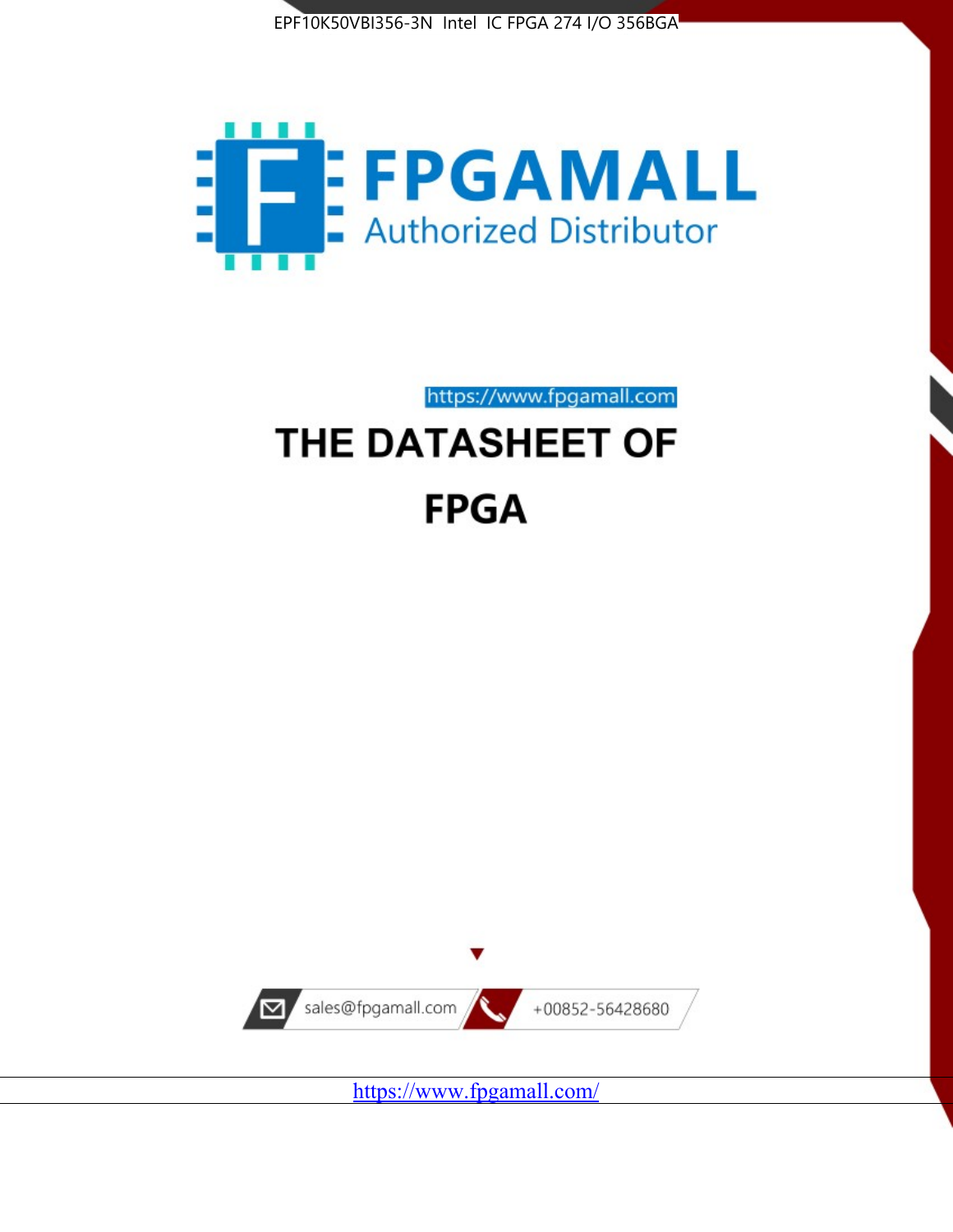EPF10K50VBI356-3N Intel IC FPGA 274 I/O 356BGA

FPGAMALL

Authorized Distributor

https://www.fpgamall.com

# THE DATASHEET OF

# FPGA

sales@fpgamall.com

+00852-56428680

https://www.fpgamall.com/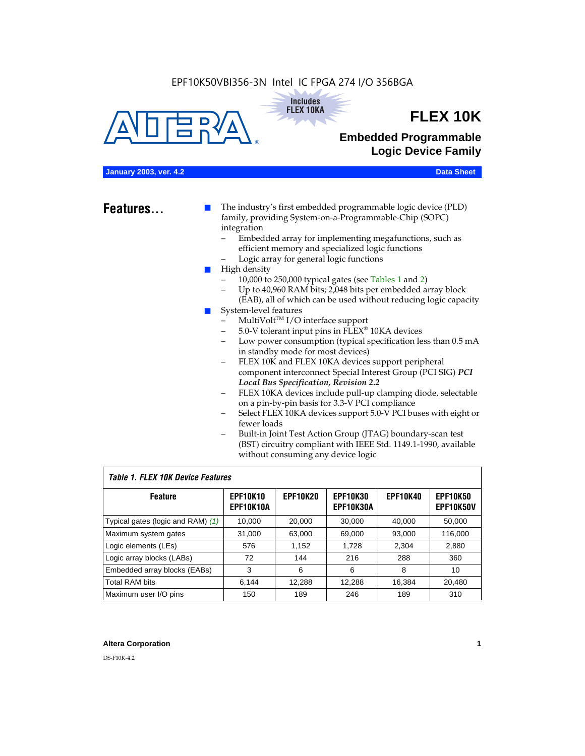EPF10K50VBI356-3N Intel IC FPGA 274 I/O 356BGA

Includes FLEX 10KA

# FLEX 10K

## Embedded Programmable Logic Device Family

**January 2003, ver. 4.2** **Data Sheet**

## Features...

- The industry's first embedded programmable logic device (PLD) family, providing System-on-a-Programmable-Chip (SOPC) integration
  - Embedded array for implementing megafunctions, such as efficient memory and specialized logic functions
  - Logic array for general logic functions
- High density
  - 10,000 to 250,000 typical gates (see Tables 1 and 2)
  - Up to 40,960 RAM bits; 2,048 bits per embedded array block (EAB), all of which can be used without reducing logic capacity
- System-level features
  - MultiVolt™ I/O interface support
  - 5.0-V tolerant input pins in FLEX® 10KA devices
  - Low power consumption (typical specification less than 0.5 mA in standby mode for most devices)
  - FLEX 10K and FLEX 10KA devices support peripheral component interconnect Special Interest Group (PCI SIG) ***PCI Local Bus Specification, Revision 2.2***
  - FLEX 10KA devices include pull-up clamping diode, selectable on a pin-by-pin basis for 3.3-V PCI compliance
  - Select FLEX 10KA devices support 5.0-V PCI buses with eight or fewer loads
  - Built-in Joint Test Action Group (JTAG) boundary-scan test (BST) circuitry compliant with IEEE Std. 1149.1-1990, available without consuming any device logic

*Table 1. FLEX 10K Device Features*

| Feature | EPF10K10 EPF10K10A | EPF10K20 | EPF10K30 EPF10K30A | EPF10K40 | EPF10K50 EPF10K50V |
|---|---|---|---|---|---|
| Typical gates (logic and RAM) *(1)* | 10,000 | 20,000 | 30,000 | 40,000 | 50,000 |
| Maximum system gates | 31,000 | 63,000 | 69,000 | 93,000 | 116,000 |
| Logic elements (LEs) | 576 | 1,152 | 1,728 | 2,304 | 2,880 |
| Logic array blocks (LABs) | 72 | 144 | 216 | 288 | 360 |
| Embedded array blocks (EABs) | 3 | 6 | 6 | 8 | 10 |
| Total RAM bits | 6,144 | 12,288 | 12,288 | 16,384 | 20,480 |
| Maximum user I/O pins | 150 | 189 | 246 | 189 | 310 |

**Altera Corporation**

DS-F10K-4.2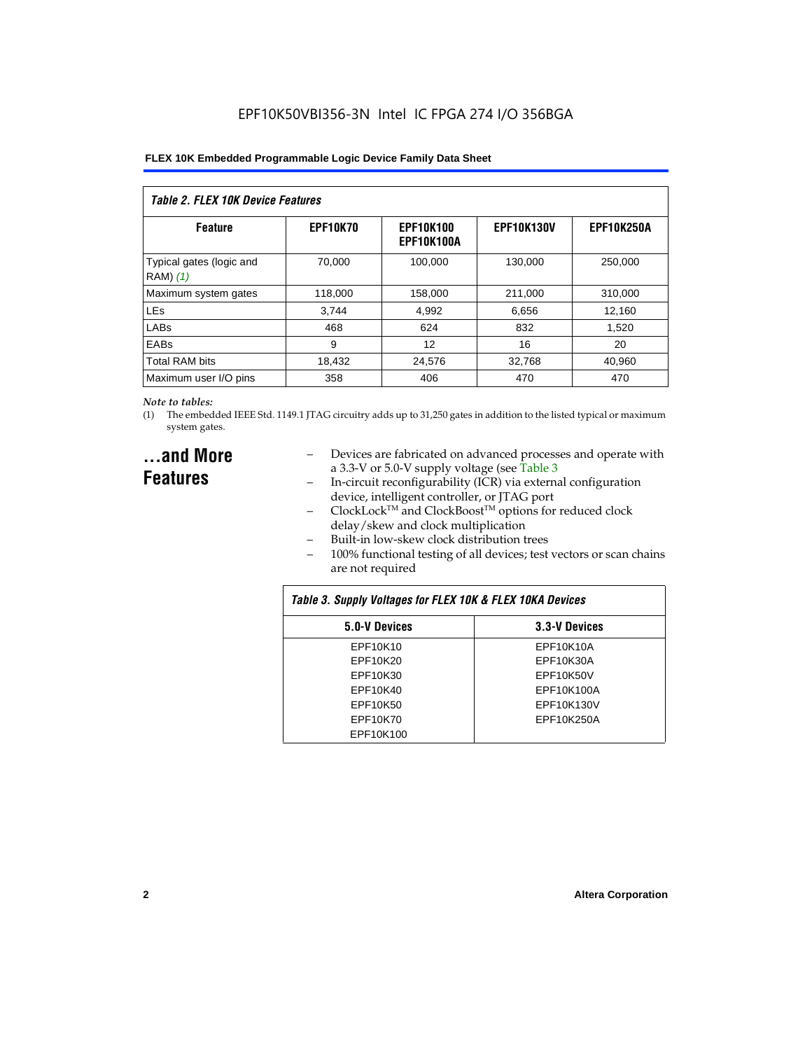| Table 2. FLEX 10K Device Features | | | | |
|---|---|---|---|---|
| **Feature** | **EPF10K70** | **EPF10K100 EPF10K100A** | **EPF10K130V** | **EPF10K250A** |
| Typical gates (logic and RAM) *(1)* | 70,000 | 100,000 | 130,000 | 250,000 |
| Maximum system gates | 118,000 | 158,000 | 211,000 | 310,000 |
| LEs | 3,744 | 4,992 | 6,656 | 12,160 |
| LABs | 468 | 624 | 832 | 1,520 |
| EABs | 9 | 12 | 16 | 20 |
| Total RAM bits | 18,432 | 24,576 | 32,768 | 40,960 |
| Maximum user I/O pins | 358 | 406 | 470 | 470 |

*Note to tables:*

(1) The embedded IEEE Std. 1149.1 JTAG circuitry adds up to 31,250 gates in addition to the listed typical or maximum system gates.

## ...and More Features

- Devices are fabricated on advanced processes and operate with a 3.3-V or 5.0-V supply voltage (see Table 3
- In-circuit reconfigurability (ICR) via external configuration device, intelligent controller, or JTAG port
- ClockLock™ and ClockBoost™ options for reduced clock delay/skew and clock multiplication
- Built-in low-skew clock distribution trees
- 100% functional testing of all devices; test vectors or scan chains are not required

| Table 3. Supply Voltages for FLEX 10K & FLEX 10KA Devices | |
|---|---|
| **5.0-V Devices** | **3.3-V Devices** |
| EPF10K10 | EPF10K10A |
| EPF10K20 | EPF10K30A |
| EPF10K30 | EPF10K50V |
| EPF10K40 | EPF10K100A |
| EPF10K50 | EPF10K130V |
| EPF10K70 | EPF10K250A |
| EPF10K100 | |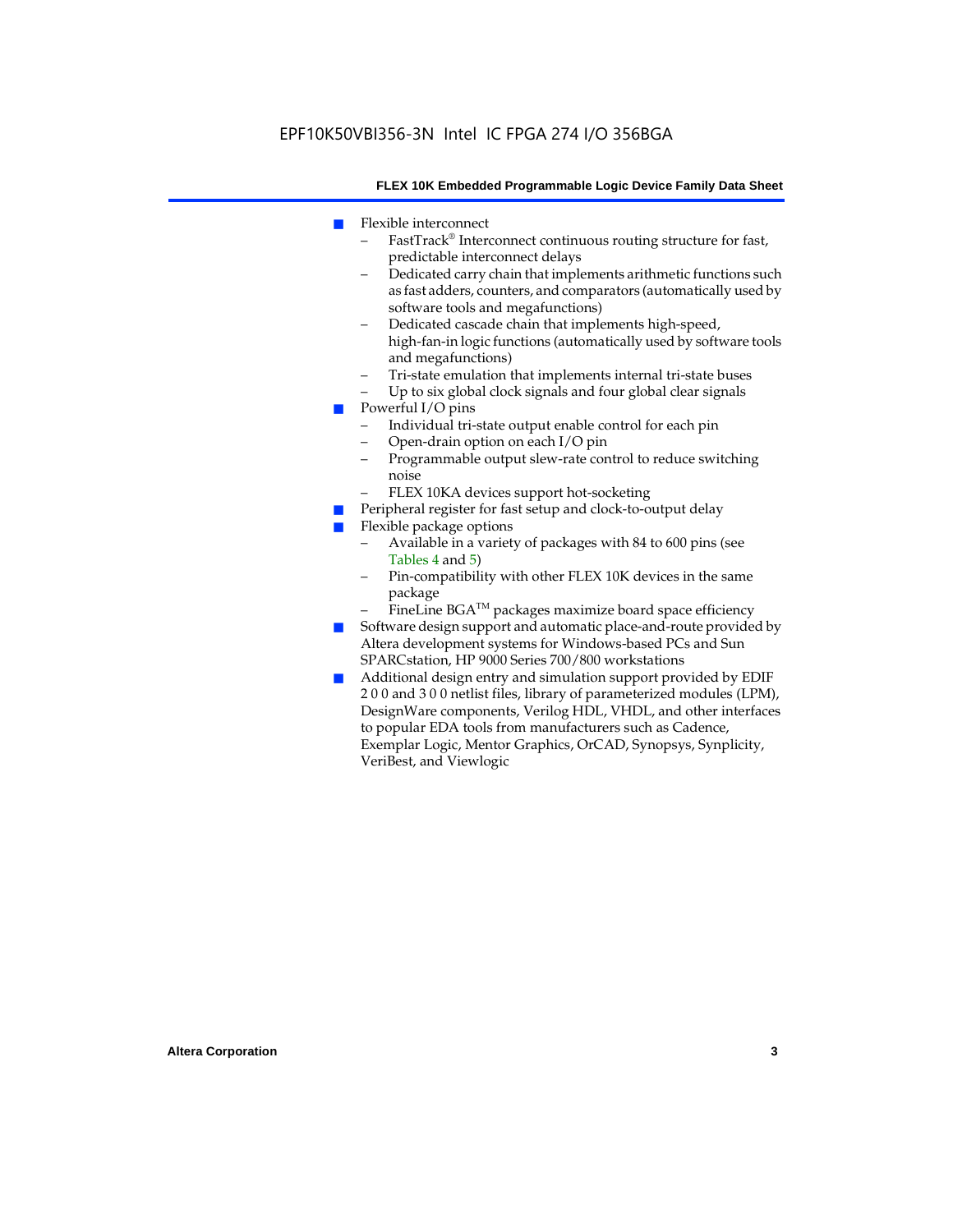- Flexible interconnect
  - FastTrack® Interconnect continuous routing structure for fast, predictable interconnect delays
  - Dedicated carry chain that implements arithmetic functions such as fast adders, counters, and comparators (automatically used by software tools and megafunctions)
  - Dedicated cascade chain that implements high-speed, high-fan-in logic functions (automatically used by software tools and megafunctions)
  - Tri-state emulation that implements internal tri-state buses
  - Up to six global clock signals and four global clear signals
- Powerful I/O pins
  - Individual tri-state output enable control for each pin
  - Open-drain option on each I/O pin
  - Programmable output slew-rate control to reduce switching noise
  - FLEX 10KA devices support hot-socketing
- Peripheral register for fast setup and clock-to-output delay
- Flexible package options
  - Available in a variety of packages with 84 to 600 pins (see Tables 4 and 5)
  - Pin-compatibility with other FLEX 10K devices in the same package
  - FineLine BGA™ packages maximize board space efficiency
- Software design support and automatic place-and-route provided by Altera development systems for Windows-based PCs and Sun SPARCstation, HP 9000 Series 700/800 workstations
- Additional design entry and simulation support provided by EDIF 2 0 0 and 3 0 0 netlist files, library of parameterized modules (LPM), DesignWare components, Verilog HDL, VHDL, and other interfaces to popular EDA tools from manufacturers such as Cadence, Exemplar Logic, Mentor Graphics, OrCAD, Synopsys, Synplicity, VeriBest, and Viewlogic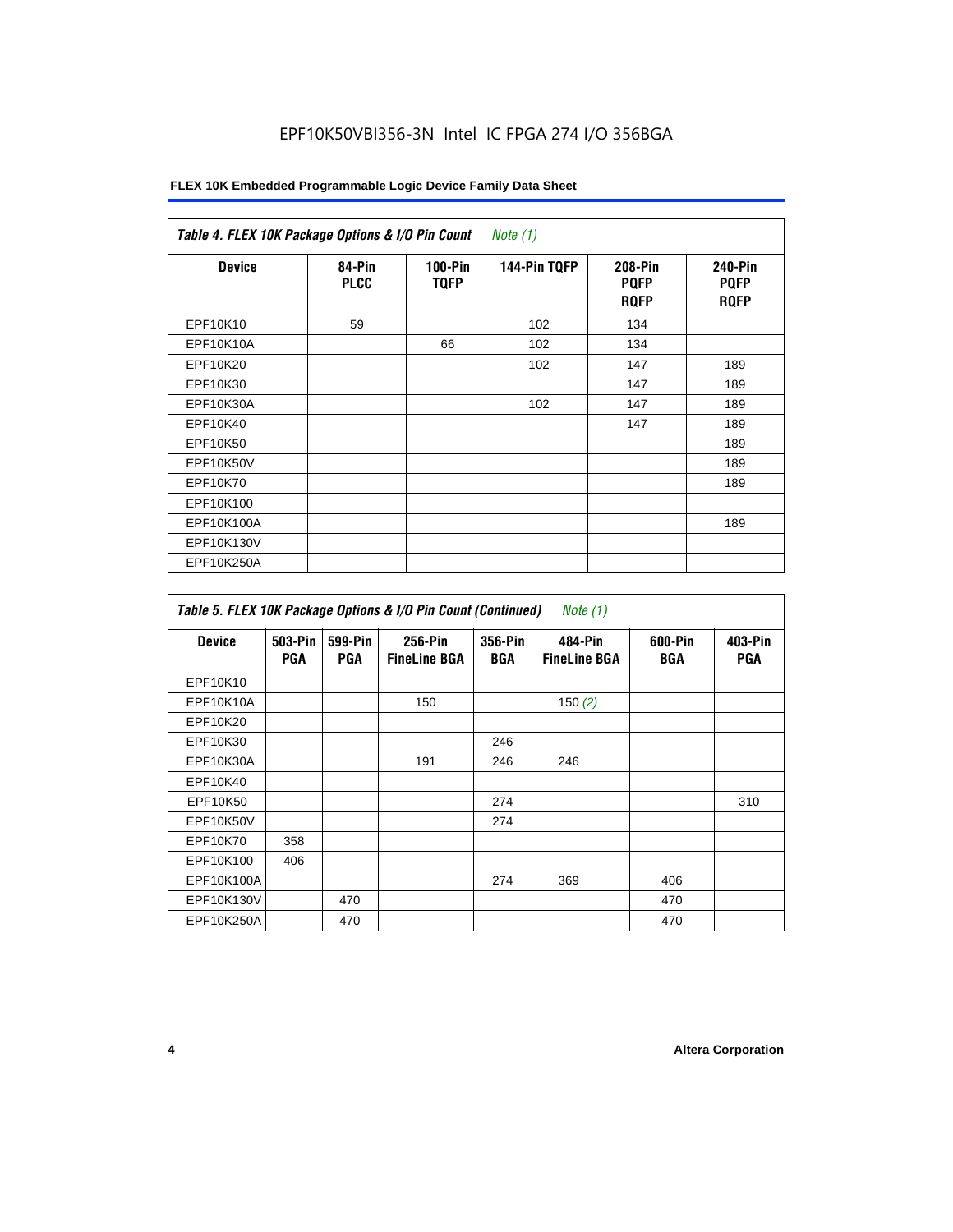EPF10K50VBI356-3N Intel IC FPGA 274 I/O 356BGA

| *Table 4. FLEX 10K Package Options & I/O Pin Count* *Note (1)* | | | | | |
|---|---|---|---|---|---|
| **Device** | **84-Pin PLCC** | **100-Pin TQFP** | **144-Pin TQFP** | **208-Pin PQFP RQFP** | **240-Pin PQFP RQFP** |
| EPF10K10 | 59 | | 102 | 134 | |
| EPF10K10A | | 66 | 102 | 134 | |
| EPF10K20 | | | 102 | 147 | 189 |
| EPF10K30 | | | | 147 | 189 |
| EPF10K30A | | | 102 | 147 | 189 |
| EPF10K40 | | | | 147 | 189 |
| EPF10K50 | | | | | 189 |
| EPF10K50V | | | | | 189 |
| EPF10K70 | | | | | 189 |
| EPF10K100 | | | | | |
| EPF10K100A | | | | | 189 |
| EPF10K130V | | | | | |
| EPF10K250A | | | | | |

| *Table 5. FLEX 10K Package Options & I/O Pin Count (Continued)* *Note (1)* | | | | | | | |
|---|---|---|---|---|---|---|---|
| **Device** | **503-Pin PGA** | **599-Pin PGA** | **256-Pin FineLine BGA** | **356-Pin BGA** | **484-Pin FineLine BGA** | **600-Pin BGA** | **403-Pin PGA** |
| EPF10K10 | | | | | | | |
| EPF10K10A | | | 150 | | 150 *(2)* | | |
| EPF10K20 | | | | | | | |
| EPF10K30 | | | | 246 | | | |
| EPF10K30A | | | 191 | 246 | 246 | | |
| EPF10K40 | | | | | | | |
| EPF10K50 | | | | 274 | | | 310 |
| EPF10K50V | | | | 274 | | | |
| EPF10K70 | 358 | | | | | | |
| EPF10K100 | 406 | | | | | | |
| EPF10K100A | | | | 274 | 369 | 406 | |
| EPF10K130V | | 470 | | | | 470 | |
| EPF10K250A | | 470 | | | | 470 | |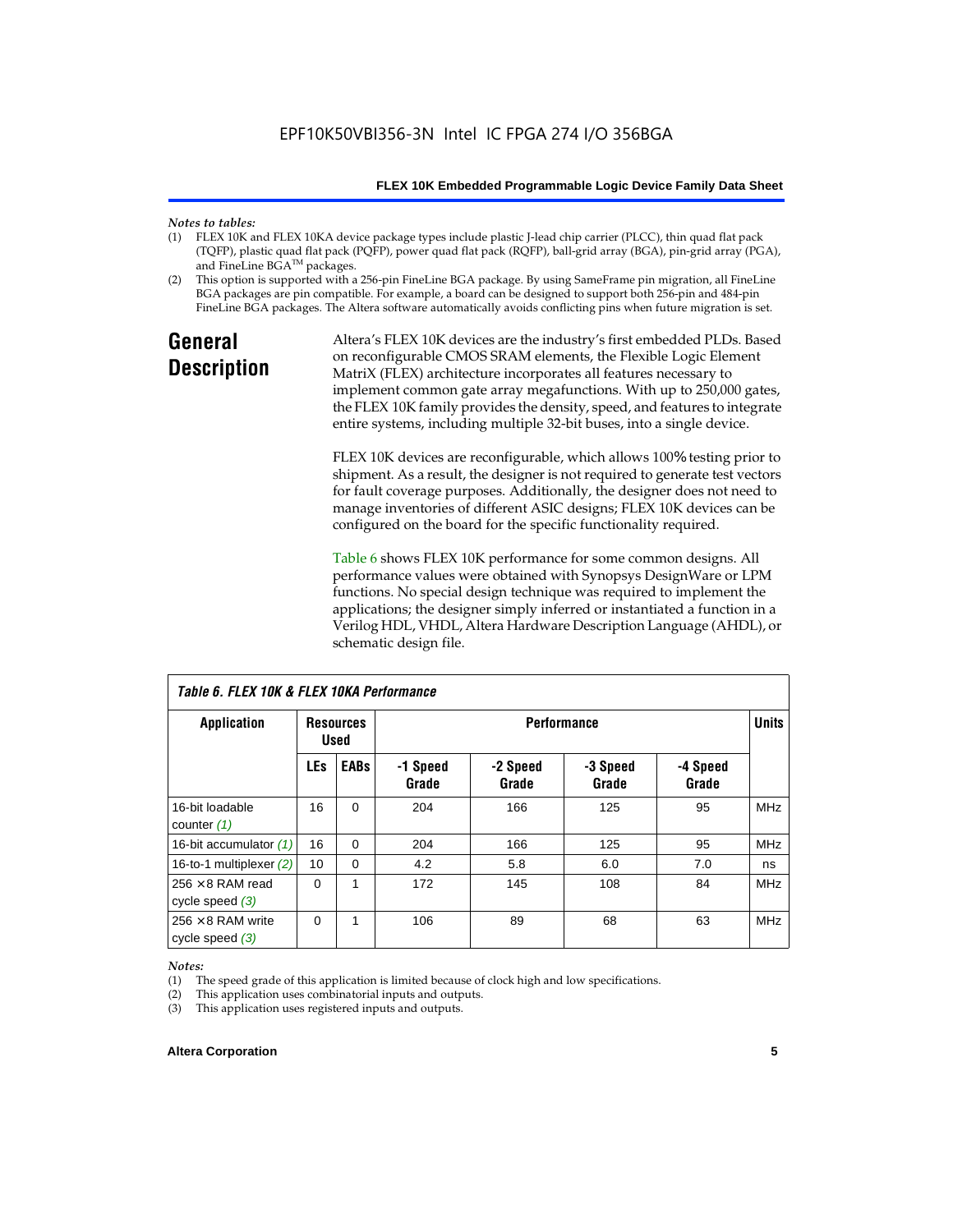*Notes to tables:*

(1) FLEX 10K and FLEX 10KA device package types include plastic J-lead chip carrier (PLCC), thin quad flat pack (TQFP), plastic quad flat pack (PQFP), power quad flat pack (RQFP), ball-grid array (BGA), pin-grid array (PGA), and FineLine BGA™ packages.

(2) This option is supported with a 256-pin FineLine BGA package. By using SameFrame pin migration, all FineLine BGA packages are pin compatible. For example, a board can be designed to support both 256-pin and 484-pin FineLine BGA packages. The Altera software automatically avoids conflicting pins when future migration is set.

## General Description

Altera's FLEX 10K devices are the industry's first embedded PLDs. Based on reconfigurable CMOS SRAM elements, the Flexible Logic Element MatriX (FLEX) architecture incorporates all features necessary to implement common gate array megafunctions. With up to 250,000 gates, the FLEX 10K family provides the density, speed, and features to integrate entire systems, including multiple 32-bit buses, into a single device.

FLEX 10K devices are reconfigurable, which allows 100% testing prior to shipment. As a result, the designer is not required to generate test vectors for fault coverage purposes. Additionally, the designer does not need to manage inventories of different ASIC designs; FLEX 10K devices can be configured on the board for the specific functionality required.

Table 6 shows FLEX 10K performance for some common designs. All performance values were obtained with Synopsys DesignWare or LPM functions. No special design technique was required to implement the applications; the designer simply inferred or instantiated a function in a Verilog HDL, VHDL, Altera Hardware Description Language (AHDL), or schematic design file.

*Table 6. FLEX 10K & FLEX 10KA Performance*

| Application | Resources Used | | Performance | | | | Units |
|---|---|---|---|---|---|---|---|
| | LEs | EABs | -1 Speed Grade | -2 Speed Grade | -3 Speed Grade | -4 Speed Grade | |
| 16-bit loadable counter *(1)* | 16 | 0 | 204 | 166 | 125 | 95 | MHz |
| 16-bit accumulator *(1)* | 16 | 0 | 204 | 166 | 125 | 95 | MHz |
| 16-to-1 multiplexer *(2)* | 10 | 0 | 4.2 | 5.8 | 6.0 | 7.0 | ns |
| 256 × 8 RAM read cycle speed *(3)* | 0 | 1 | 172 | 145 | 108 | 84 | MHz |
| 256 × 8 RAM write cycle speed *(3)* | 0 | 1 | 106 | 89 | 68 | 63 | MHz |

*Notes:*

(1) The speed grade of this application is limited because of clock high and low specifications.

(2) This application uses combinatorial inputs and outputs.

(3) This application uses registered inputs and outputs.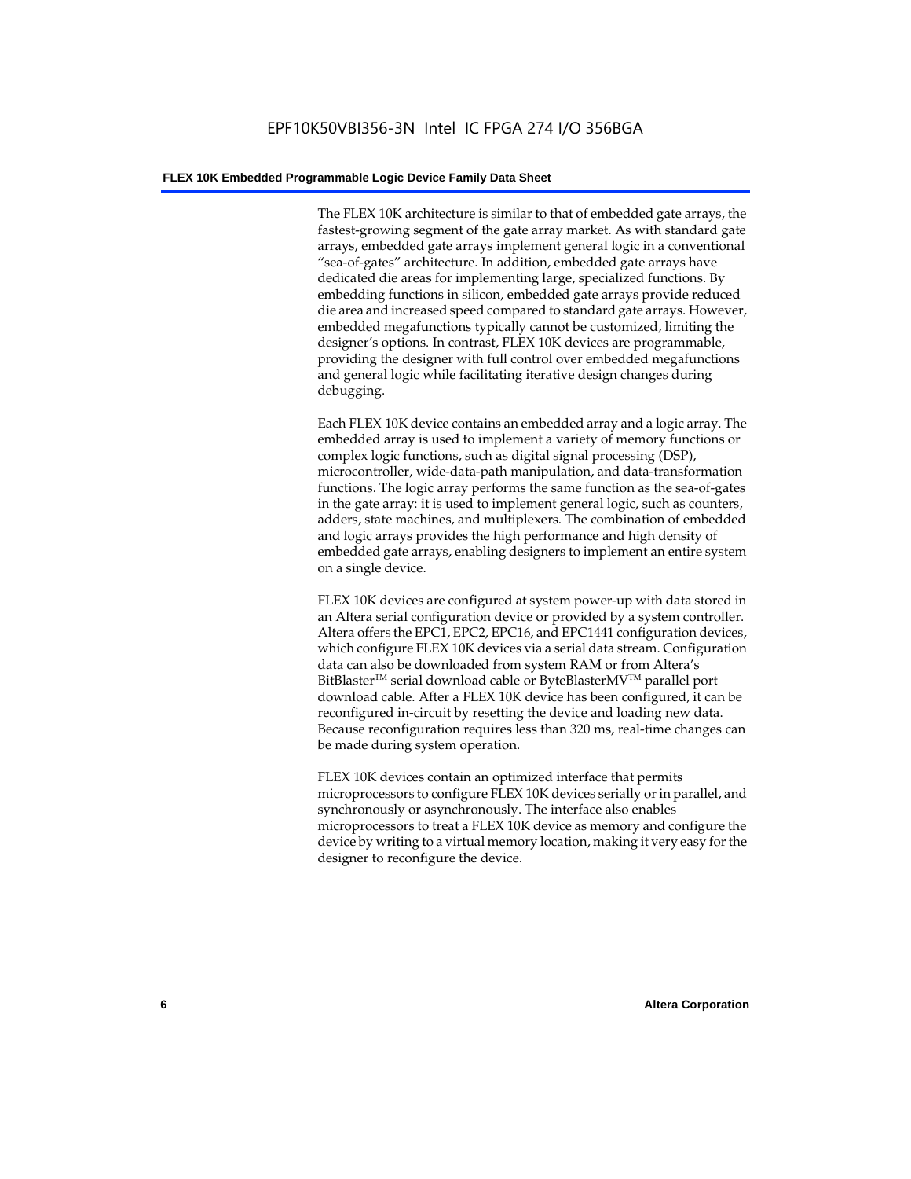The FLEX 10K architecture is similar to that of embedded gate arrays, the fastest-growing segment of the gate array market. As with standard gate arrays, embedded gate arrays implement general logic in a conventional "sea-of-gates" architecture. In addition, embedded gate arrays have dedicated die areas for implementing large, specialized functions. By embedding functions in silicon, embedded gate arrays provide reduced die area and increased speed compared to standard gate arrays. However, embedded megafunctions typically cannot be customized, limiting the designer's options. In contrast, FLEX 10K devices are programmable, providing the designer with full control over embedded megafunctions and general logic while facilitating iterative design changes during debugging.

Each FLEX 10K device contains an embedded array and a logic array. The embedded array is used to implement a variety of memory functions or complex logic functions, such as digital signal processing (DSP), microcontroller, wide-data-path manipulation, and data-transformation functions. The logic array performs the same function as the sea-of-gates in the gate array: it is used to implement general logic, such as counters, adders, state machines, and multiplexers. The combination of embedded and logic arrays provides the high performance and high density of embedded gate arrays, enabling designers to implement an entire system on a single device.

FLEX 10K devices are configured at system power-up with data stored in an Altera serial configuration device or provided by a system controller. Altera offers the EPC1, EPC2, EPC16, and EPC1441 configuration devices, which configure FLEX 10K devices via a serial data stream. Configuration data can also be downloaded from system RAM or from Altera's BitBlaster™ serial download cable or ByteBlasterMV™ parallel port download cable. After a FLEX 10K device has been configured, it can be reconfigured in-circuit by resetting the device and loading new data. Because reconfiguration requires less than 320 ms, real-time changes can be made during system operation.

FLEX 10K devices contain an optimized interface that permits microprocessors to configure FLEX 10K devices serially or in parallel, and synchronously or asynchronously. The interface also enables microprocessors to treat a FLEX 10K device as memory and configure the device by writing to a virtual memory location, making it very easy for the designer to reconfigure the device.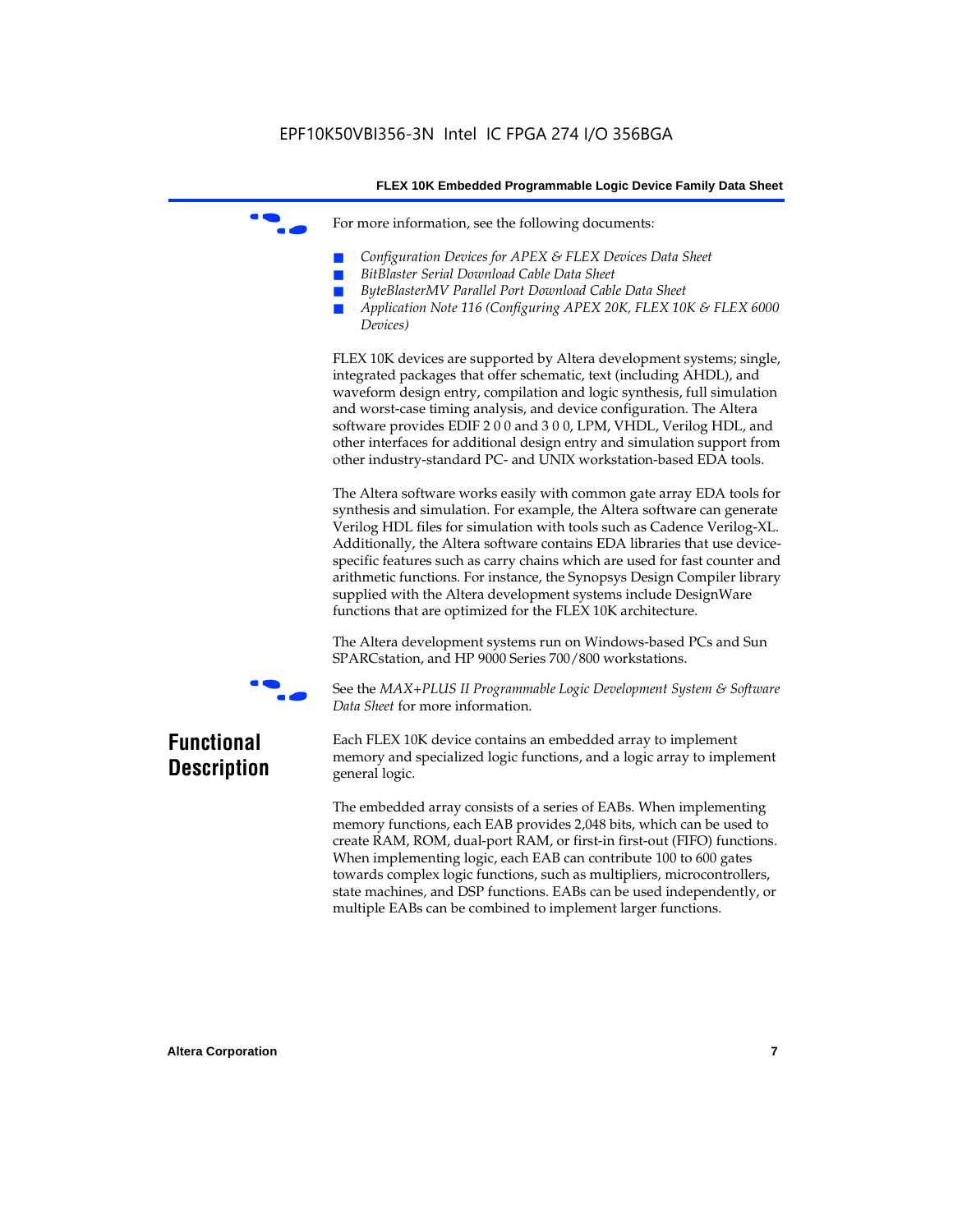For more information, see the following documents:

- *Configuration Devices for APEX & FLEX Devices Data Sheet*
- *BitBlaster Serial Download Cable Data Sheet*
- *ByteBlasterMV Parallel Port Download Cable Data Sheet*
- *Application Note 116 (Configuring APEX 20K, FLEX 10K & FLEX 6000 Devices)*

FLEX 10K devices are supported by Altera development systems; single, integrated packages that offer schematic, text (including AHDL), and waveform design entry, compilation and logic synthesis, full simulation and worst-case timing analysis, and device configuration. The Altera software provides EDIF 2 0 0 and 3 0 0, LPM, VHDL, Verilog HDL, and other interfaces for additional design entry and simulation support from other industry-standard PC- and UNIX workstation-based EDA tools.

The Altera software works easily with common gate array EDA tools for synthesis and simulation. For example, the Altera software can generate Verilog HDL files for simulation with tools such as Cadence Verilog-XL. Additionally, the Altera software contains EDA libraries that use device-specific features such as carry chains which are used for fast counter and arithmetic functions. For instance, the Synopsys Design Compiler library supplied with the Altera development systems include DesignWare functions that are optimized for the FLEX 10K architecture.

The Altera development systems run on Windows-based PCs and Sun SPARCstation, and HP 9000 Series 700/800 workstations.

See the *MAX+PLUS II Programmable Logic Development System & Software Data Sheet* for more information.

## Functional Description

Each FLEX 10K device contains an embedded array to implement memory and specialized logic functions, and a logic array to implement general logic.

The embedded array consists of a series of EABs. When implementing memory functions, each EAB provides 2,048 bits, which can be used to create RAM, ROM, dual-port RAM, or first-in first-out (FIFO) functions. When implementing logic, each EAB can contribute 100 to 600 gates towards complex logic functions, such as multipliers, microcontrollers, state machines, and DSP functions. EABs can be used independently, or multiple EABs can be combined to implement larger functions.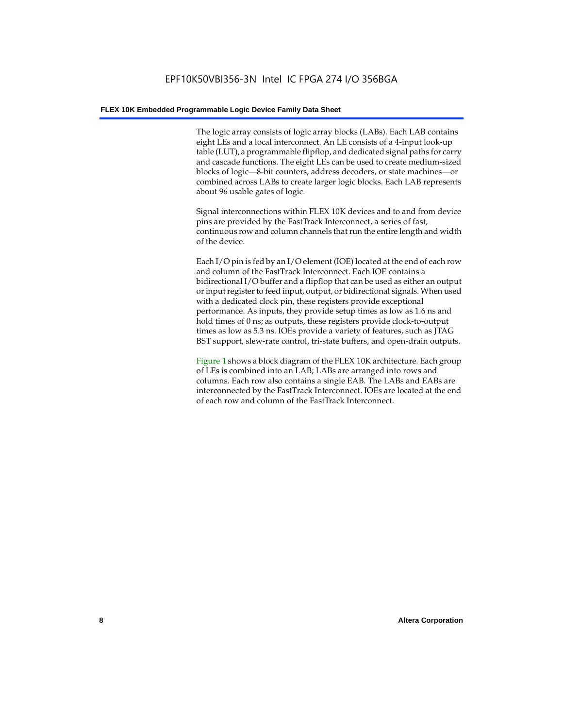The logic array consists of logic array blocks (LABs). Each LAB contains eight LEs and a local interconnect. An LE consists of a 4-input look-up table (LUT), a programmable flipflop, and dedicated signal paths for carry and cascade functions. The eight LEs can be used to create medium-sized blocks of logic—8-bit counters, address decoders, or state machines—or combined across LABs to create larger logic blocks. Each LAB represents about 96 usable gates of logic.

Signal interconnections within FLEX 10K devices and to and from device pins are provided by the FastTrack Interconnect, a series of fast, continuous row and column channels that run the entire length and width of the device.

Each I/O pin is fed by an I/O element (IOE) located at the end of each row and column of the FastTrack Interconnect. Each IOE contains a bidirectional I/O buffer and a flipflop that can be used as either an output or input register to feed input, output, or bidirectional signals. When used with a dedicated clock pin, these registers provide exceptional performance. As inputs, they provide setup times as low as 1.6 ns and hold times of 0 ns; as outputs, these registers provide clock-to-output times as low as 5.3 ns. IOEs provide a variety of features, such as JTAG BST support, slew-rate control, tri-state buffers, and open-drain outputs.

Figure 1 shows a block diagram of the FLEX 10K architecture. Each group of LEs is combined into an LAB; LABs are arranged into rows and columns. Each row also contains a single EAB. The LABs and EABs are interconnected by the FastTrack Interconnect. IOEs are located at the end of each row and column of the FastTrack Interconnect.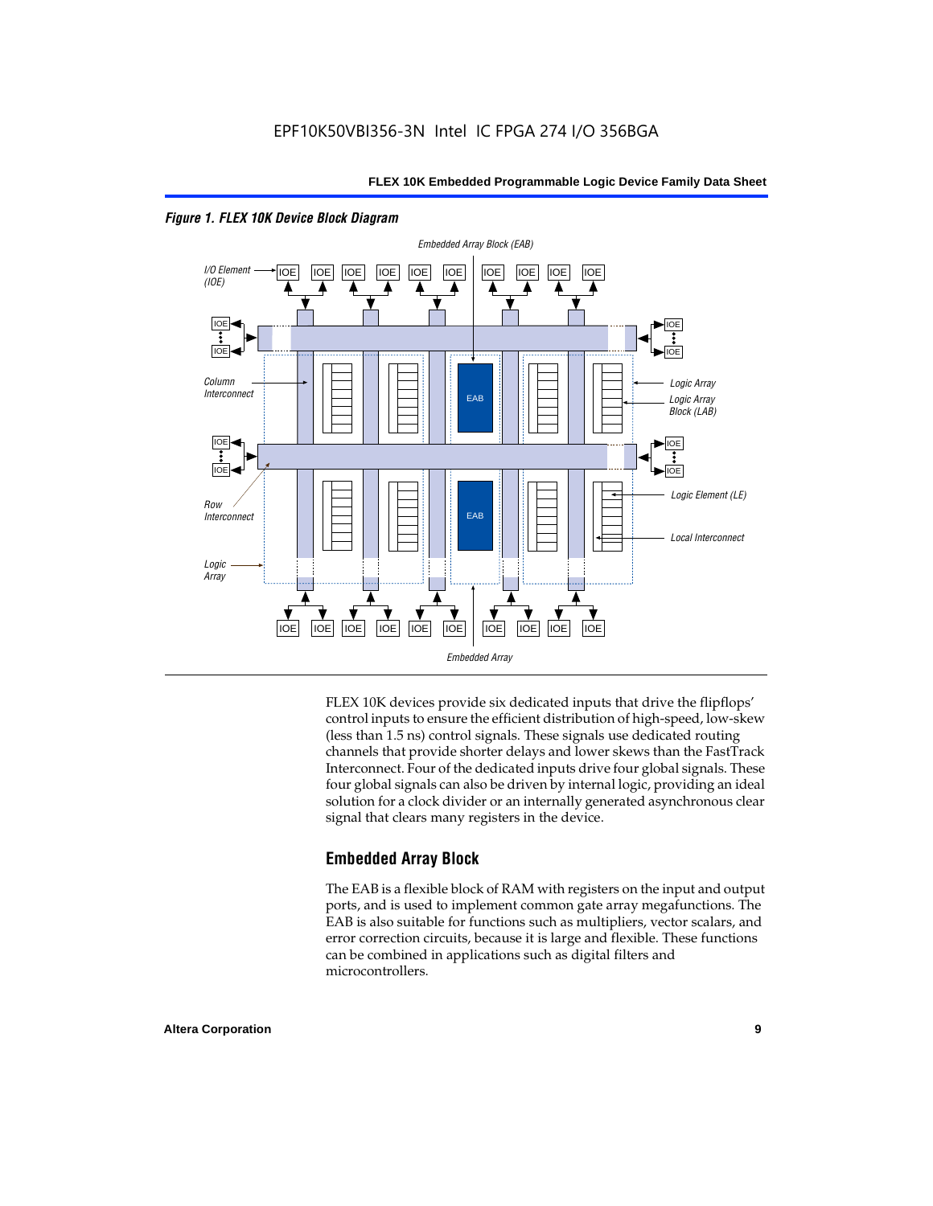*Figure 1. FLEX 10K Device Block Diagram*

FLEX 10K devices provide six dedicated inputs that drive the flipflops' control inputs to ensure the efficient distribution of high-speed, low-skew (less than 1.5 ns) control signals. These signals use dedicated routing channels that provide shorter delays and lower skews than the FastTrack Interconnect. Four of the dedicated inputs drive four global signals. These four global signals can also be driven by internal logic, providing an ideal solution for a clock divider or an internally generated asynchronous clear signal that clears many registers in the device.

## Embedded Array Block

The EAB is a flexible block of RAM with registers on the input and output ports, and is used to implement common gate array megafunctions. The EAB is also suitable for functions such as multipliers, vector scalars, and error correction circuits, because it is large and flexible. These functions can be combined in applications such as digital filters and microcontrollers.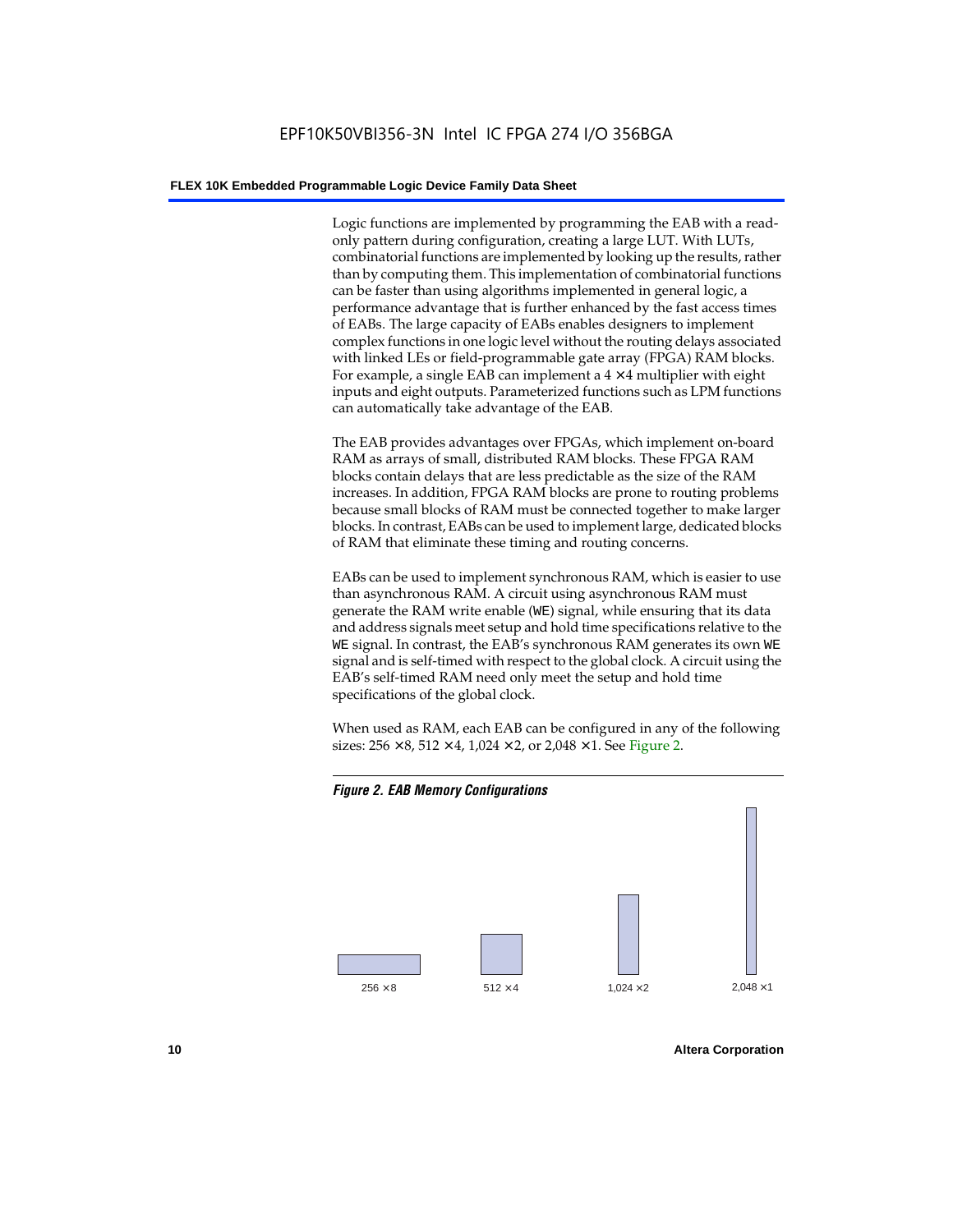Logic functions are implemented by programming the EAB with a read-only pattern during configuration, creating a large LUT. With LUTs, combinatorial functions are implemented by looking up the results, rather than by computing them. This implementation of combinatorial functions can be faster than using algorithms implemented in general logic, a performance advantage that is further enhanced by the fast access times of EABs. The large capacity of EABs enables designers to implement complex functions in one logic level without the routing delays associated with linked LEs or field-programmable gate array (FPGA) RAM blocks. For example, a single EAB can implement a 4 × 4 multiplier with eight inputs and eight outputs. Parameterized functions such as LPM functions can automatically take advantage of the EAB.

The EAB provides advantages over FPGAs, which implement on-board RAM as arrays of small, distributed RAM blocks. These FPGA RAM blocks contain delays that are less predictable as the size of the RAM increases. In addition, FPGA RAM blocks are prone to routing problems because small blocks of RAM must be connected together to make larger blocks. In contrast, EABs can be used to implement large, dedicated blocks of RAM that eliminate these timing and routing concerns.

EABs can be used to implement synchronous RAM, which is easier to use than asynchronous RAM. A circuit using asynchronous RAM must generate the RAM write enable (`WE`) signal, while ensuring that its data and address signals meet setup and hold time specifications relative to the `WE` signal. In contrast, the EAB's synchronous RAM generates its own `WE` signal and is self-timed with respect to the global clock. A circuit using the EAB's self-timed RAM need only meet the setup and hold time specifications of the global clock.

When used as RAM, each EAB can be configured in any of the following sizes: 256 × 8, 512 × 4, 1,024 × 2, or 2,048 × 1. See Figure 2.

*Figure 2. EAB Memory Configurations*

256 × 8 &nbsp;&nbsp; 512 × 4 &nbsp;&nbsp; 1,024 × 2 &nbsp;&nbsp; 2,048 × 1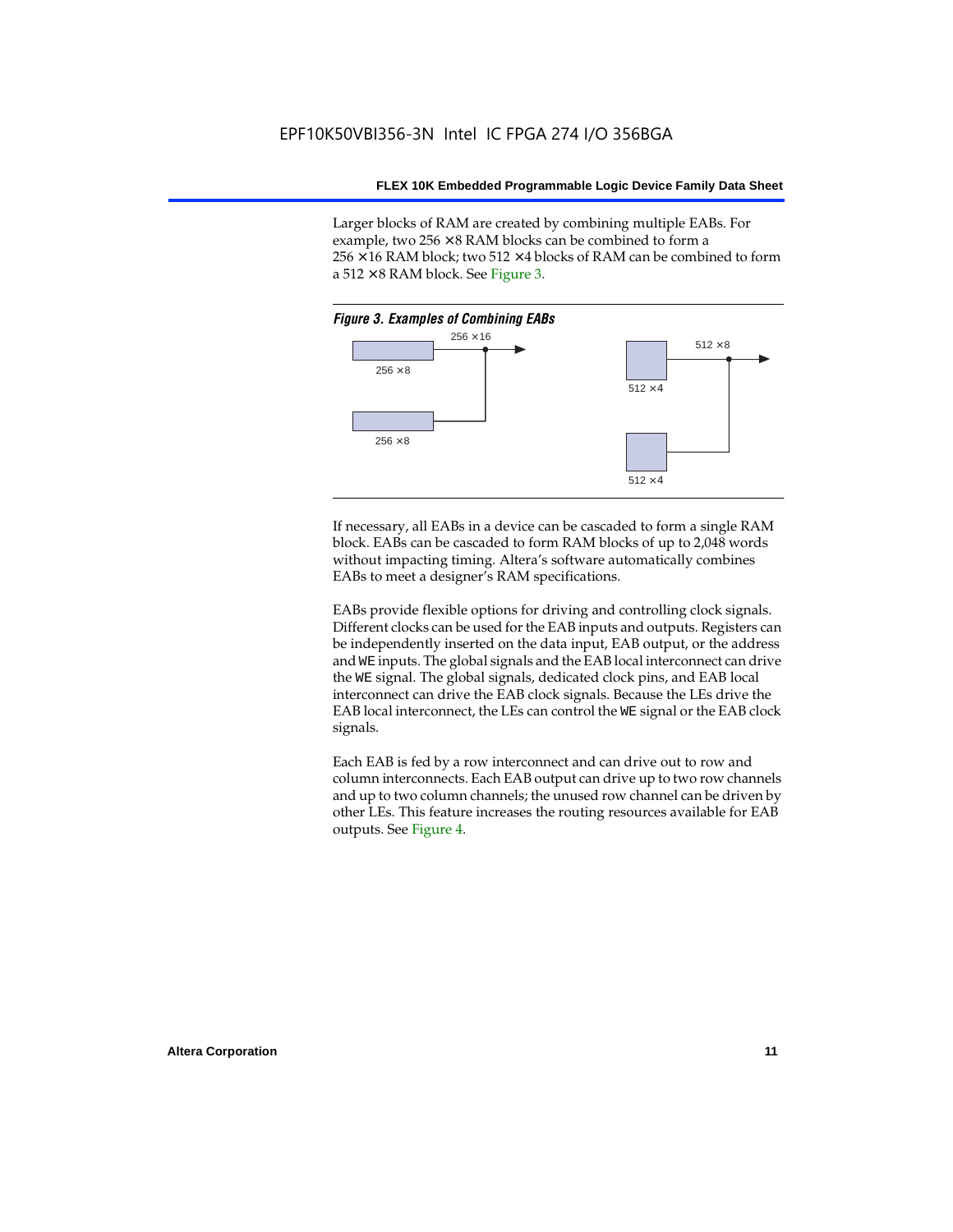Larger blocks of RAM are created by combining multiple EABs. For example, two 256 × 8 RAM blocks can be combined to form a 256 × 16 RAM block; two 512 × 4 blocks of RAM can be combined to form a 512 × 8 RAM block. See Figure 3.

*Figure 3. Examples of Combining EABs*

256 × 16

256 × 8

256 × 8

512 × 8

512 × 4

512 × 4

If necessary, all EABs in a device can be cascaded to form a single RAM block. EABs can be cascaded to form RAM blocks of up to 2,048 words without impacting timing. Altera's software automatically combines EABs to meet a designer's RAM specifications.

EABs provide flexible options for driving and controlling clock signals. Different clocks can be used for the EAB inputs and outputs. Registers can be independently inserted on the data input, EAB output, or the address and WE inputs. The global signals and the EAB local interconnect can drive the WE signal. The global signals, dedicated clock pins, and EAB local interconnect can drive the EAB clock signals. Because the LEs drive the EAB local interconnect, the LEs can control the WE signal or the EAB clock signals.

Each EAB is fed by a row interconnect and can drive out to row and column interconnects. Each EAB output can drive up to two row channels and up to two column channels; the unused row channel can be driven by other LEs. This feature increases the routing resources available for EAB outputs. See Figure 4.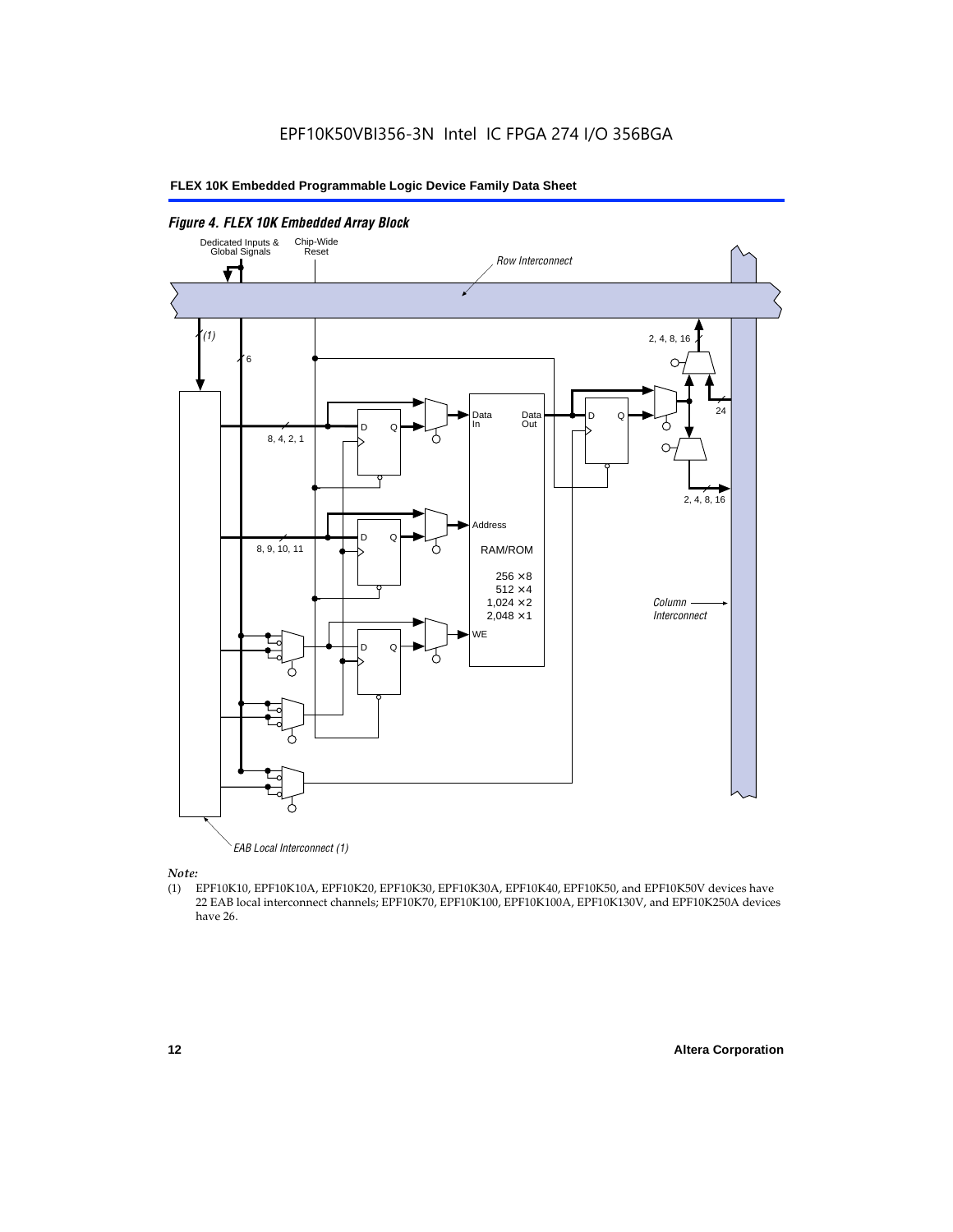*Figure 4. FLEX 10K Embedded Array Block*

Dedicated Inputs & Global Signals

Chip-Wide Reset

Row Interconnect

(1)

6

2, 4, 8, 16

24

Data In

Data Out

D Q

8, 4, 2, 1

2, 4, 8, 16

Address

D Q

8, 9, 10, 11

RAM/ROM

256 × 8
512 × 4
1,024 × 2
2,048 × 1

Column Interconnect

WE

D Q

EAB Local Interconnect (1)

*Note:*

(1) EPF10K10, EPF10K10A, EPF10K20, EPF10K30, EPF10K30A, EPF10K40, EPF10K50, and EPF10K50V devices have 22 EAB local interconnect channels; EPF10K70, EPF10K100, EPF10K100A, EPF10K130V, and EPF10K250A devices have 26.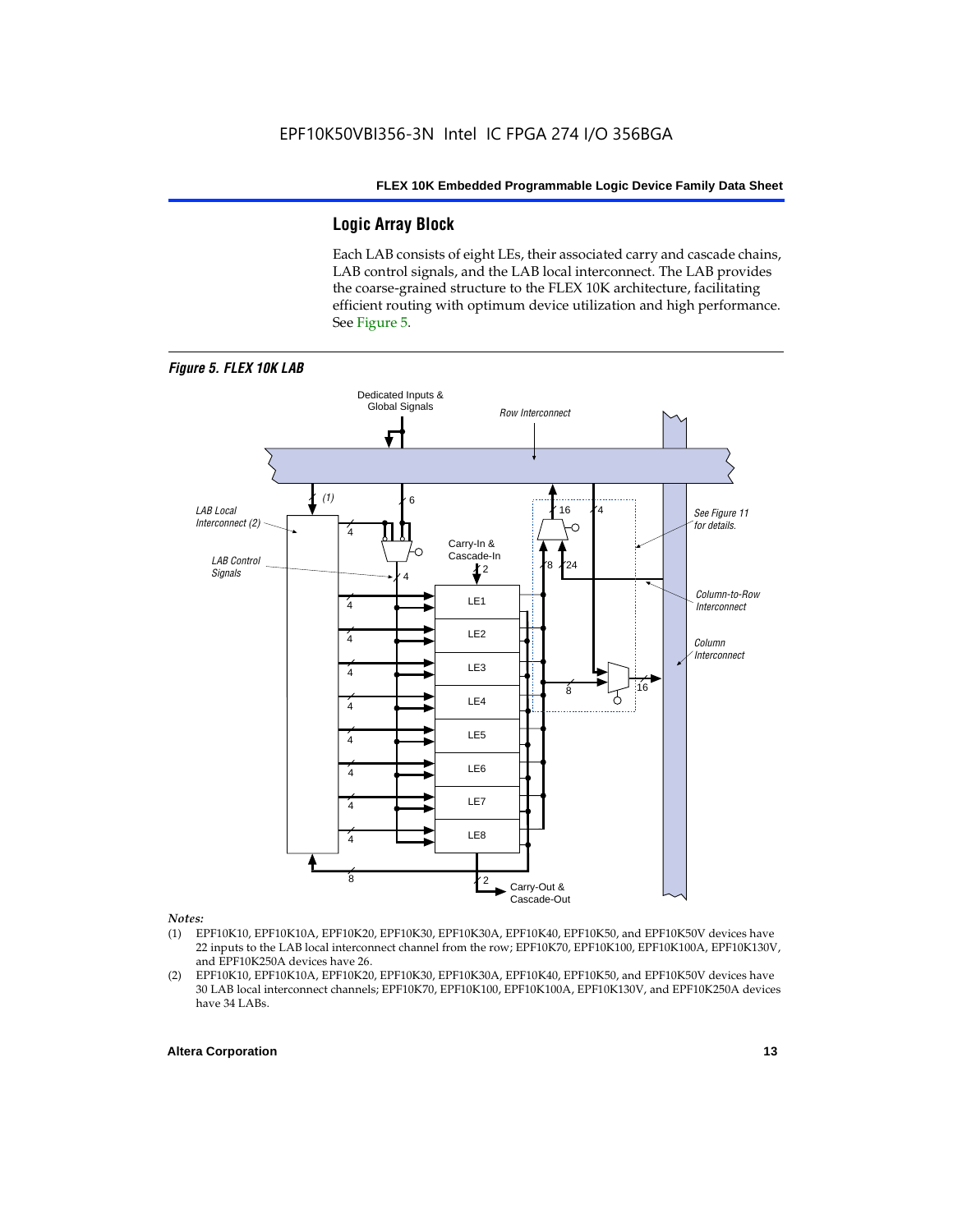## Logic Array Block

Each LAB consists of eight LEs, their associated carry and cascade chains, LAB control signals, and the LAB local interconnect. The LAB provides the coarse-grained structure to the FLEX 10K architecture, facilitating efficient routing with optimum device utilization and high performance. See Figure 5.

*Figure 5. FLEX 10K LAB*

*Notes:*

(1) EPF10K10, EPF10K10A, EPF10K20, EPF10K30, EPF10K30A, EPF10K40, EPF10K50, and EPF10K50V devices have 22 inputs to the LAB local interconnect channel from the row; EPF10K70, EPF10K100, EPF10K100A, EPF10K130V, and EPF10K250A devices have 26.

(2) EPF10K10, EPF10K10A, EPF10K20, EPF10K30, EPF10K30A, EPF10K40, EPF10K50, and EPF10K50V devices have 30 LAB local interconnect channels; EPF10K70, EPF10K100, EPF10K100A, EPF10K130V, and EPF10K250A devices have 34 LABs.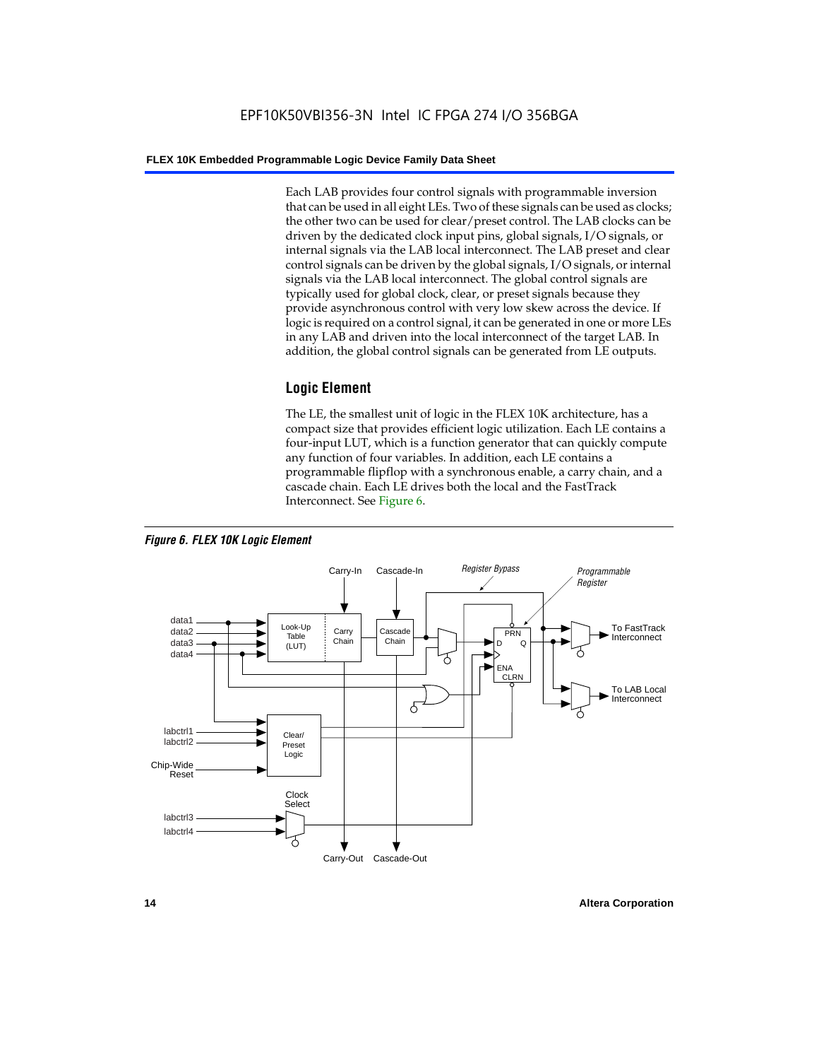Each LAB provides four control signals with programmable inversion that can be used in all eight LEs. Two of these signals can be used as clocks; the other two can be used for clear/preset control. The LAB clocks can be driven by the dedicated clock input pins, global signals, I/O signals, or internal signals via the LAB local interconnect. The LAB preset and clear control signals can be driven by the global signals, I/O signals, or internal signals via the LAB local interconnect. The global control signals are typically used for global clock, clear, or preset signals because they provide asynchronous control with very low skew across the device. If logic is required on a control signal, it can be generated in one or more LEs in any LAB and driven into the local interconnect of the target LAB. In addition, the global control signals can be generated from LE outputs.

## Logic Element

The LE, the smallest unit of logic in the FLEX 10K architecture, has a compact size that provides efficient logic utilization. Each LE contains a four-input LUT, which is a function generator that can quickly compute any function of four variables. In addition, each LE contains a programmable flipflop with a synchronous enable, a carry chain, and a cascade chain. Each LE drives both the local and the FastTrack Interconnect. See Figure 6.

***Figure 6. FLEX 10K Logic Element***

Carry-In, Cascade-In, Register Bypass, Programmable Register, data1, data2, data3, data4, Look-Up Table (LUT), Carry Chain, Cascade Chain, PRN, D, Q, ENA, CLRN, To FastTrack Interconnect, To LAB Local Interconnect, labctrl1, labctrl2, Chip-Wide Reset, Clear/Preset Logic, Clock Select, labctrl3, labctrl4, Carry-Out, Cascade-Out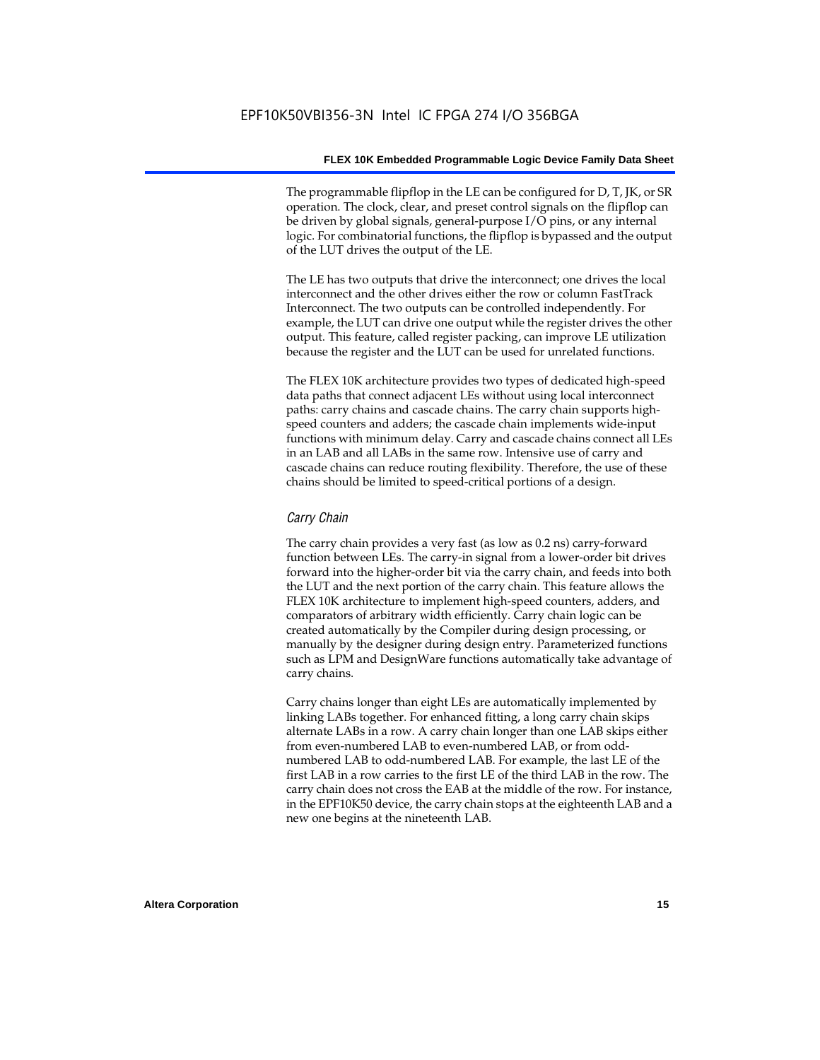The programmable flipflop in the LE can be configured for D, T, JK, or SR operation. The clock, clear, and preset control signals on the flipflop can be driven by global signals, general-purpose I/O pins, or any internal logic. For combinatorial functions, the flipflop is bypassed and the output of the LUT drives the output of the LE.

The LE has two outputs that drive the interconnect; one drives the local interconnect and the other drives either the row or column FastTrack Interconnect. The two outputs can be controlled independently. For example, the LUT can drive one output while the register drives the other output. This feature, called register packing, can improve LE utilization because the register and the LUT can be used for unrelated functions.

The FLEX 10K architecture provides two types of dedicated high-speed data paths that connect adjacent LEs without using local interconnect paths: carry chains and cascade chains. The carry chain supports high-speed counters and adders; the cascade chain implements wide-input functions with minimum delay. Carry and cascade chains connect all LEs in an LAB and all LABs in the same row. Intensive use of carry and cascade chains can reduce routing flexibility. Therefore, the use of these chains should be limited to speed-critical portions of a design.

### *Carry Chain*

The carry chain provides a very fast (as low as 0.2 ns) carry-forward function between LEs. The carry-in signal from a lower-order bit drives forward into the higher-order bit via the carry chain, and feeds into both the LUT and the next portion of the carry chain. This feature allows the FLEX 10K architecture to implement high-speed counters, adders, and comparators of arbitrary width efficiently. Carry chain logic can be created automatically by the Compiler during design processing, or manually by the designer during design entry. Parameterized functions such as LPM and DesignWare functions automatically take advantage of carry chains.

Carry chains longer than eight LEs are automatically implemented by linking LABs together. For enhanced fitting, a long carry chain skips alternate LABs in a row. A carry chain longer than one LAB skips either from even-numbered LAB to even-numbered LAB, or from odd-numbered LAB to odd-numbered LAB. For example, the last LE of the first LAB in a row carries to the first LE of the third LAB in the row. The carry chain does not cross the EAB at the middle of the row. For instance, in the EPF10K50 device, the carry chain stops at the eighteenth LAB and a new one begins at the nineteenth LAB.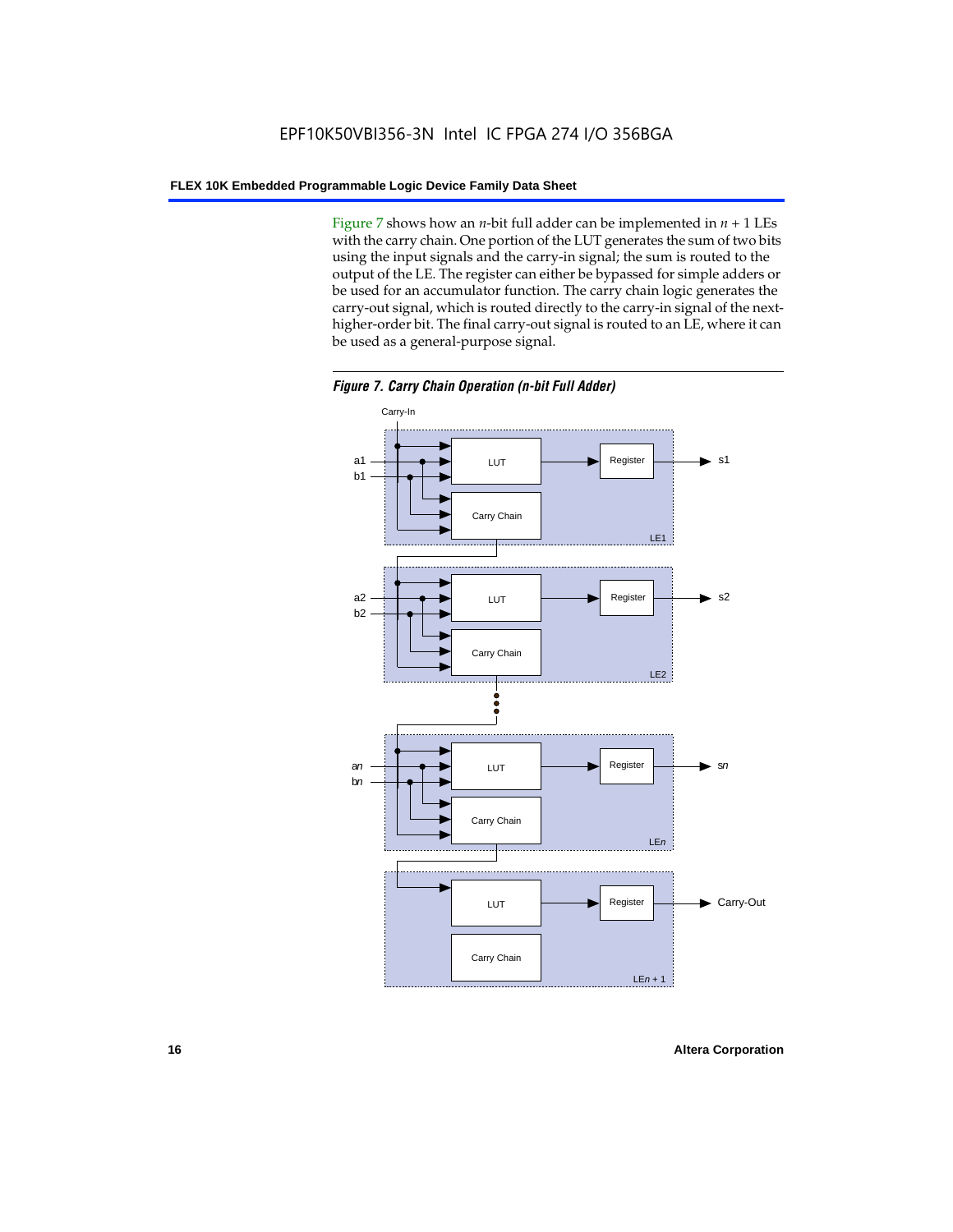Figure 7 shows how an *n*-bit full adder can be implemented in $n + 1$ LEs with the carry chain. One portion of the LUT generates the sum of two bits using the input signals and the carry-in signal; the sum is routed to the output of the LE. The register can either be bypassed for simple adders or be used for an accumulator function. The carry chain logic generates the carry-out signal, which is routed directly to the carry-in signal of the next-higher-order bit. The final carry-out signal is routed to an LE, where it can be used as a general-purpose signal.

***Figure 7. Carry Chain Operation (n-bit Full Adder)***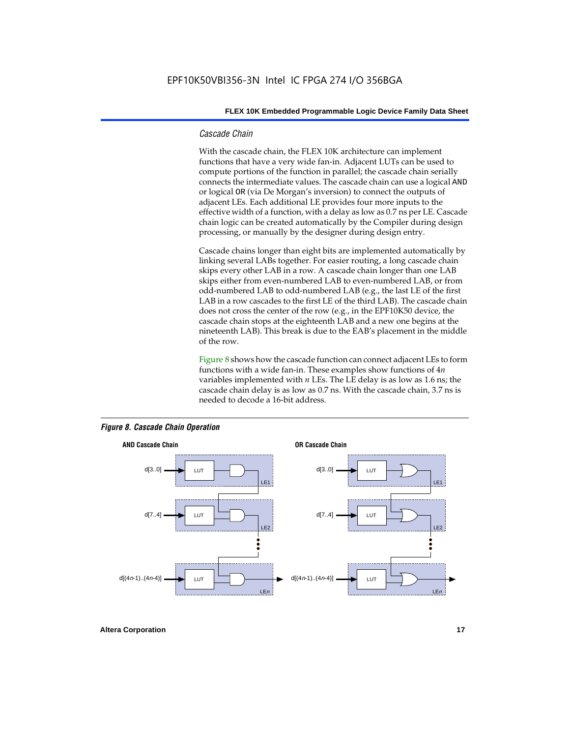### *Cascade Chain*

With the cascade chain, the FLEX 10K architecture can implement functions that have a very wide fan-in. Adjacent LUTs can be used to compute portions of the function in parallel; the cascade chain serially connects the intermediate values. The cascade chain can use a logical AND or logical OR (via De Morgan's inversion) to connect the outputs of adjacent LEs. Each additional LE provides four more inputs to the effective width of a function, with a delay as low as 0.7 ns per LE. Cascade chain logic can be created automatically by the Compiler during design processing, or manually by the designer during design entry.

Cascade chains longer than eight bits are implemented automatically by linking several LABs together. For easier routing, a long cascade chain skips every other LAB in a row. A cascade chain longer than one LAB skips either from even-numbered LAB to even-numbered LAB, or from odd-numbered LAB to odd-numbered LAB (e.g., the last LE of the first LAB in a row cascades to the first LE of the third LAB). The cascade chain does not cross the center of the row (e.g., in the EPF10K50 device, the cascade chain stops at the eighteenth LAB and a new one begins at the nineteenth LAB). This break is due to the EAB's placement in the middle of the row.

Figure 8 shows how the cascade function can connect adjacent LEs to form functions with a wide fan-in. These examples show functions of $4n$ variables implemented with $n$ LEs. The LE delay is as low as 1.6 ns; the cascade chain delay is as low as 0.7 ns. With the cascade chain, 3.7 ns is needed to decode a 16-bit address.

***Figure 8. Cascade Chain Operation***

**AND Cascade Chain**

d[3..0] → LUT → LE1

d[7..4] → LUT → LE2

d[(4n-1)..(4n-4)] → LUT → LEn

**OR Cascade Chain**

d[3..0] → LUT → LE1

d[7..4] → LUT → LE2

d[(4n-1)..(4n-4)] → LUT → LEn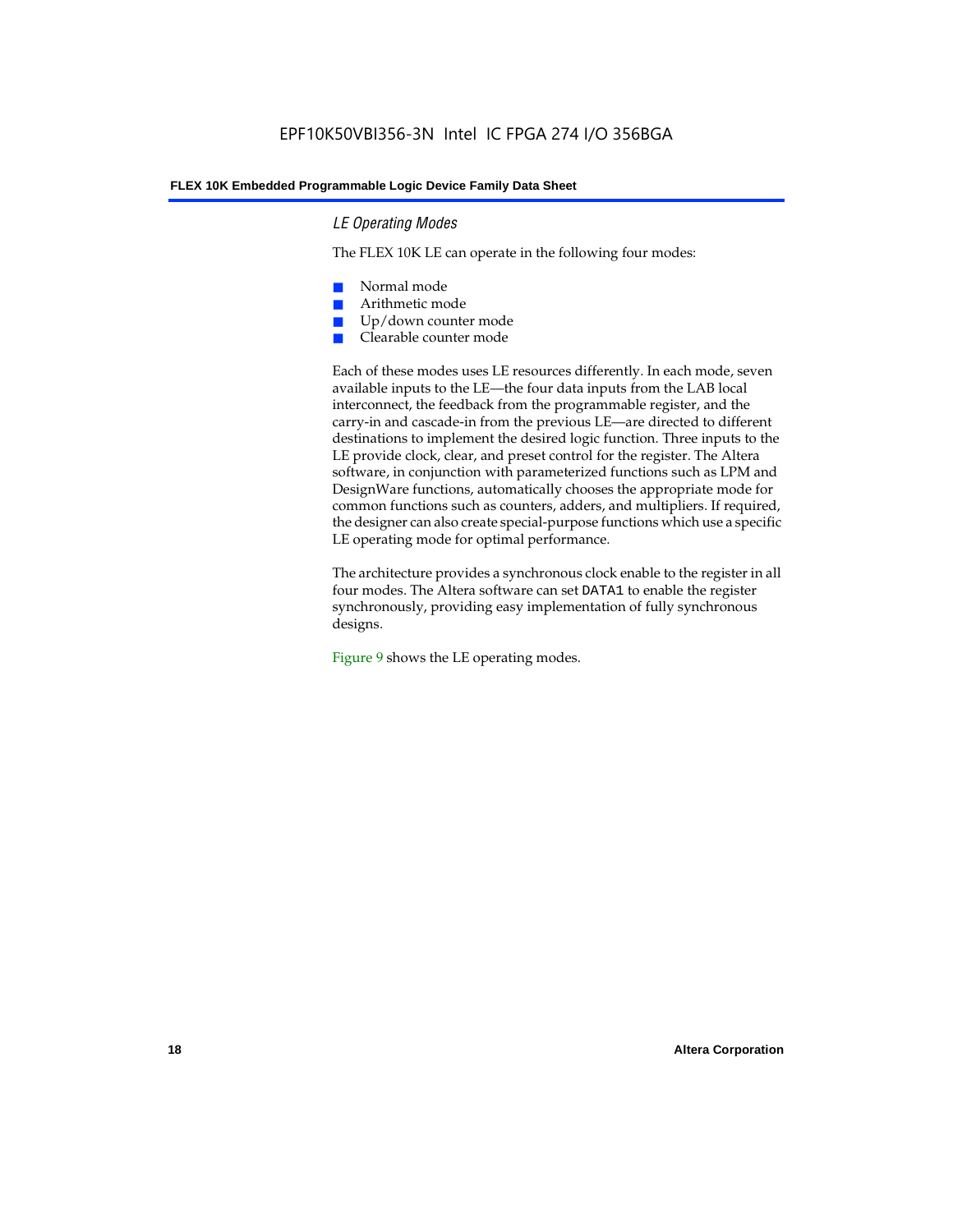### *LE Operating Modes*

The FLEX 10K LE can operate in the following four modes:

- Normal mode
- Arithmetic mode
- Up/down counter mode
- Clearable counter mode

Each of these modes uses LE resources differently. In each mode, seven available inputs to the LE—the four data inputs from the LAB local interconnect, the feedback from the programmable register, and the carry-in and cascade-in from the previous LE—are directed to different destinations to implement the desired logic function. Three inputs to the LE provide clock, clear, and preset control for the register. The Altera software, in conjunction with parameterized functions such as LPM and DesignWare functions, automatically chooses the appropriate mode for common functions such as counters, adders, and multipliers. If required, the designer can also create special-purpose functions which use a specific LE operating mode for optimal performance.

The architecture provides a synchronous clock enable to the register in all four modes. The Altera software can set `DATA1` to enable the register synchronously, providing easy implementation of fully synchronous designs.

Figure 9 shows the LE operating modes.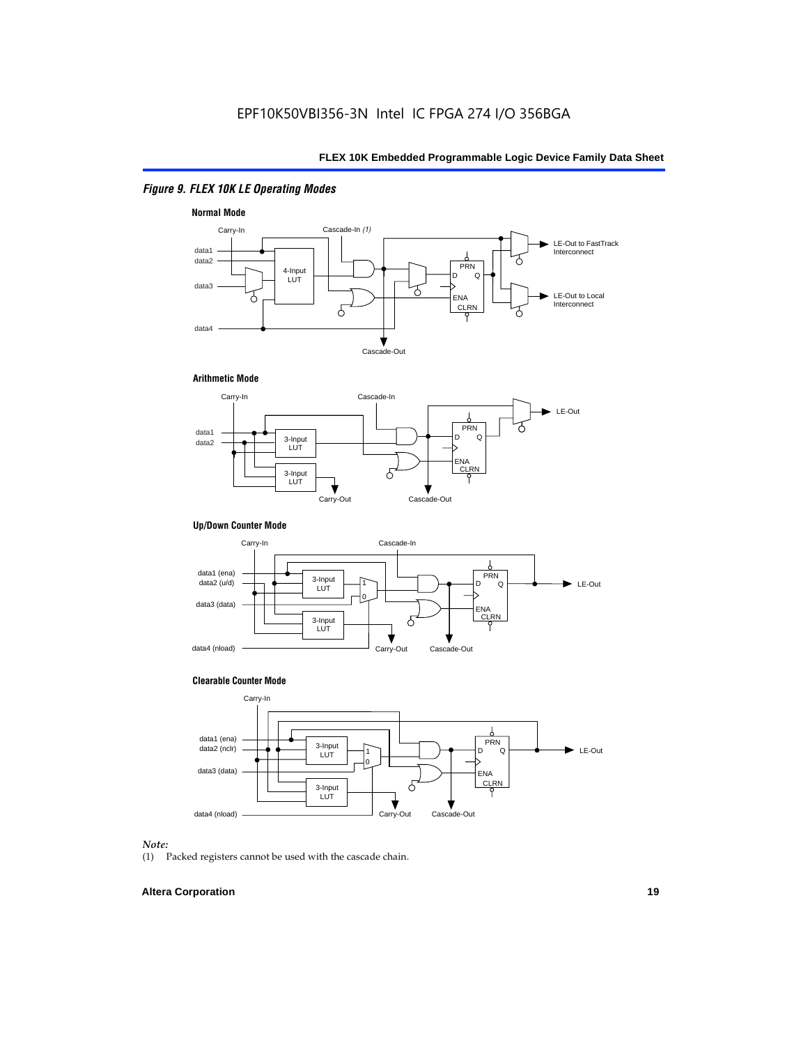### *Figure 9. FLEX 10K LE Operating Modes*

**Normal Mode**

**Arithmetic Mode**

**Up/Down Counter Mode**

**Clearable Counter Mode**

*Note:*

(1) Packed registers cannot be used with the cascade chain.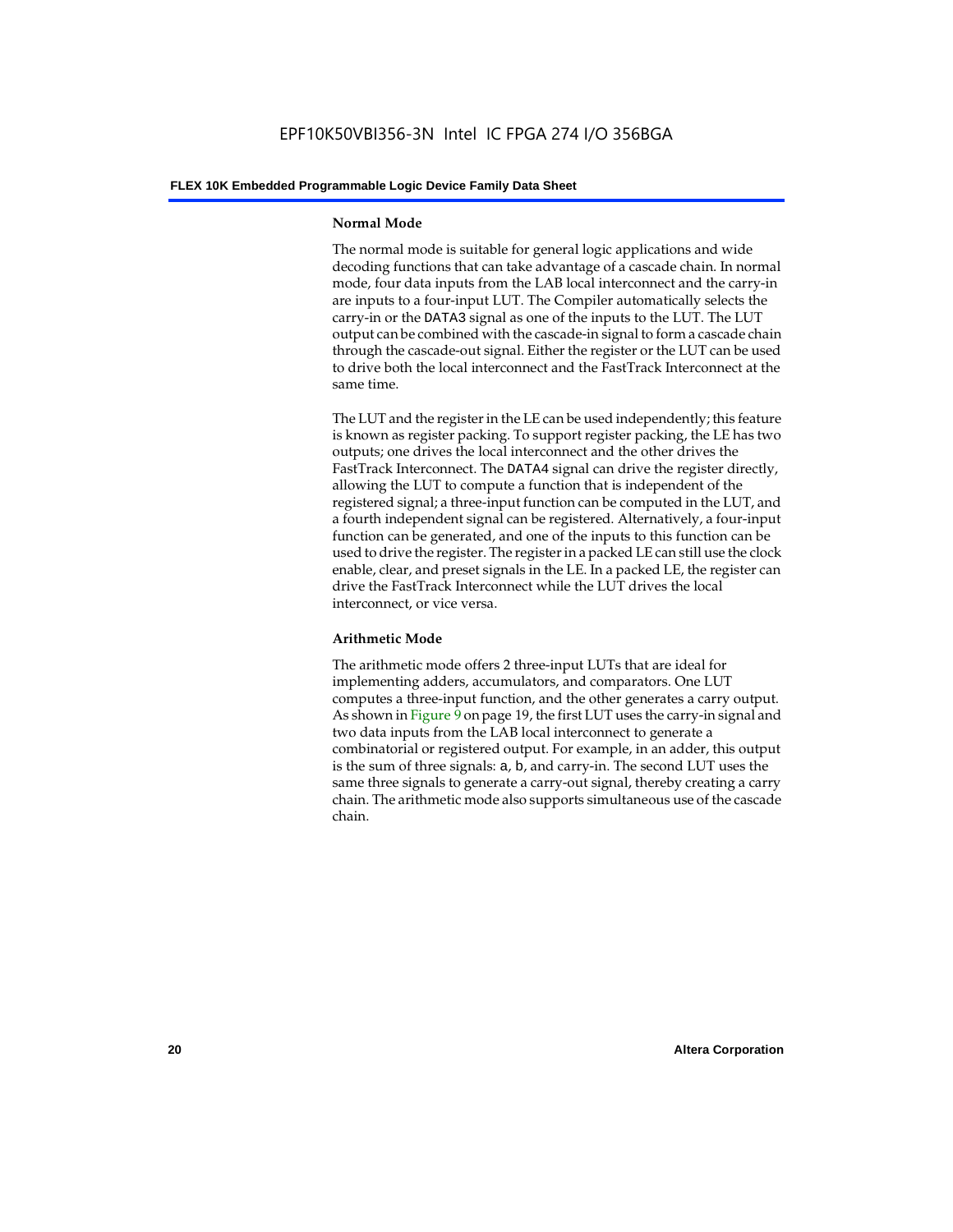### Normal Mode

The normal mode is suitable for general logic applications and wide decoding functions that can take advantage of a cascade chain. In normal mode, four data inputs from the LAB local interconnect and the carry-in are inputs to a four-input LUT. The Compiler automatically selects the carry-in or the DATA3 signal as one of the inputs to the LUT. The LUT output can be combined with the cascade-in signal to form a cascade chain through the cascade-out signal. Either the register or the LUT can be used to drive both the local interconnect and the FastTrack Interconnect at the same time.

The LUT and the register in the LE can be used independently; this feature is known as register packing. To support register packing, the LE has two outputs; one drives the local interconnect and the other drives the FastTrack Interconnect. The DATA4 signal can drive the register directly, allowing the LUT to compute a function that is independent of the registered signal; a three-input function can be computed in the LUT, and a fourth independent signal can be registered. Alternatively, a four-input function can be generated, and one of the inputs to this function can be used to drive the register. The register in a packed LE can still use the clock enable, clear, and preset signals in the LE. In a packed LE, the register can drive the FastTrack Interconnect while the LUT drives the local interconnect, or vice versa.

### Arithmetic Mode

The arithmetic mode offers 2 three-input LUTs that are ideal for implementing adders, accumulators, and comparators. One LUT computes a three-input function, and the other generates a carry output. As shown in Figure 9 on page 19, the first LUT uses the carry-in signal and two data inputs from the LAB local interconnect to generate a combinatorial or registered output. For example, in an adder, this output is the sum of three signals: a, b, and carry-in. The second LUT uses the same three signals to generate a carry-out signal, thereby creating a carry chain. The arithmetic mode also supports simultaneous use of the cascade chain.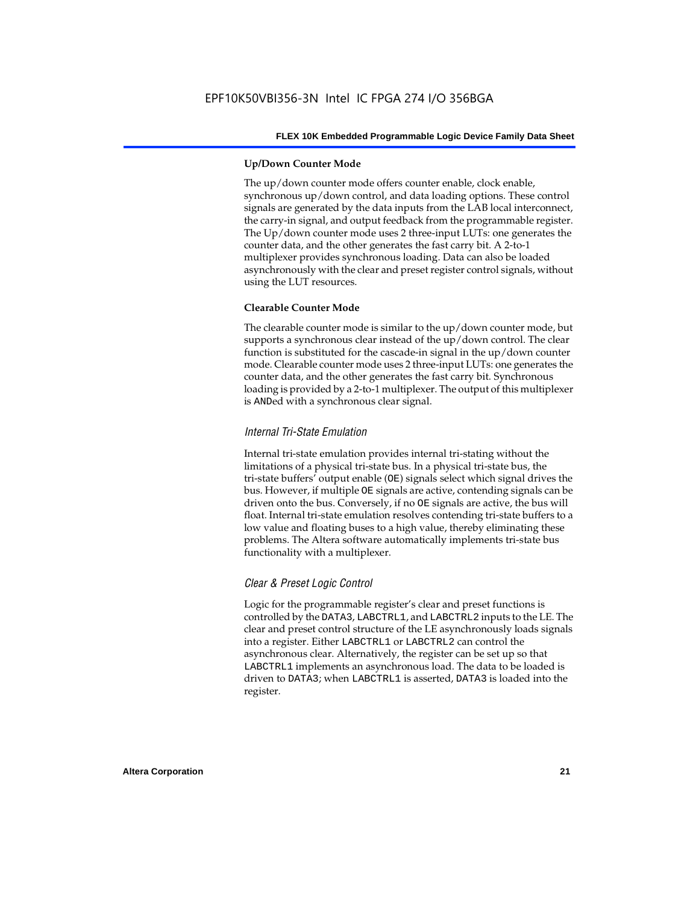#### Up/Down Counter Mode

The up/down counter mode offers counter enable, clock enable, synchronous up/down control, and data loading options. These control signals are generated by the data inputs from the LAB local interconnect, the carry-in signal, and output feedback from the programmable register. The Up/down counter mode uses 2 three-input LUTs: one generates the counter data, and the other generates the fast carry bit. A 2-to-1 multiplexer provides synchronous loading. Data can also be loaded asynchronously with the clear and preset register control signals, without using the LUT resources.

#### Clearable Counter Mode

The clearable counter mode is similar to the up/down counter mode, but supports a synchronous clear instead of the up/down control. The clear function is substituted for the cascade-in signal in the up/down counter mode. Clearable counter mode uses 2 three-input LUTs: one generates the counter data, and the other generates the fast carry bit. Synchronous loading is provided by a 2-to-1 multiplexer. The output of this multiplexer is ANDed with a synchronous clear signal.

### *Internal Tri-State Emulation*

Internal tri-state emulation provides internal tri-stating without the limitations of a physical tri-state bus. In a physical tri-state bus, the tri-state buffers' output enable (OE) signals select which signal drives the bus. However, if multiple OE signals are active, contending signals can be driven onto the bus. Conversely, if no OE signals are active, the bus will float. Internal tri-state emulation resolves contending tri-state buffers to a low value and floating buses to a high value, thereby eliminating these problems. The Altera software automatically implements tri-state bus functionality with a multiplexer.

### *Clear & Preset Logic Control*

Logic for the programmable register's clear and preset functions is controlled by the DATA3, LABCTRL1, and LABCTRL2 inputs to the LE. The clear and preset control structure of the LE asynchronously loads signals into a register. Either LABCTRL1 or LABCTRL2 can control the asynchronous clear. Alternatively, the register can be set up so that LABCTRL1 implements an asynchronous load. The data to be loaded is driven to DATA3; when LABCTRL1 is asserted, DATA3 is loaded into the register.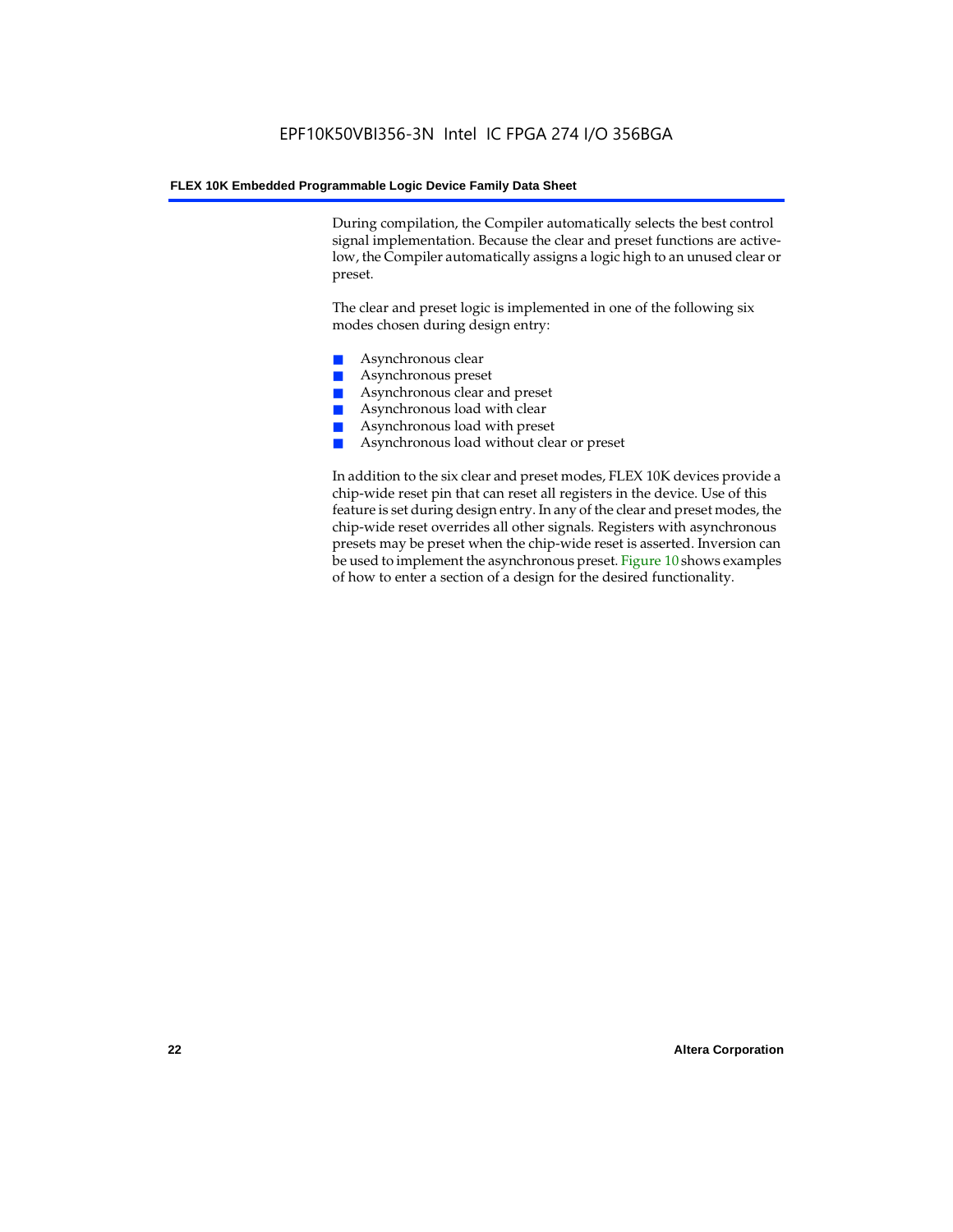During compilation, the Compiler automatically selects the best control signal implementation. Because the clear and preset functions are active-low, the Compiler automatically assigns a logic high to an unused clear or preset.

The clear and preset logic is implemented in one of the following six modes chosen during design entry:

- Asynchronous clear
- Asynchronous preset
- Asynchronous clear and preset
- Asynchronous load with clear
- Asynchronous load with preset
- Asynchronous load without clear or preset

In addition to the six clear and preset modes, FLEX 10K devices provide a chip-wide reset pin that can reset all registers in the device. Use of this feature is set during design entry. In any of the clear and preset modes, the chip-wide reset overrides all other signals. Registers with asynchronous presets may be preset when the chip-wide reset is asserted. Inversion can be used to implement the asynchronous preset. Figure 10 shows examples of how to enter a section of a design for the desired functionality.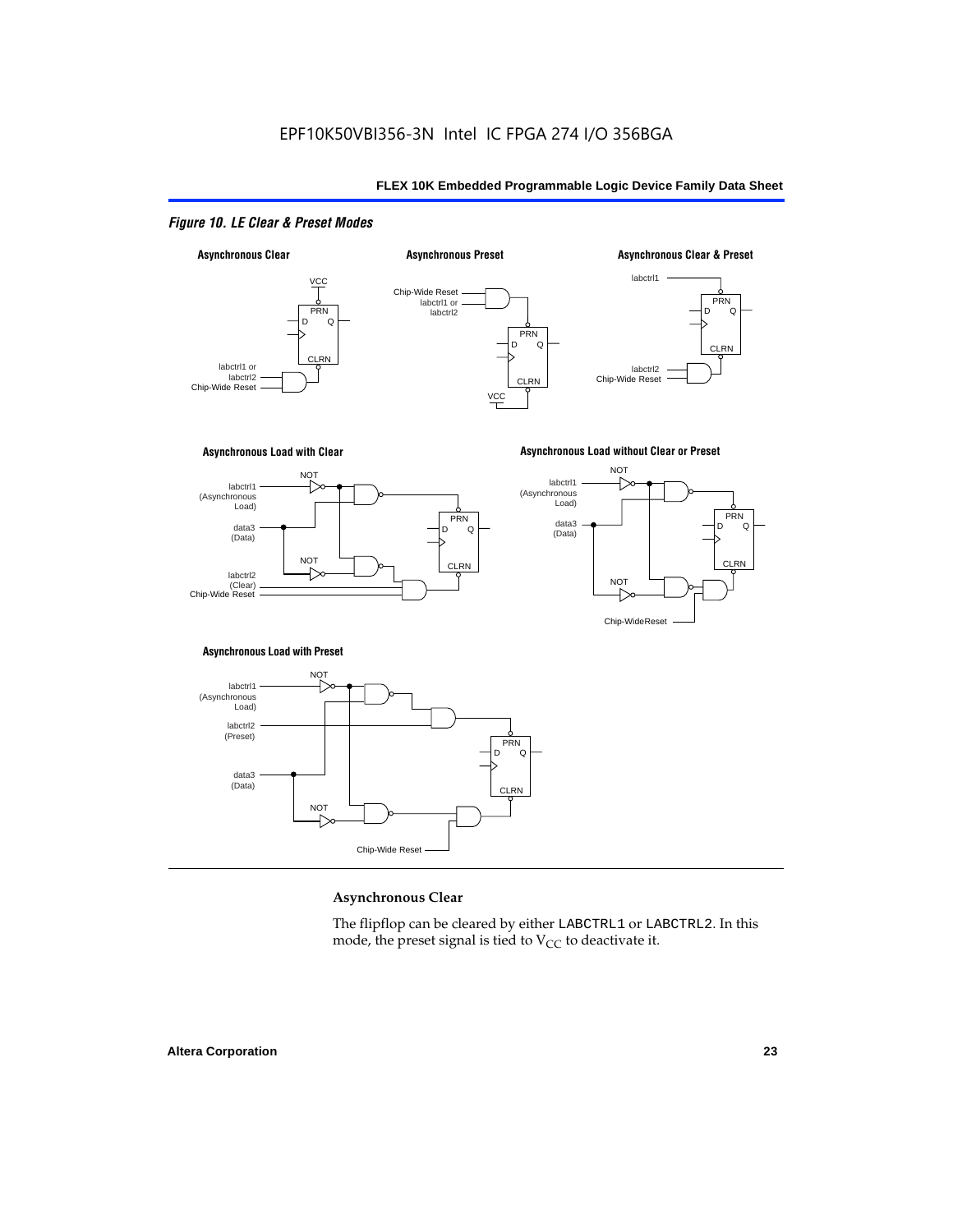*Figure 10. LE Clear & Preset Modes*

Asynchronous Clear

Asynchronous Preset

Asynchronous Clear & Preset

Asynchronous Load with Clear

Asynchronous Load without Clear or Preset

Asynchronous Load with Preset

### Asynchronous Clear

The flipflop can be cleared by either LABCTRL1 or LABCTRL2. In this mode, the preset signal is tied to $V_{CC}$ to deactivate it.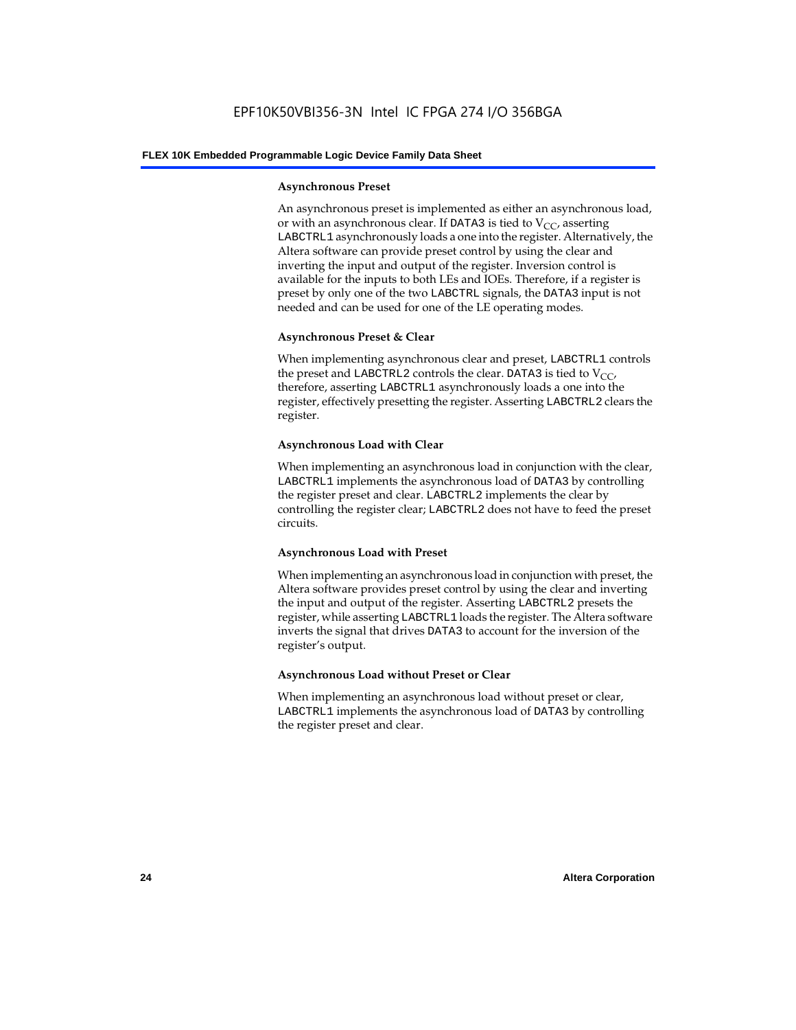#### Asynchronous Preset

An asynchronous preset is implemented as either an asynchronous load, or with an asynchronous clear. If DATA3 is tied to $V_{CC}$, asserting LABCTRL1 asynchronously loads a one into the register. Alternatively, the Altera software can provide preset control by using the clear and inverting the input and output of the register. Inversion control is available for the inputs to both LEs and IOEs. Therefore, if a register is preset by only one of the two LABCTRL signals, the DATA3 input is not needed and can be used for one of the LE operating modes.

#### Asynchronous Preset & Clear

When implementing asynchronous clear and preset, LABCTRL1 controls the preset and LABCTRL2 controls the clear. DATA3 is tied to $V_{CC}$, therefore, asserting LABCTRL1 asynchronously loads a one into the register, effectively presetting the register. Asserting LABCTRL2 clears the register.

#### Asynchronous Load with Clear

When implementing an asynchronous load in conjunction with the clear, LABCTRL1 implements the asynchronous load of DATA3 by controlling the register preset and clear. LABCTRL2 implements the clear by controlling the register clear; LABCTRL2 does not have to feed the preset circuits.

#### Asynchronous Load with Preset

When implementing an asynchronous load in conjunction with preset, the Altera software provides preset control by using the clear and inverting the input and output of the register. Asserting LABCTRL2 presets the register, while asserting LABCTRL1 loads the register. The Altera software inverts the signal that drives DATA3 to account for the inversion of the register's output.

#### Asynchronous Load without Preset or Clear

When implementing an asynchronous load without preset or clear, LABCTRL1 implements the asynchronous load of DATA3 by controlling the register preset and clear.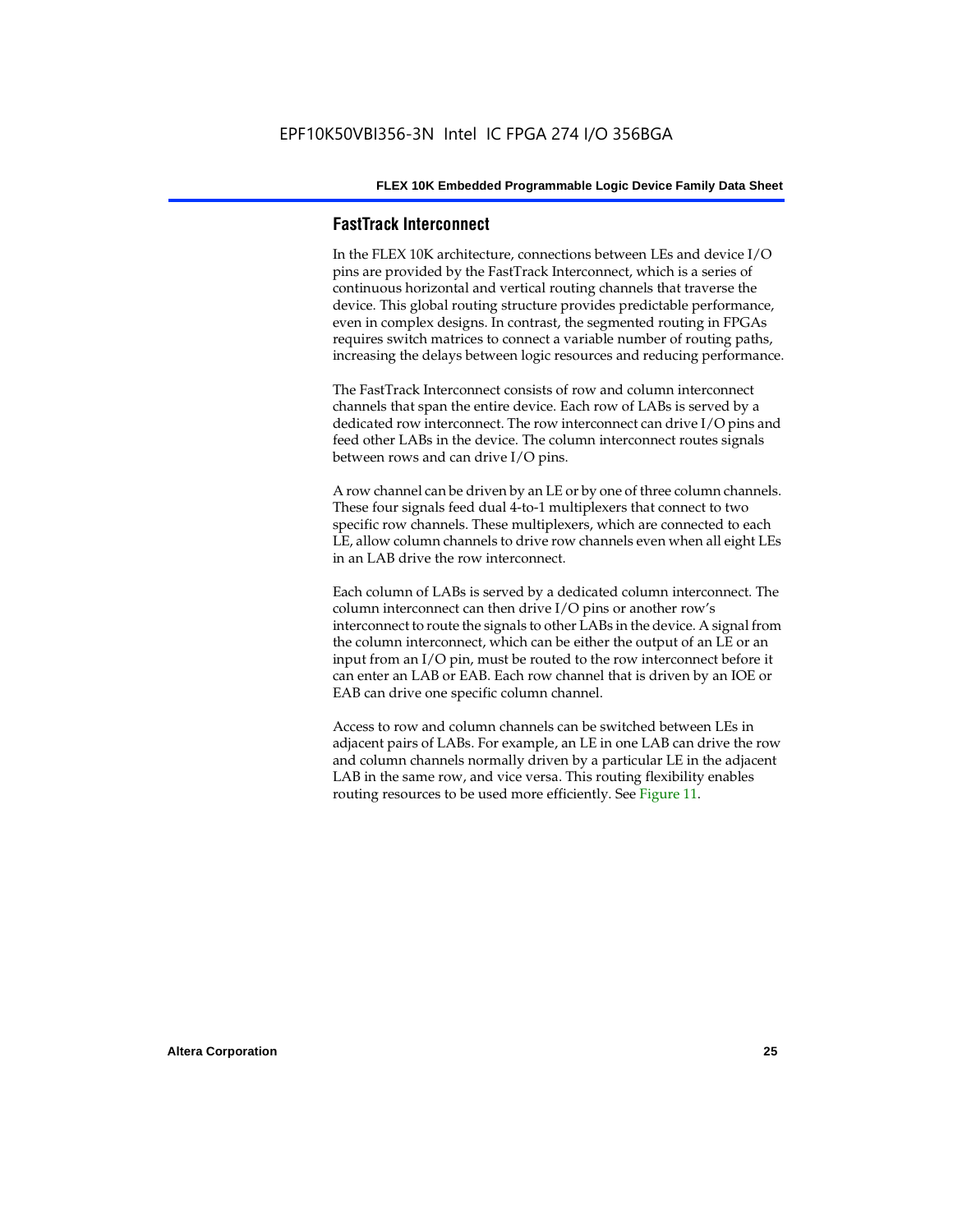## FastTrack Interconnect

In the FLEX 10K architecture, connections between LEs and device I/O pins are provided by the FastTrack Interconnect, which is a series of continuous horizontal and vertical routing channels that traverse the device. This global routing structure provides predictable performance, even in complex designs. In contrast, the segmented routing in FPGAs requires switch matrices to connect a variable number of routing paths, increasing the delays between logic resources and reducing performance.

The FastTrack Interconnect consists of row and column interconnect channels that span the entire device. Each row of LABs is served by a dedicated row interconnect. The row interconnect can drive I/O pins and feed other LABs in the device. The column interconnect routes signals between rows and can drive I/O pins.

A row channel can be driven by an LE or by one of three column channels. These four signals feed dual 4-to-1 multiplexers that connect to two specific row channels. These multiplexers, which are connected to each LE, allow column channels to drive row channels even when all eight LEs in an LAB drive the row interconnect.

Each column of LABs is served by a dedicated column interconnect. The column interconnect can then drive I/O pins or another row's interconnect to route the signals to other LABs in the device. A signal from the column interconnect, which can be either the output of an LE or an input from an I/O pin, must be routed to the row interconnect before it can enter an LAB or EAB. Each row channel that is driven by an IOE or EAB can drive one specific column channel.

Access to row and column channels can be switched between LEs in adjacent pairs of LABs. For example, an LE in one LAB can drive the row and column channels normally driven by a particular LE in the adjacent LAB in the same row, and vice versa. This routing flexibility enables routing resources to be used more efficiently. See Figure 11.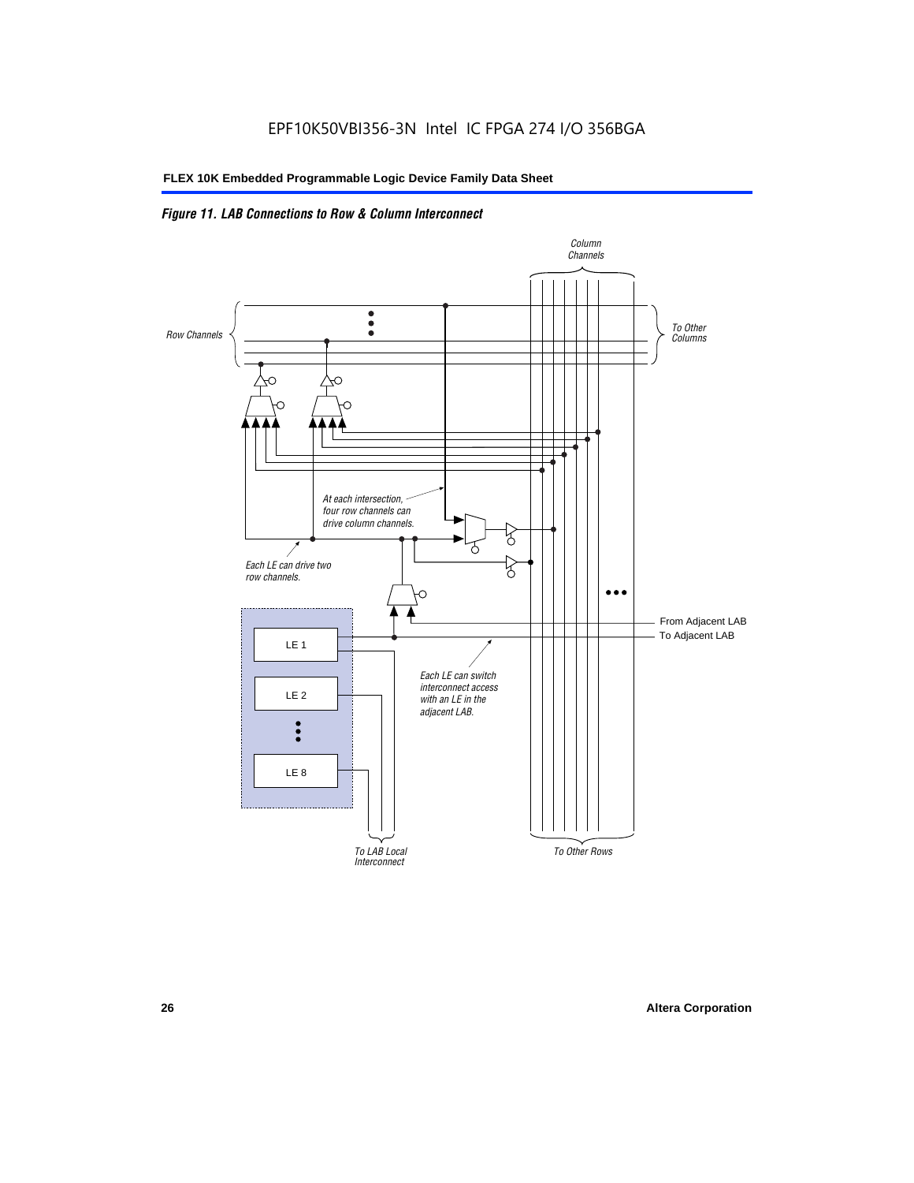*Figure 11. LAB Connections to Row & Column Interconnect*

Column Channels

Row Channels

To Other Columns

At each intersection, four row channels can drive column channels.

Each LE can drive two row channels.

From Adjacent LAB

To Adjacent LAB

LE 1

LE 2

LE 8

Each LE can switch interconnect access with an LE in the adjacent LAB.

To LAB Local Interconnect

To Other Rows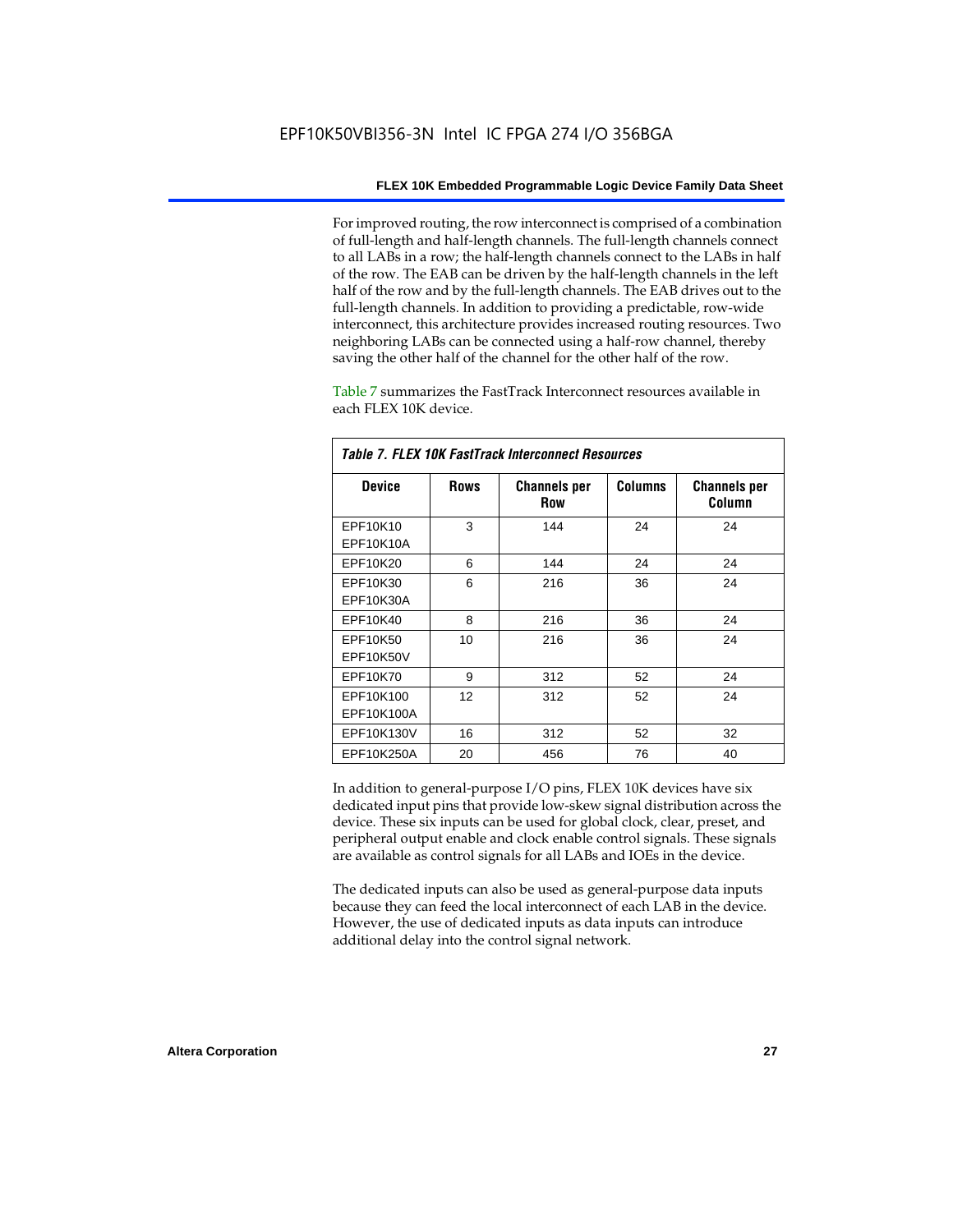For improved routing, the row interconnect is comprised of a combination of full-length and half-length channels. The full-length channels connect to all LABs in a row; the half-length channels connect to the LABs in half of the row. The EAB can be driven by the half-length channels in the left half of the row and by the full-length channels. The EAB drives out to the full-length channels. In addition to providing a predictable, row-wide interconnect, this architecture provides increased routing resources. Two neighboring LABs can be connected using a half-row channel, thereby saving the other half of the channel for the other half of the row.

Table 7 summarizes the FastTrack Interconnect resources available in each FLEX 10K device.

*Table 7. FLEX 10K FastTrack Interconnect Resources*

| Device | Rows | Channels per Row | Columns | Channels per Column |
|---|---|---|---|---|
| EPF10K10<br>EPF10K10A | 3 | 144 | 24 | 24 |
| EPF10K20 | 6 | 144 | 24 | 24 |
| EPF10K30<br>EPF10K30A | 6 | 216 | 36 | 24 |
| EPF10K40 | 8 | 216 | 36 | 24 |
| EPF10K50<br>EPF10K50V | 10 | 216 | 36 | 24 |
| EPF10K70 | 9 | 312 | 52 | 24 |
| EPF10K100<br>EPF10K100A | 12 | 312 | 52 | 24 |
| EPF10K130V | 16 | 312 | 52 | 32 |
| EPF10K250A | 20 | 456 | 76 | 40 |

In addition to general-purpose I/O pins, FLEX 10K devices have six dedicated input pins that provide low-skew signal distribution across the device. These six inputs can be used for global clock, clear, preset, and peripheral output enable and clock enable control signals. These signals are available as control signals for all LABs and IOEs in the device.

The dedicated inputs can also be used as general-purpose data inputs because they can feed the local interconnect of each LAB in the device. However, the use of dedicated inputs as data inputs can introduce additional delay into the control signal network.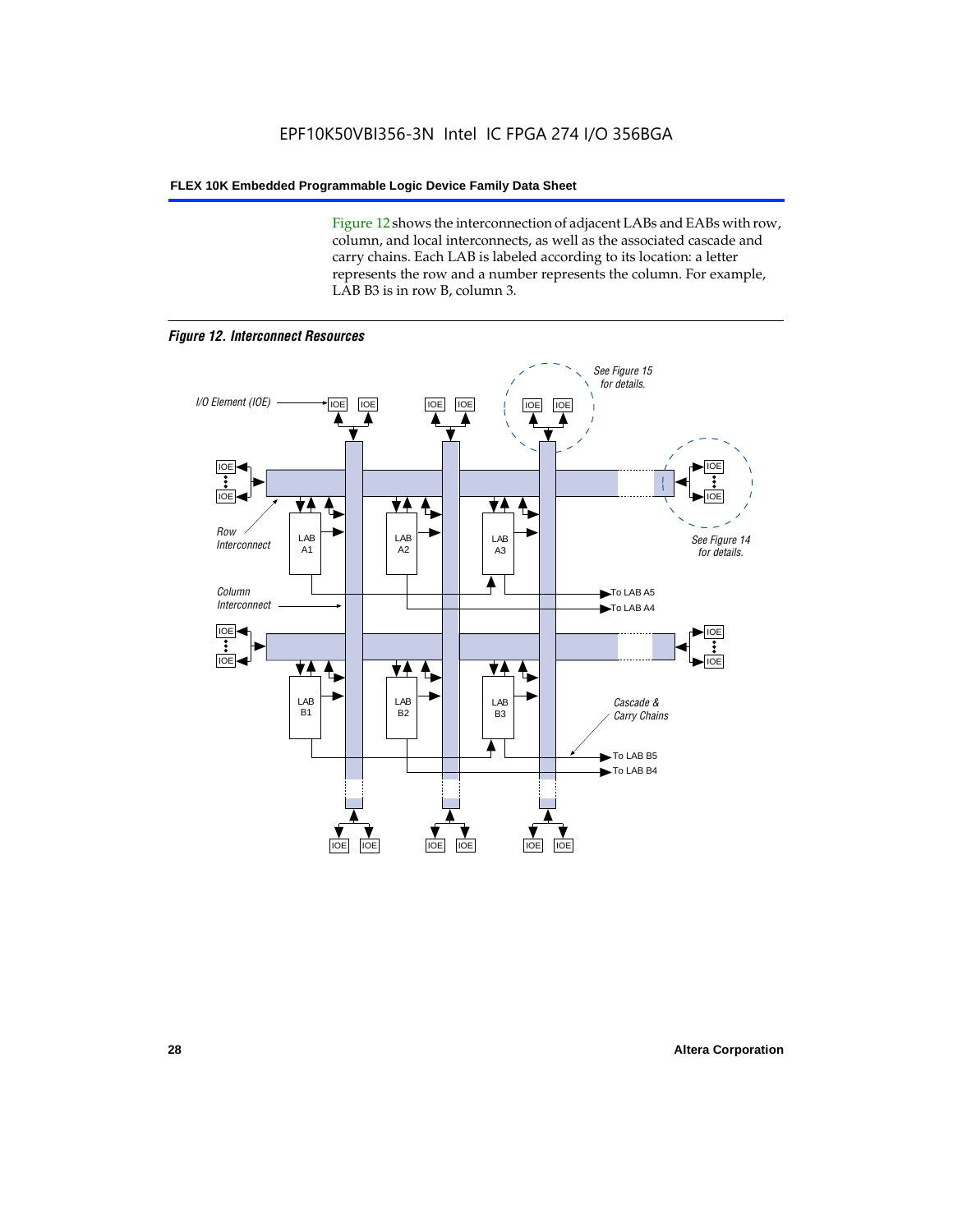Figure 12 shows the interconnection of adjacent LABs and EABs with row, column, and local interconnects, as well as the associated cascade and carry chains. Each LAB is labeled according to its location: a letter represents the row and a number represents the column. For example, LAB B3 is in row B, column 3.

*Figure 12. Interconnect Resources*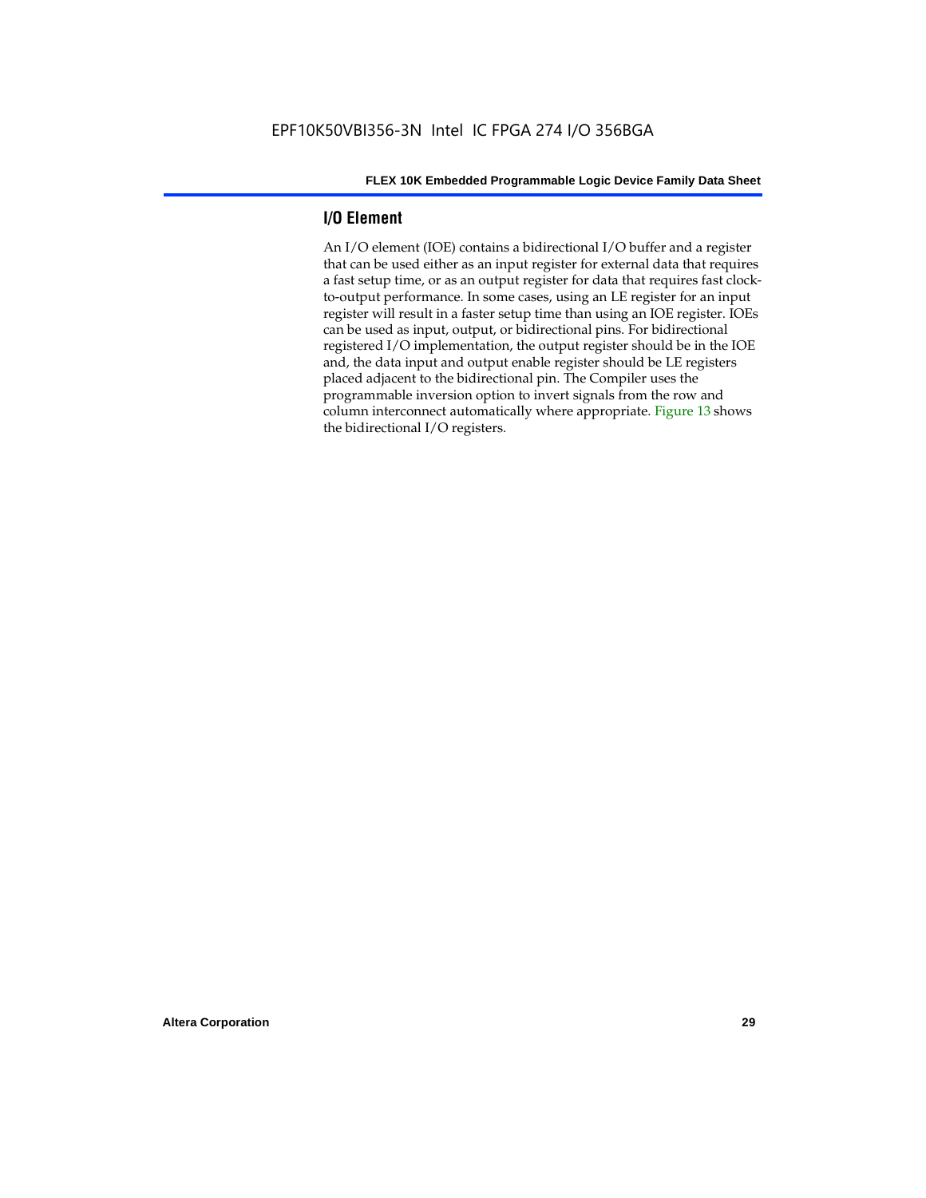## I/O Element

An I/O element (IOE) contains a bidirectional I/O buffer and a register that can be used either as an input register for external data that requires a fast setup time, or as an output register for data that requires fast clock-to-output performance. In some cases, using an LE register for an input register will result in a faster setup time than using an IOE register. IOEs can be used as input, output, or bidirectional pins. For bidirectional registered I/O implementation, the output register should be in the IOE and, the data input and output enable register should be LE registers placed adjacent to the bidirectional pin. The Compiler uses the programmable inversion option to invert signals from the row and column interconnect automatically where appropriate. Figure 13 shows the bidirectional I/O registers.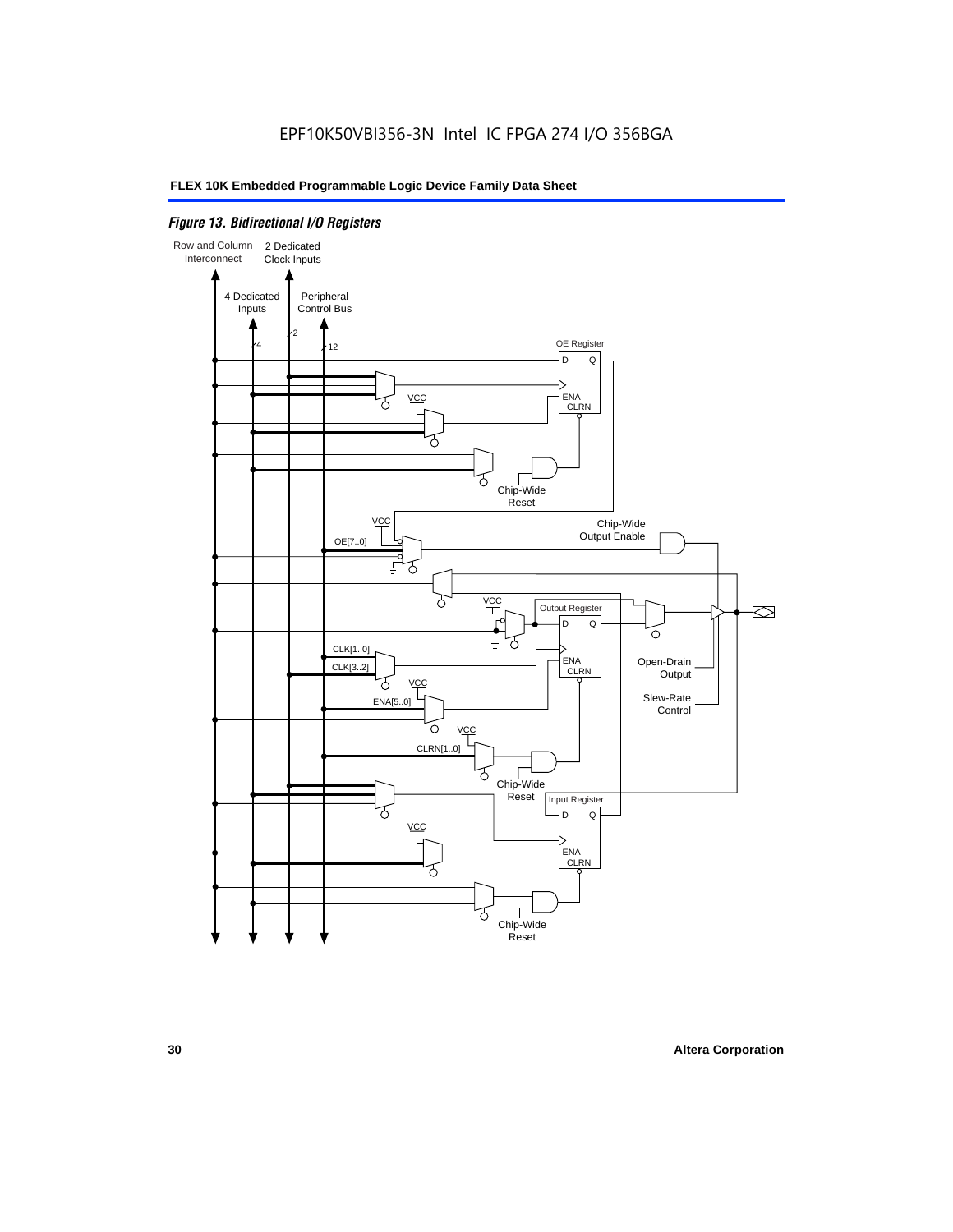*Figure 13. Bidirectional I/O Registers*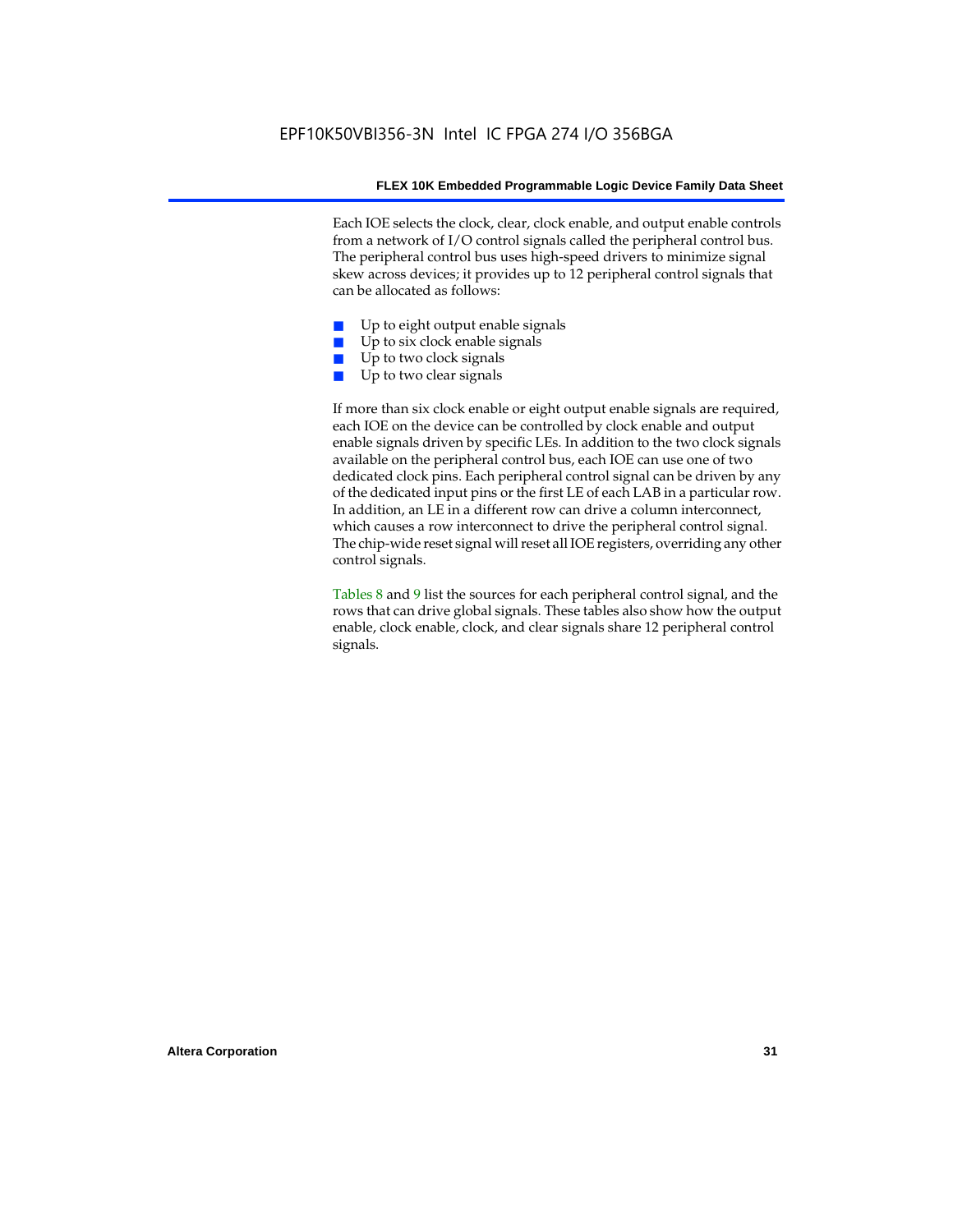Each IOE selects the clock, clear, clock enable, and output enable controls from a network of I/O control signals called the peripheral control bus. The peripheral control bus uses high-speed drivers to minimize signal skew across devices; it provides up to 12 peripheral control signals that can be allocated as follows:

- Up to eight output enable signals
- Up to six clock enable signals
- Up to two clock signals
- Up to two clear signals

If more than six clock enable or eight output enable signals are required, each IOE on the device can be controlled by clock enable and output enable signals driven by specific LEs. In addition to the two clock signals available on the peripheral control bus, each IOE can use one of two dedicated clock pins. Each peripheral control signal can be driven by any of the dedicated input pins or the first LE of each LAB in a particular row. In addition, an LE in a different row can drive a column interconnect, which causes a row interconnect to drive the peripheral control signal. The chip-wide reset signal will reset all IOE registers, overriding any other control signals.

Tables 8 and 9 list the sources for each peripheral control signal, and the rows that can drive global signals. These tables also show how the output enable, clock enable, clock, and clear signals share 12 peripheral control signals.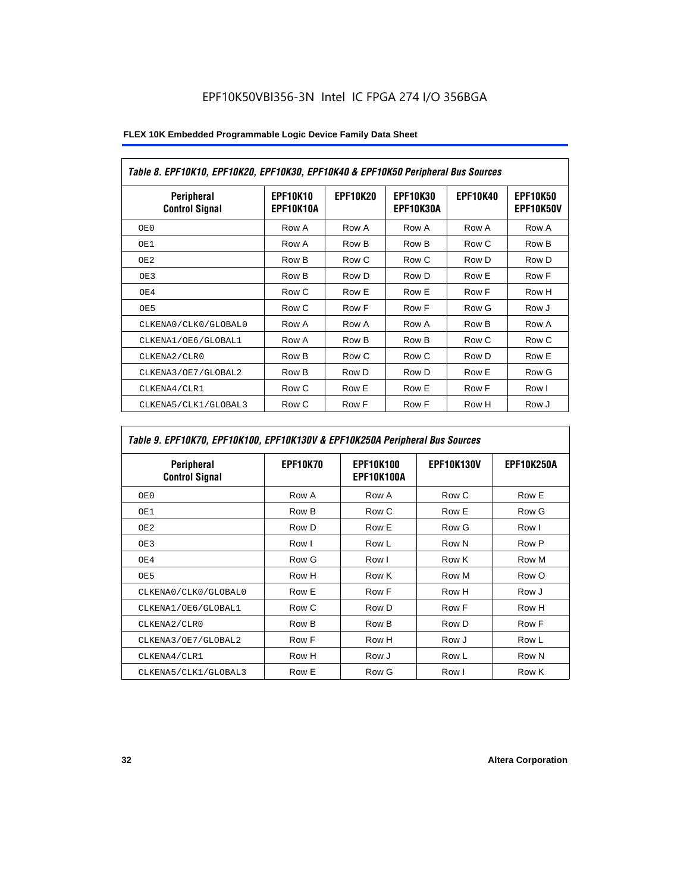EPF10K50VBI356-3N Intel IC FPGA 274 I/O 356BGA

| Table 8. EPF10K10, EPF10K20, EPF10K30, EPF10K40 & EPF10K50 Peripheral Bus Sources | | | | | |
|---|---|---|---|---|---|
| Peripheral Control Signal | EPF10K10 EPF10K10A | EPF10K20 | EPF10K30 EPF10K30A | EPF10K40 | EPF10K50 EPF10K50V |
| OE0 | Row A | Row A | Row A | Row A | Row A |
| OE1 | Row A | Row B | Row B | Row C | Row B |
| OE2 | Row B | Row C | Row C | Row D | Row D |
| OE3 | Row B | Row D | Row D | Row E | Row F |
| OE4 | Row C | Row E | Row E | Row F | Row H |
| OE5 | Row C | Row F | Row F | Row G | Row J |
| CLKENA0/CLK0/GLOBAL0 | Row A | Row A | Row A | Row B | Row A |
| CLKENA1/OE6/GLOBAL1 | Row A | Row B | Row B | Row C | Row C |
| CLKENA2/CLR0 | Row B | Row C | Row C | Row D | Row E |
| CLKENA3/OE7/GLOBAL2 | Row B | Row D | Row D | Row E | Row G |
| CLKENA4/CLR1 | Row C | Row E | Row E | Row F | Row I |
| CLKENA5/CLK1/GLOBAL3 | Row C | Row F | Row F | Row H | Row J |

| Table 9. EPF10K70, EPF10K100, EPF10K130V & EPF10K250A Peripheral Bus Sources | | | | |
|---|---|---|---|---|
| Peripheral Control Signal | EPF10K70 | EPF10K100 EPF10K100A | EPF10K130V | EPF10K250A |
| OE0 | Row A | Row A | Row C | Row E |
| OE1 | Row B | Row C | Row E | Row G |
| OE2 | Row D | Row E | Row G | Row I |
| OE3 | Row I | Row L | Row N | Row P |
| OE4 | Row G | Row I | Row K | Row M |
| OE5 | Row H | Row K | Row M | Row O |
| CLKENA0/CLK0/GLOBAL0 | Row E | Row F | Row H | Row J |
| CLKENA1/OE6/GLOBAL1 | Row C | Row D | Row F | Row H |
| CLKENA2/CLR0 | Row B | Row B | Row D | Row F |
| CLKENA3/OE7/GLOBAL2 | Row F | Row H | Row J | Row L |
| CLKENA4/CLR1 | Row H | Row J | Row L | Row N |
| CLKENA5/CLK1/GLOBAL3 | Row E | Row G | Row I | Row K |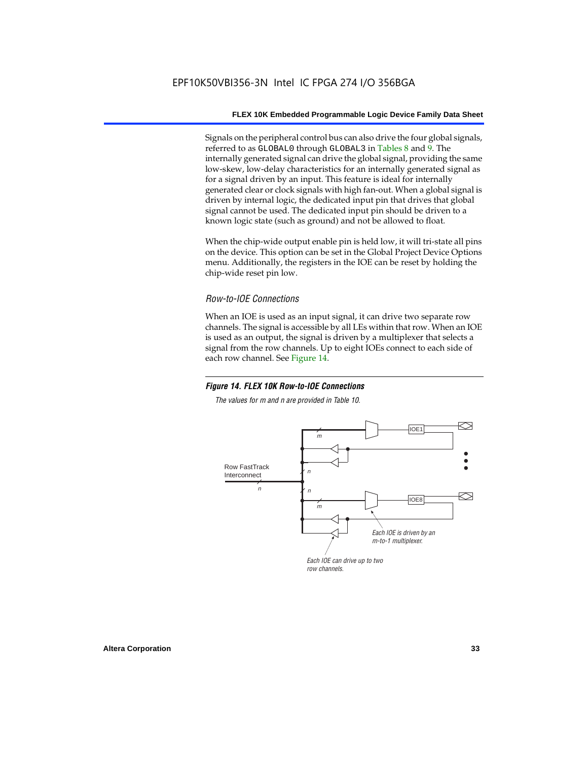Signals on the peripheral control bus can also drive the four global signals, referred to as GLOBAL0 through GLOBAL3 in Tables 8 and 9. The internally generated signal can drive the global signal, providing the same low-skew, low-delay characteristics for an internally generated signal as for a signal driven by an input. This feature is ideal for internally generated clear or clock signals with high fan-out. When a global signal is driven by internal logic, the dedicated input pin that drives that global signal cannot be used. The dedicated input pin should be driven to a known logic state (such as ground) and not be allowed to float.

When the chip-wide output enable pin is held low, it will tri-state all pins on the device. This option can be set in the Global Project Device Options menu. Additionally, the registers in the IOE can be reset by holding the chip-wide reset pin low.

### *Row-to-IOE Connections*

When an IOE is used as an input signal, it can drive two separate row channels. The signal is accessible by all LEs within that row. When an IOE is used as an output, the signal is driven by a multiplexer that selects a signal from the row channels. Up to eight IOEs connect to each side of each row channel. See Figure 14.

***Figure 14. FLEX 10K Row-to-IOE Connections***

*The values for m and n are provided in Table 10.*

Row FastTrack Interconnect

IOE1

IOE8

*Each IOE is driven by an m-to-1 multiplexer.*

*Each IOE can drive up to two row channels.*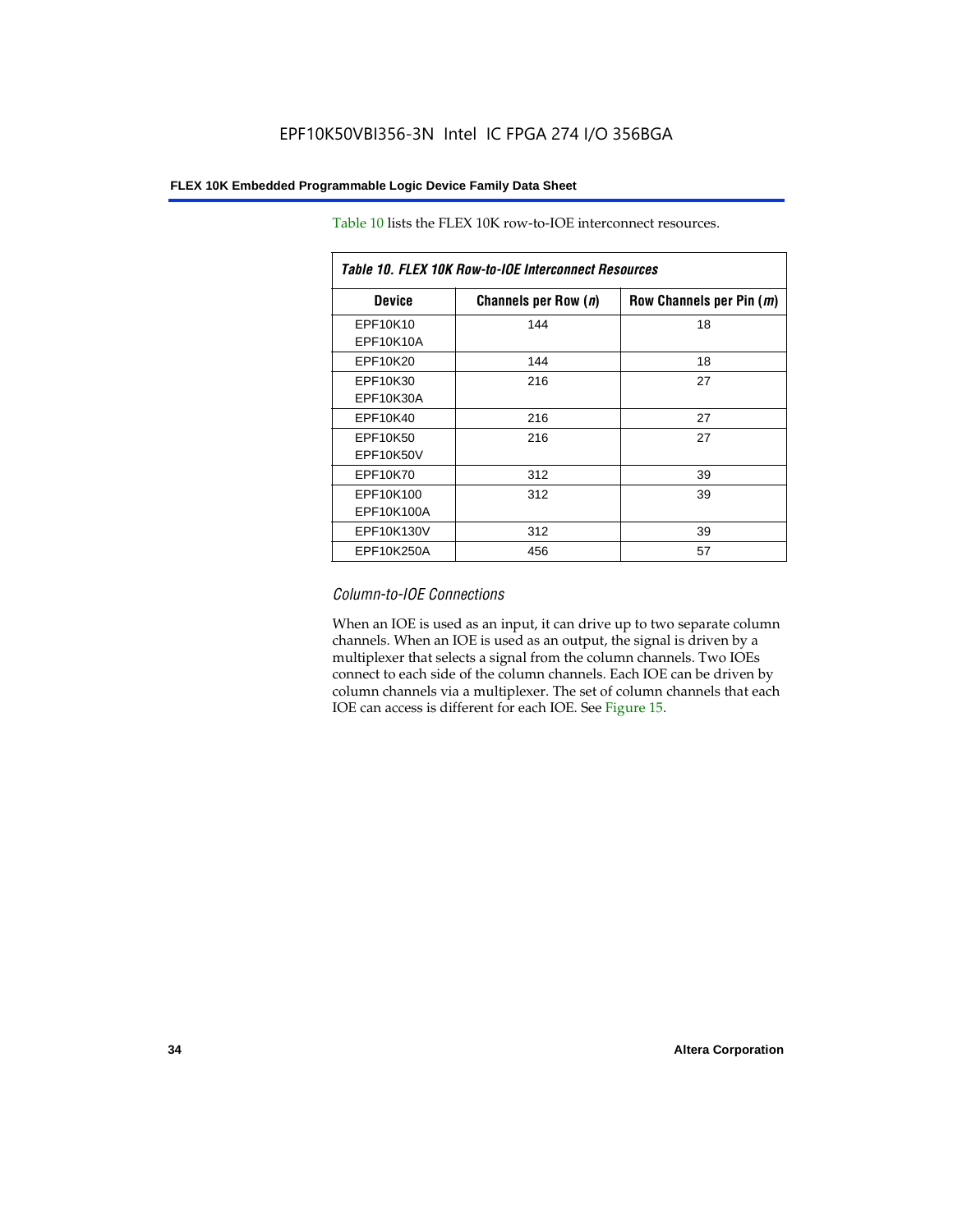Table 10 lists the FLEX 10K row-to-IOE interconnect resources.

| Table 10. FLEX 10K Row-to-IOE Interconnect Resources | | |
|---|---|---|
| **Device** | **Channels per Row (*n*)** | **Row Channels per Pin (*m*)** |
| EPF10K10<br>EPF10K10A | 144 | 18 |
| EPF10K20 | 144 | 18 |
| EPF10K30<br>EPF10K30A | 216 | 27 |
| EPF10K40 | 216 | 27 |
| EPF10K50<br>EPF10K50V | 216 | 27 |
| EPF10K70 | 312 | 39 |
| EPF10K100<br>EPF10K100A | 312 | 39 |
| EPF10K130V | 312 | 39 |
| EPF10K250A | 456 | 57 |

### *Column-to-IOE Connections*

When an IOE is used as an input, it can drive up to two separate column channels. When an IOE is used as an output, the signal is driven by a multiplexer that selects a signal from the column channels. Two IOEs connect to each side of the column channels. Each IOE can be driven by column channels via a multiplexer. The set of column channels that each IOE can access is different for each IOE. See Figure 15.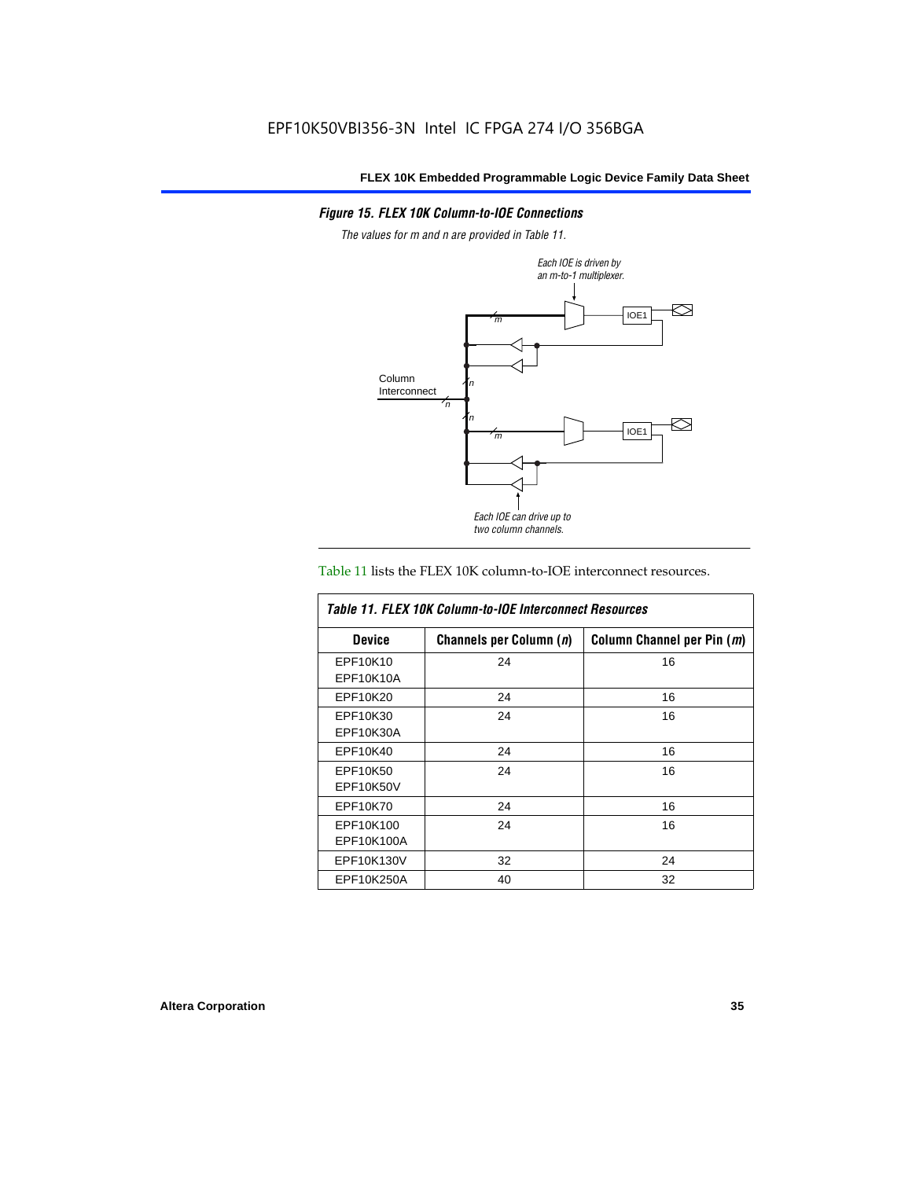*Figure 15. FLEX 10K Column-to-IOE Connections*

*The values for m and n are provided in Table 11.*

Each IOE is driven by an m-to-1 multiplexer.

Column Interconnect

Each IOE can drive up to two column channels.

Table 11 lists the FLEX 10K column-to-IOE interconnect resources.

| *Table 11. FLEX 10K Column-to-IOE Interconnect Resources* | | |
|---|---|---|
| **Device** | **Channels per Column (*n*)** | **Column Channel per Pin (*m*)** |
| EPF10K10<br>EPF10K10A | 24 | 16 |
| EPF10K20 | 24 | 16 |
| EPF10K30<br>EPF10K30A | 24 | 16 |
| EPF10K40 | 24 | 16 |
| EPF10K50<br>EPF10K50V | 24 | 16 |
| EPF10K70 | 24 | 16 |
| EPF10K100<br>EPF10K100A | 24 | 16 |
| EPF10K130V | 32 | 24 |
| EPF10K250A | 40 | 32 |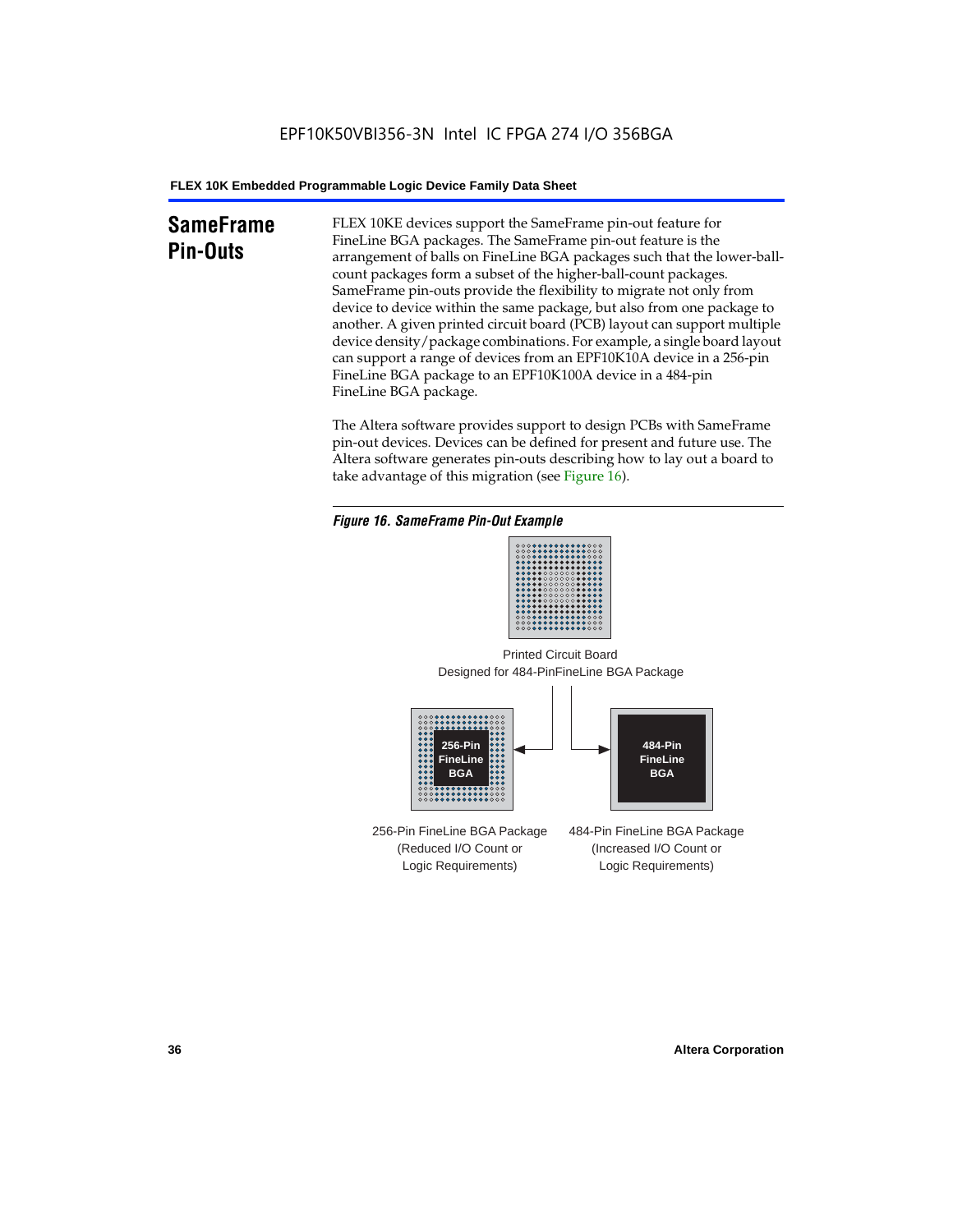## SameFrame Pin-Outs

FLEX 10KE devices support the SameFrame pin-out feature for FineLine BGA packages. The SameFrame pin-out feature is the arrangement of balls on FineLine BGA packages such that the lower-ball-count packages form a subset of the higher-ball-count packages. SameFrame pin-outs provide the flexibility to migrate not only from device to device within the same package, but also from one package to another. A given printed circuit board (PCB) layout can support multiple device density/package combinations. For example, a single board layout can support a range of devices from an EPF10K10A device in a 256-pin FineLine BGA package to an EPF10K100A device in a 484-pin FineLine BGA package.

The Altera software provides support to design PCBs with SameFrame pin-out devices. Devices can be defined for present and future use. The Altera software generates pin-outs describing how to lay out a board to take advantage of this migration (see Figure 16).

*Figure 16. SameFrame Pin-Out Example*

Printed Circuit Board
Designed for 484-PinFineLine BGA Package

256-Pin FineLine BGA

484-Pin FineLine BGA

256-Pin FineLine BGA Package (Reduced I/O Count or Logic Requirements)

484-Pin FineLine BGA Package (Increased I/O Count or Logic Requirements)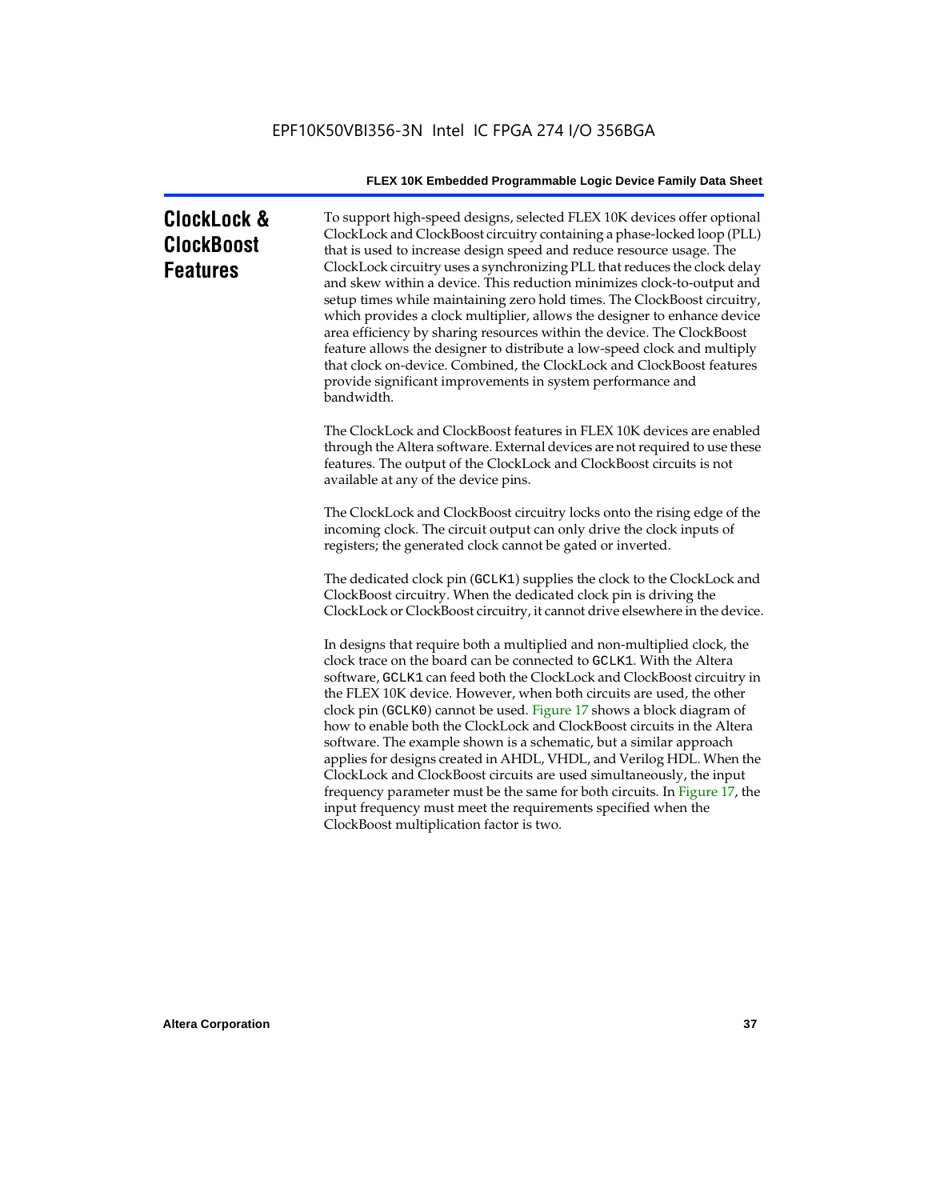## ClockLock & ClockBoost Features

To support high-speed designs, selected FLEX 10K devices offer optional ClockLock and ClockBoost circuitry containing a phase-locked loop (PLL) that is used to increase design speed and reduce resource usage. The ClockLock circuitry uses a synchronizing PLL that reduces the clock delay and skew within a device. This reduction minimizes clock-to-output and setup times while maintaining zero hold times. The ClockBoost circuitry, which provides a clock multiplier, allows the designer to enhance device area efficiency by sharing resources within the device. The ClockBoost feature allows the designer to distribute a low-speed clock and multiply that clock on-device. Combined, the ClockLock and ClockBoost features provide significant improvements in system performance and bandwidth.

The ClockLock and ClockBoost features in FLEX 10K devices are enabled through the Altera software. External devices are not required to use these features. The output of the ClockLock and ClockBoost circuits is not available at any of the device pins.

The ClockLock and ClockBoost circuitry locks onto the rising edge of the incoming clock. The circuit output can only drive the clock inputs of registers; the generated clock cannot be gated or inverted.

The dedicated clock pin (`GCLK1`) supplies the clock to the ClockLock and ClockBoost circuitry. When the dedicated clock pin is driving the ClockLock or ClockBoost circuitry, it cannot drive elsewhere in the device.

In designs that require both a multiplied and non-multiplied clock, the clock trace on the board can be connected to `GCLK1`. With the Altera software, `GCLK1` can feed both the ClockLock and ClockBoost circuitry in the FLEX 10K device. However, when both circuits are used, the other clock pin (`GCLK0`) cannot be used. Figure 17 shows a block diagram of how to enable both the ClockLock and ClockBoost circuits in the Altera software. The example shown is a schematic, but a similar approach applies for designs created in AHDL, VHDL, and Verilog HDL. When the ClockLock and ClockBoost circuits are used simultaneously, the input frequency parameter must be the same for both circuits. In Figure 17, the input frequency must meet the requirements specified when the ClockBoost multiplication factor is two.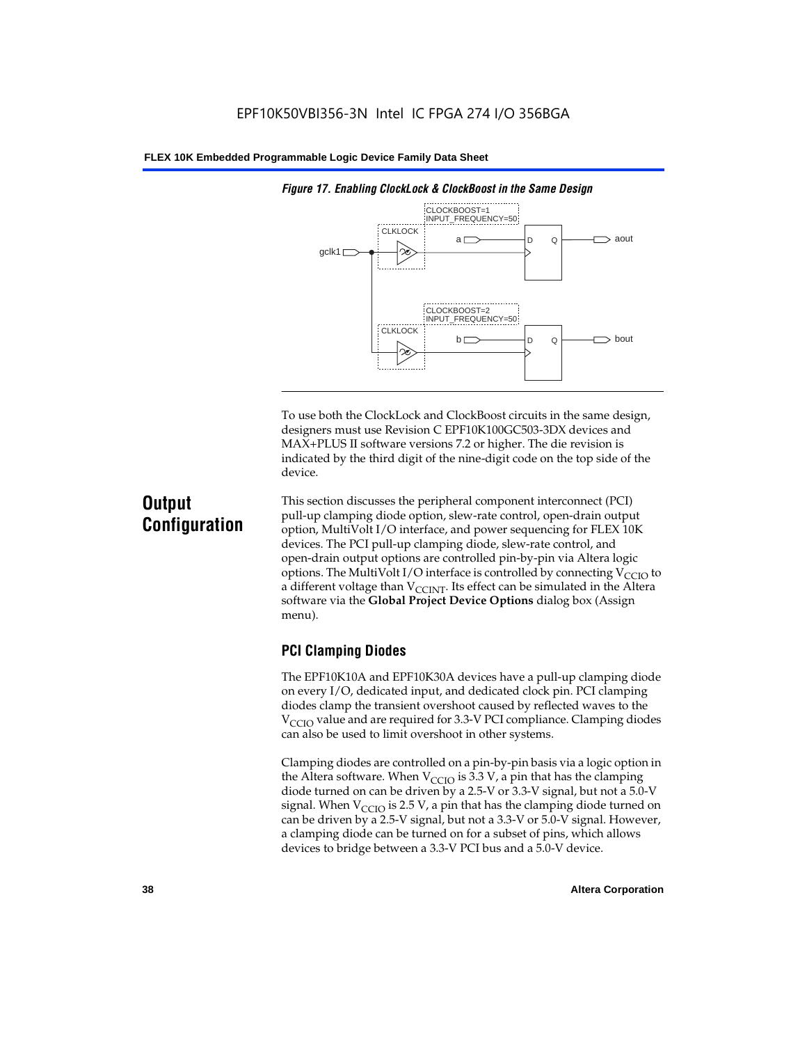*Figure 17. Enabling ClockLock & ClockBoost in the Same Design*

To use both the ClockLock and ClockBoost circuits in the same design, designers must use Revision C EPF10K100GC503-3DX devices and MAX+PLUS II software versions 7.2 or higher. The die revision is indicated by the third digit of the nine-digit code on the top side of the device.

## Output Configuration

This section discusses the peripheral component interconnect (PCI) pull-up clamping diode option, slew-rate control, open-drain output option, MultiVolt I/O interface, and power sequencing for FLEX 10K devices. The PCI pull-up clamping diode, slew-rate control, and open-drain output options are controlled pin-by-pin via Altera logic options. The MultiVolt I/O interface is controlled by connecting $V_{CCIO}$ to a different voltage than $V_{CCINT}$. Its effect can be simulated in the Altera software via the **Global Project Device Options** dialog box (Assign menu).

### PCI Clamping Diodes

The EPF10K10A and EPF10K30A devices have a pull-up clamping diode on every I/O, dedicated input, and dedicated clock pin. PCI clamping diodes clamp the transient overshoot caused by reflected waves to the $V_{CCIO}$ value and are required for 3.3-V PCI compliance. Clamping diodes can also be used to limit overshoot in other systems.

Clamping diodes are controlled on a pin-by-pin basis via a logic option in the Altera software. When $V_{CCIO}$ is 3.3 V, a pin that has the clamping diode turned on can be driven by a 2.5-V or 3.3-V signal, but not a 5.0-V signal. When $V_{CCIO}$ is 2.5 V, a pin that has the clamping diode turned on can be driven by a 2.5-V signal, but not a 3.3-V or 5.0-V signal. However, a clamping diode can be turned on for a subset of pins, which allows devices to bridge between a 3.3-V PCI bus and a 5.0-V device.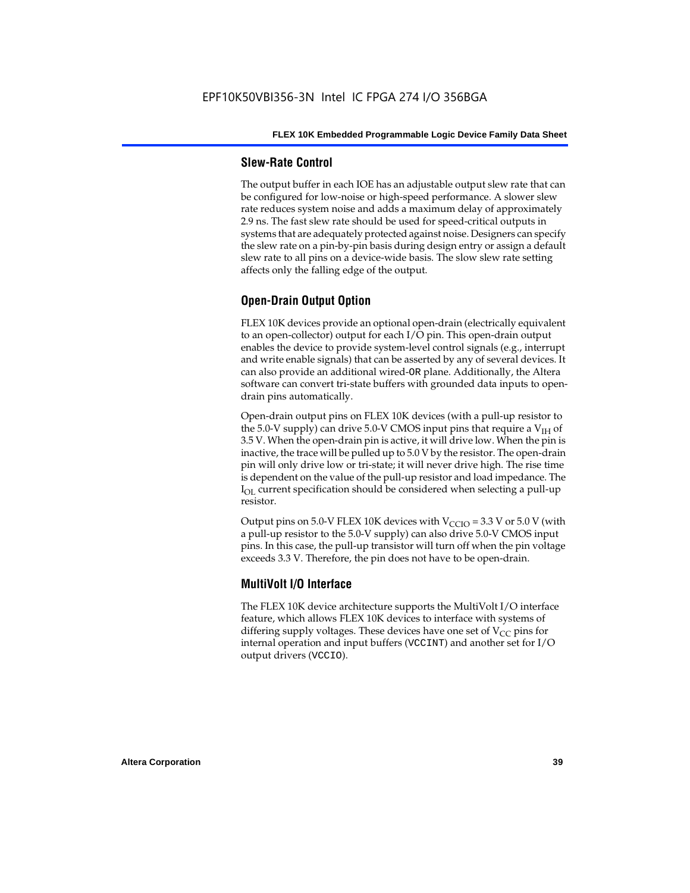### Slew-Rate Control

The output buffer in each IOE has an adjustable output slew rate that can be configured for low-noise or high-speed performance. A slower slew rate reduces system noise and adds a maximum delay of approximately 2.9 ns. The fast slew rate should be used for speed-critical outputs in systems that are adequately protected against noise. Designers can specify the slew rate on a pin-by-pin basis during design entry or assign a default slew rate to all pins on a device-wide basis. The slow slew rate setting affects only the falling edge of the output.

### Open-Drain Output Option

FLEX 10K devices provide an optional open-drain (electrically equivalent to an open-collector) output for each I/O pin. This open-drain output enables the device to provide system-level control signals (e.g., interrupt and write enable signals) that can be asserted by any of several devices. It can also provide an additional wired-OR plane. Additionally, the Altera software can convert tri-state buffers with grounded data inputs to open-drain pins automatically.

Open-drain output pins on FLEX 10K devices (with a pull-up resistor to the 5.0-V supply) can drive 5.0-V CMOS input pins that require a $V_{IH}$ of 3.5 V. When the open-drain pin is active, it will drive low. When the pin is inactive, the trace will be pulled up to 5.0 V by the resistor. The open-drain pin will only drive low or tri-state; it will never drive high. The rise time is dependent on the value of the pull-up resistor and load impedance. The $I_{OL}$ current specification should be considered when selecting a pull-up resistor.

Output pins on 5.0-V FLEX 10K devices with $V_{CCIO}$ = 3.3 V or 5.0 V (with a pull-up resistor to the 5.0-V supply) can also drive 5.0-V CMOS input pins. In this case, the pull-up transistor will turn off when the pin voltage exceeds 3.3 V. Therefore, the pin does not have to be open-drain.

### MultiVolt I/O Interface

The FLEX 10K device architecture supports the MultiVolt I/O interface feature, which allows FLEX 10K devices to interface with systems of differing supply voltages. These devices have one set of $V_{CC}$ pins for internal operation and input buffers (VCCINT) and another set for I/O output drivers (VCCIO).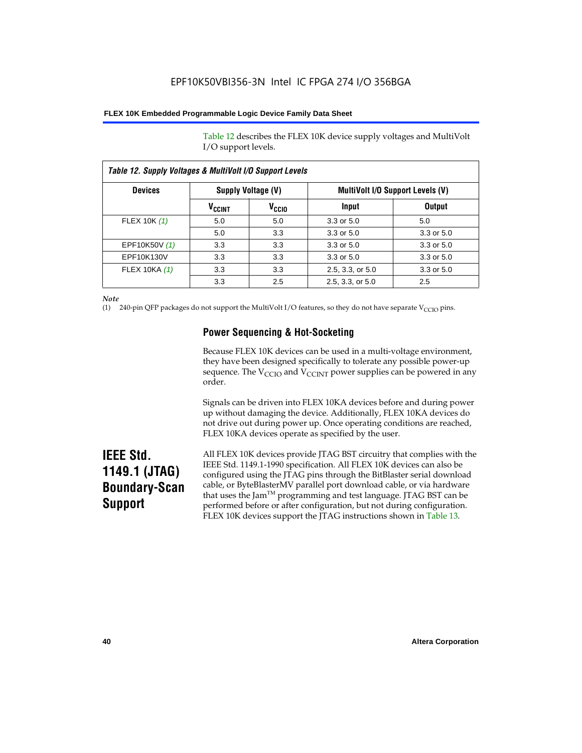Table 12 describes the FLEX 10K device supply voltages and MultiVolt I/O support levels.

*Table 12. Supply Voltages & MultiVolt I/O Support Levels*

| Devices | Supply Voltage (V) | | MultiVolt I/O Support Levels (V) | |
|---|---|---|---|---|
| | $V_{CCINT}$ | $V_{CCIO}$ | Input | Output |
| FLEX 10K *(1)* | 5.0 | 5.0 | 3.3 or 5.0 | 5.0 |
| | 5.0 | 3.3 | 3.3 or 5.0 | 3.3 or 5.0 |
| EPF10K50V *(1)* | 3.3 | 3.3 | 3.3 or 5.0 | 3.3 or 5.0 |
| EPF10K130V | 3.3 | 3.3 | 3.3 or 5.0 | 3.3 or 5.0 |
| FLEX 10KA *(1)* | 3.3 | 3.3 | 2.5, 3.3, or 5.0 | 3.3 or 5.0 |
| | 3.3 | 2.5 | 2.5, 3.3, or 5.0 | 2.5 |

*Note*

(1) 240-pin QFP packages do not support the MultiVolt I/O features, so they do not have separate $V_{CCIO}$ pins.

### Power Sequencing & Hot-Socketing

Because FLEX 10K devices can be used in a multi-voltage environment, they have been designed specifically to tolerate any possible power-up sequence. The $V_{CCIO}$ and $V_{CCINT}$ power supplies can be powered in any order.

Signals can be driven into FLEX 10KA devices before and during power up without damaging the device. Additionally, FLEX 10KA devices do not drive out during power up. Once operating conditions are reached, FLEX 10KA devices operate as specified by the user.

## IEEE Std. 1149.1 (JTAG) Boundary-Scan Support

All FLEX 10K devices provide JTAG BST circuitry that complies with the IEEE Std. 1149.1-1990 specification. All FLEX 10K devices can also be configured using the JTAG pins through the BitBlaster serial download cable, or ByteBlasterMV parallel port download cable, or via hardware that uses the Jam™ programming and test language. JTAG BST can be performed before or after configuration, but not during configuration. FLEX 10K devices support the JTAG instructions shown in Table 13.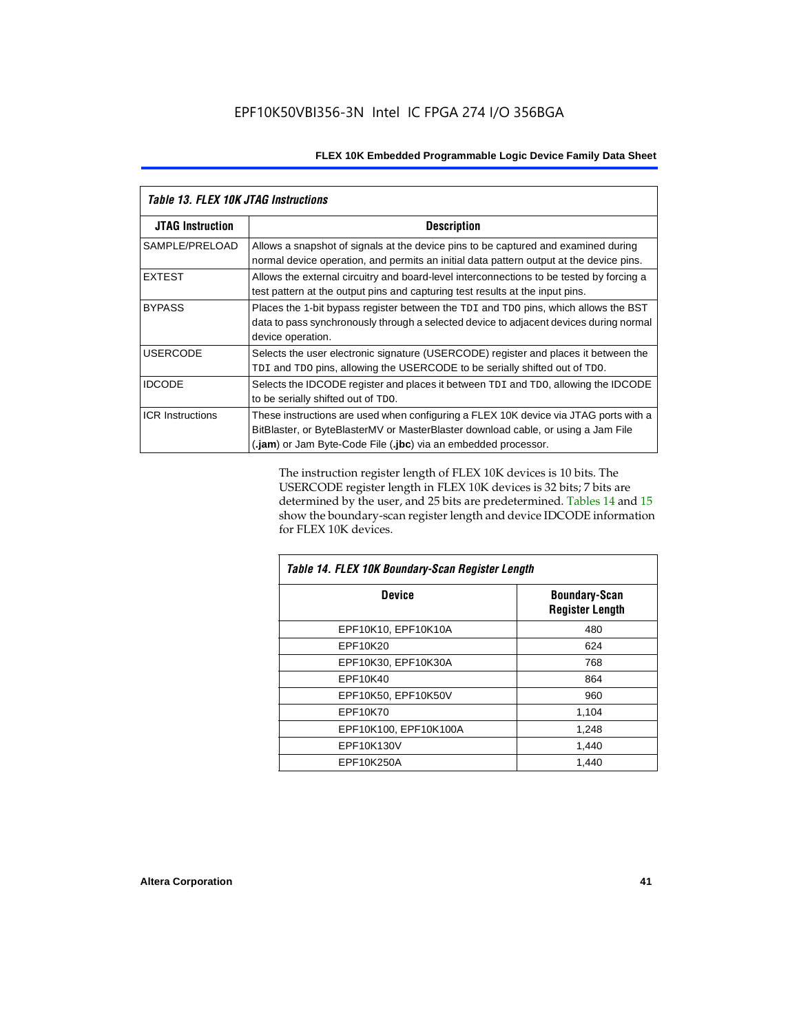*Table 13. FLEX 10K JTAG Instructions*

| JTAG Instruction | Description |
|---|---|
| SAMPLE/PRELOAD | Allows a snapshot of signals at the device pins to be captured and examined during normal device operation, and permits an initial data pattern output at the device pins. |
| EXTEST | Allows the external circuitry and board-level interconnections to be tested by forcing a test pattern at the output pins and capturing test results at the input pins. |
| BYPASS | Places the 1-bit bypass register between the `TDI` and `TDO` pins, which allows the BST data to pass synchronously through a selected device to adjacent devices during normal device operation. |
| USERCODE | Selects the user electronic signature (USERCODE) register and places it between the `TDI` and `TDO` pins, allowing the USERCODE to be serially shifted out of `TDO`. |
| IDCODE | Selects the IDCODE register and places it between `TDI` and `TDO`, allowing the IDCODE to be serially shifted out of `TDO`. |
| ICR Instructions | These instructions are used when configuring a FLEX 10K device via JTAG ports with a BitBlaster, or ByteBlasterMV or MasterBlaster download cable, or using a Jam File (**.jam**) or Jam Byte-Code File (**.jbc**) via an embedded processor. |

The instruction register length of FLEX 10K devices is 10 bits. The USERCODE register length in FLEX 10K devices is 32 bits; 7 bits are determined by the user, and 25 bits are predetermined. Tables 14 and 15 show the boundary-scan register length and device IDCODE information for FLEX 10K devices.

*Table 14. FLEX 10K Boundary-Scan Register Length*

| Device | Boundary-Scan Register Length |
|---|---|
| EPF10K10, EPF10K10A | 480 |
| EPF10K20 | 624 |
| EPF10K30, EPF10K30A | 768 |
| EPF10K40 | 864 |
| EPF10K50, EPF10K50V | 960 |
| EPF10K70 | 1,104 |
| EPF10K100, EPF10K100A | 1,248 |
| EPF10K130V | 1,440 |
| EPF10K250A | 1,440 |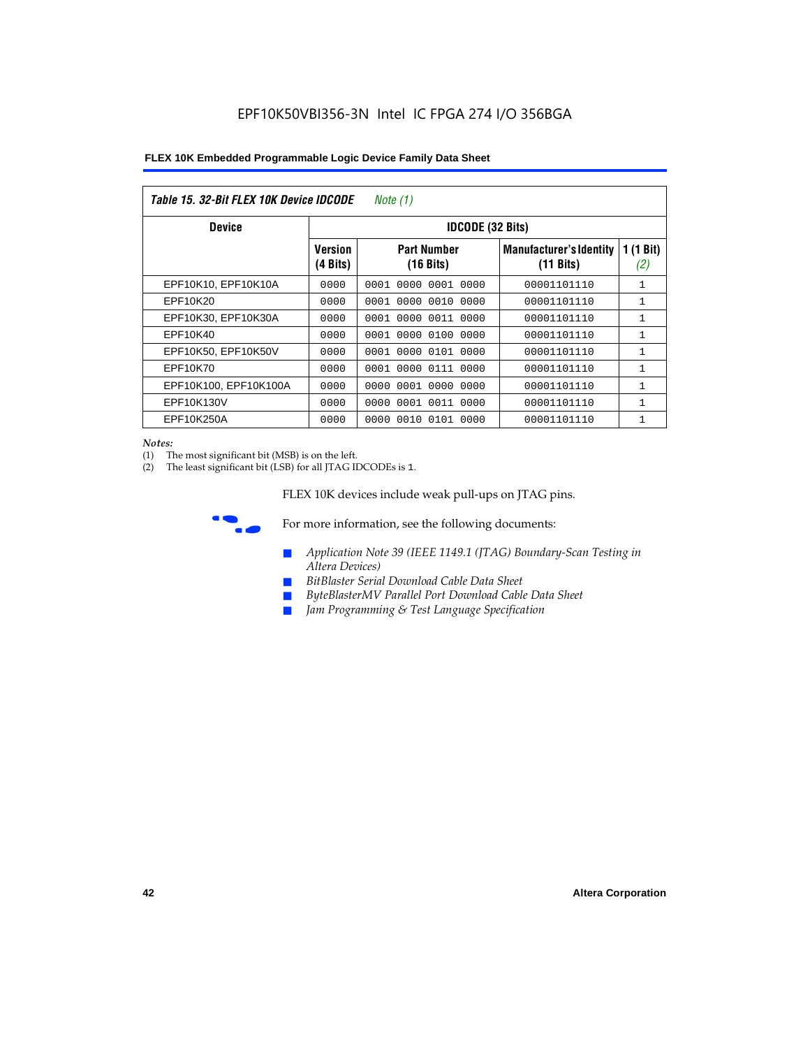**Table 15. 32-Bit FLEX 10K Device IDCODE** *Note (1)*

| Device | IDCODE (32 Bits) | | | |
|---|---|---|---|---|
| | Version (4 Bits) | Part Number (16 Bits) | Manufacturer's Identity (11 Bits) | 1 (1 Bit) *(2)* |
| EPF10K10, EPF10K10A | 0000 | 0001 0000 0001 0000 | 00001101110 | 1 |
| EPF10K20 | 0000 | 0001 0000 0010 0000 | 00001101110 | 1 |
| EPF10K30, EPF10K30A | 0000 | 0001 0000 0011 0000 | 00001101110 | 1 |
| EPF10K40 | 0000 | 0001 0000 0100 0000 | 00001101110 | 1 |
| EPF10K50, EPF10K50V | 0000 | 0001 0000 0101 0000 | 00001101110 | 1 |
| EPF10K70 | 0000 | 0001 0000 0111 0000 | 00001101110 | 1 |
| EPF10K100, EPF10K100A | 0000 | 0000 0001 0000 0000 | 00001101110 | 1 |
| EPF10K130V | 0000 | 0000 0001 0011 0000 | 00001101110 | 1 |
| EPF10K250A | 0000 | 0000 0010 0101 0000 | 00001101110 | 1 |

*Notes:*

(1) The most significant bit (MSB) is on the left.

(2) The least significant bit (LSB) for all JTAG IDCODEs is 1.

FLEX 10K devices include weak pull-ups on JTAG pins.

For more information, see the following documents:

- *Application Note 39 (IEEE 1149.1 (JTAG) Boundary-Scan Testing in Altera Devices)*
- *BitBlaster Serial Download Cable Data Sheet*
- *ByteBlasterMV Parallel Port Download Cable Data Sheet*
- *Jam Programming & Test Language Specification*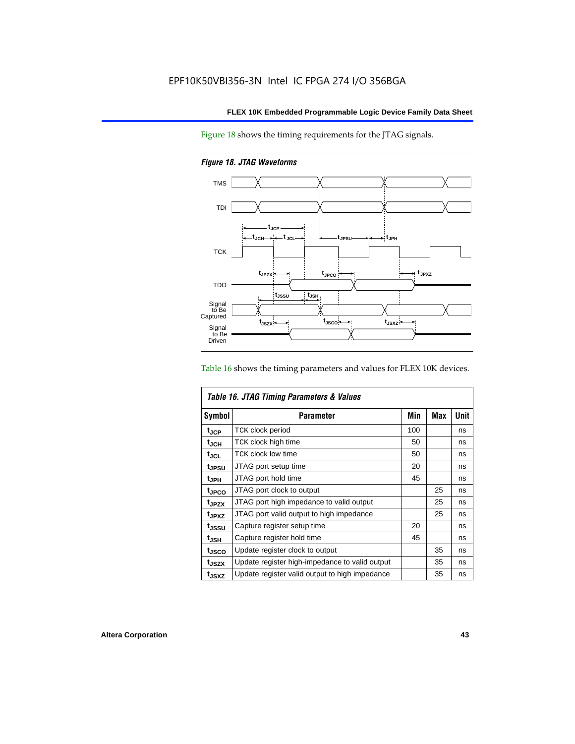Figure 18 shows the timing requirements for the JTAG signals.

*Figure 18. JTAG Waveforms*

Table 16 shows the timing parameters and values for FLEX 10K devices.

*Table 16. JTAG Timing Parameters & Values*

| Symbol | Parameter | Min | Max | Unit |
|---|---|---|---|---|
| $t_{JCP}$ | TCK clock period | 100 | | ns |
| $t_{JCH}$ | TCK clock high time | 50 | | ns |
| $t_{JCL}$ | TCK clock low time | 50 | | ns |
| $t_{JPSU}$ | JTAG port setup time | 20 | | ns |
| $t_{JPH}$ | JTAG port hold time | 45 | | ns |
| $t_{JPCO}$ | JTAG port clock to output | | 25 | ns |
| $t_{JPZX}$ | JTAG port high impedance to valid output | | 25 | ns |
| $t_{JPXZ}$ | JTAG port valid output to high impedance | | 25 | ns |
| $t_{JSSU}$ | Capture register setup time | 20 | | ns |
| $t_{JSH}$ | Capture register hold time | 45 | | ns |
| $t_{JSCO}$ | Update register clock to output | | 35 | ns |
| $t_{JSZX}$ | Update register high-impedance to valid output | | 35 | ns |
| $t_{JSXZ}$ | Update register valid output to high impedance | | 35 | ns |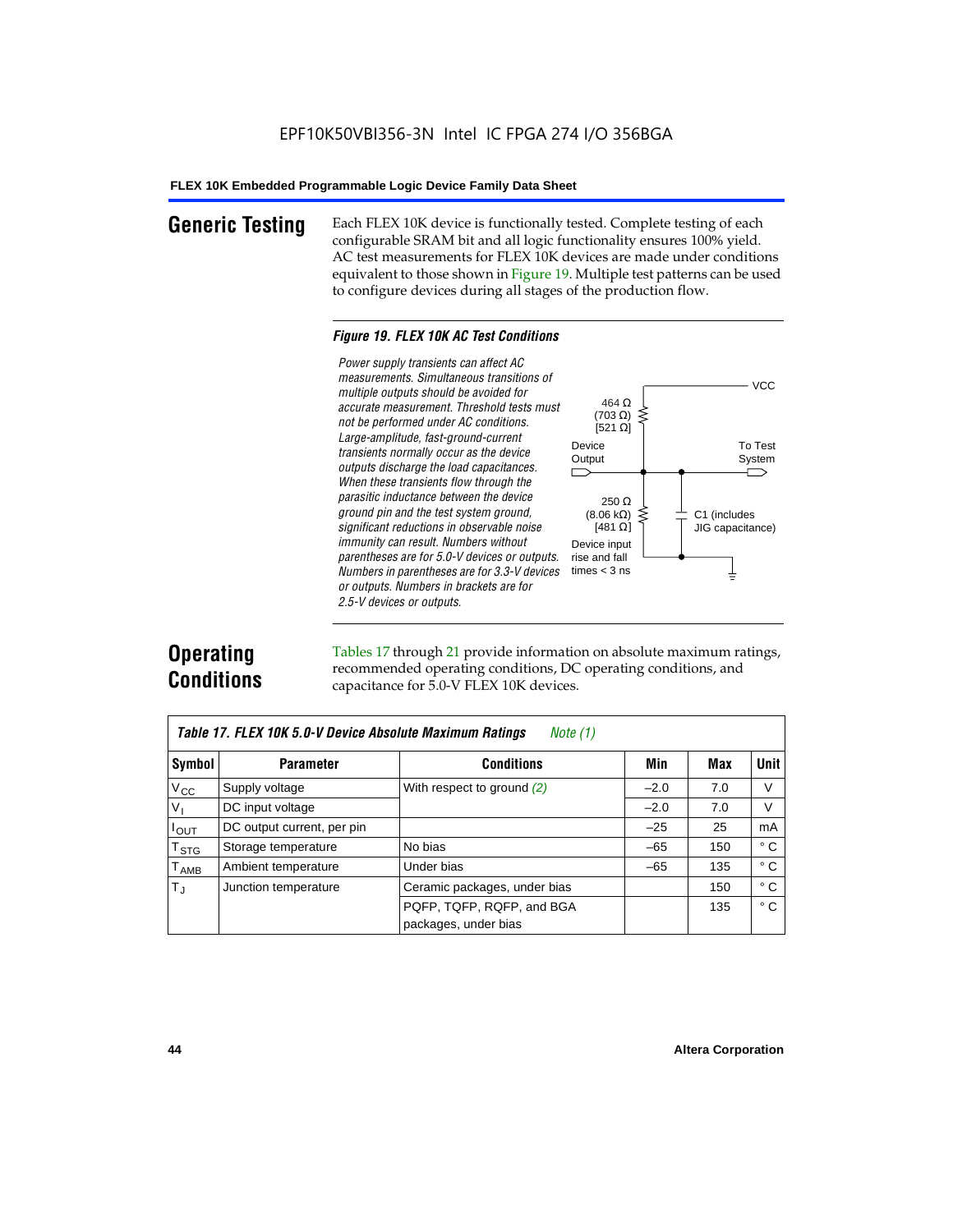# Generic Testing

Each FLEX 10K device is functionally tested. Complete testing of each configurable SRAM bit and all logic functionality ensures 100% yield. AC test measurements for FLEX 10K devices are made under conditions equivalent to those shown in Figure 19. Multiple test patterns can be used to configure devices during all stages of the production flow.

***Figure 19. FLEX 10K AC Test Conditions***

*Power supply transients can affect AC measurements. Simultaneous transitions of multiple outputs should be avoided for accurate measurement. Threshold tests must not be performed under AC conditions. Large-amplitude, fast-ground-current transients normally occur as the device outputs discharge the load capacitances. When these transients flow through the parasitic inductance between the device ground pin and the test system ground, significant reductions in observable noise immunity can result. Numbers without parentheses are for 5.0-V devices or outputs. Numbers in parentheses are for 3.3-V devices or outputs. Numbers in brackets are for 2.5-V devices or outputs.*

VCC

464 Ω (703 Ω) [521 Ω]

Device Output

To Test System

250 Ω (8.06 kΩ) [481 Ω]

C1 (includes JIG capacitance)

Device input rise and fall times < 3 ns

# Operating Conditions

Tables 17 through 21 provide information on absolute maximum ratings, recommended operating conditions, DC operating conditions, and capacitance for 5.0-V FLEX 10K devices.

***Table 17. FLEX 10K 5.0-V Device Absolute Maximum Ratings*** *Note (1)*

| Symbol | Parameter | Conditions | Min | Max | Unit |
|---|---|---|---|---|---|
| $V_{CC}$ | Supply voltage | With respect to ground *(2)* | –2.0 | 7.0 | V |
| $V_I$ | DC input voltage | | –2.0 | 7.0 | V |
| $I_{OUT}$ | DC output current, per pin | | –25 | 25 | mA |
| $T_{STG}$ | Storage temperature | No bias | –65 | 150 | ° C |
| $T_{AMB}$ | Ambient temperature | Under bias | –65 | 135 | ° C |
| $T_J$ | Junction temperature | Ceramic packages, under bias | | 150 | ° C |
| | | PQFP, TQFP, RQFP, and BGA packages, under bias | | 135 | ° C |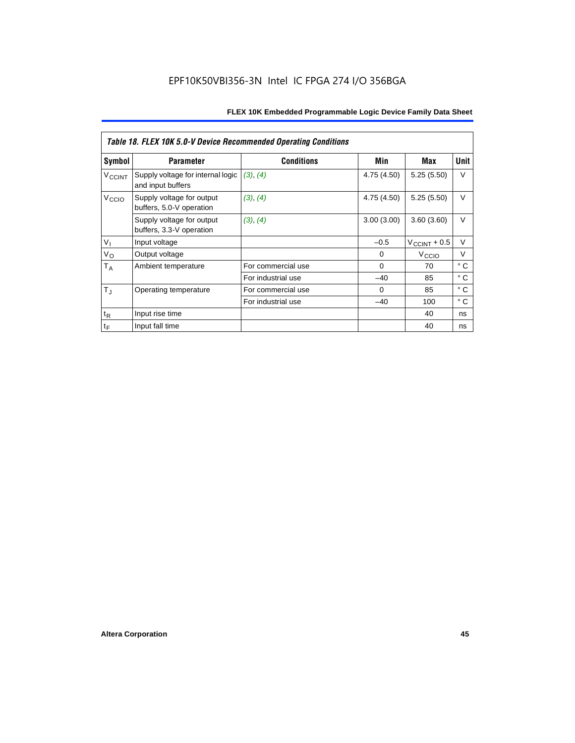EPF10K50VBI356-3N Intel IC FPGA 274 I/O 356BGA

| Table 18. FLEX 10K 5.0-V Device Recommended Operating Conditions | | | | | |
|---|---|---|---|---|---|
| **Symbol** | **Parameter** | **Conditions** | **Min** | **Max** | **Unit** |
| $V_{CCINT}$ | Supply voltage for internal logic and input buffers | *(3)*, *(4)* | 4.75 (4.50) | 5.25 (5.50) | V |
| $V_{CCIO}$ | Supply voltage for output buffers, 5.0-V operation | *(3)*, *(4)* | 4.75 (4.50) | 5.25 (5.50) | V |
| | Supply voltage for output buffers, 3.3-V operation | *(3)*, *(4)* | 3.00 (3.00) | 3.60 (3.60) | V |
| $V_I$ | Input voltage | | –0.5 | $V_{CCINT}$ + 0.5 | V |
| $V_O$ | Output voltage | | 0 | $V_{CCIO}$ | V |
| $T_A$ | Ambient temperature | For commercial use | 0 | 70 | ° C |
| | | For industrial use | –40 | 85 | ° C |
| $T_J$ | Operating temperature | For commercial use | 0 | 85 | ° C |
| | | For industrial use | –40 | 100 | ° C |
| $t_R$ | Input rise time | | | 40 | ns |
| $t_F$ | Input fall time | | | 40 | ns |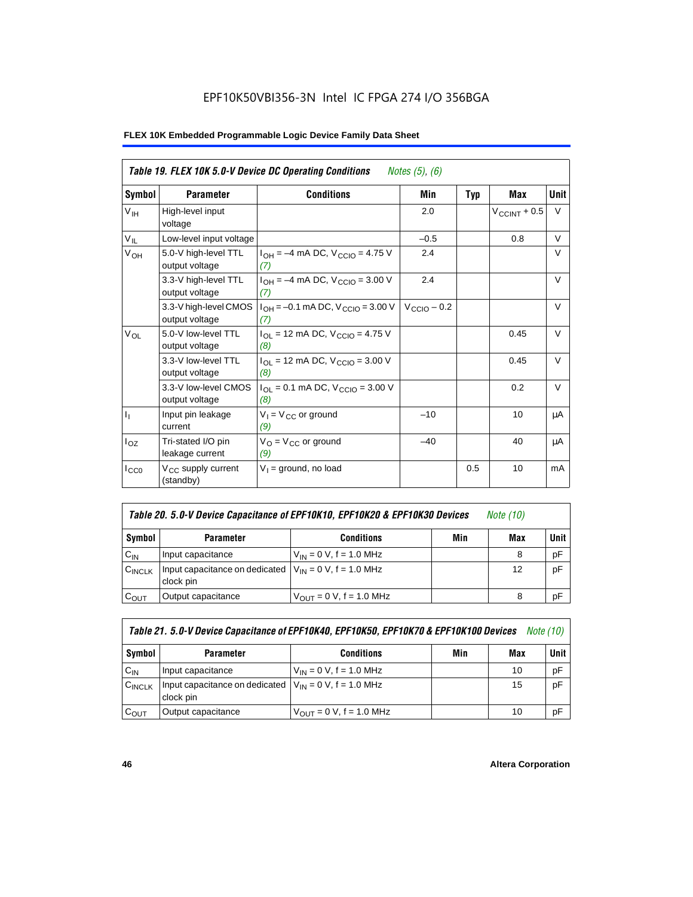EPF10K50VBI356-3N Intel IC FPGA 274 I/O 356BGA

| Table 19. FLEX 10K 5.0-V Device DC Operating Conditions *Notes (5), (6)* | | | | | | |
|---|---|---|---|---|---|---|
| **Symbol** | **Parameter** | **Conditions** | **Min** | **Typ** | **Max** | **Unit** |
| $V_{IH}$ | High-level input voltage | | 2.0 | | $V_{CCINT} + 0.5$ | V |
| $V_{IL}$ | Low-level input voltage | | –0.5 | | 0.8 | V |
| $V_{OH}$ | 5.0-V high-level TTL output voltage | $I_{OH}$ = –4 mA DC, $V_{CCIO}$ = 4.75 V *(7)* | 2.4 | | | V |
| | 3.3-V high-level TTL output voltage | $I_{OH}$ = –4 mA DC, $V_{CCIO}$ = 3.00 V *(7)* | 2.4 | | | V |
| | 3.3-V high-level CMOS output voltage | $I_{OH}$ = –0.1 mA DC, $V_{CCIO}$ = 3.00 V *(7)* | $V_{CCIO} - 0.2$ | | | V |
| $V_{OL}$ | 5.0-V low-level TTL output voltage | $I_{OL}$ = 12 mA DC, $V_{CCIO}$ = 4.75 V *(8)* | | | 0.45 | V |
| | 3.3-V low-level TTL output voltage | $I_{OL}$ = 12 mA DC, $V_{CCIO}$ = 3.00 V *(8)* | | | 0.45 | V |
| | 3.3-V low-level CMOS output voltage | $I_{OL}$ = 0.1 mA DC, $V_{CCIO}$ = 3.00 V *(8)* | | | 0.2 | V |
| $I_I$ | Input pin leakage current | $V_I = V_{CC}$ or ground *(9)* | –10 | | 10 | μA |
| $I_{OZ}$ | Tri-stated I/O pin leakage current | $V_O = V_{CC}$ or ground *(9)* | –40 | | 40 | μA |
| $I_{CC0}$ | $V_{CC}$ supply current (standby) | $V_I$ = ground, no load | | 0.5 | 10 | mA |

| Table 20. 5.0-V Device Capacitance of EPF10K10, EPF10K20 & EPF10K30 Devices *Note (10)* | | | | | |
|---|---|---|---|---|---|
| **Symbol** | **Parameter** | **Conditions** | **Min** | **Max** | **Unit** |
| $C_{IN}$ | Input capacitance | $V_{IN}$ = 0 V, f = 1.0 MHz | | 8 | pF |
| $C_{INCLK}$ | Input capacitance on dedicated clock pin | $V_{IN}$ = 0 V, f = 1.0 MHz | | 12 | pF |
| $C_{OUT}$ | Output capacitance | $V_{OUT}$ = 0 V, f = 1.0 MHz | | 8 | pF |

| Table 21. 5.0-V Device Capacitance of EPF10K40, EPF10K50, EPF10K70 & EPF10K100 Devices *Note (10)* | | | | | |
|---|---|---|---|---|---|
| **Symbol** | **Parameter** | **Conditions** | **Min** | **Max** | **Unit** |
| $C_{IN}$ | Input capacitance | $V_{IN}$ = 0 V, f = 1.0 MHz | | 10 | pF |
| $C_{INCLK}$ | Input capacitance on dedicated clock pin | $V_{IN}$ = 0 V, f = 1.0 MHz | | 15 | pF |
| $C_{OUT}$ | Output capacitance | $V_{OUT}$ = 0 V, f = 1.0 MHz | | 10 | pF |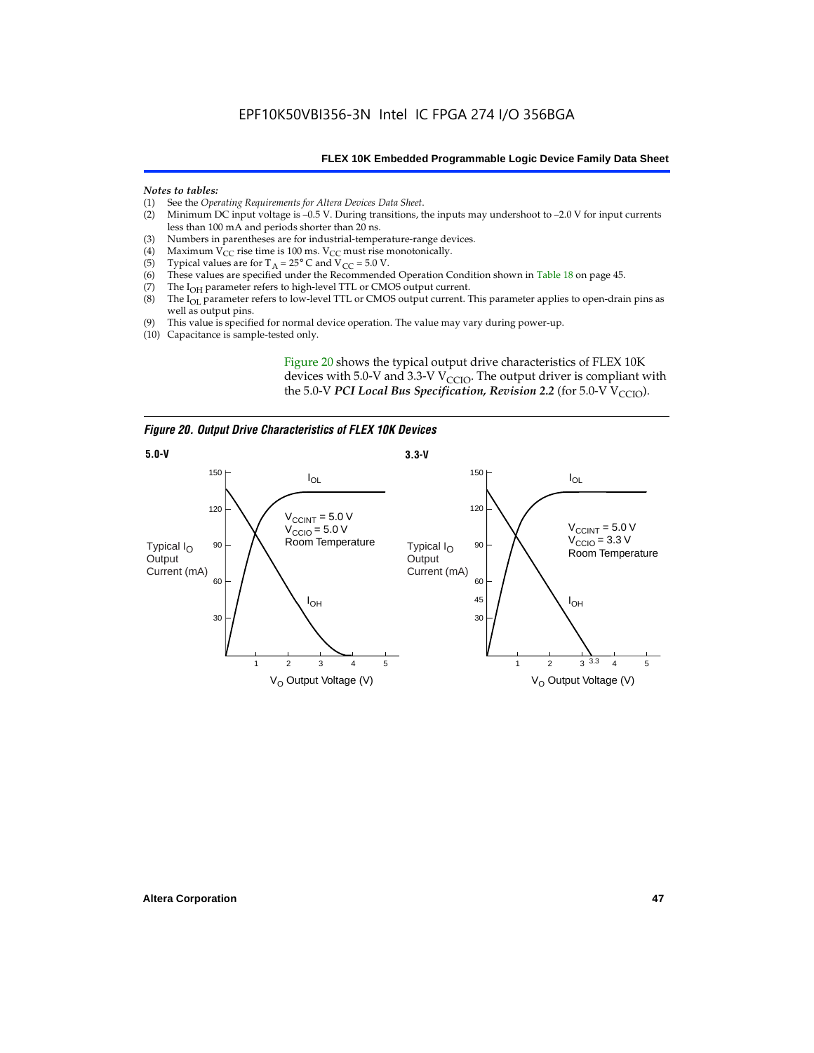*Notes to tables:*

(1) See the *Operating Requirements for Altera Devices Data Sheet*.
(2) Minimum DC input voltage is –0.5 V. During transitions, the inputs may undershoot to –2.0 V for input currents less than 100 mA and periods shorter than 20 ns.
(3) Numbers in parentheses are for industrial-temperature-range devices.
(4) Maximum $V_{CC}$ rise time is 100 ms. $V_{CC}$ must rise monotonically.
(5) Typical values are for $T_A = 25°$ C and $V_{CC} = 5.0$ V.
(6) These values are specified under the Recommended Operation Condition shown in Table 18 on page 45.
(7) The $I_{OH}$ parameter refers to high-level TTL or CMOS output current.
(8) The $I_{OL}$ parameter refers to low-level TTL or CMOS output current. This parameter applies to open-drain pins as well as output pins.
(9) This value is specified for normal device operation. The value may vary during power-up.
(10) Capacitance is sample-tested only.

Figure 20 shows the typical output drive characteristics of FLEX 10K devices with 5.0-V and 3.3-V $V_{CCIO}$. The output driver is compliant with the 5.0-V ***PCI Local Bus Specification, Revision 2.2*** (for 5.0-V $V_{CCIO}$).

***Figure 20. Output Drive Characteristics of FLEX 10K Devices***

**5.0-V** — Typical $I_O$ Output Current (mA) vs. $V_O$ Output Voltage (V); $I_{OL}$, $I_{OH}$; $V_{CCINT} = 5.0$ V, $V_{CCIO} = 5.0$ V, Room Temperature

**3.3-V** — Typical $I_O$ Output Current (mA) vs. $V_O$ Output Voltage (V); $I_{OL}$, $I_{OH}$; $V_{CCINT} = 5.0$ V, $V_{CCIO} = 3.3$ V, Room Temperature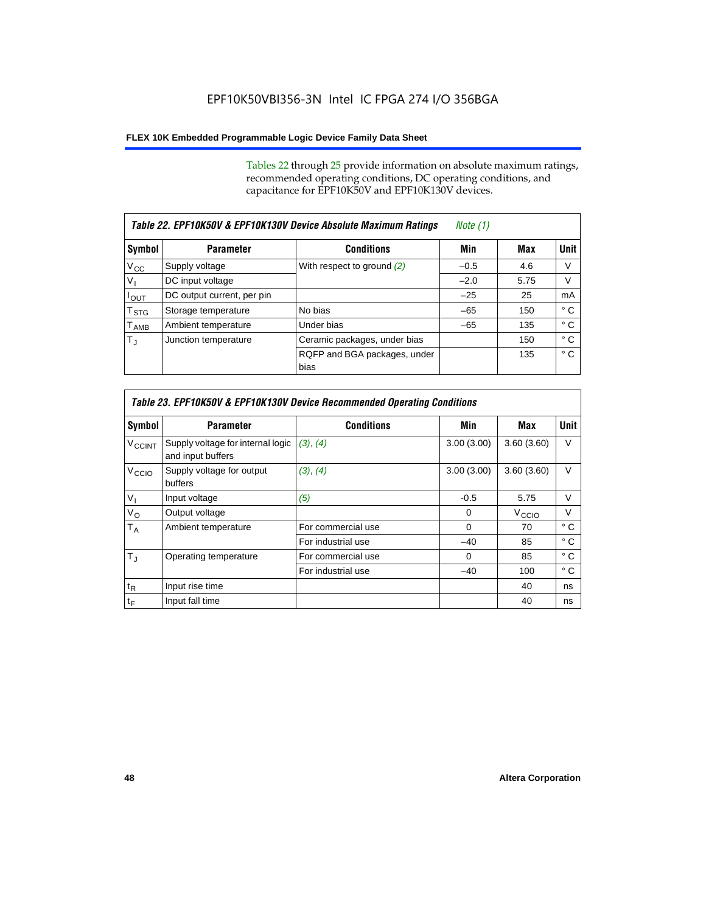EPF10K50VBI356-3N Intel IC FPGA 274 I/O 356BGA

Tables 22 through 25 provide information on absolute maximum ratings, recommended operating conditions, DC operating conditions, and capacitance for EPF10K50V and EPF10K130V devices.

| *Table 22. EPF10K50V & EPF10K130V Device Absolute Maximum Ratings* *Note (1)* | | | | | |
|---|---|---|---|---|---|
| **Symbol** | **Parameter** | **Conditions** | **Min** | **Max** | **Unit** |
| $V_{CC}$ | Supply voltage | With respect to ground *(2)* | –0.5 | 4.6 | V |
| $V_I$ | DC input voltage | | –2.0 | 5.75 | V |
| $I_{OUT}$ | DC output current, per pin | | –25 | 25 | mA |
| $T_{STG}$ | Storage temperature | No bias | –65 | 150 | ° C |
| $T_{AMB}$ | Ambient temperature | Under bias | –65 | 135 | ° C |
| $T_J$ | Junction temperature | Ceramic packages, under bias | | 150 | ° C |
| | | RQFP and BGA packages, under bias | | 135 | ° C |

| *Table 23. EPF10K50V & EPF10K130V Device Recommended Operating Conditions* | | | | | |
|---|---|---|---|---|---|
| **Symbol** | **Parameter** | **Conditions** | **Min** | **Max** | **Unit** |
| $V_{CCINT}$ | Supply voltage for internal logic and input buffers | *(3)*, *(4)* | 3.00 (3.00) | 3.60 (3.60) | V |
| $V_{CCIO}$ | Supply voltage for output buffers | *(3)*, *(4)* | 3.00 (3.00) | 3.60 (3.60) | V |
| $V_I$ | Input voltage | *(5)* | -0.5 | 5.75 | V |
| $V_O$ | Output voltage | | 0 | $V_{CCIO}$ | V |
| $T_A$ | Ambient temperature | For commercial use | 0 | 70 | ° C |
| | | For industrial use | –40 | 85 | ° C |
| $T_J$ | Operating temperature | For commercial use | 0 | 85 | ° C |
| | | For industrial use | –40 | 100 | ° C |
| $t_R$ | Input rise time | | | 40 | ns |
| $t_F$ | Input fall time | | | 40 | ns |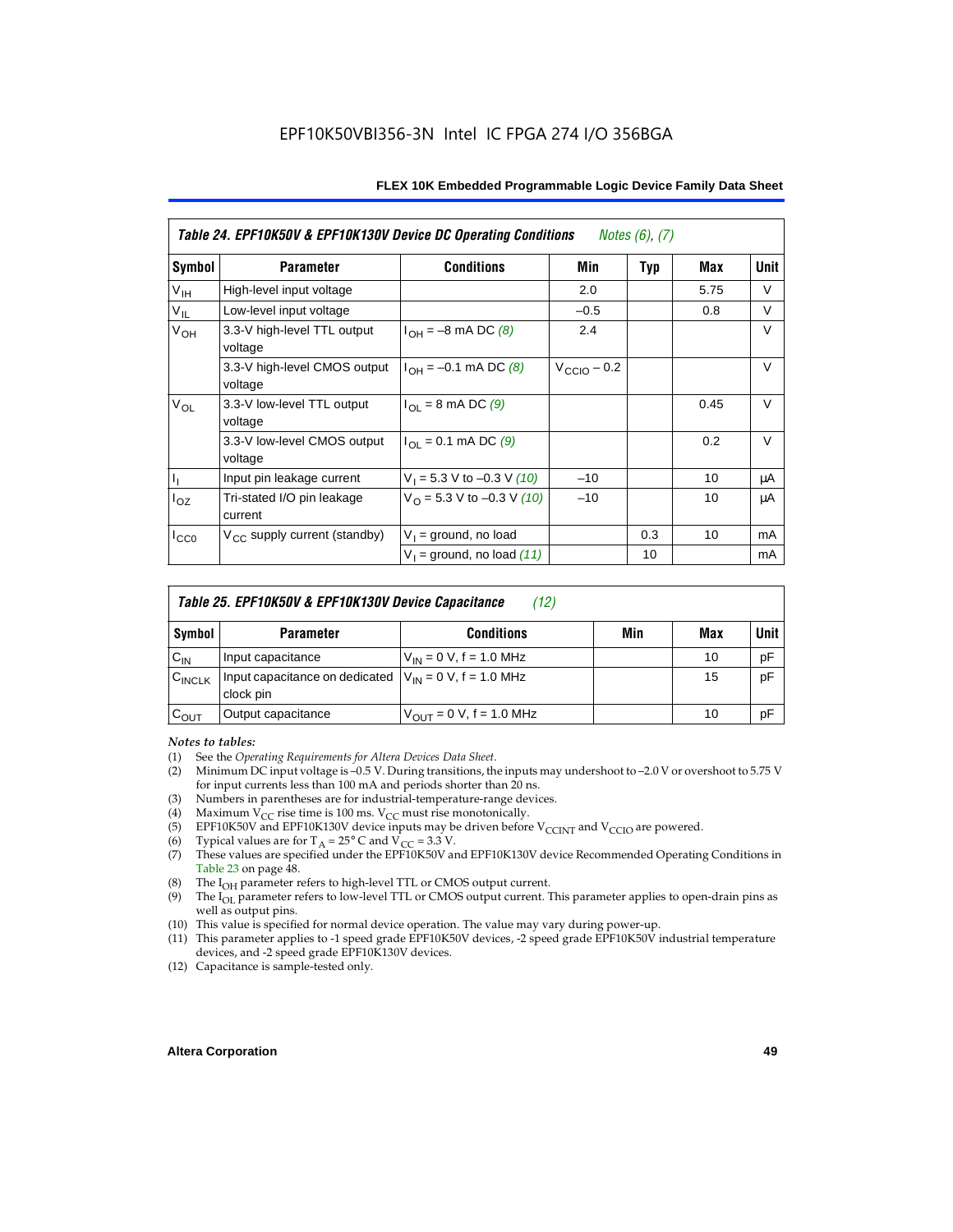| *Table 24. EPF10K50V & EPF10K130V Device DC Operating Conditions* *Notes (6), (7)* | | | | | | |
|---|---|---|---|---|---|---|
| **Symbol** | **Parameter** | **Conditions** | **Min** | **Typ** | **Max** | **Unit** |
| $V_{IH}$ | High-level input voltage | | 2.0 | | 5.75 | V |
| $V_{IL}$ | Low-level input voltage | | –0.5 | | 0.8 | V |
| $V_{OH}$ | 3.3-V high-level TTL output voltage | $I_{OH}$ = –8 mA DC *(8)* | 2.4 | | | V |
| | 3.3-V high-level CMOS output voltage | $I_{OH}$ = –0.1 mA DC *(8)* | $V_{CCIO}$ – 0.2 | | | V |
| $V_{OL}$ | 3.3-V low-level TTL output voltage | $I_{OL}$ = 8 mA DC *(9)* | | | 0.45 | V |
| | 3.3-V low-level CMOS output voltage | $I_{OL}$ = 0.1 mA DC *(9)* | | | 0.2 | V |
| $I_I$ | Input pin leakage current | $V_I$ = 5.3 V to –0.3 V *(10)* | –10 | | 10 | μA |
| $I_{OZ}$ | Tri-stated I/O pin leakage current | $V_O$ = 5.3 V to –0.3 V *(10)* | –10 | | 10 | μA |
| $I_{CC0}$ | $V_{CC}$ supply current (standby) | $V_I$ = ground, no load | | 0.3 | 10 | mA |
| | | $V_I$ = ground, no load *(11)* | | 10 | | mA |

| *Table 25. EPF10K50V & EPF10K130V Device Capacitance* *(12)* | | | | | |
|---|---|---|---|---|---|
| **Symbol** | **Parameter** | **Conditions** | **Min** | **Max** | **Unit** |
| $C_{IN}$ | Input capacitance | $V_{IN}$ = 0 V, f = 1.0 MHz | | 10 | pF |
| $C_{INCLK}$ | Input capacitance on dedicated clock pin | $V_{IN}$ = 0 V, f = 1.0 MHz | | 15 | pF |
| $C_{OUT}$ | Output capacitance | $V_{OUT}$ = 0 V, f = 1.0 MHz | | 10 | pF |

*Notes to tables:*

(1) See the *Operating Requirements for Altera Devices Data Sheet*.
(2) Minimum DC input voltage is –0.5 V. During transitions, the inputs may undershoot to –2.0 V or overshoot to 5.75 V for input currents less than 100 mA and periods shorter than 20 ns.
(3) Numbers in parentheses are for industrial-temperature-range devices.
(4) Maximum $V_{CC}$ rise time is 100 ms. $V_{CC}$ must rise monotonically.
(5) EPF10K50V and EPF10K130V device inputs may be driven before $V_{CCINT}$ and $V_{CCIO}$ are powered.
(6) Typical values are for $T_A$ = 25° C and $V_{CC}$ = 3.3 V.
(7) These values are specified under the EPF10K50V and EPF10K130V device Recommended Operating Conditions in Table 23 on page 48.
(8) The $I_{OH}$ parameter refers to high-level TTL or CMOS output current.
(9) The $I_{OL}$ parameter refers to low-level TTL or CMOS output current. This parameter applies to open-drain pins as well as output pins.
(10) This value is specified for normal device operation. The value may vary during power-up.
(11) This parameter applies to -1 speed grade EPF10K50V devices, -2 speed grade EPF10K50V industrial temperature devices, and -2 speed grade EPF10K130V devices.
(12) Capacitance is sample-tested only.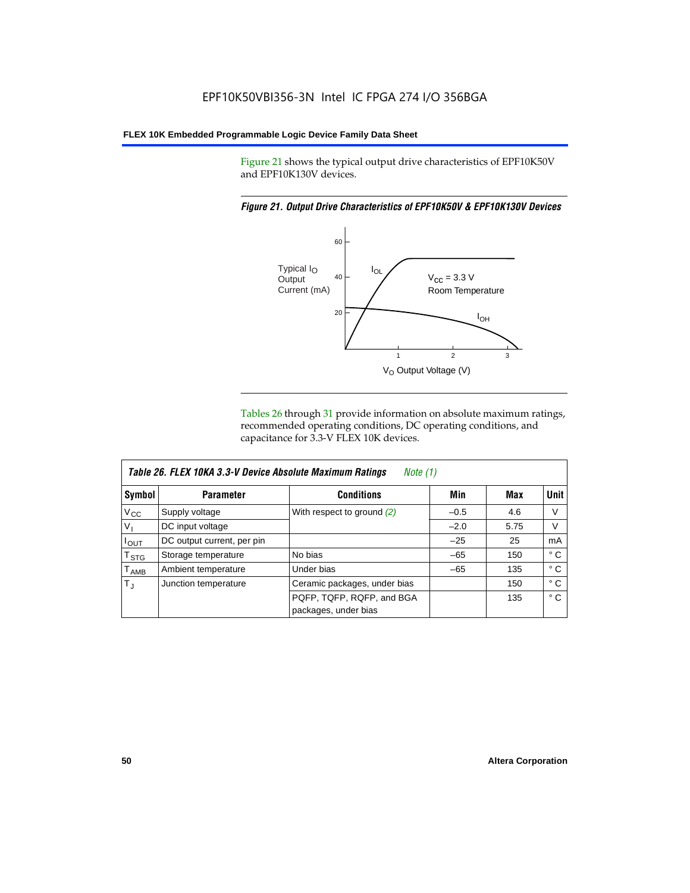Figure 21 shows the typical output drive characteristics of EPF10K50V and EPF10K130V devices.

*Figure 21. Output Drive Characteristics of EPF10K50V & EPF10K130V Devices*

Tables 26 through 31 provide information on absolute maximum ratings, recommended operating conditions, DC operating conditions, and capacitance for 3.3-V FLEX 10K devices.

*Table 26. FLEX 10KA 3.3-V Device Absolute Maximum Ratings* *Note (1)*

| Symbol | Parameter | Conditions | Min | Max | Unit |
|---|---|---|---|---|---|
| $V_{CC}$ | Supply voltage | With respect to ground *(2)* | –0.5 | 4.6 | V |
| $V_I$ | DC input voltage | | –2.0 | 5.75 | V |
| $I_{OUT}$ | DC output current, per pin | | –25 | 25 | mA |
| $T_{STG}$ | Storage temperature | No bias | –65 | 150 | ° C |
| $T_{AMB}$ | Ambient temperature | Under bias | –65 | 135 | ° C |
| $T_J$ | Junction temperature | Ceramic packages, under bias | | 150 | ° C |
| | | PQFP, TQFP, RQFP, and BGA packages, under bias | | 135 | ° C |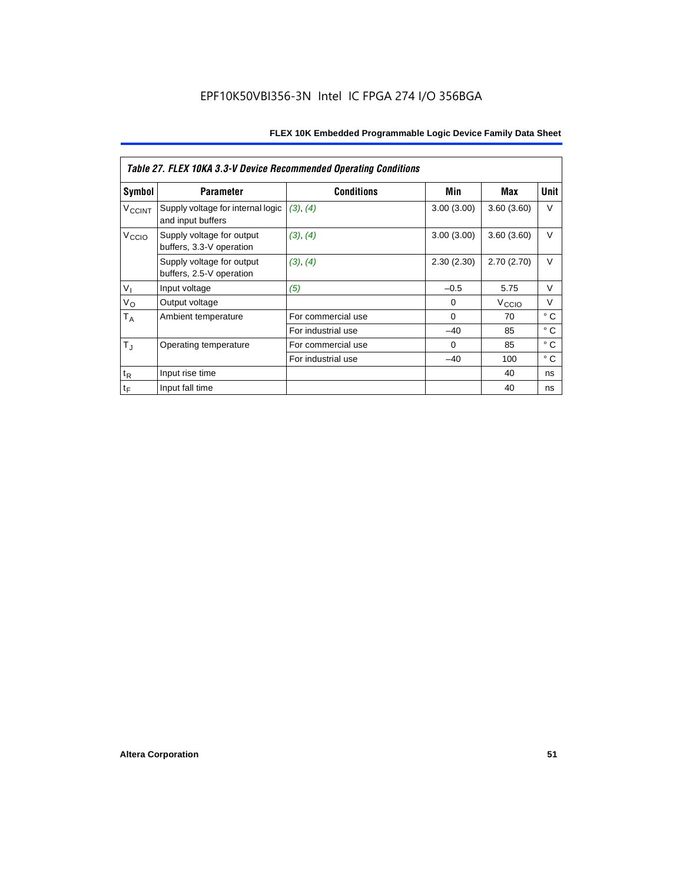Table 27. FLEX 10KA 3.3-V Device Recommended Operating Conditions

| Symbol | Parameter | Conditions | Min | Max | Unit |
|---|---|---|---|---|---|
| $V_{CCINT}$ | Supply voltage for internal logic and input buffers | (3), (4) | 3.00 (3.00) | 3.60 (3.60) | V |
| $V_{CCIO}$ | Supply voltage for output buffers, 3.3-V operation | (3), (4) | 3.00 (3.00) | 3.60 (3.60) | V |
| | Supply voltage for output buffers, 2.5-V operation | (3), (4) | 2.30 (2.30) | 2.70 (2.70) | V |
| $V_I$ | Input voltage | (5) | –0.5 | 5.75 | V |
| $V_O$ | Output voltage | | 0 | $V_{CCIO}$ | V |
| $T_A$ | Ambient temperature | For commercial use | 0 | 70 | ° C |
| | | For industrial use | –40 | 85 | ° C |
| $T_J$ | Operating temperature | For commercial use | 0 | 85 | ° C |
| | | For industrial use | –40 | 100 | ° C |
| $t_R$ | Input rise time | | | 40 | ns |
| $t_F$ | Input fall time | | | 40 | ns |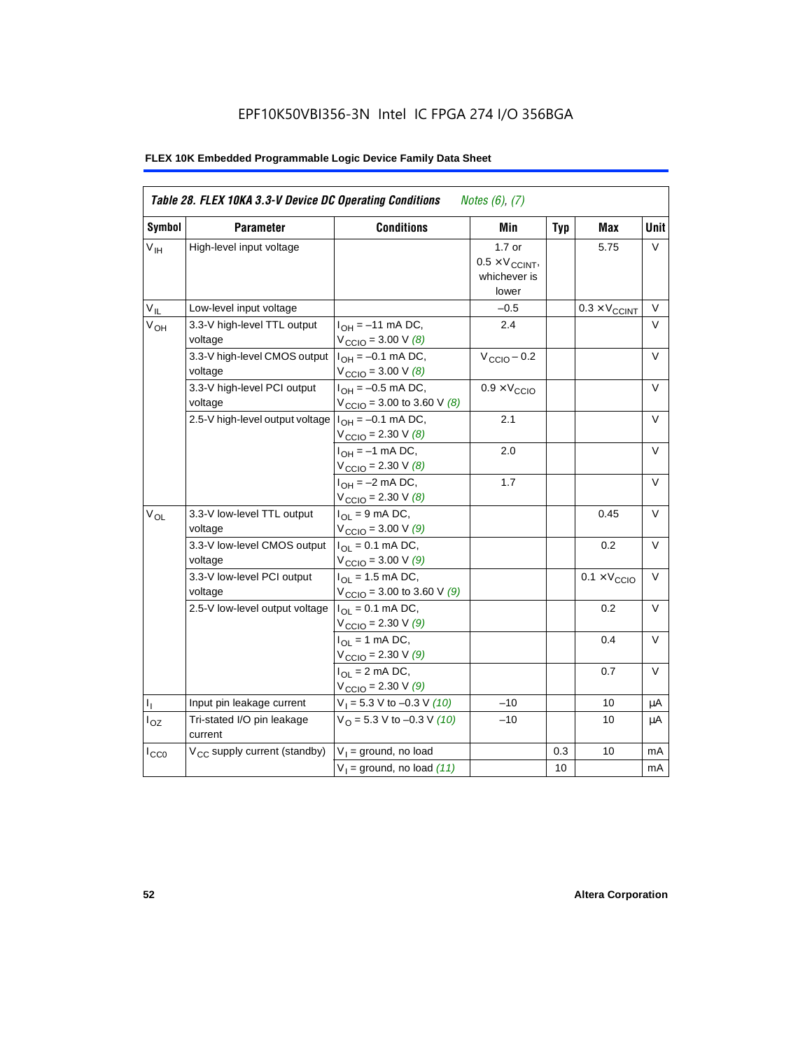# EPF10K50VBI356-3N Intel IC FPGA 274 I/O 356BGA

**FLEX 10K Embedded Programmable Logic Device Family Data Sheet**

| *Table 28. FLEX 10KA 3.3-V Device DC Operating Conditions* *Notes (6), (7)* | | | | | | |
|---|---|---|---|---|---|---|
| **Symbol** | **Parameter** | **Conditions** | **Min** | **Typ** | **Max** | **Unit** |
| $V_{IH}$ | High-level input voltage | | 1.7 or $0.5 \times V_{CCINT}$, whichever is lower | | 5.75 | V |
| $V_{IL}$ | Low-level input voltage | | –0.5 | | $0.3 \times V_{CCINT}$ | V |
| $V_{OH}$ | 3.3-V high-level TTL output voltage | $I_{OH}$ = –11 mA DC, $V_{CCIO}$ = 3.00 V *(8)* | 2.4 | | | V |
| | 3.3-V high-level CMOS output voltage | $I_{OH}$ = –0.1 mA DC, $V_{CCIO}$ = 3.00 V *(8)* | $V_{CCIO}$ – 0.2 | | | V |
| | 3.3-V high-level PCI output voltage | $I_{OH}$ = –0.5 mA DC, $V_{CCIO}$ = 3.00 to 3.60 V *(8)* | $0.9 \times V_{CCIO}$ | | | V |
| | 2.5-V high-level output voltage | $I_{OH}$ = –0.1 mA DC, $V_{CCIO}$ = 2.30 V *(8)* | 2.1 | | | V |
| | | $I_{OH}$ = –1 mA DC, $V_{CCIO}$ = 2.30 V *(8)* | 2.0 | | | V |
| | | $I_{OH}$ = –2 mA DC, $V_{CCIO}$ = 2.30 V *(8)* | 1.7 | | | V |
| $V_{OL}$ | 3.3-V low-level TTL output voltage | $I_{OL}$ = 9 mA DC, $V_{CCIO}$ = 3.00 V *(9)* | | | 0.45 | V |
| | 3.3-V low-level CMOS output voltage | $I_{OL}$ = 0.1 mA DC, $V_{CCIO}$ = 3.00 V *(9)* | | | 0.2 | V |
| | 3.3-V low-level PCI output voltage | $I_{OL}$ = 1.5 mA DC, $V_{CCIO}$ = 3.00 to 3.60 V *(9)* | | | $0.1 \times V_{CCIO}$ | V |
| | 2.5-V low-level output voltage | $I_{OL}$ = 0.1 mA DC, $V_{CCIO}$ = 2.30 V *(9)* | | | 0.2 | V |
| | | $I_{OL}$ = 1 mA DC, $V_{CCIO}$ = 2.30 V *(9)* | | | 0.4 | V |
| | | $I_{OL}$ = 2 mA DC, $V_{CCIO}$ = 2.30 V *(9)* | | | 0.7 | V |
| $I_I$ | Input pin leakage current | $V_I$ = 5.3 V to –0.3 V *(10)* | –10 | | 10 | μA |
| $I_{OZ}$ | Tri-stated I/O pin leakage current | $V_O$ = 5.3 V to –0.3 V *(10)* | –10 | | 10 | μA |
| $I_{CC0}$ | $V_{CC}$ supply current (standby) | $V_I$ = ground, no load | | 0.3 | 10 | mA |
| | | $V_I$ = ground, no load *(11)* | | 10 | | mA |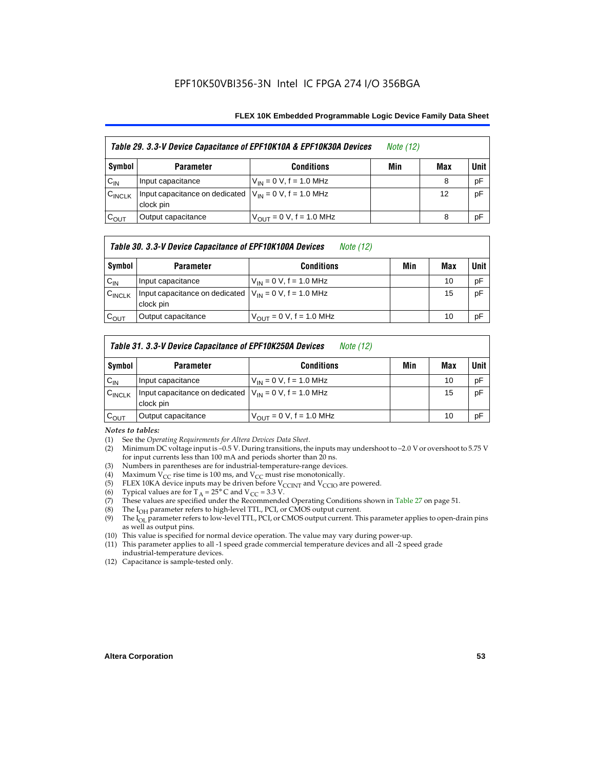EPF10K50VBI356-3N Intel IC FPGA 274 I/O 356BGA

**Table 29. 3.3-V Device Capacitance of EPF10K10A & EPF10K30A Devices** *Note (12)*

| Symbol | Parameter | Conditions | Min | Max | Unit |
|---|---|---|---|---|---|
| $C_{IN}$ | Input capacitance | $V_{IN}$ = 0 V, f = 1.0 MHz | | 8 | pF |
| $C_{INCLK}$ | Input capacitance on dedicated clock pin | $V_{IN}$ = 0 V, f = 1.0 MHz | | 12 | pF |
| $C_{OUT}$ | Output capacitance | $V_{OUT}$ = 0 V, f = 1.0 MHz | | 8 | pF |

**Table 30. 3.3-V Device Capacitance of EPF10K100A Devices** *Note (12)*

| Symbol | Parameter | Conditions | Min | Max | Unit |
|---|---|---|---|---|---|
| $C_{IN}$ | Input capacitance | $V_{IN}$ = 0 V, f = 1.0 MHz | | 10 | pF |
| $C_{INCLK}$ | Input capacitance on dedicated clock pin | $V_{IN}$ = 0 V, f = 1.0 MHz | | 15 | pF |
| $C_{OUT}$ | Output capacitance | $V_{OUT}$ = 0 V, f = 1.0 MHz | | 10 | pF |

**Table 31. 3.3-V Device Capacitance of EPF10K250A Devices** *Note (12)*

| Symbol | Parameter | Conditions | Min | Max | Unit |
|---|---|---|---|---|---|
| $C_{IN}$ | Input capacitance | $V_{IN}$ = 0 V, f = 1.0 MHz | | 10 | pF |
| $C_{INCLK}$ | Input capacitance on dedicated clock pin | $V_{IN}$ = 0 V, f = 1.0 MHz | | 15 | pF |
| $C_{OUT}$ | Output capacitance | $V_{OUT}$ = 0 V, f = 1.0 MHz | | 10 | pF |

*Notes to tables:*

(1) See the *Operating Requirements for Altera Devices Data Sheet*.
(2) Minimum DC voltage input is –0.5 V. During transitions, the inputs may undershoot to –2.0 V or overshoot to 5.75 V for input currents less than 100 mA and periods shorter than 20 ns.
(3) Numbers in parentheses are for industrial-temperature-range devices.
(4) Maximum $V_{CC}$ rise time is 100 ms, and $V_{CC}$ must rise monotonically.
(5) FLEX 10KA device inputs may be driven before $V_{CCINT}$ and $V_{CCIO}$ are powered.
(6) Typical values are for $T_A$ = 25° C and $V_{CC}$ = 3.3 V.
(7) These values are specified under the Recommended Operating Conditions shown in Table 27 on page 51.
(8) The $I_{OH}$ parameter refers to high-level TTL, PCI, or CMOS output current.
(9) The $I_{OL}$ parameter refers to low-level TTL, PCI, or CMOS output current. This parameter applies to open-drain pins as well as output pins.
(10) This value is specified for normal device operation. The value may vary during power-up.
(11) This parameter applies to all -1 speed grade commercial temperature devices and all -2 speed grade industrial-temperature devices.
(12) Capacitance is sample-tested only.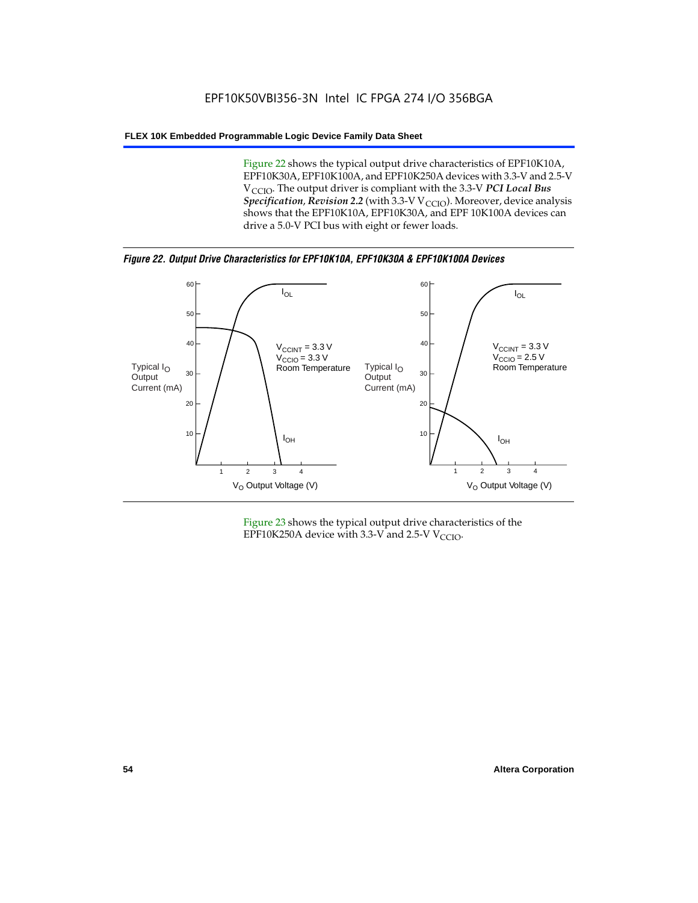Figure 22 shows the typical output drive characteristics of EPF10K10A, EPF10K30A, EPF10K100A, and EPF10K250A devices with 3.3-V and 2.5-V $V_{CCIO}$. The output driver is compliant with the 3.3-V ***PCI Local Bus Specification*, *Revision 2.2*** (with 3.3-V $V_{CCIO}$). Moreover, device analysis shows that the EPF10K10A, EPF10K30A, and EPF 10K100A devices can drive a 5.0-V PCI bus with eight or fewer loads.

***Figure 22. Output Drive Characteristics for EPF10K10A, EPF10K30A & EPF10K100A Devices***

Figure 23 shows the typical output drive characteristics of the EPF10K250A device with 3.3-V and 2.5-V $V_{CCIO}$.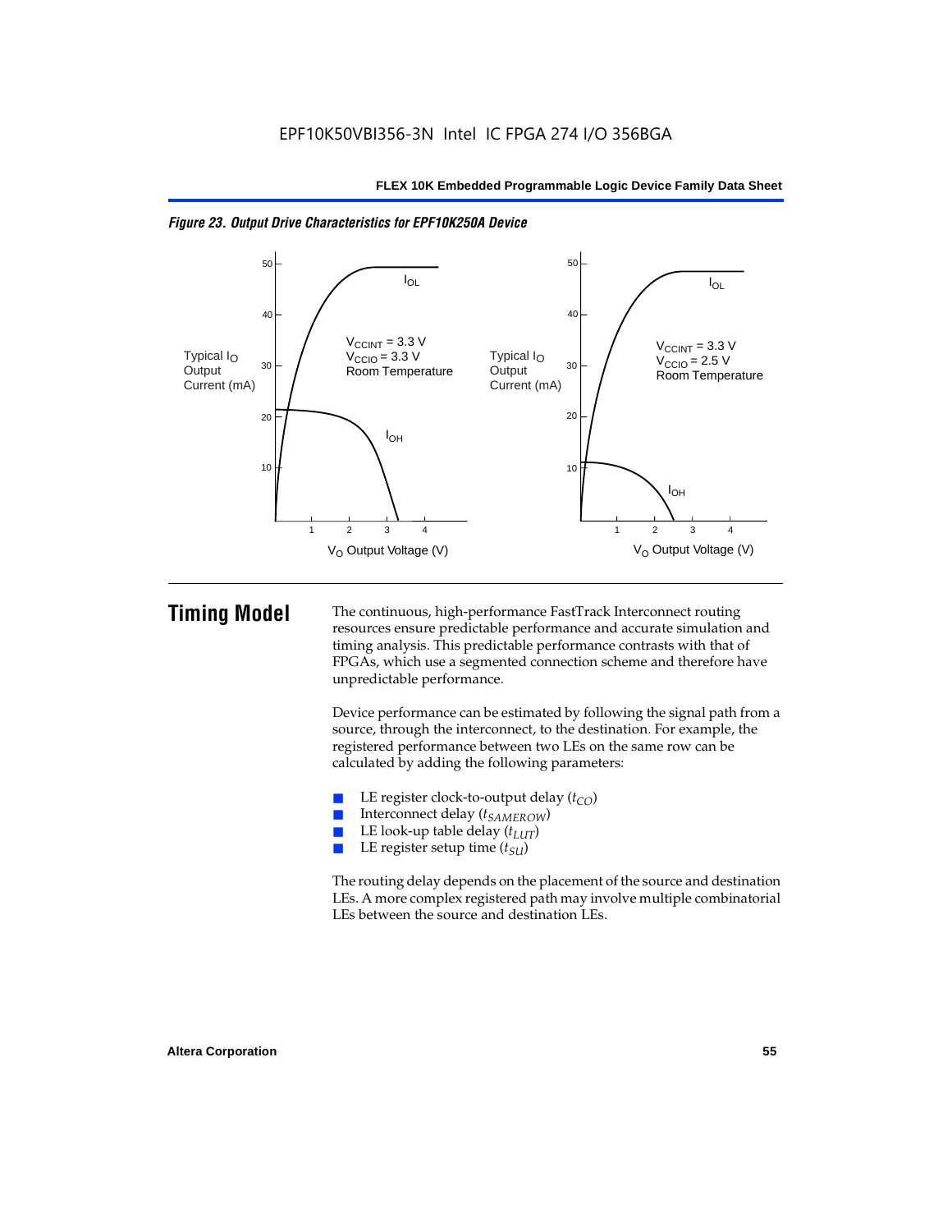*Figure 23. Output Drive Characteristics for EPF10K250A Device*

# Timing Model

The continuous, high-performance FastTrack Interconnect routing resources ensure predictable performance and accurate simulation and timing analysis. This predictable performance contrasts with that of FPGAs, which use a segmented connection scheme and therefore have unpredictable performance.

Device performance can be estimated by following the signal path from a source, through the interconnect, to the destination. For example, the registered performance between two LEs on the same row can be calculated by adding the following parameters:

- LE register clock-to-output delay ($t_{CO}$)
- Interconnect delay ($t_{SAMEROW}$)
- LE look-up table delay ($t_{LUT}$)
- LE register setup time ($t_{SU}$)

The routing delay depends on the placement of the source and destination LEs. A more complex registered path may involve multiple combinatorial LEs between the source and destination LEs.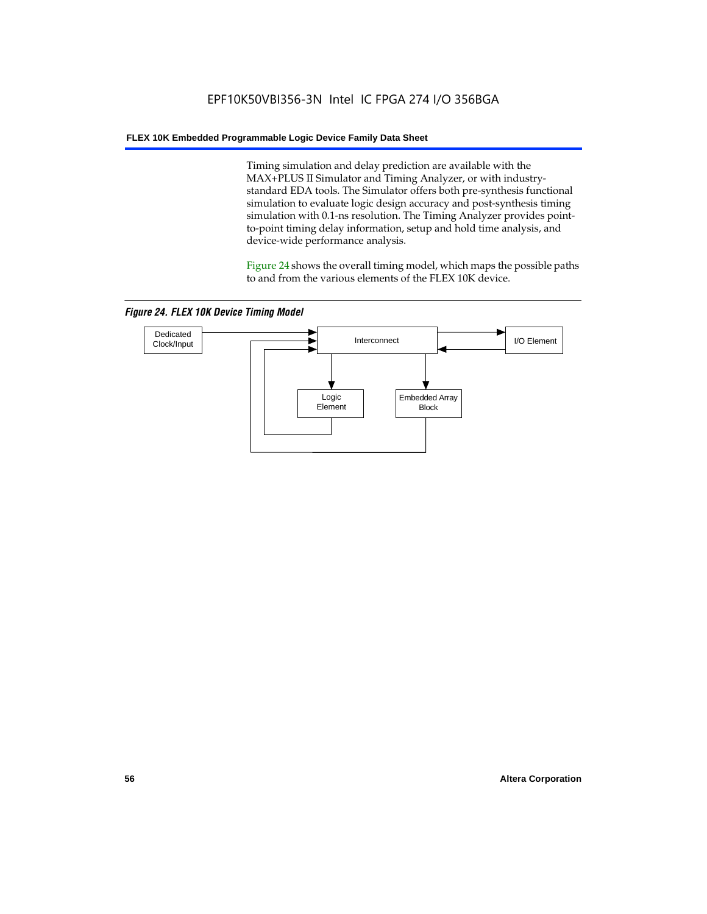Timing simulation and delay prediction are available with the MAX+PLUS II Simulator and Timing Analyzer, or with industry-standard EDA tools. The Simulator offers both pre-synthesis functional simulation to evaluate logic design accuracy and post-synthesis timing simulation with 0.1-ns resolution. The Timing Analyzer provides point-to-point timing delay information, setup and hold time analysis, and device-wide performance analysis.

Figure 24 shows the overall timing model, which maps the possible paths to and from the various elements of the FLEX 10K device.

***Figure 24. FLEX 10K Device Timing Model***

Dedicated Clock/Input

Interconnect

I/O Element

Logic Element

Embedded Array Block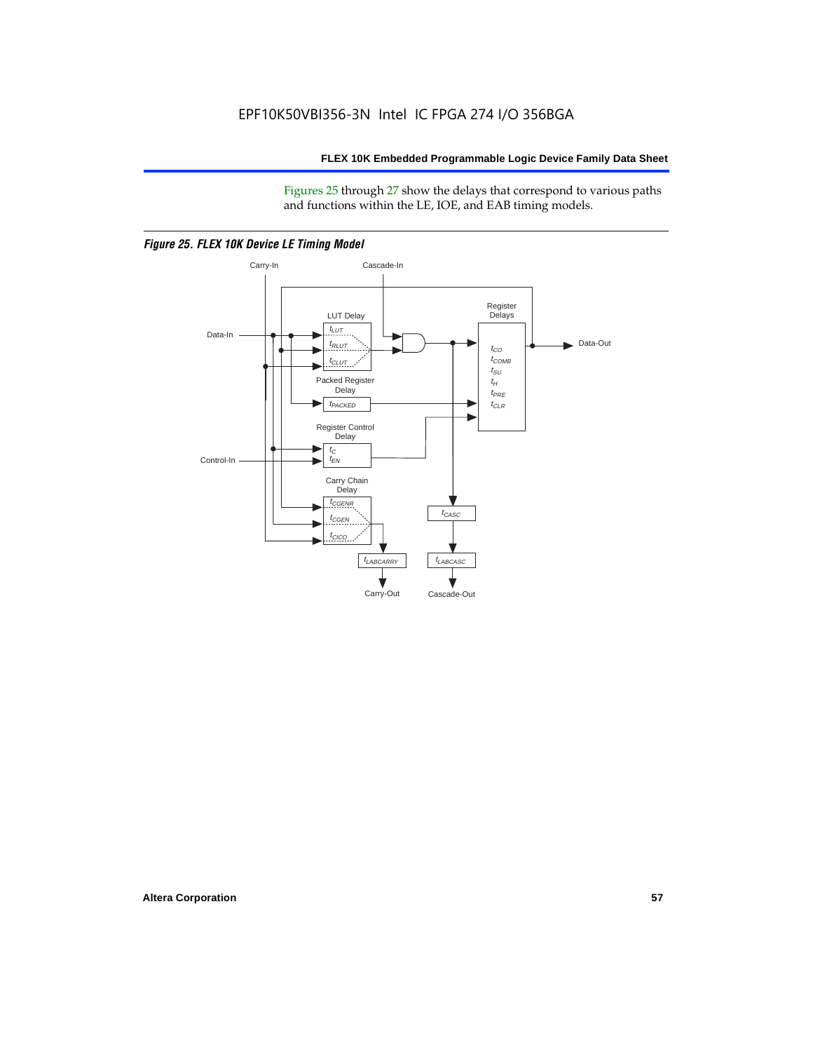Figures 25 through 27 show the delays that correspond to various paths and functions within the LE, IOE, and EAB timing models.

*Figure 25. FLEX 10K Device LE Timing Model*

Carry-In

Cascade-In

Data-In

LUT Delay

$t_{LUT}$

$t_{RLUT}$

$t_{CLUT}$

Register Delays

$t_{CO}$

$t_{COMB}$

$t_{SU}$

$t_{H}$

$t_{PRE}$

$t_{CLR}$

Data-Out

Packed Register Delay

$t_{PACKED}$

Register Control Delay

$t_{C}$

$t_{EN}$

Control-In

Carry Chain Delay

$t_{CGENR}$

$t_{CGEN}$

$t_{CICO}$

$t_{CASC}$

$t_{LABCARRY}$

$t_{LABCASC}$

Carry-Out

Cascade-Out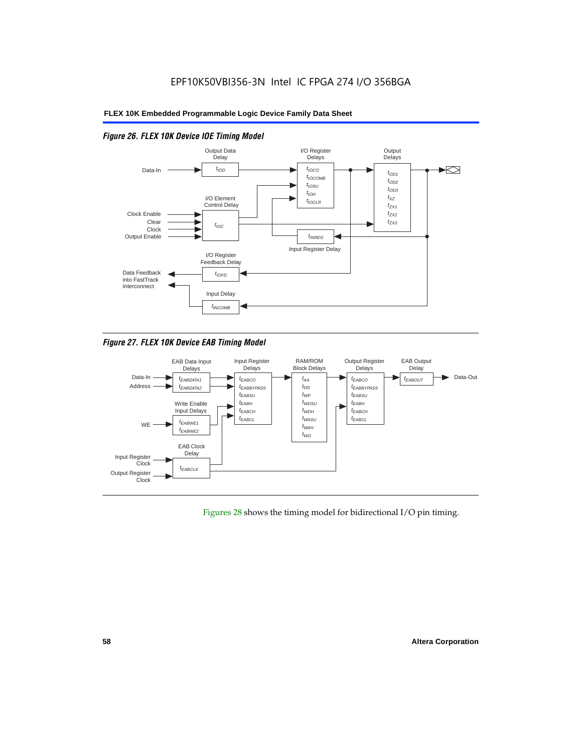EPF10K50VBI356-3N Intel IC FPGA 274 I/O 356BGA

*Figure 26. FLEX 10K Device IOE Timing Model*

Output Data Delay: $t_{IOD}$

I/O Register Delays: $t_{IOCO}$, $t_{IOCOMB}$, $t_{IOSU}$, $t_{IOH}$, $t_{IOCLR}$

Output Delays: $t_{OD1}$, $t_{OD2}$, $t_{OD3}$, $t_{XZ}$, $t_{ZX1}$, $t_{ZX2}$, $t_{ZX3}$

I/O Element Control Delay: $t_{IOC}$ (inputs: Clock Enable, Clear, Clock, Output Enable)

Input Register Delay: $t_{INREG}$

I/O Register Feedback Delay: $t_{IOFD}$

Input Delay: $t_{INCOMB}$

Data-In; Data Feedback into FastTrack Interconnect

*Figure 27. FLEX 10K Device EAB Timing Model*

EAB Data Input Delays: $t_{EABDATA1}$, $t_{EABDATA2}$ (inputs: Data-In, Address)

Write Enable Input Delays: $t_{EABWE1}$, $t_{EABWE2}$ (input: WE)

EAB Clock Delay: $t_{EABCLK}$ (inputs: Input Register Clock, Output Register Clock)

Input Register Delays: $t_{EABCO}$, $t_{EABBYPASS}$, $t_{EABSU}$, $t_{EABH}$, $t_{EABCH}$, $t_{EABCL}$

RAM/ROM Block Delays: $t_{AA}$, $t_{DD}$, $t_{WP}$, $t_{WDSU}$, $t_{WDH}$, $t_{WASU}$, $t_{WAH}$, $t_{WO}$

Output Register Delays: $t_{EABCO}$, $t_{EABBYPASS}$, $t_{EABSU}$, $t_{EABH}$, $t_{EABCH}$, $t_{EABCL}$

EAB Output Delay: $t_{EABOUT}$ (output: Data-Out)

Figures 28 shows the timing model for bidirectional I/O pin timing.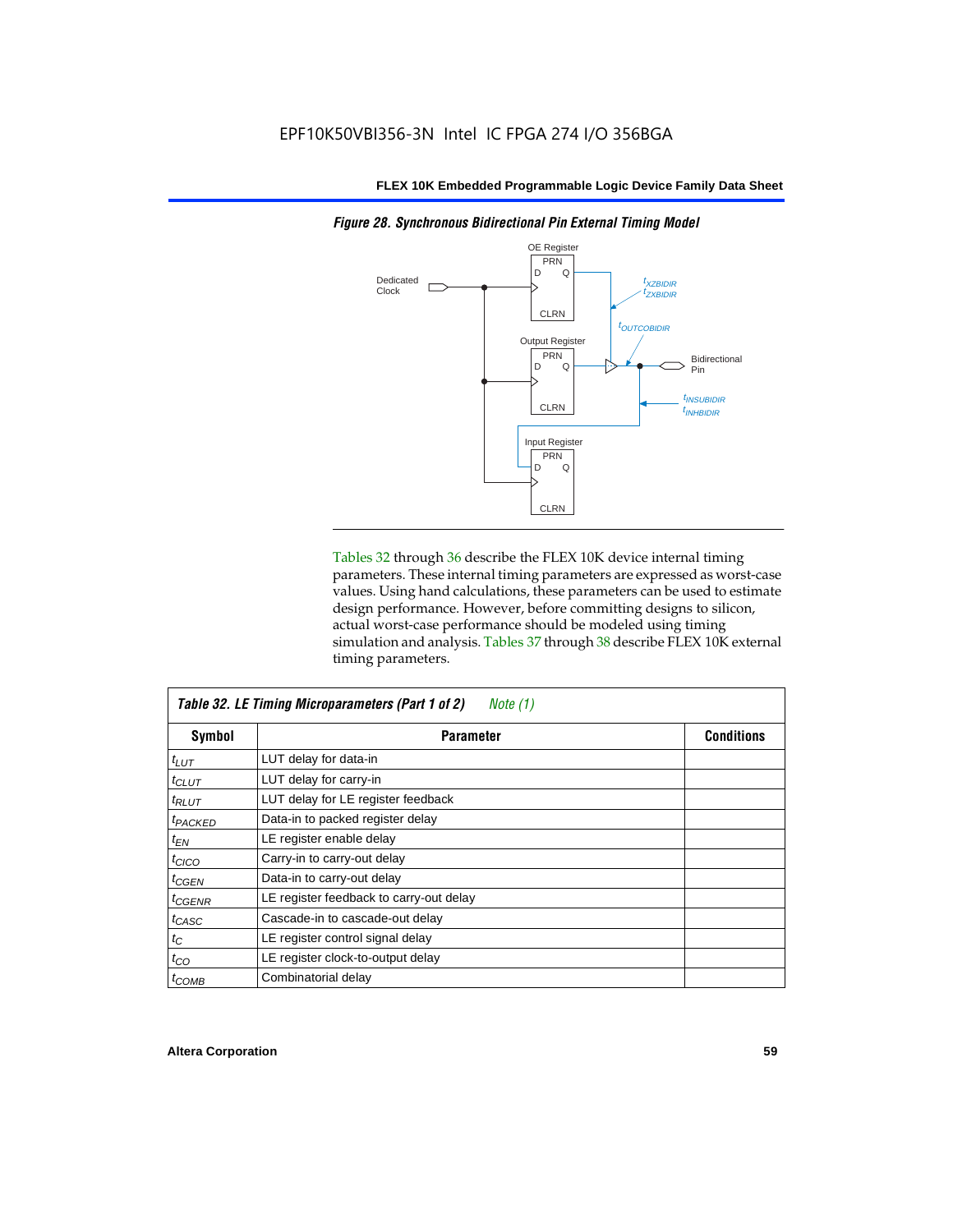*Figure 28. Synchronous Bidirectional Pin External Timing Model*

Tables 32 through 36 describe the FLEX 10K device internal timing parameters. These internal timing parameters are expressed as worst-case values. Using hand calculations, these parameters can be used to estimate design performance. However, before committing designs to silicon, actual worst-case performance should be modeled using timing simulation and analysis. Tables 37 through 38 describe FLEX 10K external timing parameters.

**Table 32. LE Timing Microparameters (Part 1 of 2)** *Note (1)*

| Symbol | Parameter | Conditions |
|---|---|---|
| $t_{LUT}$ | LUT delay for data-in | |
| $t_{CLUT}$ | LUT delay for carry-in | |
| $t_{RLUT}$ | LUT delay for LE register feedback | |
| $t_{PACKED}$ | Data-in to packed register delay | |
| $t_{EN}$ | LE register enable delay | |
| $t_{CICO}$ | Carry-in to carry-out delay | |
| $t_{CGEN}$ | Data-in to carry-out delay | |
| $t_{CGENR}$ | LE register feedback to carry-out delay | |
| $t_{CASC}$ | Cascade-in to cascade-out delay | |
| $t_{C}$ | LE register control signal delay | |
| $t_{CO}$ | LE register clock-to-output delay | |
| $t_{COMB}$ | Combinatorial delay | |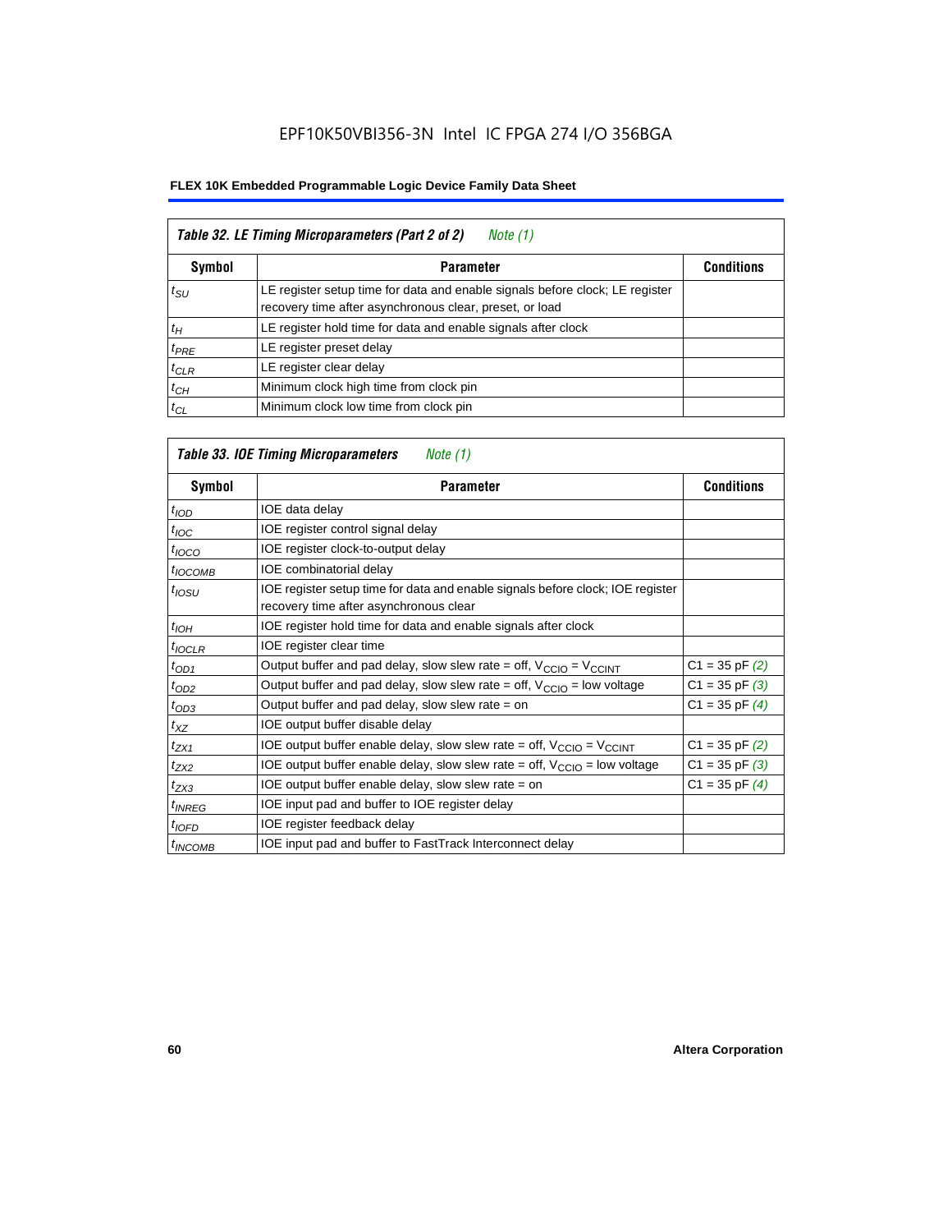EPF10K50VBI356-3N Intel IC FPGA 274 I/O 356BGA

**FLEX 10K Embedded Programmable Logic Device Family Data Sheet**

*Table 32. LE Timing Microparameters (Part 2 of 2) Note (1)*

| Symbol | Parameter | Conditions |
|---|---|---|
| $t_{SU}$ | LE register setup time for data and enable signals before clock; LE register recovery time after asynchronous clear, preset, or load | |
| $t_{H}$ | LE register hold time for data and enable signals after clock | |
| $t_{PRE}$ | LE register preset delay | |
| $t_{CLR}$ | LE register clear delay | |
| $t_{CH}$ | Minimum clock high time from clock pin | |
| $t_{CL}$ | Minimum clock low time from clock pin | |

*Table 33. IOE Timing Microparameters Note (1)*

| Symbol | Parameter | Conditions |
|---|---|---|
| $t_{IOD}$ | IOE data delay | |
| $t_{IOC}$ | IOE register control signal delay | |
| $t_{IOCO}$ | IOE register clock-to-output delay | |
| $t_{IOCOMB}$ | IOE combinatorial delay | |
| $t_{IOSU}$ | IOE register setup time for data and enable signals before clock; IOE register recovery time after asynchronous clear | |
| $t_{IOH}$ | IOE register hold time for data and enable signals after clock | |
| $t_{IOCLR}$ | IOE register clear time | |
| $t_{OD1}$ | Output buffer and pad delay, slow slew rate = off, $V_{CCIO}$ = $V_{CCINT}$ | C1 = 35 pF *(2)* |
| $t_{OD2}$ | Output buffer and pad delay, slow slew rate = off, $V_{CCIO}$ = low voltage | C1 = 35 pF *(3)* |
| $t_{OD3}$ | Output buffer and pad delay, slow slew rate = on | C1 = 35 pF *(4)* |
| $t_{XZ}$ | IOE output buffer disable delay | |
| $t_{ZX1}$ | IOE output buffer enable delay, slow slew rate = off, $V_{CCIO}$ = $V_{CCINT}$ | C1 = 35 pF *(2)* |
| $t_{ZX2}$ | IOE output buffer enable delay, slow slew rate = off, $V_{CCIO}$ = low voltage | C1 = 35 pF *(3)* |
| $t_{ZX3}$ | IOE output buffer enable delay, slow slew rate = on | C1 = 35 pF *(4)* |
| $t_{INREG}$ | IOE input pad and buffer to IOE register delay | |
| $t_{IOFD}$ | IOE register feedback delay | |
| $t_{INCOMB}$ | IOE input pad and buffer to FastTrack Interconnect delay | |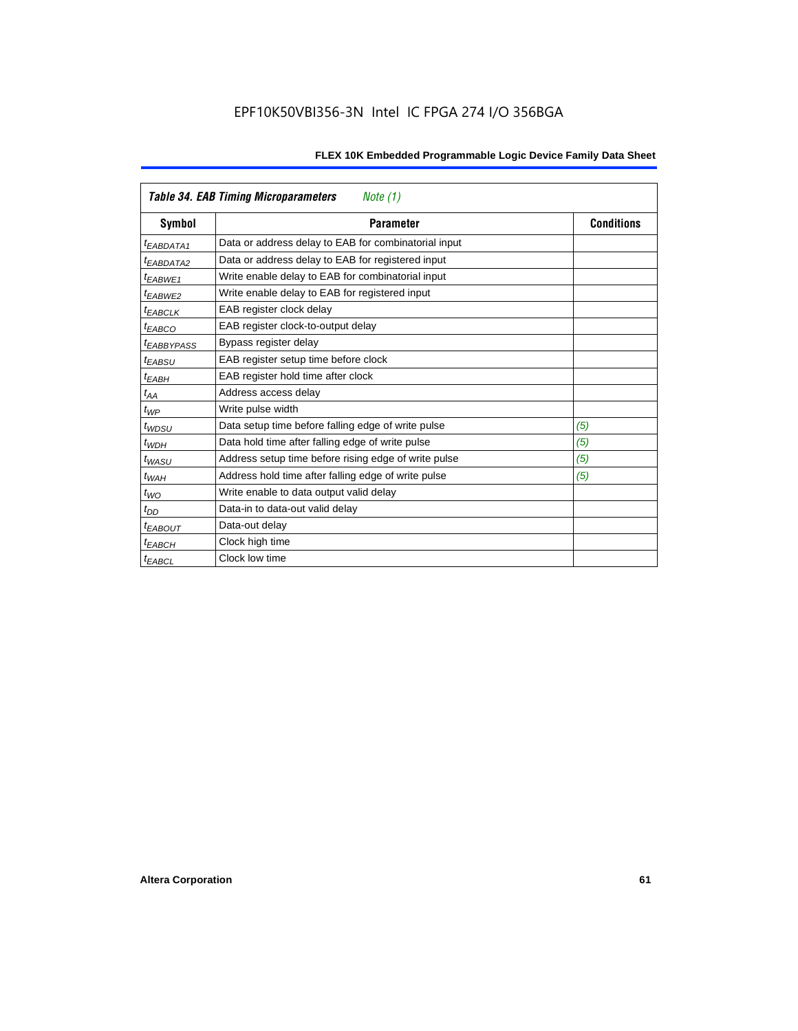| *Table 34. EAB Timing Microparameters* *Note (1)* | | |
|---|---|---|
| **Symbol** | **Parameter** | **Conditions** |
| $t_{EABDATA1}$ | Data or address delay to EAB for combinatorial input | |
| $t_{EABDATA2}$ | Data or address delay to EAB for registered input | |
| $t_{EABWE1}$ | Write enable delay to EAB for combinatorial input | |
| $t_{EABWE2}$ | Write enable delay to EAB for registered input | |
| $t_{EABCLK}$ | EAB register clock delay | |
| $t_{EABCO}$ | EAB register clock-to-output delay | |
| $t_{EABBYPASS}$ | Bypass register delay | |
| $t_{EABSU}$ | EAB register setup time before clock | |
| $t_{EABH}$ | EAB register hold time after clock | |
| $t_{AA}$ | Address access delay | |
| $t_{WP}$ | Write pulse width | |
| $t_{WDSU}$ | Data setup time before falling edge of write pulse | *(5)* |
| $t_{WDH}$ | Data hold time after falling edge of write pulse | *(5)* |
| $t_{WASU}$ | Address setup time before rising edge of write pulse | *(5)* |
| $t_{WAH}$ | Address hold time after falling edge of write pulse | *(5)* |
| $t_{WO}$ | Write enable to data output valid delay | |
| $t_{DD}$ | Data-in to data-out valid delay | |
| $t_{EABOUT}$ | Data-out delay | |
| $t_{EABCH}$ | Clock high time | |
| $t_{EABCL}$ | Clock low time | |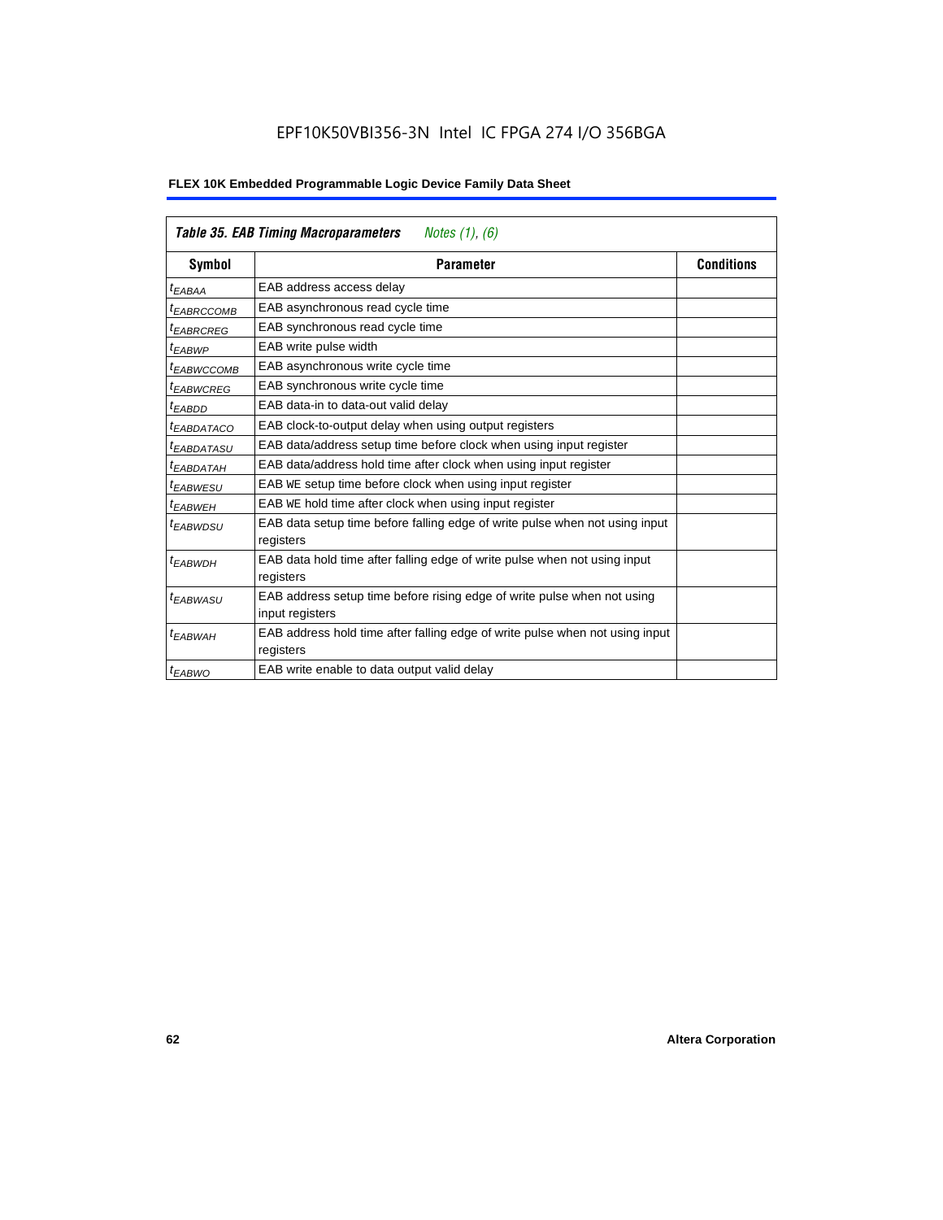**Table 35. EAB Timing Macroparameters** *Notes (1), (6)*

| Symbol | Parameter | Conditions |
|---|---|---|
| $t_{EABAA}$ | EAB address access delay | |
| $t_{EABRCCOMB}$ | EAB asynchronous read cycle time | |
| $t_{EABRCREG}$ | EAB synchronous read cycle time | |
| $t_{EABWP}$ | EAB write pulse width | |
| $t_{EABWCCOMB}$ | EAB asynchronous write cycle time | |
| $t_{EABWCREG}$ | EAB synchronous write cycle time | |
| $t_{EABDD}$ | EAB data-in to data-out valid delay | |
| $t_{EABDATACO}$ | EAB clock-to-output delay when using output registers | |
| $t_{EABDATASU}$ | EAB data/address setup time before clock when using input register | |
| $t_{EABDATAH}$ | EAB data/address hold time after clock when using input register | |
| $t_{EABWESU}$ | EAB WE setup time before clock when using input register | |
| $t_{EABWEH}$ | EAB WE hold time after clock when using input register | |
| $t_{EABWDSU}$ | EAB data setup time before falling edge of write pulse when not using input registers | |
| $t_{EABWDH}$ | EAB data hold time after falling edge of write pulse when not using input registers | |
| $t_{EABWASU}$ | EAB address setup time before rising edge of write pulse when not using input registers | |
| $t_{EABWAH}$ | EAB address hold time after falling edge of write pulse when not using input registers | |
| $t_{EABWO}$ | EAB write enable to data output valid delay | |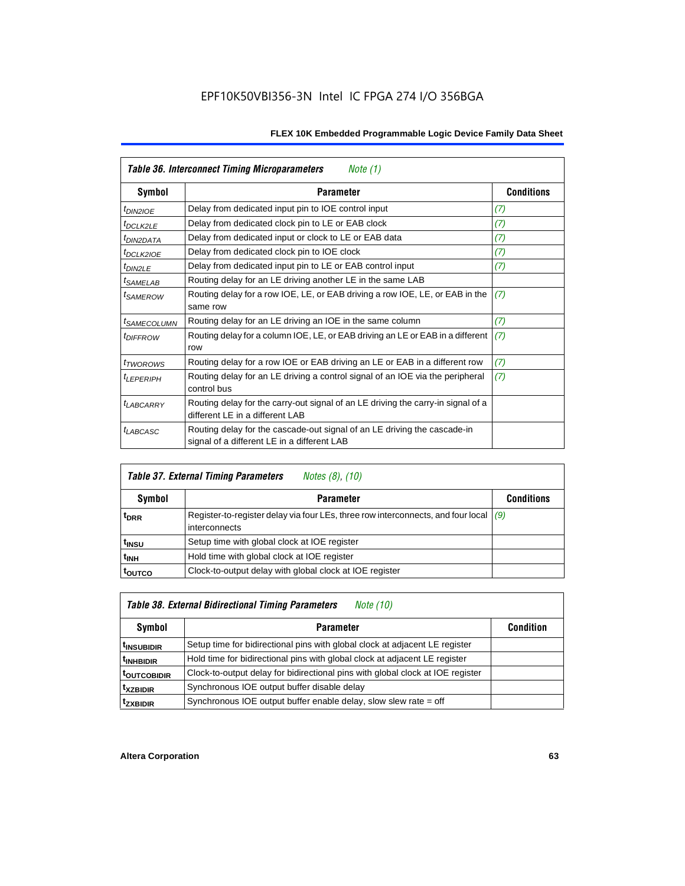| *Table 36. Interconnect Timing Microparameters* Note (1) | | |
|---|---|---|
| **Symbol** | **Parameter** | **Conditions** |
| $t_{DIN2IOE}$ | Delay from dedicated input pin to IOE control input | (7) |
| $t_{DCLK2LE}$ | Delay from dedicated clock pin to LE or EAB clock | (7) |
| $t_{DIN2DATA}$ | Delay from dedicated input or clock to LE or EAB data | (7) |
| $t_{DCLK2IOE}$ | Delay from dedicated clock pin to IOE clock | (7) |
| $t_{DIN2LE}$ | Delay from dedicated input pin to LE or EAB control input | (7) |
| $t_{SAMELAB}$ | Routing delay for an LE driving another LE in the same LAB | |
| $t_{SAMEROW}$ | Routing delay for a row IOE, LE, or EAB driving a row IOE, LE, or EAB in the same row | (7) |
| $t_{SAMECOLUMN}$ | Routing delay for an LE driving an IOE in the same column | (7) |
| $t_{DIFFROW}$ | Routing delay for a column IOE, LE, or EAB driving an LE or EAB in a different row | (7) |
| $t_{TWOROWS}$ | Routing delay for a row IOE or EAB driving an LE or EAB in a different row | (7) |
| $t_{LEPERIPH}$ | Routing delay for an LE driving a control signal of an IOE via the peripheral control bus | (7) |
| $t_{LABCARRY}$ | Routing delay for the carry-out signal of an LE driving the carry-in signal of a different LE in a different LAB | |
| $t_{LABCASC}$ | Routing delay for the cascade-out signal of an LE driving the cascade-in signal of a different LE in a different LAB | |

| *Table 37. External Timing Parameters* Notes (8), (10) | | |
|---|---|---|
| **Symbol** | **Parameter** | **Conditions** |
| $t_{DRR}$ | Register-to-register delay via four LEs, three row interconnects, and four local interconnects | (9) |
| $t_{INSU}$ | Setup time with global clock at IOE register | |
| $t_{INH}$ | Hold time with global clock at IOE register | |
| $t_{OUTCO}$ | Clock-to-output delay with global clock at IOE register | |

| *Table 38. External Bidirectional Timing Parameters* Note (10) | | |
|---|---|---|
| **Symbol** | **Parameter** | **Condition** |
| $t_{INSUBIDIR}$ | Setup time for bidirectional pins with global clock at adjacent LE register | |
| $t_{INHBIDIR}$ | Hold time for bidirectional pins with global clock at adjacent LE register | |
| $t_{OUTCOBIDIR}$ | Clock-to-output delay for bidirectional pins with global clock at IOE register | |
| $t_{XZBIDIR}$ | Synchronous IOE output buffer disable delay | |
| $t_{ZXBIDIR}$ | Synchronous IOE output buffer enable delay, slow slew rate = off | |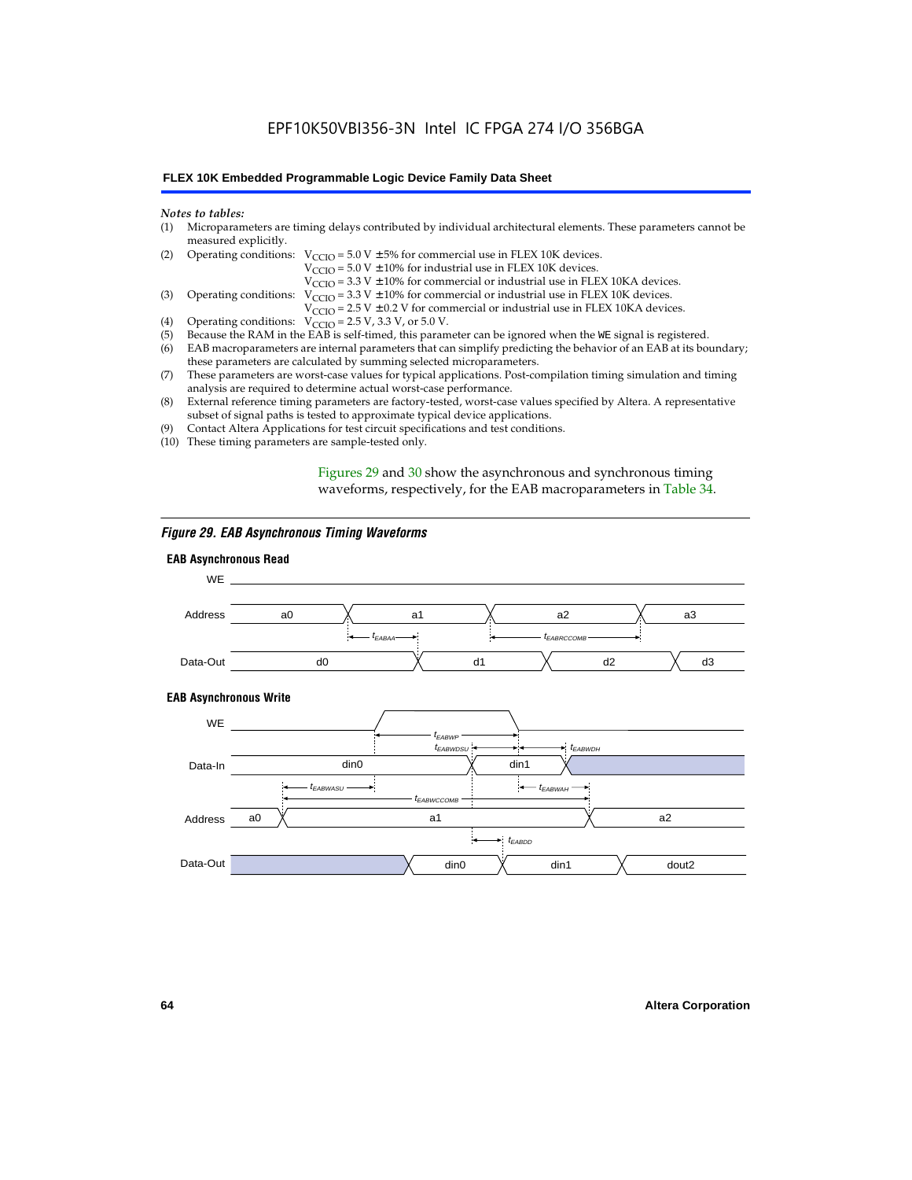*Notes to tables:*

(1) Microparameters are timing delays contributed by individual architectural elements. These parameters cannot be measured explicitly.

(2) Operating conditions: $V_{CCIO}$ = 5.0 V ± 5% for commercial use in FLEX 10K devices.
$V_{CCIO}$ = 5.0 V ± 10% for industrial use in FLEX 10K devices.
$V_{CCIO}$ = 3.3 V ± 10% for commercial or industrial use in FLEX 10KA devices.

(3) Operating conditions: $V_{CCIO}$ = 3.3 V ± 10% for commercial or industrial use in FLEX 10K devices.
$V_{CCIO}$ = 2.5 V ± 0.2 V for commercial or industrial use in FLEX 10KA devices.

(4) Operating conditions: $V_{CCIO}$ = 2.5 V, 3.3 V, or 5.0 V.

(5) Because the RAM in the EAB is self-timed, this parameter can be ignored when the WE signal is registered.

(6) EAB macroparameters are internal parameters that can simplify predicting the behavior of an EAB at its boundary; these parameters are calculated by summing selected microparameters.

(7) These parameters are worst-case values for typical applications. Post-compilation timing simulation and timing analysis are required to determine actual worst-case performance.

(8) External reference timing parameters are factory-tested, worst-case values specified by Altera. A representative subset of signal paths is tested to approximate typical device applications.

(9) Contact Altera Applications for test circuit specifications and test conditions.

(10) These timing parameters are sample-tested only.

Figures 29 and 30 show the asynchronous and synchronous timing waveforms, respectively, for the EAB macroparameters in Table 34.

*Figure 29. EAB Asynchronous Timing Waveforms*

**EAB Asynchronous Read**

**EAB Asynchronous Write**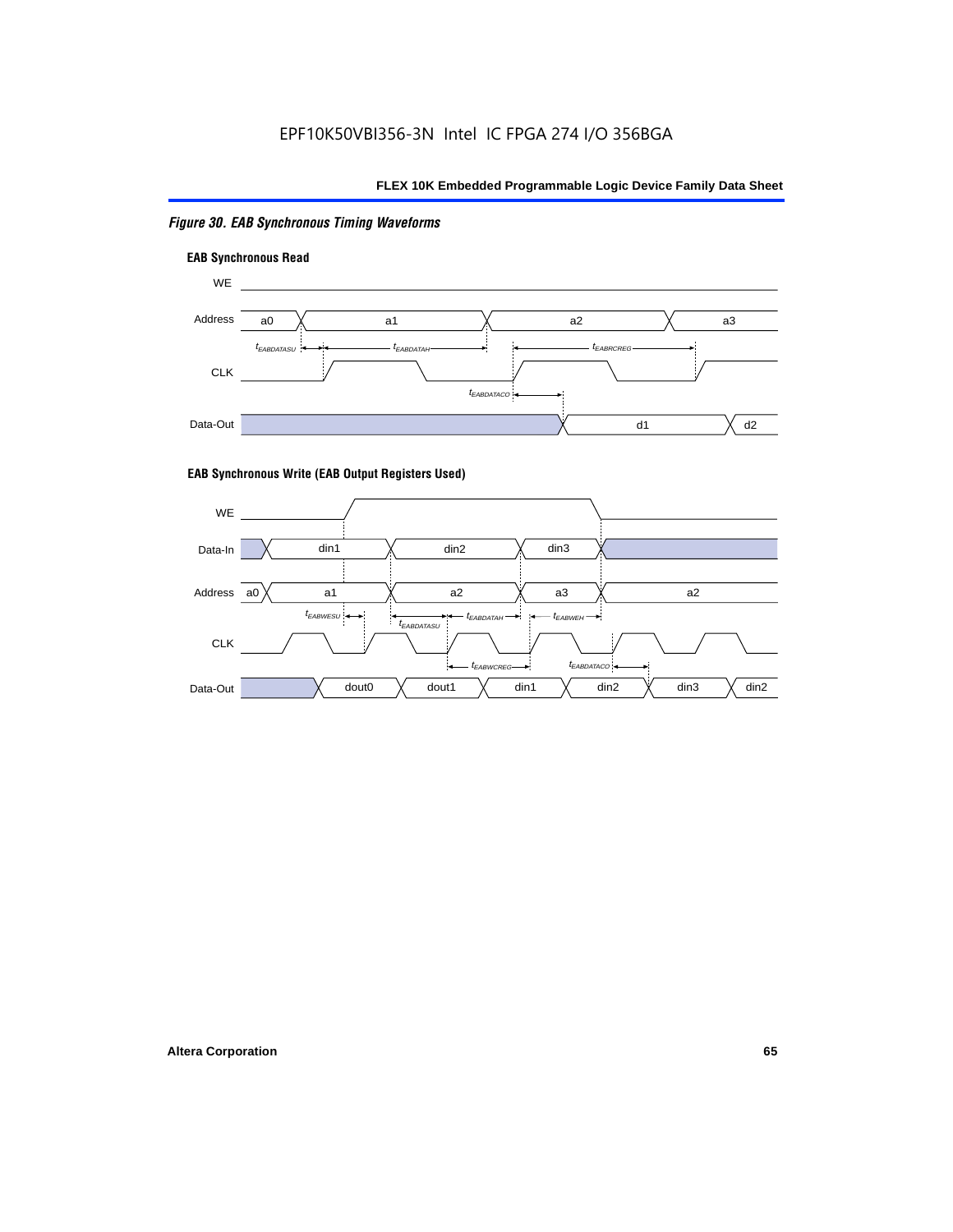*Figure 30. EAB Synchronous Timing Waveforms*

**EAB Synchronous Read**

WE

Address: a0, a1, a2, a3

$t_{EABDATASU}$, $t_{EABDATAH}$, $t_{EABRCREG}$

CLK

$t_{EABDATACO}$

Data-Out: d1, d2

**EAB Synchronous Write (EAB Output Registers Used)**

WE

Data-In: din1, din2, din3

Address: a0, a1, a2, a3, a2

$t_{EABWESU}$, $t_{EABDATASU}$, $t_{EABDATAH}$, $t_{EABWEH}$

CLK

$t_{EABWCREG}$, $t_{EABDATACO}$

Data-Out: dout0, dout1, din1, din2, din3, din2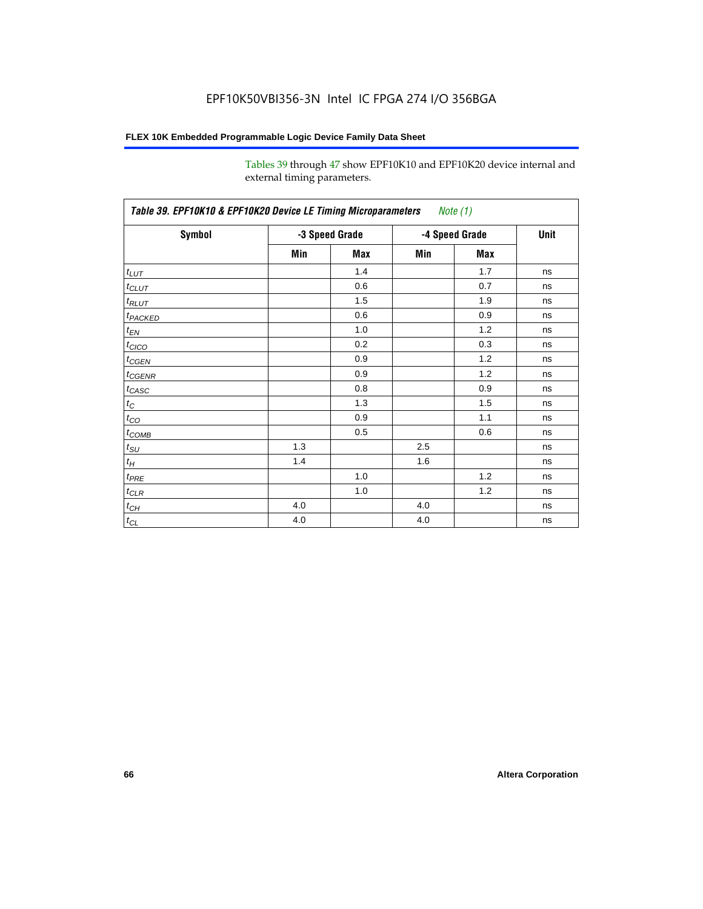Tables 39 through 47 show EPF10K10 and EPF10K20 device internal and external timing parameters.

**Table 39. EPF10K10 & EPF10K20 Device LE Timing Microparameters** *Note (1)*

| Symbol | -3 Speed Grade | | -4 Speed Grade | | Unit |
|---|---|---|---|---|---|
| | Min | Max | Min | Max | |
| $t_{LUT}$ | | 1.4 | | 1.7 | ns |
| $t_{CLUT}$ | | 0.6 | | 0.7 | ns |
| $t_{RLUT}$ | | 1.5 | | 1.9 | ns |
| $t_{PACKED}$ | | 0.6 | | 0.9 | ns |
| $t_{EN}$ | | 1.0 | | 1.2 | ns |
| $t_{CICO}$ | | 0.2 | | 0.3 | ns |
| $t_{CGEN}$ | | 0.9 | | 1.2 | ns |
| $t_{CGENR}$ | | 0.9 | | 1.2 | ns |
| $t_{CASC}$ | | 0.8 | | 0.9 | ns |
| $t_{C}$ | | 1.3 | | 1.5 | ns |
| $t_{CO}$ | | 0.9 | | 1.1 | ns |
| $t_{COMB}$ | | 0.5 | | 0.6 | ns |
| $t_{SU}$ | 1.3 | | 2.5 | | ns |
| $t_{H}$ | 1.4 | | 1.6 | | ns |
| $t_{PRE}$ | | 1.0 | | 1.2 | ns |
| $t_{CLR}$ | | 1.0 | | 1.2 | ns |
| $t_{CH}$ | 4.0 | | 4.0 | | ns |
| $t_{CL}$ | 4.0 | | 4.0 | | ns |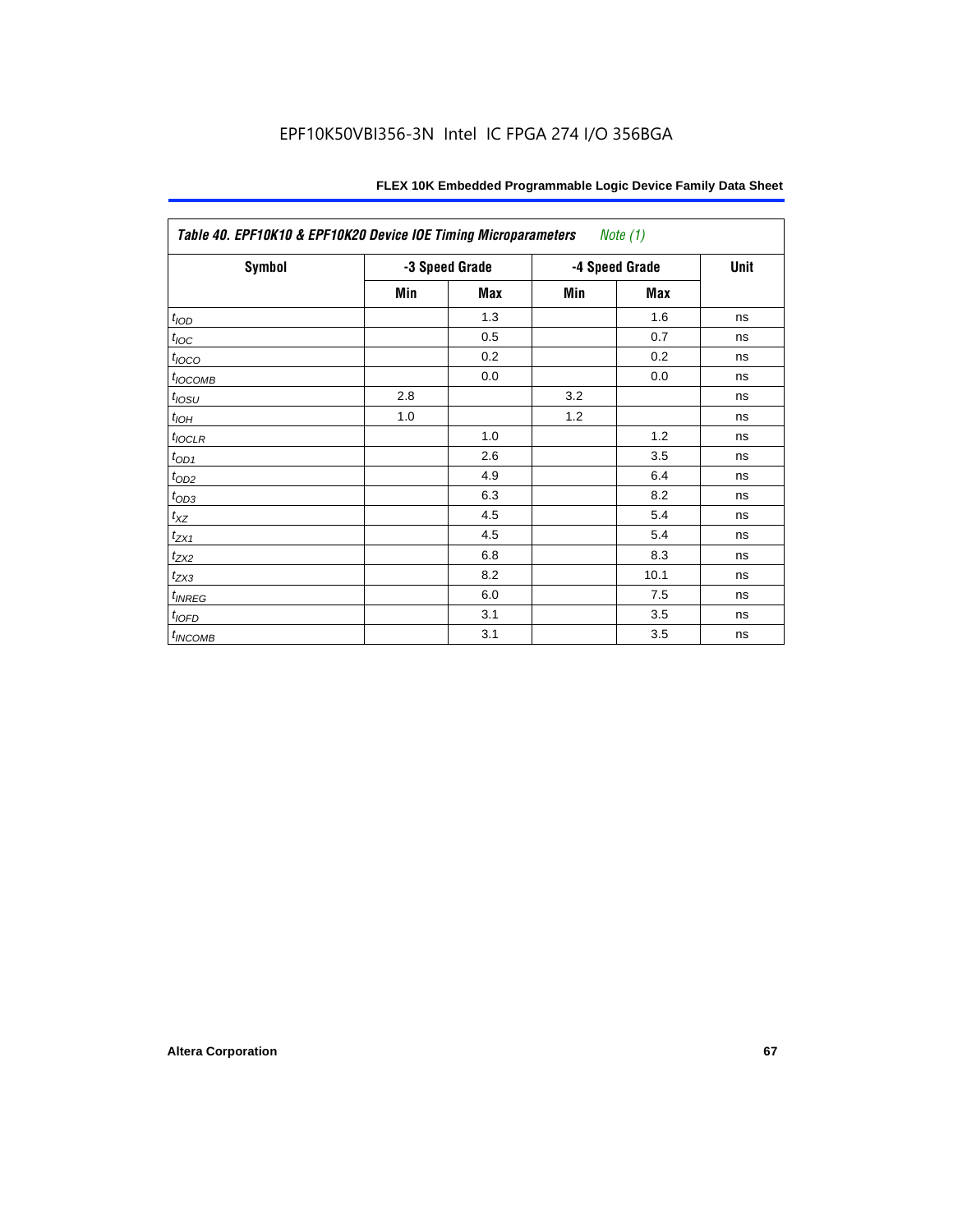| *Table 40. EPF10K10 & EPF10K20 Device IOE Timing Microparameters* *Note (1)* | | | | | |
|---|---|---|---|---|---|
| **Symbol** | **-3 Speed Grade** | | **-4 Speed Grade** | | **Unit** |
| | **Min** | **Max** | **Min** | **Max** | |
| $t_{IOD}$ | | 1.3 | | 1.6 | ns |
| $t_{IOC}$ | | 0.5 | | 0.7 | ns |
| $t_{IOCO}$ | | 0.2 | | 0.2 | ns |
| $t_{IOCOMB}$ | | 0.0 | | 0.0 | ns |
| $t_{IOSU}$ | 2.8 | | 3.2 | | ns |
| $t_{IOH}$ | 1.0 | | 1.2 | | ns |
| $t_{IOCLR}$ | | 1.0 | | 1.2 | ns |
| $t_{OD1}$ | | 2.6 | | 3.5 | ns |
| $t_{OD2}$ | | 4.9 | | 6.4 | ns |
| $t_{OD3}$ | | 6.3 | | 8.2 | ns |
| $t_{XZ}$ | | 4.5 | | 5.4 | ns |
| $t_{ZX1}$ | | 4.5 | | 5.4 | ns |
| $t_{ZX2}$ | | 6.8 | | 8.3 | ns |
| $t_{ZX3}$ | | 8.2 | | 10.1 | ns |
| $t_{INREG}$ | | 6.0 | | 7.5 | ns |
| $t_{IOFD}$ | | 3.1 | | 3.5 | ns |
| $t_{INCOMB}$ | | 3.1 | | 3.5 | ns |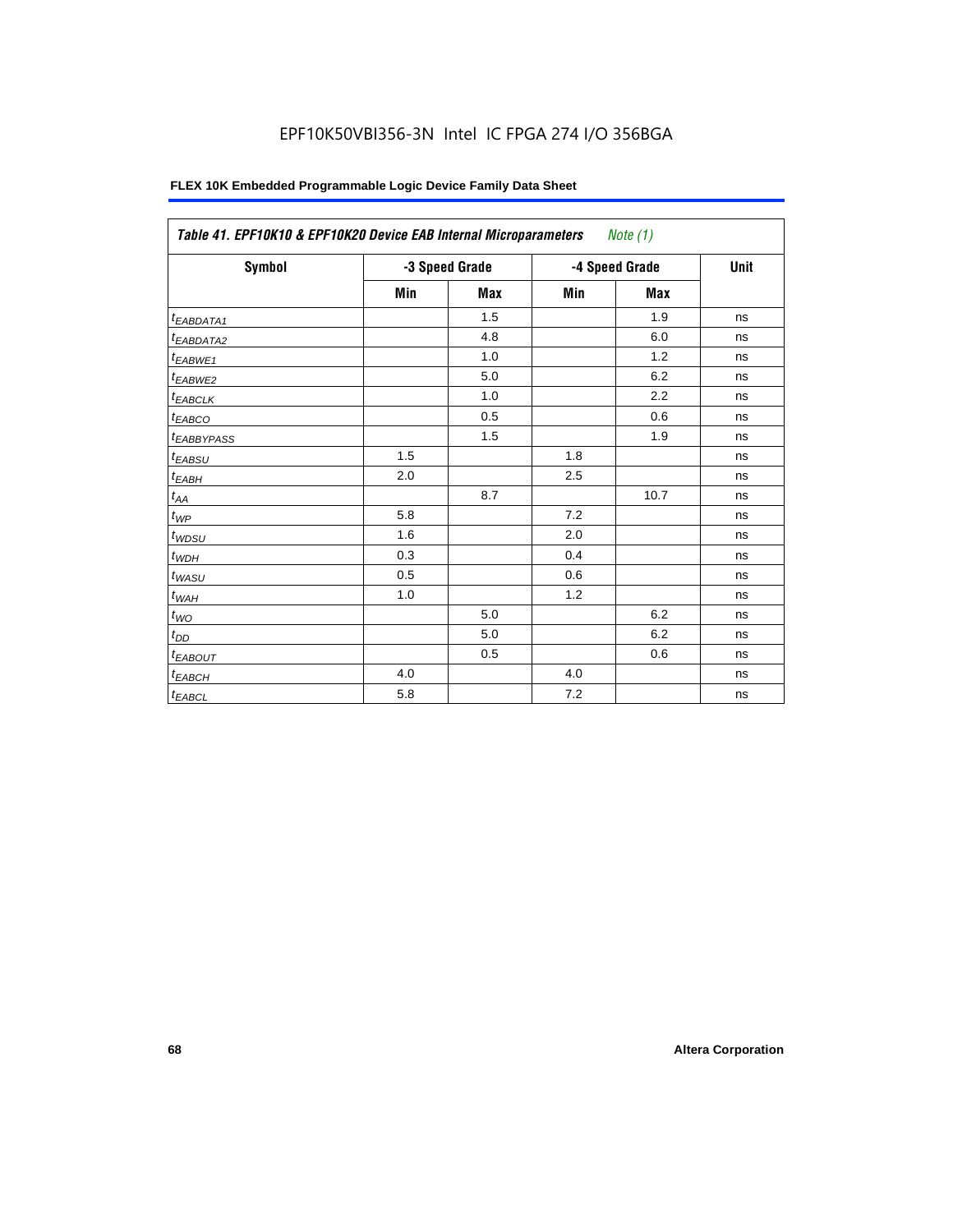EPF10K50VBI356-3N Intel IC FPGA 274 I/O 356BGA

**FLEX 10K Embedded Programmable Logic Device Family Data Sheet**

| *Table 41. EPF10K10 & EPF10K20 Device EAB Internal Microparameters* *Note (1)* | | | | | |
|---|---|---|---|---|---|
| **Symbol** | **-3 Speed Grade** | | **-4 Speed Grade** | | **Unit** |
| | **Min** | **Max** | **Min** | **Max** | |
| $t_{EABDATA1}$ | | 1.5 | | 1.9 | ns |
| $t_{EABDATA2}$ | | 4.8 | | 6.0 | ns |
| $t_{EABWE1}$ | | 1.0 | | 1.2 | ns |
| $t_{EABWE2}$ | | 5.0 | | 6.2 | ns |
| $t_{EABCLK}$ | | 1.0 | | 2.2 | ns |
| $t_{EABCO}$ | | 0.5 | | 0.6 | ns |
| $t_{EABBYPASS}$ | | 1.5 | | 1.9 | ns |
| $t_{EABSU}$ | 1.5 | | 1.8 | | ns |
| $t_{EABH}$ | 2.0 | | 2.5 | | ns |
| $t_{AA}$ | | 8.7 | | 10.7 | ns |
| $t_{WP}$ | 5.8 | | 7.2 | | ns |
| $t_{WDSU}$ | 1.6 | | 2.0 | | ns |
| $t_{WDH}$ | 0.3 | | 0.4 | | ns |
| $t_{WASU}$ | 0.5 | | 0.6 | | ns |
| $t_{WAH}$ | 1.0 | | 1.2 | | ns |
| $t_{WO}$ | | 5.0 | | 6.2 | ns |
| $t_{DD}$ | | 5.0 | | 6.2 | ns |
| $t_{EABOUT}$ | | 0.5 | | 0.6 | ns |
| $t_{EABCH}$ | 4.0 | | 4.0 | | ns |
| $t_{EABCL}$ | 5.8 | | 7.2 | | ns |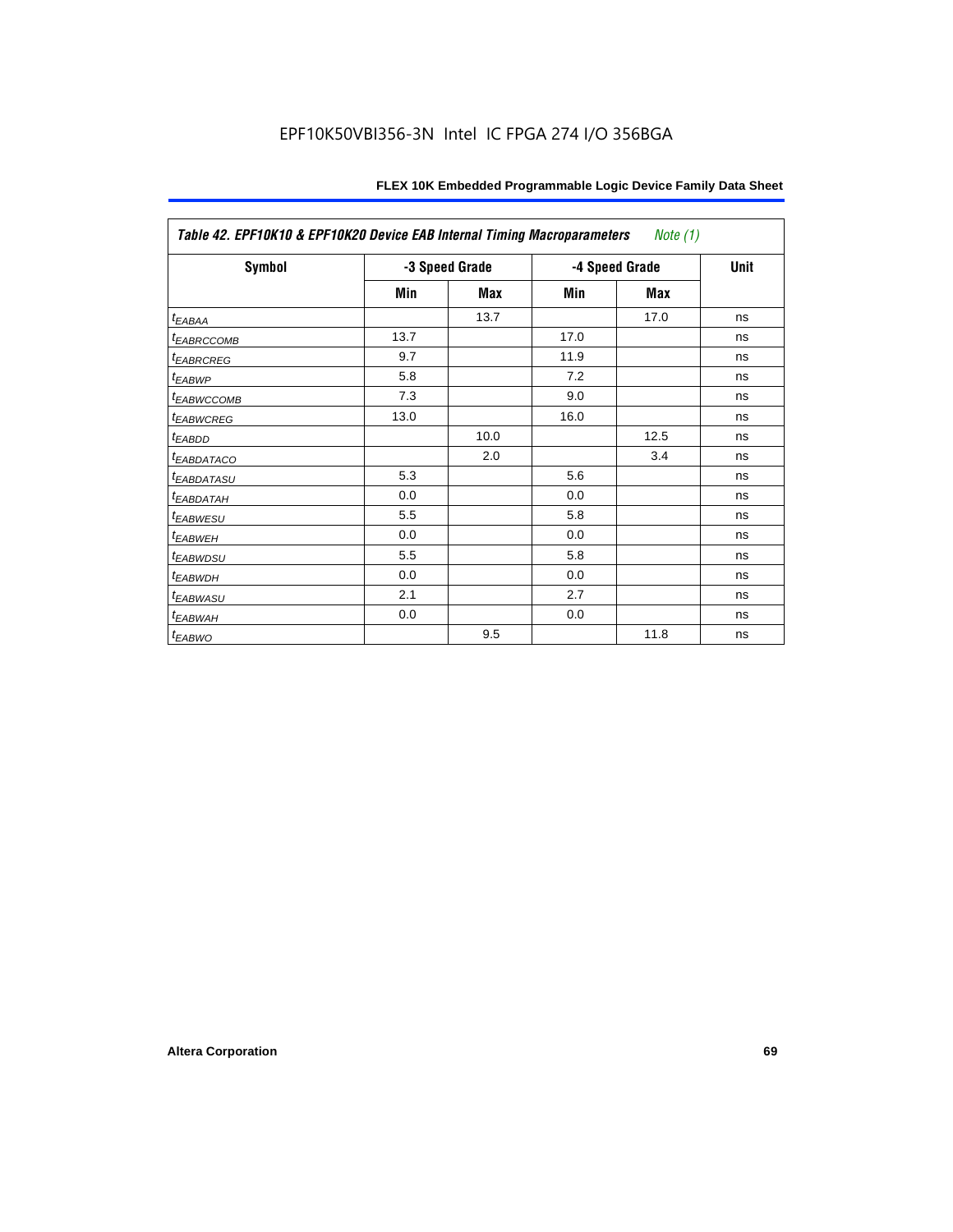*Table 42. EPF10K10 & EPF10K20 Device EAB Internal Timing Macroparameters* *Note (1)*

| Symbol | -3 Speed Grade | | -4 Speed Grade | | Unit |
|---|---|---|---|---|---|
| | Min | Max | Min | Max | |
| $t_{EABAA}$ | | 13.7 | | 17.0 | ns |
| $t_{EABRCCOMB}$ | 13.7 | | 17.0 | | ns |
| $t_{EABRCREG}$ | 9.7 | | 11.9 | | ns |
| $t_{EABWP}$ | 5.8 | | 7.2 | | ns |
| $t_{EABWCCOMB}$ | 7.3 | | 9.0 | | ns |
| $t_{EABWCREG}$ | 13.0 | | 16.0 | | ns |
| $t_{EABDD}$ | | 10.0 | | 12.5 | ns |
| $t_{EABDATACO}$ | | 2.0 | | 3.4 | ns |
| $t_{EABDATASU}$ | 5.3 | | 5.6 | | ns |
| $t_{EABDATAH}$ | 0.0 | | 0.0 | | ns |
| $t_{EABWESU}$ | 5.5 | | 5.8 | | ns |
| $t_{EABWEH}$ | 0.0 | | 0.0 | | ns |
| $t_{EABWDSU}$ | 5.5 | | 5.8 | | ns |
| $t_{EABWDH}$ | 0.0 | | 0.0 | | ns |
| $t_{EABWASU}$ | 2.1 | | 2.7 | | ns |
| $t_{EABWAH}$ | 0.0 | | 0.0 | | ns |
| $t_{EABWO}$ | | 9.5 | | 11.8 | ns |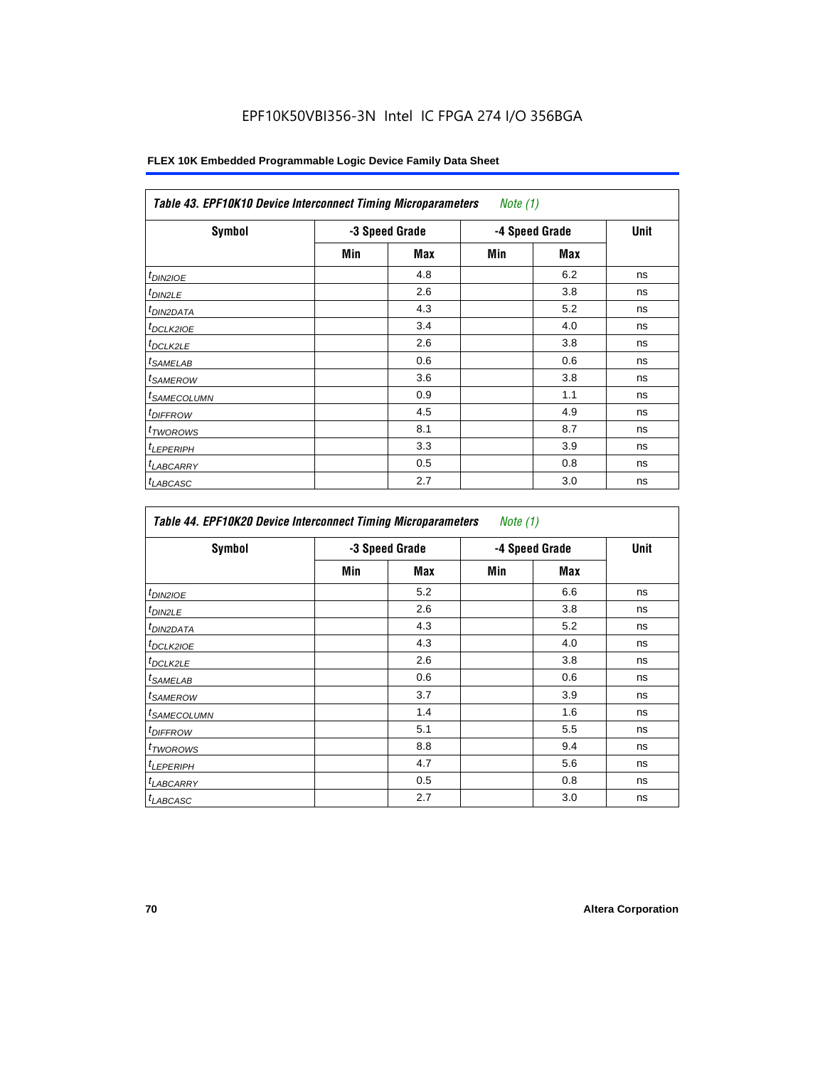EPF10K50VBI356-3N Intel IC FPGA 274 I/O 356BGA

| Table 43. EPF10K10 Device Interconnect Timing Microparameters *Note (1)* | | | | | |
|---|---|---|---|---|---|
| Symbol | -3 Speed Grade | | -4 Speed Grade | | Unit |
| | Min | Max | Min | Max | |
| $t_{DIN2IOE}$ | | 4.8 | | 6.2 | ns |
| $t_{DIN2LE}$ | | 2.6 | | 3.8 | ns |
| $t_{DIN2DATA}$ | | 4.3 | | 5.2 | ns |
| $t_{DCLK2IOE}$ | | 3.4 | | 4.0 | ns |
| $t_{DCLK2LE}$ | | 2.6 | | 3.8 | ns |
| $t_{SAMELAB}$ | | 0.6 | | 0.6 | ns |
| $t_{SAMEROW}$ | | 3.6 | | 3.8 | ns |
| $t_{SAMECOLUMN}$ | | 0.9 | | 1.1 | ns |
| $t_{DIFFROW}$ | | 4.5 | | 4.9 | ns |
| $t_{TWOROWS}$ | | 8.1 | | 8.7 | ns |
| $t_{LEPERIPH}$ | | 3.3 | | 3.9 | ns |
| $t_{LABCARRY}$ | | 0.5 | | 0.8 | ns |
| $t_{LABCASC}$ | | 2.7 | | 3.0 | ns |

| Table 44. EPF10K20 Device Interconnect Timing Microparameters *Note (1)* | | | | | |
|---|---|---|---|---|---|
| Symbol | -3 Speed Grade | | -4 Speed Grade | | Unit |
| | Min | Max | Min | Max | |
| $t_{DIN2IOE}$ | | 5.2 | | 6.6 | ns |
| $t_{DIN2LE}$ | | 2.6 | | 3.8 | ns |
| $t_{DIN2DATA}$ | | 4.3 | | 5.2 | ns |
| $t_{DCLK2IOE}$ | | 4.3 | | 4.0 | ns |
| $t_{DCLK2LE}$ | | 2.6 | | 3.8 | ns |
| $t_{SAMELAB}$ | | 0.6 | | 0.6 | ns |
| $t_{SAMEROW}$ | | 3.7 | | 3.9 | ns |
| $t_{SAMECOLUMN}$ | | 1.4 | | 1.6 | ns |
| $t_{DIFFROW}$ | | 5.1 | | 5.5 | ns |
| $t_{TWOROWS}$ | | 8.8 | | 9.4 | ns |
| $t_{LEPERIPH}$ | | 4.7 | | 5.6 | ns |
| $t_{LABCARRY}$ | | 0.5 | | 0.8 | ns |
| $t_{LABCASC}$ | | 2.7 | | 3.0 | ns |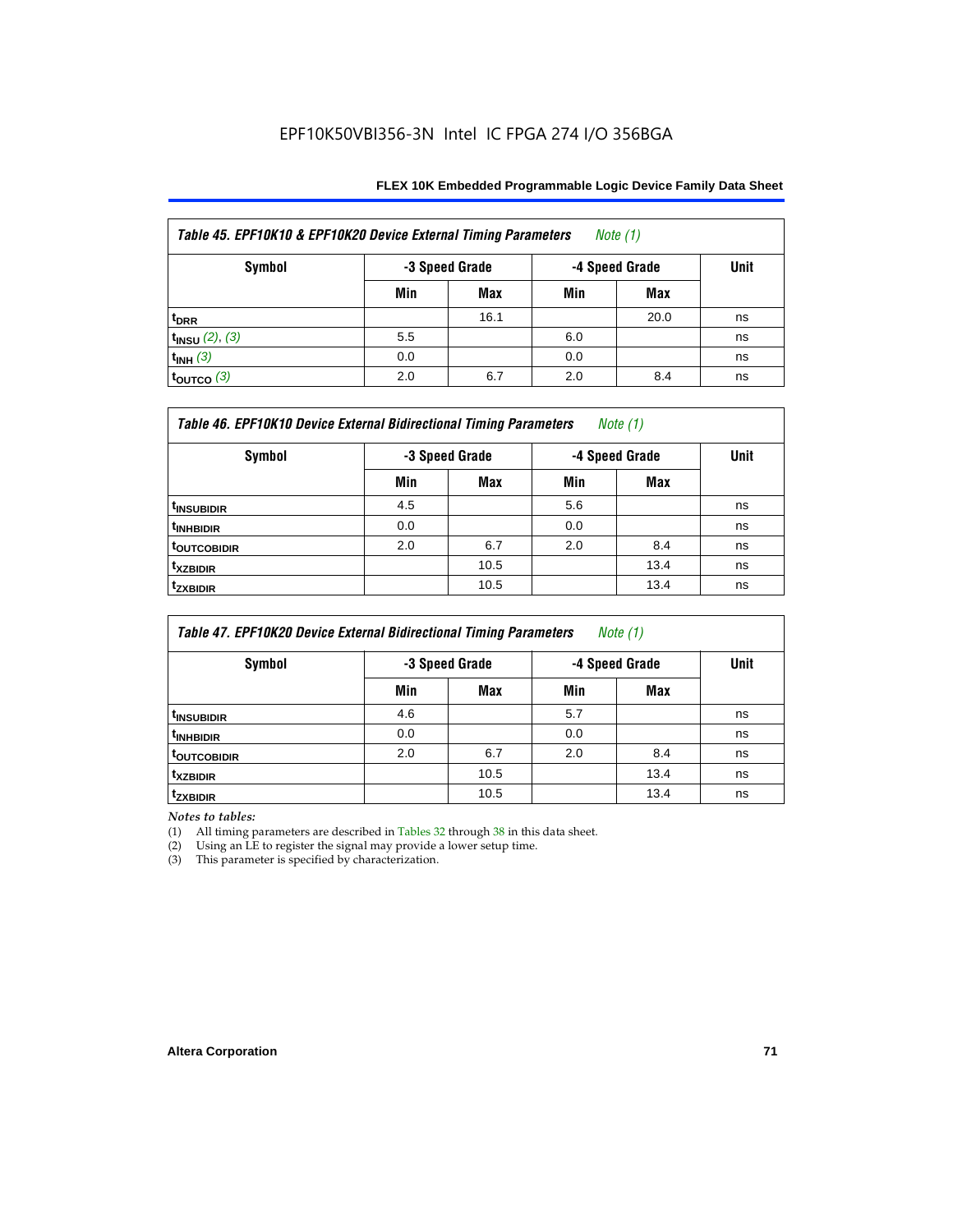**Table 45. EPF10K10 & EPF10K20 Device External Timing Parameters** *Note (1)*

| Symbol | -3 Speed Grade | | -4 Speed Grade | | Unit |
|---|---|---|---|---|---|
| | Min | Max | Min | Max | |
| $t_{DRR}$ | | 16.1 | | 20.0 | ns |
| $t_{INSU}$ *(2)*, *(3)* | 5.5 | | 6.0 | | ns |
| $t_{INH}$ *(3)* | 0.0 | | 0.0 | | ns |
| $t_{OUTCO}$ *(3)* | 2.0 | 6.7 | 2.0 | 8.4 | ns |

**Table 46. EPF10K10 Device External Bidirectional Timing Parameters** *Note (1)*

| Symbol | -3 Speed Grade | | -4 Speed Grade | | Unit |
|---|---|---|---|---|---|
| | Min | Max | Min | Max | |
| $t_{INSUBIDIR}$ | 4.5 | | 5.6 | | ns |
| $t_{INHBIDIR}$ | 0.0 | | 0.0 | | ns |
| $t_{OUTCOBIDIR}$ | 2.0 | 6.7 | 2.0 | 8.4 | ns |
| $t_{XZBIDIR}$ | | 10.5 | | 13.4 | ns |
| $t_{ZXBIDIR}$ | | 10.5 | | 13.4 | ns |

**Table 47. EPF10K20 Device External Bidirectional Timing Parameters** *Note (1)*

| Symbol | -3 Speed Grade | | -4 Speed Grade | | Unit |
|---|---|---|---|---|---|
| | Min | Max | Min | Max | |
| $t_{INSUBIDIR}$ | 4.6 | | 5.7 | | ns |
| $t_{INHBIDIR}$ | 0.0 | | 0.0 | | ns |
| $t_{OUTCOBIDIR}$ | 2.0 | 6.7 | 2.0 | 8.4 | ns |
| $t_{XZBIDIR}$ | | 10.5 | | 13.4 | ns |
| $t_{ZXBIDIR}$ | | 10.5 | | 13.4 | ns |

*Notes to tables:*

(1) All timing parameters are described in Tables 32 through 38 in this data sheet.
(2) Using an LE to register the signal may provide a lower setup time.
(3) This parameter is specified by characterization.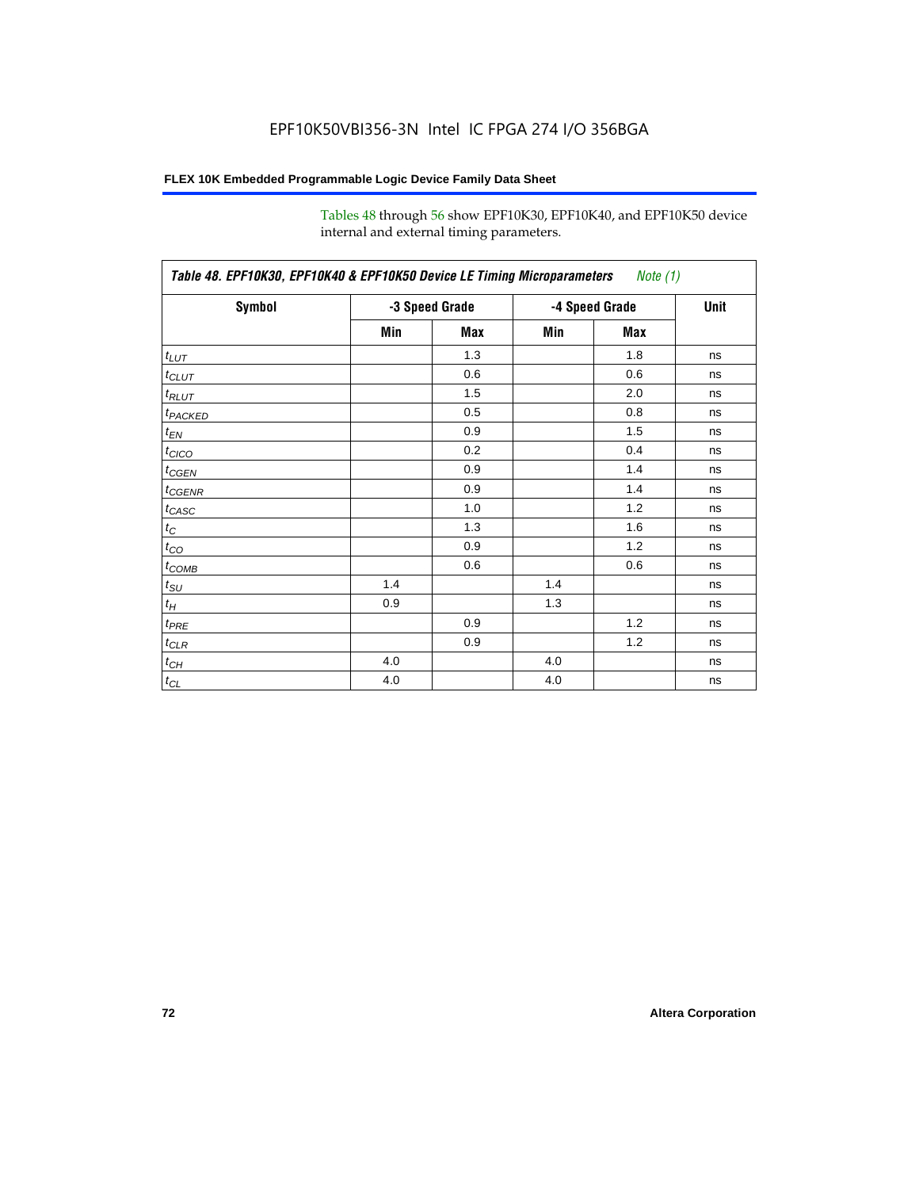Tables 48 through 56 show EPF10K30, EPF10K40, and EPF10K50 device internal and external timing parameters.

**Table 48. EPF10K30, EPF10K40 & EPF10K50 Device LE Timing Microparameters** *Note (1)*

| Symbol | -3 Speed Grade | | -4 Speed Grade | | Unit |
|---|---|---|---|---|---|
| | Min | Max | Min | Max | |
| $t_{LUT}$ | | 1.3 | | 1.8 | ns |
| $t_{CLUT}$ | | 0.6 | | 0.6 | ns |
| $t_{RLUT}$ | | 1.5 | | 2.0 | ns |
| $t_{PACKED}$ | | 0.5 | | 0.8 | ns |
| $t_{EN}$ | | 0.9 | | 1.5 | ns |
| $t_{CICO}$ | | 0.2 | | 0.4 | ns |
| $t_{CGEN}$ | | 0.9 | | 1.4 | ns |
| $t_{CGENR}$ | | 0.9 | | 1.4 | ns |
| $t_{CASC}$ | | 1.0 | | 1.2 | ns |
| $t_{C}$ | | 1.3 | | 1.6 | ns |
| $t_{CO}$ | | 0.9 | | 1.2 | ns |
| $t_{COMB}$ | | 0.6 | | 0.6 | ns |
| $t_{SU}$ | 1.4 | | 1.4 | | ns |
| $t_{H}$ | 0.9 | | 1.3 | | ns |
| $t_{PRE}$ | | 0.9 | | 1.2 | ns |
| $t_{CLR}$ | | 0.9 | | 1.2 | ns |
| $t_{CH}$ | 4.0 | | 4.0 | | ns |
| $t_{CL}$ | 4.0 | | 4.0 | | ns |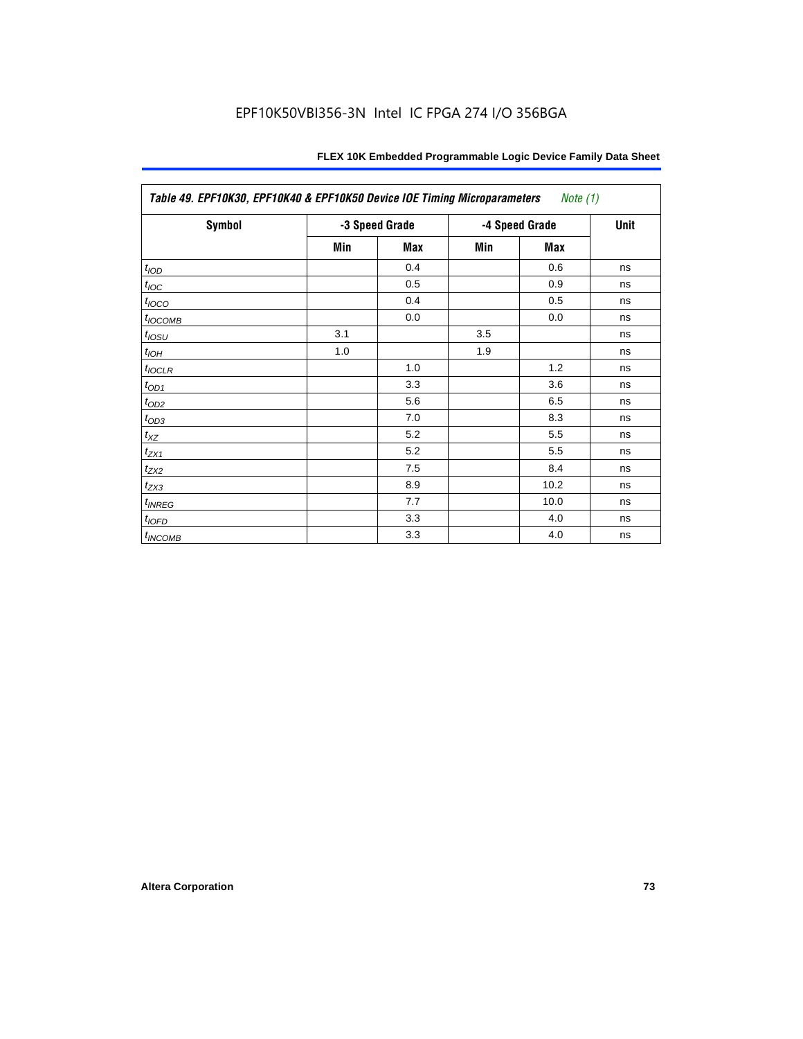Table 49. EPF10K30, EPF10K40 & EPF10K50 Device IOE Timing Microparameters *Note (1)*

| Symbol | -3 Speed Grade | | -4 Speed Grade | | Unit |
|---|---|---|---|---|---|
| | Min | Max | Min | Max | |
| $t_{IOD}$ | | 0.4 | | 0.6 | ns |
| $t_{IOC}$ | | 0.5 | | 0.9 | ns |
| $t_{IOCO}$ | | 0.4 | | 0.5 | ns |
| $t_{IOCOMB}$ | | 0.0 | | 0.0 | ns |
| $t_{IOSU}$ | 3.1 | | 3.5 | | ns |
| $t_{IOH}$ | 1.0 | | 1.9 | | ns |
| $t_{IOCLR}$ | | 1.0 | | 1.2 | ns |
| $t_{OD1}$ | | 3.3 | | 3.6 | ns |
| $t_{OD2}$ | | 5.6 | | 6.5 | ns |
| $t_{OD3}$ | | 7.0 | | 8.3 | ns |
| $t_{XZ}$ | | 5.2 | | 5.5 | ns |
| $t_{ZX1}$ | | 5.2 | | 5.5 | ns |
| $t_{ZX2}$ | | 7.5 | | 8.4 | ns |
| $t_{ZX3}$ | | 8.9 | | 10.2 | ns |
| $t_{INREG}$ | | 7.7 | | 10.0 | ns |
| $t_{IOFD}$ | | 3.3 | | 4.0 | ns |
| $t_{INCOMB}$ | | 3.3 | | 4.0 | ns |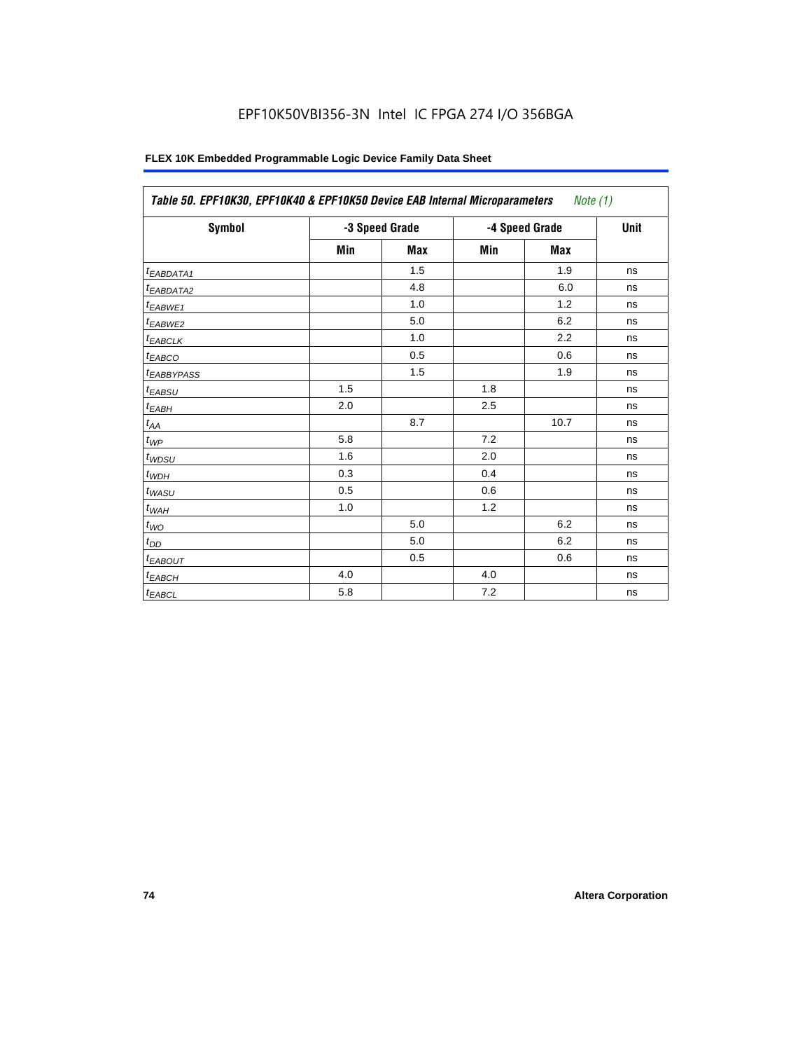| Table 50. EPF10K30, EPF10K40 & EPF10K50 Device EAB Internal Microparameters *Note (1)* | | | | | |
|---|---|---|---|---|---|
| **Symbol** | **-3 Speed Grade** | | **-4 Speed Grade** | | **Unit** |
| | **Min** | **Max** | **Min** | **Max** | |
| $t_{EABDATA1}$ | | 1.5 | | 1.9 | ns |
| $t_{EABDATA2}$ | | 4.8 | | 6.0 | ns |
| $t_{EABWE1}$ | | 1.0 | | 1.2 | ns |
| $t_{EABWE2}$ | | 5.0 | | 6.2 | ns |
| $t_{EABCLK}$ | | 1.0 | | 2.2 | ns |
| $t_{EABCO}$ | | 0.5 | | 0.6 | ns |
| $t_{EABBYPASS}$ | | 1.5 | | 1.9 | ns |
| $t_{EABSU}$ | 1.5 | | 1.8 | | ns |
| $t_{EABH}$ | 2.0 | | 2.5 | | ns |
| $t_{AA}$ | | 8.7 | | 10.7 | ns |
| $t_{WP}$ | 5.8 | | 7.2 | | ns |
| $t_{WDSU}$ | 1.6 | | 2.0 | | ns |
| $t_{WDH}$ | 0.3 | | 0.4 | | ns |
| $t_{WASU}$ | 0.5 | | 0.6 | | ns |
| $t_{WAH}$ | 1.0 | | 1.2 | | ns |
| $t_{WO}$ | | 5.0 | | 6.2 | ns |
| $t_{DD}$ | | 5.0 | | 6.2 | ns |
| $t_{EABOUT}$ | | 0.5 | | 0.6 | ns |
| $t_{EABCH}$ | 4.0 | | 4.0 | | ns |
| $t_{EABCL}$ | 5.8 | | 7.2 | | ns |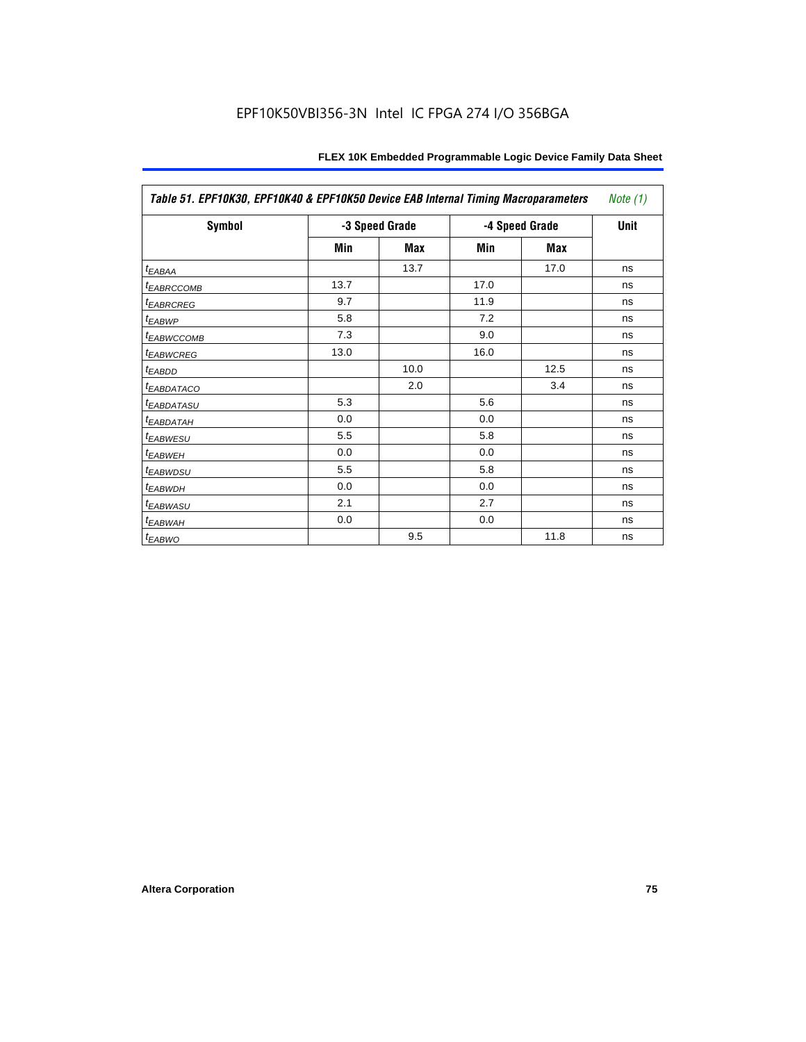| Table 51. EPF10K30, EPF10K40 & EPF10K50 Device EAB Internal Timing Macroparameters *Note (1)* | | | | | |
|---|---|---|---|---|---|
| **Symbol** | **-3 Speed Grade** | | **-4 Speed Grade** | | **Unit** |
| | **Min** | **Max** | **Min** | **Max** | |
| $t_{EABAA}$ | | 13.7 | | 17.0 | ns |
| $t_{EABRCCOMB}$ | 13.7 | | 17.0 | | ns |
| $t_{EABRCREG}$ | 9.7 | | 11.9 | | ns |
| $t_{EABWP}$ | 5.8 | | 7.2 | | ns |
| $t_{EABWCCOMB}$ | 7.3 | | 9.0 | | ns |
| $t_{EABWCREG}$ | 13.0 | | 16.0 | | ns |
| $t_{EABDD}$ | | 10.0 | | 12.5 | ns |
| $t_{EABDATACO}$ | | 2.0 | | 3.4 | ns |
| $t_{EABDATASU}$ | 5.3 | | 5.6 | | ns |
| $t_{EABDATAH}$ | 0.0 | | 0.0 | | ns |
| $t_{EABWESU}$ | 5.5 | | 5.8 | | ns |
| $t_{EABWEH}$ | 0.0 | | 0.0 | | ns |
| $t_{EABWDSU}$ | 5.5 | | 5.8 | | ns |
| $t_{EABWDH}$ | 0.0 | | 0.0 | | ns |
| $t_{EABWASU}$ | 2.1 | | 2.7 | | ns |
| $t_{EABWAH}$ | 0.0 | | 0.0 | | ns |
| $t_{EABWO}$ | | 9.5 | | 11.8 | ns |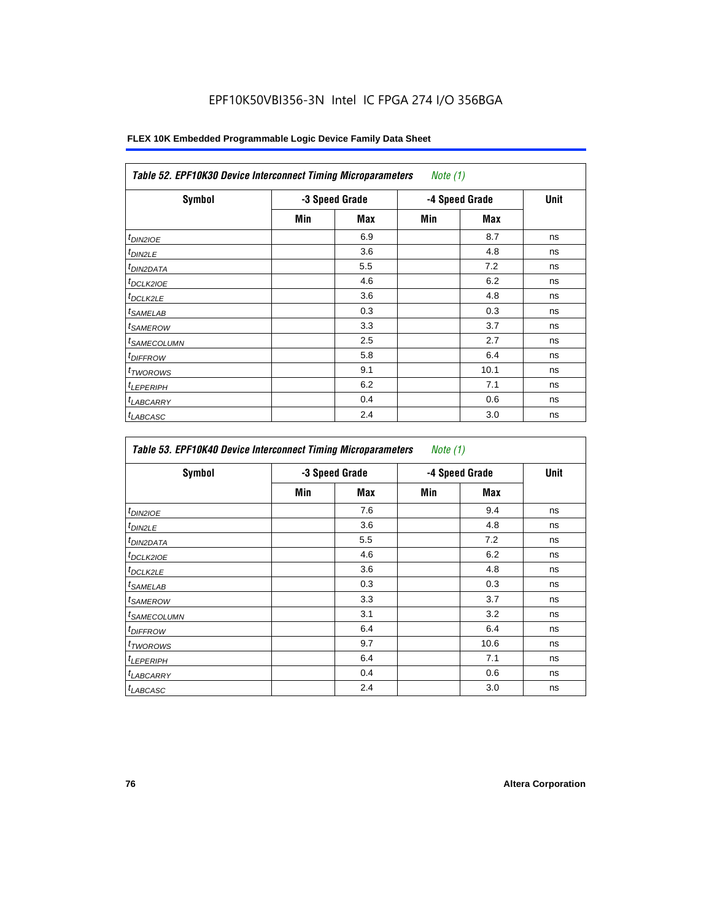EPF10K50VBI356-3N Intel IC FPGA 274 I/O 356BGA

| Table 52. EPF10K30 Device Interconnect Timing Microparameters *Note (1)* | | | | | |
|---|---|---|---|---|---|
| Symbol | -3 Speed Grade | | -4 Speed Grade | | Unit |
| | Min | Max | Min | Max | |
| $t_{DIN2IOE}$ | | 6.9 | | 8.7 | ns |
| $t_{DIN2LE}$ | | 3.6 | | 4.8 | ns |
| $t_{DIN2DATA}$ | | 5.5 | | 7.2 | ns |
| $t_{DCLK2IOE}$ | | 4.6 | | 6.2 | ns |
| $t_{DCLK2LE}$ | | 3.6 | | 4.8 | ns |
| $t_{SAMELAB}$ | | 0.3 | | 0.3 | ns |
| $t_{SAMEROW}$ | | 3.3 | | 3.7 | ns |
| $t_{SAMECOLUMN}$ | | 2.5 | | 2.7 | ns |
| $t_{DIFFROW}$ | | 5.8 | | 6.4 | ns |
| $t_{TWOROWS}$ | | 9.1 | | 10.1 | ns |
| $t_{LEPERIPH}$ | | 6.2 | | 7.1 | ns |
| $t_{LABCARRY}$ | | 0.4 | | 0.6 | ns |
| $t_{LABCASC}$ | | 2.4 | | 3.0 | ns |

| Table 53. EPF10K40 Device Interconnect Timing Microparameters *Note (1)* | | | | | |
|---|---|---|---|---|---|
| Symbol | -3 Speed Grade | | -4 Speed Grade | | Unit |
| | Min | Max | Min | Max | |
| $t_{DIN2IOE}$ | | 7.6 | | 9.4 | ns |
| $t_{DIN2LE}$ | | 3.6 | | 4.8 | ns |
| $t_{DIN2DATA}$ | | 5.5 | | 7.2 | ns |
| $t_{DCLK2IOE}$ | | 4.6 | | 6.2 | ns |
| $t_{DCLK2LE}$ | | 3.6 | | 4.8 | ns |
| $t_{SAMELAB}$ | | 0.3 | | 0.3 | ns |
| $t_{SAMEROW}$ | | 3.3 | | 3.7 | ns |
| $t_{SAMECOLUMN}$ | | 3.1 | | 3.2 | ns |
| $t_{DIFFROW}$ | | 6.4 | | 6.4 | ns |
| $t_{TWOROWS}$ | | 9.7 | | 10.6 | ns |
| $t_{LEPERIPH}$ | | 6.4 | | 7.1 | ns |
| $t_{LABCARRY}$ | | 0.4 | | 0.6 | ns |
| $t_{LABCASC}$ | | 2.4 | | 3.0 | ns |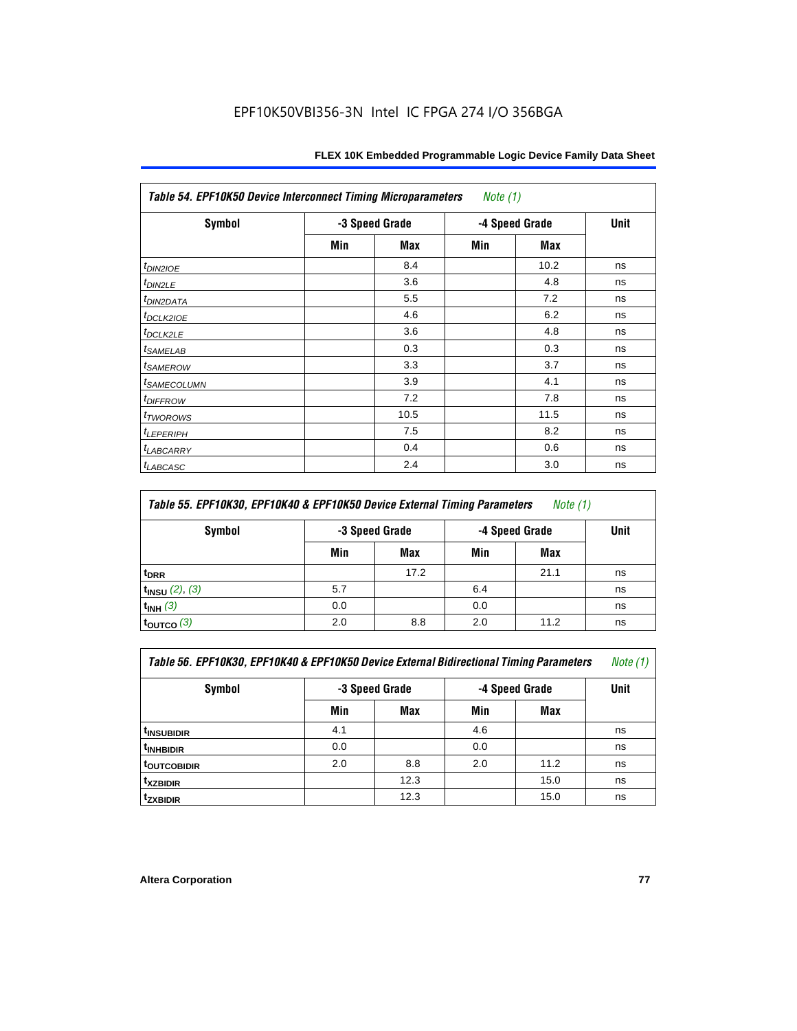EPF10K50VBI356-3N Intel IC FPGA 274 I/O 356BGA

| Table 54. EPF10K50 Device Interconnect Timing Microparameters *Note (1)* | | | | | |
|---|---|---|---|---|---|
| Symbol | -3 Speed Grade | | -4 Speed Grade | | Unit |
| | Min | Max | Min | Max | |
| $t_{DIN2IOE}$ | | 8.4 | | 10.2 | ns |
| $t_{DIN2LE}$ | | 3.6 | | 4.8 | ns |
| $t_{DIN2DATA}$ | | 5.5 | | 7.2 | ns |
| $t_{DCLK2IOE}$ | | 4.6 | | 6.2 | ns |
| $t_{DCLK2LE}$ | | 3.6 | | 4.8 | ns |
| $t_{SAMELAB}$ | | 0.3 | | 0.3 | ns |
| $t_{SAMEROW}$ | | 3.3 | | 3.7 | ns |
| $t_{SAMECOLUMN}$ | | 3.9 | | 4.1 | ns |
| $t_{DIFFROW}$ | | 7.2 | | 7.8 | ns |
| $t_{TWOROWS}$ | | 10.5 | | 11.5 | ns |
| $t_{LEPERIPH}$ | | 7.5 | | 8.2 | ns |
| $t_{LABCARRY}$ | | 0.4 | | 0.6 | ns |
| $t_{LABCASC}$ | | 2.4 | | 3.0 | ns |

| Table 55. EPF10K30, EPF10K40 & EPF10K50 Device External Timing Parameters *Note (1)* | | | | | |
|---|---|---|---|---|---|
| Symbol | -3 Speed Grade | | -4 Speed Grade | | Unit |
| | Min | Max | Min | Max | |
| $t_{DRR}$ | | 17.2 | | 21.1 | ns |
| $t_{INSU}$ *(2), (3)* | 5.7 | | 6.4 | | ns |
| $t_{INH}$ *(3)* | 0.0 | | 0.0 | | ns |
| $t_{OUTCO}$ *(3)* | 2.0 | 8.8 | 2.0 | 11.2 | ns |

| Table 56. EPF10K30, EPF10K40 & EPF10K50 Device External Bidirectional Timing Parameters *Note (1)* | | | | | |
|---|---|---|---|---|---|
| Symbol | -3 Speed Grade | | -4 Speed Grade | | Unit |
| | Min | Max | Min | Max | |
| $t_{INSUBIDIR}$ | 4.1 | | 4.6 | | ns |
| $t_{INHBIDIR}$ | 0.0 | | 0.0 | | ns |
| $t_{OUTCOBIDIR}$ | 2.0 | 8.8 | 2.0 | 11.2 | ns |
| $t_{XZBIDIR}$ | | 12.3 | | 15.0 | ns |
| $t_{ZXBIDIR}$ | | 12.3 | | 15.0 | ns |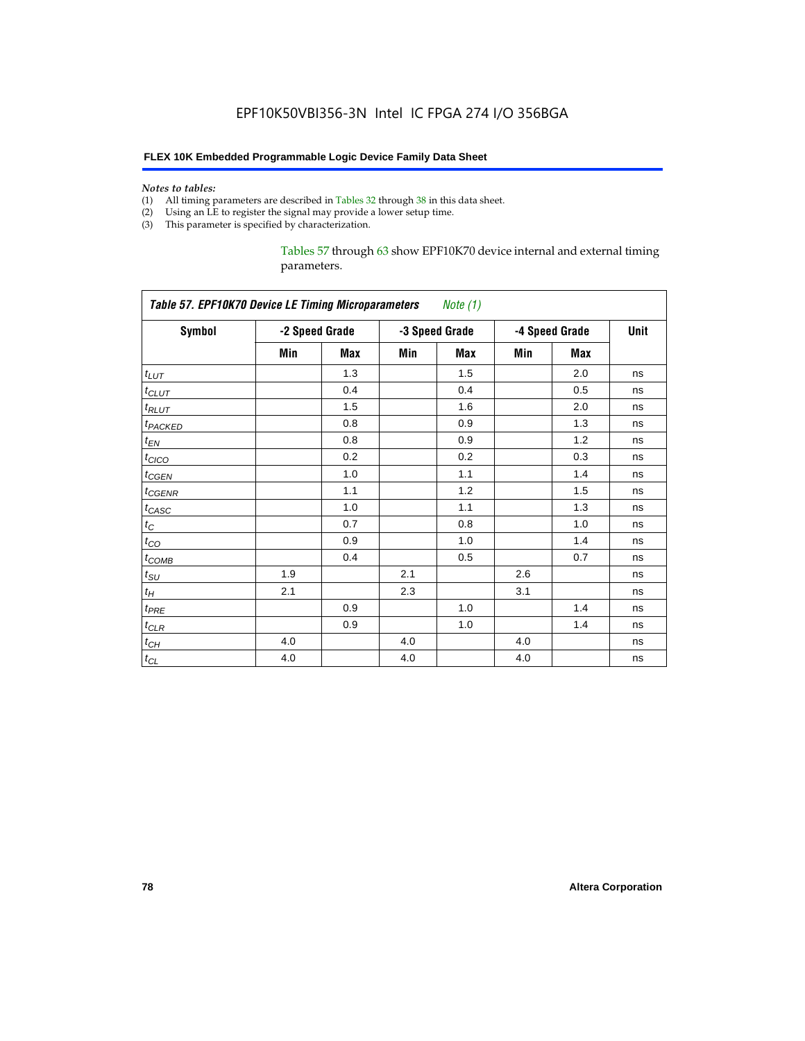*Notes to tables:*

(1) All timing parameters are described in Tables 32 through 38 in this data sheet.
(2) Using an LE to register the signal may provide a lower setup time.
(3) This parameter is specified by characterization.

Tables 57 through 63 show EPF10K70 device internal and external timing parameters.

*Table 57. EPF10K70 Device LE Timing Microparameters* *Note (1)*

| Symbol | -2 Speed Grade | | -3 Speed Grade | | -4 Speed Grade | | Unit |
|---|---|---|---|---|---|---|---|
| | Min | Max | Min | Max | Min | Max | |
| $t_{LUT}$ | | 1.3 | | 1.5 | | 2.0 | ns |
| $t_{CLUT}$ | | 0.4 | | 0.4 | | 0.5 | ns |
| $t_{RLUT}$ | | 1.5 | | 1.6 | | 2.0 | ns |
| $t_{PACKED}$ | | 0.8 | | 0.9 | | 1.3 | ns |
| $t_{EN}$ | | 0.8 | | 0.9 | | 1.2 | ns |
| $t_{CICO}$ | | 0.2 | | 0.2 | | 0.3 | ns |
| $t_{CGEN}$ | | 1.0 | | 1.1 | | 1.4 | ns |
| $t_{CGENR}$ | | 1.1 | | 1.2 | | 1.5 | ns |
| $t_{CASC}$ | | 1.0 | | 1.1 | | 1.3 | ns |
| $t_C$ | | 0.7 | | 0.8 | | 1.0 | ns |
| $t_{CO}$ | | 0.9 | | 1.0 | | 1.4 | ns |
| $t_{COMB}$ | | 0.4 | | 0.5 | | 0.7 | ns |
| $t_{SU}$ | 1.9 | | 2.1 | | 2.6 | | ns |
| $t_H$ | 2.1 | | 2.3 | | 3.1 | | ns |
| $t_{PRE}$ | | 0.9 | | 1.0 | | 1.4 | ns |
| $t_{CLR}$ | | 0.9 | | 1.0 | | 1.4 | ns |
| $t_{CH}$ | 4.0 | | 4.0 | | 4.0 | | ns |
| $t_{CL}$ | 4.0 | | 4.0 | | 4.0 | | ns |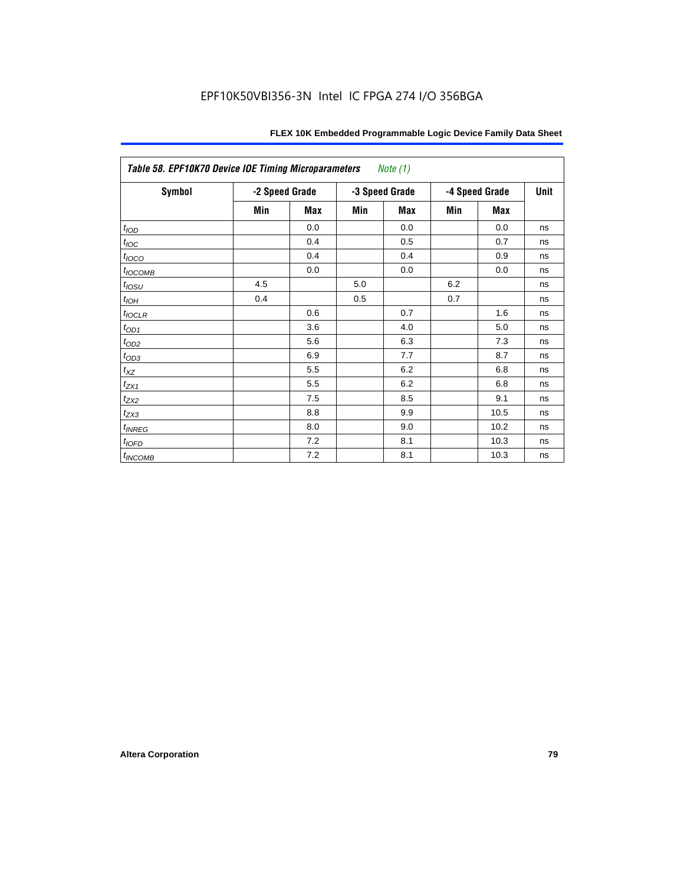**Table 58. EPF10K70 Device IOE Timing Microparameters** *Note (1)*

| Symbol | -2 Speed Grade | | -3 Speed Grade | | -4 Speed Grade | | Unit |
|---|---|---|---|---|---|---|---|
| | Min | Max | Min | Max | Min | Max | |
| $t_{IOD}$ | | 0.0 | | 0.0 | | 0.0 | ns |
| $t_{IOC}$ | | 0.4 | | 0.5 | | 0.7 | ns |
| $t_{IOCO}$ | | 0.4 | | 0.4 | | 0.9 | ns |
| $t_{IOCOMB}$ | | 0.0 | | 0.0 | | 0.0 | ns |
| $t_{IOSU}$ | 4.5 | | 5.0 | | 6.2 | | ns |
| $t_{IOH}$ | 0.4 | | 0.5 | | 0.7 | | ns |
| $t_{IOCLR}$ | | 0.6 | | 0.7 | | 1.6 | ns |
| $t_{OD1}$ | | 3.6 | | 4.0 | | 5.0 | ns |
| $t_{OD2}$ | | 5.6 | | 6.3 | | 7.3 | ns |
| $t_{OD3}$ | | 6.9 | | 7.7 | | 8.7 | ns |
| $t_{XZ}$ | | 5.5 | | 6.2 | | 6.8 | ns |
| $t_{ZX1}$ | | 5.5 | | 6.2 | | 6.8 | ns |
| $t_{ZX2}$ | | 7.5 | | 8.5 | | 9.1 | ns |
| $t_{ZX3}$ | | 8.8 | | 9.9 | | 10.5 | ns |
| $t_{INREG}$ | | 8.0 | | 9.0 | | 10.2 | ns |
| $t_{IOFD}$ | | 7.2 | | 8.1 | | 10.3 | ns |
| $t_{INCOMB}$ | | 7.2 | | 8.1 | | 10.3 | ns |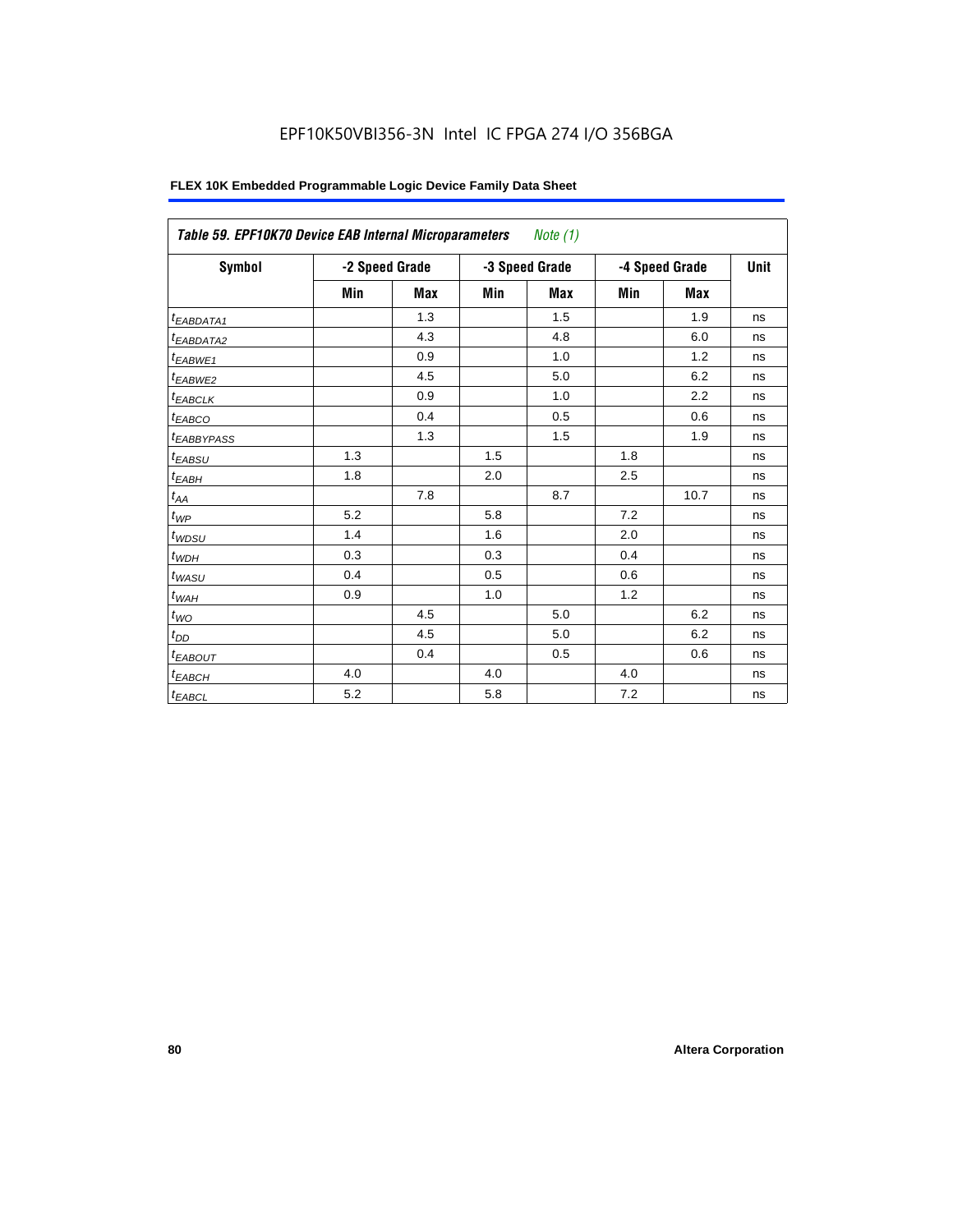EPF10K50VBI356-3N Intel IC FPGA 274 I/O 356BGA

**FLEX 10K Embedded Programmable Logic Device Family Data Sheet**

| *Table 59. EPF10K70 Device EAB Internal Microparameters* *Note (1)* | | | | | | | |
|---|---|---|---|---|---|---|---|
| **Symbol** | **-2 Speed Grade** | | **-3 Speed Grade** | | **-4 Speed Grade** | | **Unit** |
| | **Min** | **Max** | **Min** | **Max** | **Min** | **Max** | |
| $t_{EABDATA1}$ | | 1.3 | | 1.5 | | 1.9 | ns |
| $t_{EABDATA2}$ | | 4.3 | | 4.8 | | 6.0 | ns |
| $t_{EABWE1}$ | | 0.9 | | 1.0 | | 1.2 | ns |
| $t_{EABWE2}$ | | 4.5 | | 5.0 | | 6.2 | ns |
| $t_{EABCLK}$ | | 0.9 | | 1.0 | | 2.2 | ns |
| $t_{EABCO}$ | | 0.4 | | 0.5 | | 0.6 | ns |
| $t_{EABBYPASS}$ | | 1.3 | | 1.5 | | 1.9 | ns |
| $t_{EABSU}$ | 1.3 | | 1.5 | | 1.8 | | ns |
| $t_{EABH}$ | 1.8 | | 2.0 | | 2.5 | | ns |
| $t_{AA}$ | | 7.8 | | 8.7 | | 10.7 | ns |
| $t_{WP}$ | 5.2 | | 5.8 | | 7.2 | | ns |
| $t_{WDSU}$ | 1.4 | | 1.6 | | 2.0 | | ns |
| $t_{WDH}$ | 0.3 | | 0.3 | | 0.4 | | ns |
| $t_{WASU}$ | 0.4 | | 0.5 | | 0.6 | | ns |
| $t_{WAH}$ | 0.9 | | 1.0 | | 1.2 | | ns |
| $t_{WO}$ | | 4.5 | | 5.0 | | 6.2 | ns |
| $t_{DD}$ | | 4.5 | | 5.0 | | 6.2 | ns |
| $t_{EABOUT}$ | | 0.4 | | 0.5 | | 0.6 | ns |
| $t_{EABCH}$ | 4.0 | | 4.0 | | 4.0 | | ns |
| $t_{EABCL}$ | 5.2 | | 5.8 | | 7.2 | | ns |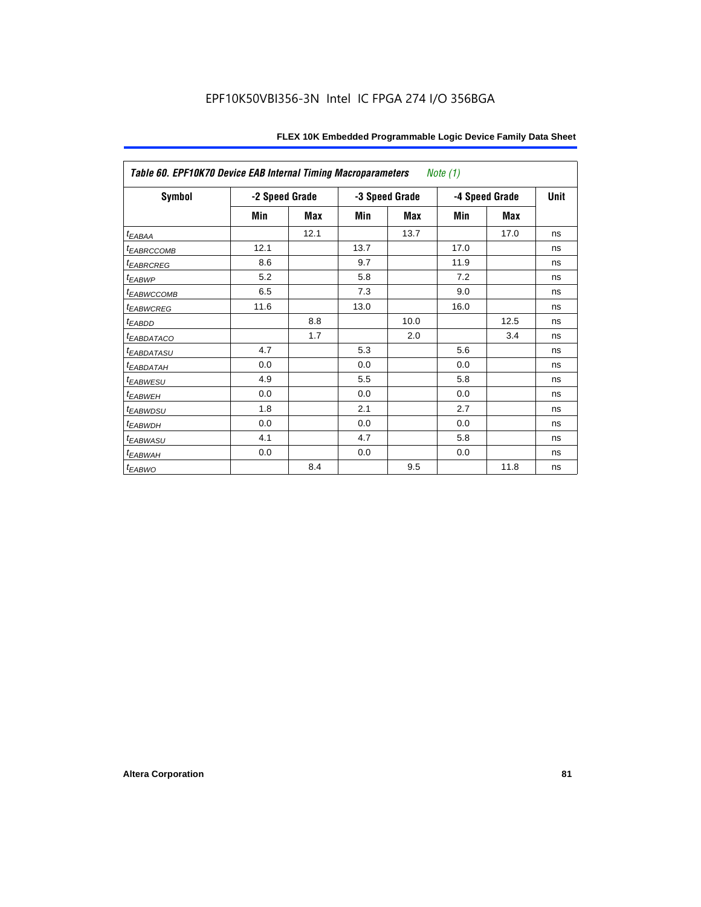| Table 60. EPF10K70 Device EAB Internal Timing Macroparameters *Note (1)* | | | | | | | |
|---|---|---|---|---|---|---|---|
| Symbol | -2 Speed Grade | | -3 Speed Grade | | -4 Speed Grade | | Unit |
| | Min | Max | Min | Max | Min | Max | |
| $t_{EABAA}$ | | 12.1 | | 13.7 | | 17.0 | ns |
| $t_{EABRCCOMB}$ | 12.1 | | 13.7 | | 17.0 | | ns |
| $t_{EABRCREG}$ | 8.6 | | 9.7 | | 11.9 | | ns |
| $t_{EABWP}$ | 5.2 | | 5.8 | | 7.2 | | ns |
| $t_{EABWCCOMB}$ | 6.5 | | 7.3 | | 9.0 | | ns |
| $t_{EABWCREG}$ | 11.6 | | 13.0 | | 16.0 | | ns |
| $t_{EABDD}$ | | 8.8 | | 10.0 | | 12.5 | ns |
| $t_{EABDATACO}$ | | 1.7 | | 2.0 | | 3.4 | ns |
| $t_{EABDATASU}$ | 4.7 | | 5.3 | | 5.6 | | ns |
| $t_{EABDATAH}$ | 0.0 | | 0.0 | | 0.0 | | ns |
| $t_{EABWESU}$ | 4.9 | | 5.5 | | 5.8 | | ns |
| $t_{EABWEH}$ | 0.0 | | 0.0 | | 0.0 | | ns |
| $t_{EABWDSU}$ | 1.8 | | 2.1 | | 2.7 | | ns |
| $t_{EABWDH}$ | 0.0 | | 0.0 | | 0.0 | | ns |
| $t_{EABWASU}$ | 4.1 | | 4.7 | | 5.8 | | ns |
| $t_{EABWAH}$ | 0.0 | | 0.0 | | 0.0 | | ns |
| $t_{EABWO}$ | | 8.4 | | 9.5 | | 11.8 | ns |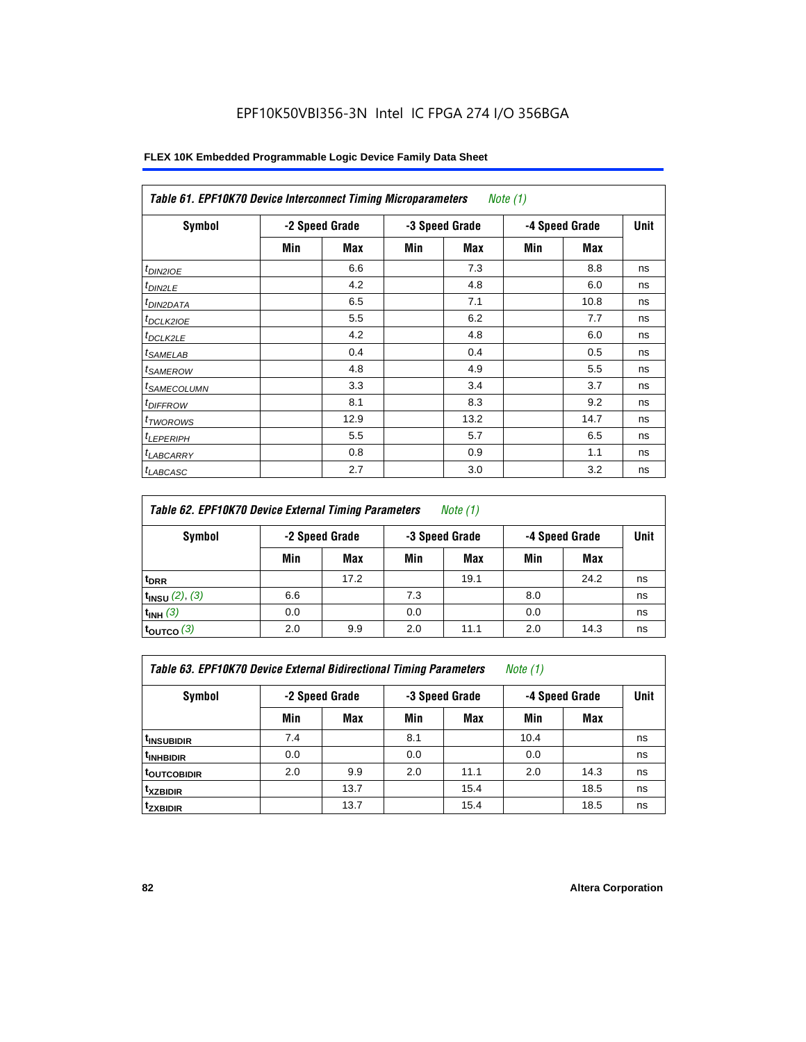EPF10K50VBI356-3N Intel IC FPGA 274 I/O 356BGA

**FLEX 10K Embedded Programmable Logic Device Family Data Sheet**

| *Table 61. EPF10K70 Device Interconnect Timing Microparameters* *Note (1)* | | | | | | | |
|---|---|---|---|---|---|---|---|
| **Symbol** | **-2 Speed Grade** | | **-3 Speed Grade** | | **-4 Speed Grade** | | **Unit** |
| | **Min** | **Max** | **Min** | **Max** | **Min** | **Max** | |
| $t_{DIN2IOE}$ | | 6.6 | | 7.3 | | 8.8 | ns |
| $t_{DIN2LE}$ | | 4.2 | | 4.8 | | 6.0 | ns |
| $t_{DIN2DATA}$ | | 6.5 | | 7.1 | | 10.8 | ns |
| $t_{DCLK2IOE}$ | | 5.5 | | 6.2 | | 7.7 | ns |
| $t_{DCLK2LE}$ | | 4.2 | | 4.8 | | 6.0 | ns |
| $t_{SAMELAB}$ | | 0.4 | | 0.4 | | 0.5 | ns |
| $t_{SAMEROW}$ | | 4.8 | | 4.9 | | 5.5 | ns |
| $t_{SAMECOLUMN}$ | | 3.3 | | 3.4 | | 3.7 | ns |
| $t_{DIFFROW}$ | | 8.1 | | 8.3 | | 9.2 | ns |
| $t_{TWOROWS}$ | | 12.9 | | 13.2 | | 14.7 | ns |
| $t_{LEPERIPH}$ | | 5.5 | | 5.7 | | 6.5 | ns |
| $t_{LABCARRY}$ | | 0.8 | | 0.9 | | 1.1 | ns |
| $t_{LABCASC}$ | | 2.7 | | 3.0 | | 3.2 | ns |

| *Table 62. EPF10K70 Device External Timing Parameters* *Note (1)* | | | | | | | |
|---|---|---|---|---|---|---|---|
| **Symbol** | **-2 Speed Grade** | | **-3 Speed Grade** | | **-4 Speed Grade** | | **Unit** |
| | **Min** | **Max** | **Min** | **Max** | **Min** | **Max** | |
| $t_{DRR}$ | | 17.2 | | 19.1 | | 24.2 | ns |
| $t_{INSU}$ *(2), (3)* | 6.6 | | 7.3 | | 8.0 | | ns |
| $t_{INH}$ *(3)* | 0.0 | | 0.0 | | 0.0 | | ns |
| $t_{OUTCO}$ *(3)* | 2.0 | 9.9 | 2.0 | 11.1 | 2.0 | 14.3 | ns |

| *Table 63. EPF10K70 Device External Bidirectional Timing Parameters* *Note (1)* | | | | | | | |
|---|---|---|---|---|---|---|---|
| **Symbol** | **-2 Speed Grade** | | **-3 Speed Grade** | | **-4 Speed Grade** | | **Unit** |
| | **Min** | **Max** | **Min** | **Max** | **Min** | **Max** | |
| $t_{INSUBIDIR}$ | 7.4 | | 8.1 | | 10.4 | | ns |
| $t_{INHBIDIR}$ | 0.0 | | 0.0 | | 0.0 | | ns |
| $t_{OUTCOBIDIR}$ | 2.0 | 9.9 | 2.0 | 11.1 | 2.0 | 14.3 | ns |
| $t_{XZBIDIR}$ | | 13.7 | | 15.4 | | 18.5 | ns |
| $t_{ZXBIDIR}$ | | 13.7 | | 15.4 | | 18.5 | ns |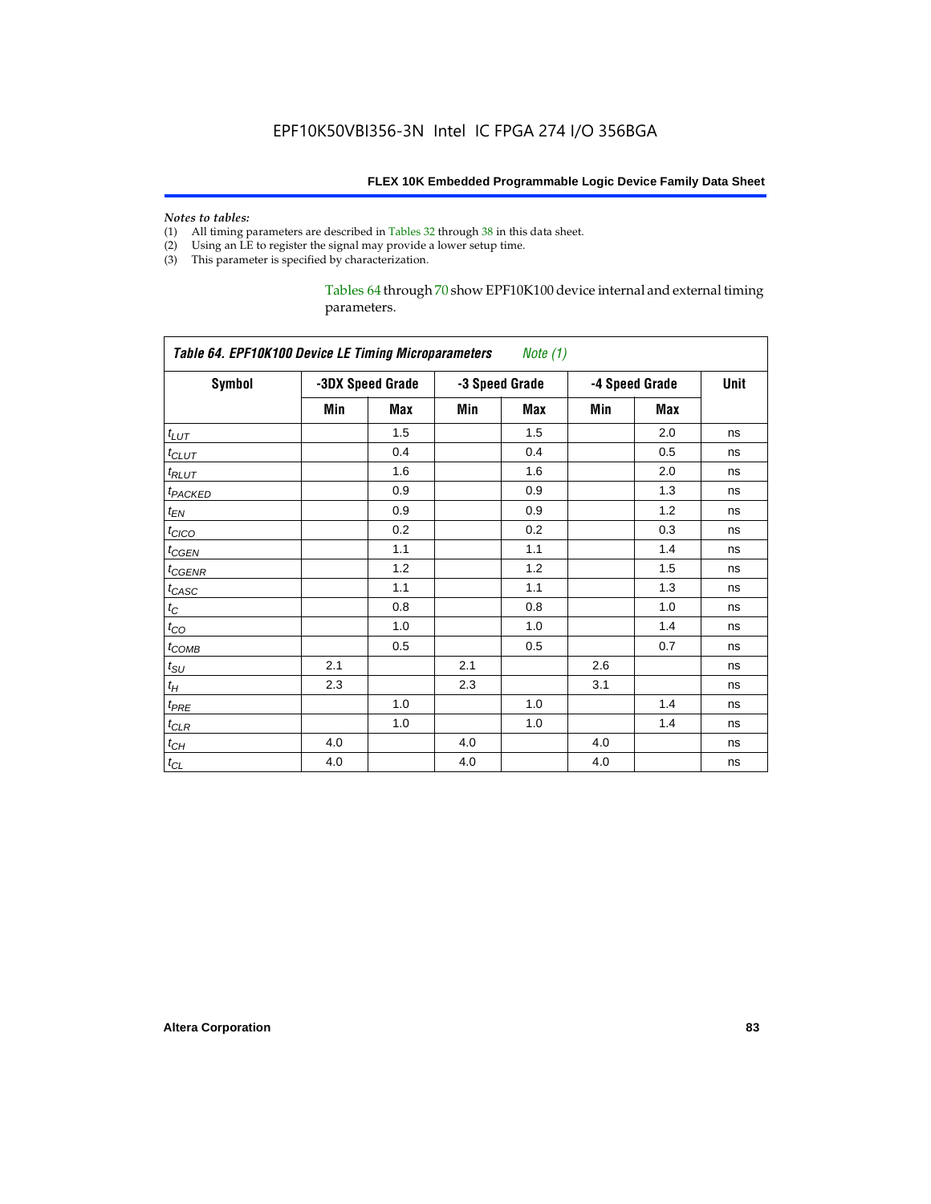*Notes to tables:*

(1) All timing parameters are described in Tables 32 through 38 in this data sheet.
(2) Using an LE to register the signal may provide a lower setup time.
(3) This parameter is specified by characterization.

Tables 64 through 70 show EPF10K100 device internal and external timing parameters.

| *Table 64. EPF10K100 Device LE Timing Microparameters* *Note (1)* | | | | | | | |
|---|---|---|---|---|---|---|---|
| **Symbol** | **-3DX Speed Grade** | | **-3 Speed Grade** | | **-4 Speed Grade** | | **Unit** |
| | **Min** | **Max** | **Min** | **Max** | **Min** | **Max** | |
| $t_{LUT}$ | | 1.5 | | 1.5 | | 2.0 | ns |
| $t_{CLUT}$ | | 0.4 | | 0.4 | | 0.5 | ns |
| $t_{RLUT}$ | | 1.6 | | 1.6 | | 2.0 | ns |
| $t_{PACKED}$ | | 0.9 | | 0.9 | | 1.3 | ns |
| $t_{EN}$ | | 0.9 | | 0.9 | | 1.2 | ns |
| $t_{CICO}$ | | 0.2 | | 0.2 | | 0.3 | ns |
| $t_{CGEN}$ | | 1.1 | | 1.1 | | 1.4 | ns |
| $t_{CGENR}$ | | 1.2 | | 1.2 | | 1.5 | ns |
| $t_{CASC}$ | | 1.1 | | 1.1 | | 1.3 | ns |
| $t_C$ | | 0.8 | | 0.8 | | 1.0 | ns |
| $t_{CO}$ | | 1.0 | | 1.0 | | 1.4 | ns |
| $t_{COMB}$ | | 0.5 | | 0.5 | | 0.7 | ns |
| $t_{SU}$ | 2.1 | | 2.1 | | 2.6 | | ns |
| $t_H$ | 2.3 | | 2.3 | | 3.1 | | ns |
| $t_{PRE}$ | | 1.0 | | 1.0 | | 1.4 | ns |
| $t_{CLR}$ | | 1.0 | | 1.0 | | 1.4 | ns |
| $t_{CH}$ | 4.0 | | 4.0 | | 4.0 | | ns |
| $t_{CL}$ | 4.0 | | 4.0 | | 4.0 | | ns |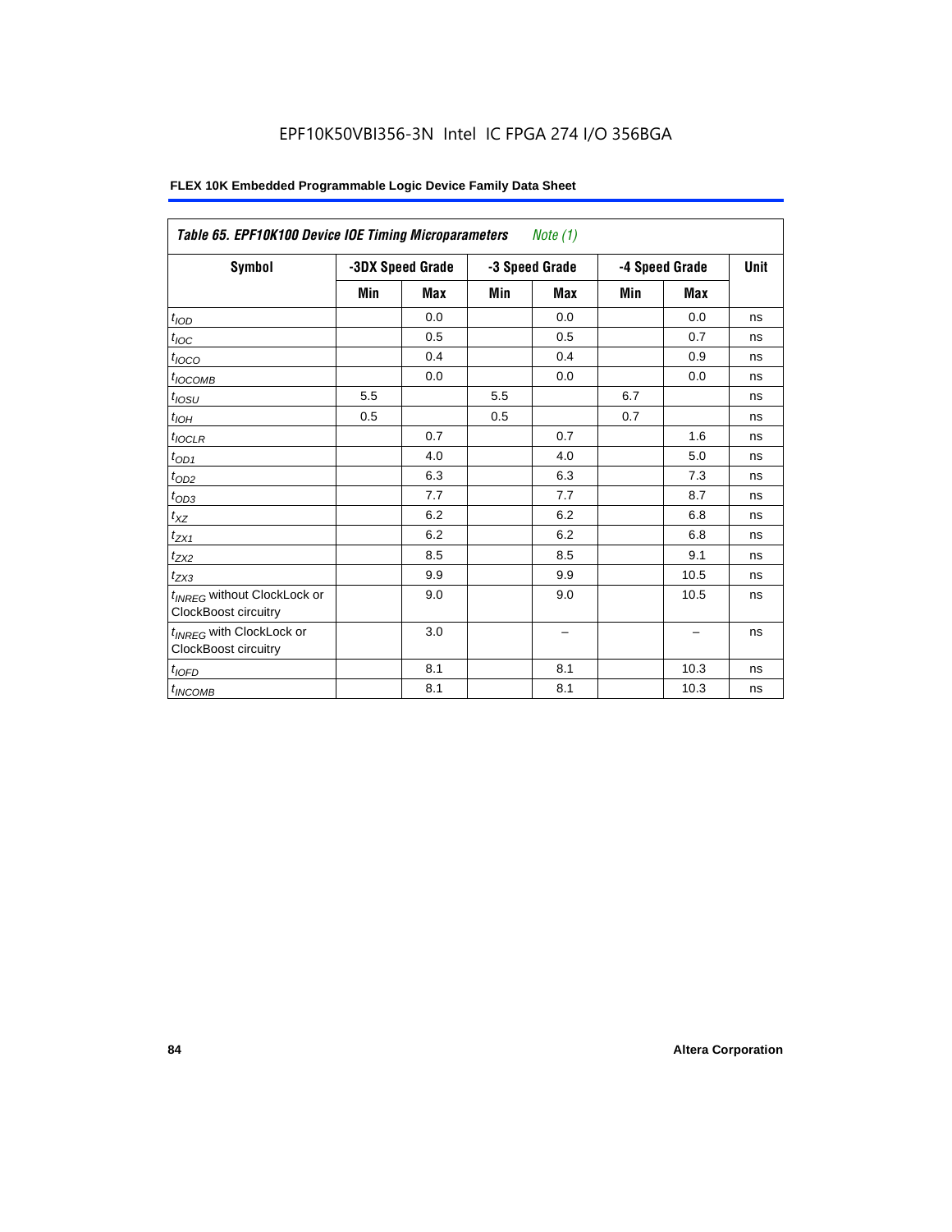**Table 65. EPF10K100 Device IOE Timing Microparameters** *Note (1)*

| Symbol | -3DX Speed Grade | | -3 Speed Grade | | -4 Speed Grade | | Unit |
|---|---|---|---|---|---|---|---|
| | Min | Max | Min | Max | Min | Max | |
| $t_{IOD}$ | | 0.0 | | 0.0 | | 0.0 | ns |
| $t_{IOC}$ | | 0.5 | | 0.5 | | 0.7 | ns |
| $t_{IOCO}$ | | 0.4 | | 0.4 | | 0.9 | ns |
| $t_{IOCOMB}$ | | 0.0 | | 0.0 | | 0.0 | ns |
| $t_{IOSU}$ | 5.5 | | 5.5 | | 6.7 | | ns |
| $t_{IOH}$ | 0.5 | | 0.5 | | 0.7 | | ns |
| $t_{IOCLR}$ | | 0.7 | | 0.7 | | 1.6 | ns |
| $t_{OD1}$ | | 4.0 | | 4.0 | | 5.0 | ns |
| $t_{OD2}$ | | 6.3 | | 6.3 | | 7.3 | ns |
| $t_{OD3}$ | | 7.7 | | 7.7 | | 8.7 | ns |
| $t_{XZ}$ | | 6.2 | | 6.2 | | 6.8 | ns |
| $t_{ZX1}$ | | 6.2 | | 6.2 | | 6.8 | ns |
| $t_{ZX2}$ | | 8.5 | | 8.5 | | 9.1 | ns |
| $t_{ZX3}$ | | 9.9 | | 9.9 | | 10.5 | ns |
| $t_{INREG}$ without ClockLock or ClockBoost circuitry | | 9.0 | | 9.0 | | 10.5 | ns |
| $t_{INREG}$ with ClockLock or ClockBoost circuitry | | 3.0 | | – | | – | ns |
| $t_{IOFD}$ | | 8.1 | | 8.1 | | 10.3 | ns |
| $t_{INCOMB}$ | | 8.1 | | 8.1 | | 10.3 | ns |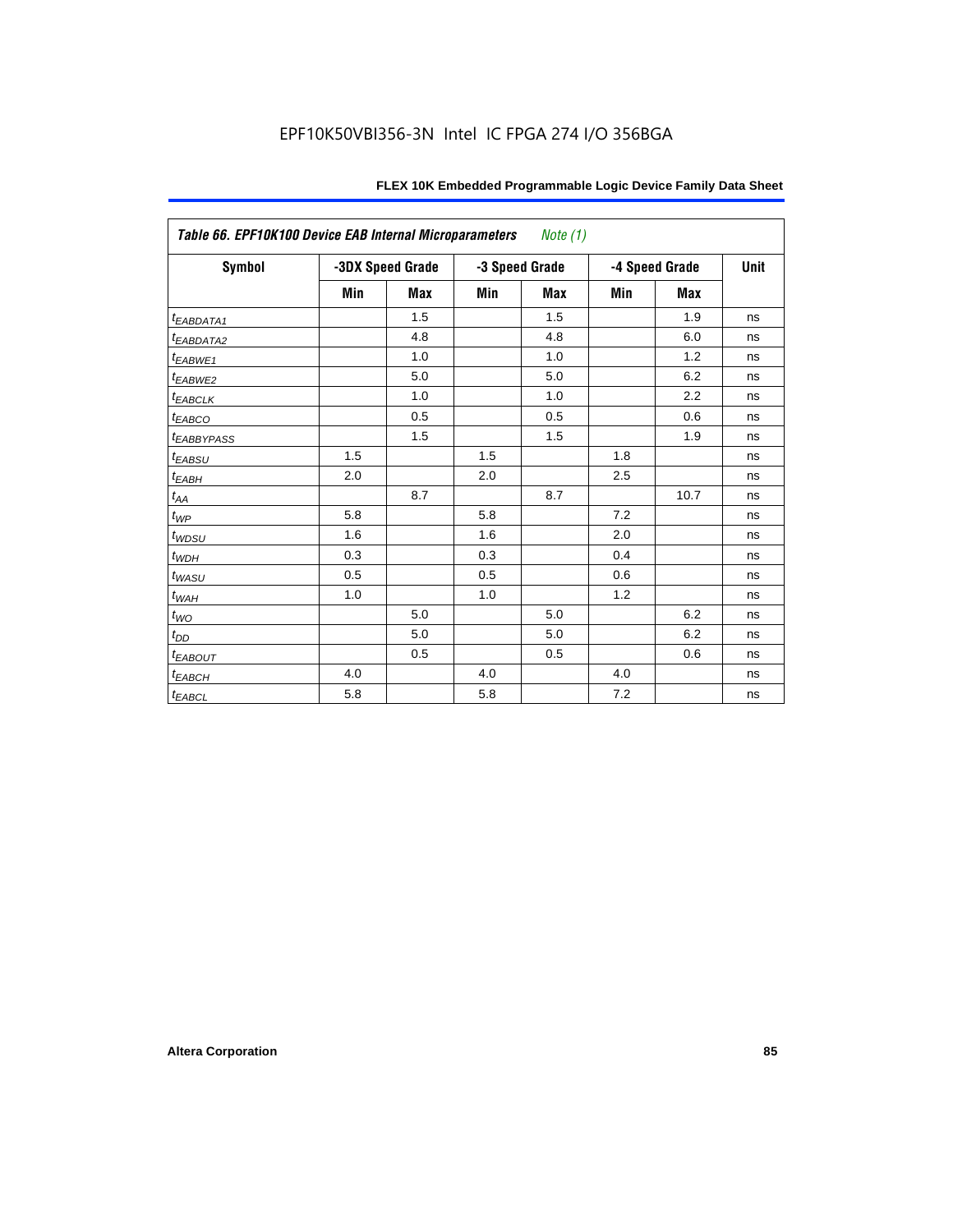EPF10K50VBI356-3N Intel IC FPGA 274 I/O 356BGA

| *Table 66. EPF10K100 Device EAB Internal Microparameters* *Note (1)* | | | | | | | |
|---|---|---|---|---|---|---|---|
| Symbol | -3DX Speed Grade | | -3 Speed Grade | | -4 Speed Grade | | Unit |
| | Min | Max | Min | Max | Min | Max | |
| $t_{EABDATA1}$ | | 1.5 | | 1.5 | | 1.9 | ns |
| $t_{EABDATA2}$ | | 4.8 | | 4.8 | | 6.0 | ns |
| $t_{EABWE1}$ | | 1.0 | | 1.0 | | 1.2 | ns |
| $t_{EABWE2}$ | | 5.0 | | 5.0 | | 6.2 | ns |
| $t_{EABCLK}$ | | 1.0 | | 1.0 | | 2.2 | ns |
| $t_{EABCO}$ | | 0.5 | | 0.5 | | 0.6 | ns |
| $t_{EABBYPASS}$ | | 1.5 | | 1.5 | | 1.9 | ns |
| $t_{EABSU}$ | 1.5 | | 1.5 | | 1.8 | | ns |
| $t_{EABH}$ | 2.0 | | 2.0 | | 2.5 | | ns |
| $t_{AA}$ | | 8.7 | | 8.7 | | 10.7 | ns |
| $t_{WP}$ | 5.8 | | 5.8 | | 7.2 | | ns |
| $t_{WDSU}$ | 1.6 | | 1.6 | | 2.0 | | ns |
| $t_{WDH}$ | 0.3 | | 0.3 | | 0.4 | | ns |
| $t_{WASU}$ | 0.5 | | 0.5 | | 0.6 | | ns |
| $t_{WAH}$ | 1.0 | | 1.0 | | 1.2 | | ns |
| $t_{WO}$ | | 5.0 | | 5.0 | | 6.2 | ns |
| $t_{DD}$ | | 5.0 | | 5.0 | | 6.2 | ns |
| $t_{EABOUT}$ | | 0.5 | | 0.5 | | 0.6 | ns |
| $t_{EABCH}$ | 4.0 | | 4.0 | | 4.0 | | ns |
| $t_{EABCL}$ | 5.8 | | 5.8 | | 7.2 | | ns |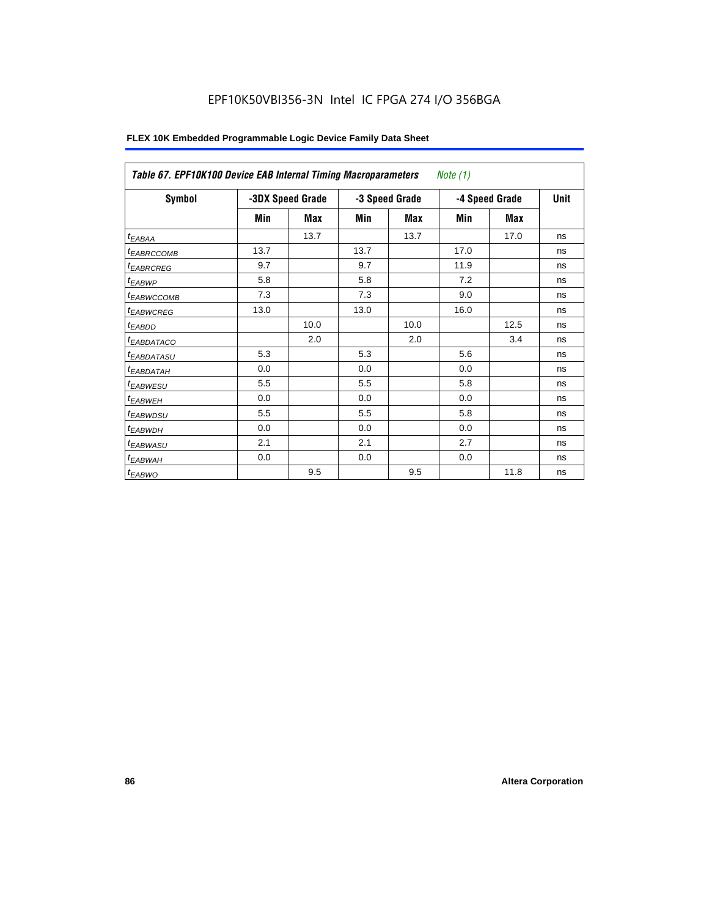EPF10K50VBI356-3N Intel IC FPGA 274 I/O 356BGA

**FLEX 10K Embedded Programmable Logic Device Family Data Sheet**

| *Table 67. EPF10K100 Device EAB Internal Timing Macroparameters* *Note (1)* | | | | | | | |
|---|---|---|---|---|---|---|---|
| **Symbol** | **-3DX Speed Grade** | | **-3 Speed Grade** | | **-4 Speed Grade** | | **Unit** |
| | **Min** | **Max** | **Min** | **Max** | **Min** | **Max** | |
| $t_{EABAA}$ | | 13.7 | | 13.7 | | 17.0 | ns |
| $t_{EABRCCOMB}$ | 13.7 | | 13.7 | | 17.0 | | ns |
| $t_{EABRCREG}$ | 9.7 | | 9.7 | | 11.9 | | ns |
| $t_{EABWP}$ | 5.8 | | 5.8 | | 7.2 | | ns |
| $t_{EABWCCOMB}$ | 7.3 | | 7.3 | | 9.0 | | ns |
| $t_{EABWCREG}$ | 13.0 | | 13.0 | | 16.0 | | ns |
| $t_{EABDD}$ | | 10.0 | | 10.0 | | 12.5 | ns |
| $t_{EABDATACO}$ | | 2.0 | | 2.0 | | 3.4 | ns |
| $t_{EABDATASU}$ | 5.3 | | 5.3 | | 5.6 | | ns |
| $t_{EABDATAH}$ | 0.0 | | 0.0 | | 0.0 | | ns |
| $t_{EABWESU}$ | 5.5 | | 5.5 | | 5.8 | | ns |
| $t_{EABWEH}$ | 0.0 | | 0.0 | | 0.0 | | ns |
| $t_{EABWDSU}$ | 5.5 | | 5.5 | | 5.8 | | ns |
| $t_{EABWDH}$ | 0.0 | | 0.0 | | 0.0 | | ns |
| $t_{EABWASU}$ | 2.1 | | 2.1 | | 2.7 | | ns |
| $t_{EABWAH}$ | 0.0 | | 0.0 | | 0.0 | | ns |
| $t_{EABWO}$ | | 9.5 | | 9.5 | | 11.8 | ns |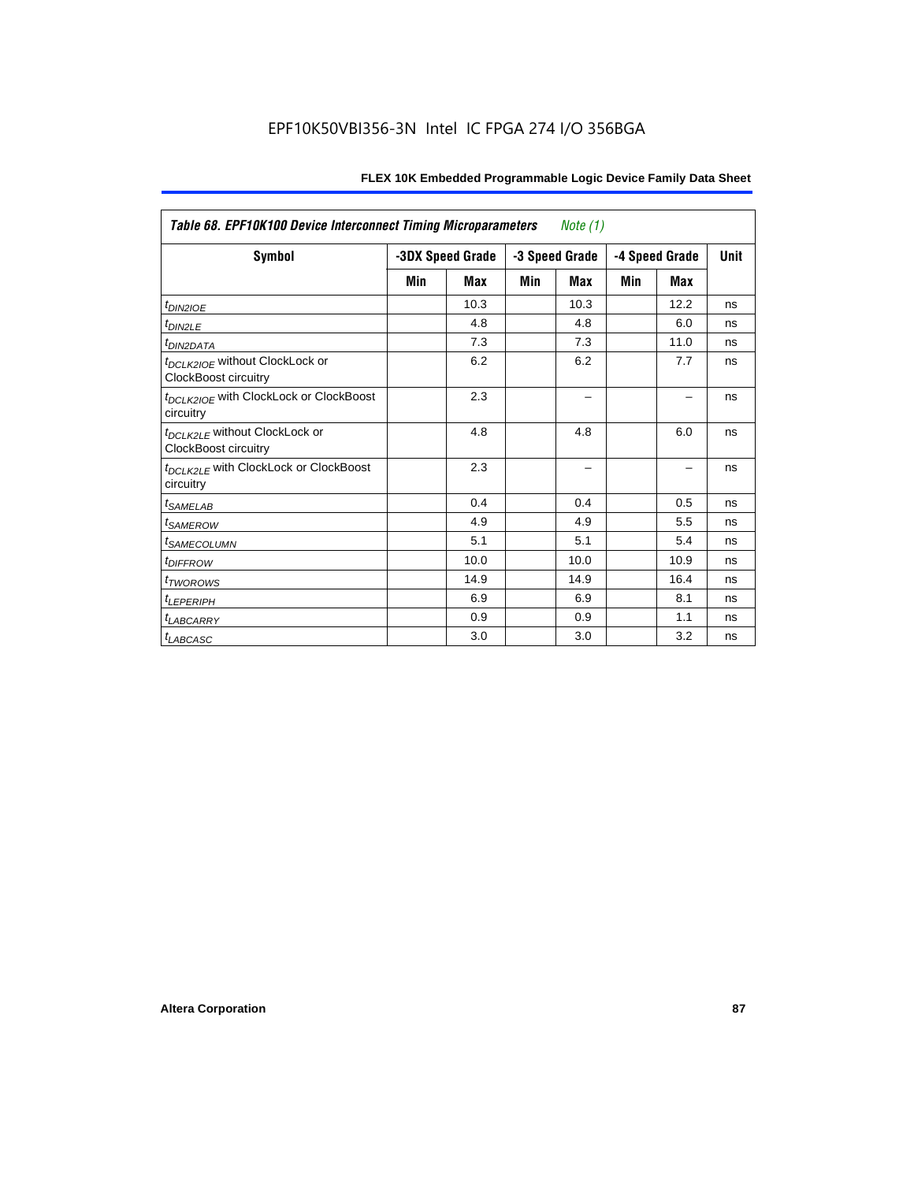EPF10K50VBI356-3N Intel IC FPGA 274 I/O 356BGA

**Table 68. EPF10K100 Device Interconnect Timing Microparameters** *Note (1)*

| Symbol | -3DX Speed Grade | | -3 Speed Grade | | -4 Speed Grade | | Unit |
|---|---|---|---|---|---|---|---|
| | Min | Max | Min | Max | Min | Max | |
| $t_{DIN2IOE}$ | | 10.3 | | 10.3 | | 12.2 | ns |
| $t_{DIN2LE}$ | | 4.8 | | 4.8 | | 6.0 | ns |
| $t_{DIN2DATA}$ | | 7.3 | | 7.3 | | 11.0 | ns |
| $t_{DCLK2IOE}$ without ClockLock or ClockBoost circuitry | | 6.2 | | 6.2 | | 7.7 | ns |
| $t_{DCLK2IOE}$ with ClockLock or ClockBoost circuitry | | 2.3 | | – | | – | ns |
| $t_{DCLK2LE}$ without ClockLock or ClockBoost circuitry | | 4.8 | | 4.8 | | 6.0 | ns |
| $t_{DCLK2LE}$ with ClockLock or ClockBoost circuitry | | 2.3 | | – | | – | ns |
| $t_{SAMELAB}$ | | 0.4 | | 0.4 | | 0.5 | ns |
| $t_{SAMEROW}$ | | 4.9 | | 4.9 | | 5.5 | ns |
| $t_{SAMECOLUMN}$ | | 5.1 | | 5.1 | | 5.4 | ns |
| $t_{DIFFROW}$ | | 10.0 | | 10.0 | | 10.9 | ns |
| $t_{TWOROWS}$ | | 14.9 | | 14.9 | | 16.4 | ns |
| $t_{LEPERIPH}$ | | 6.9 | | 6.9 | | 8.1 | ns |
| $t_{LABCARRY}$ | | 0.9 | | 0.9 | | 1.1 | ns |
| $t_{LABCASC}$ | | 3.0 | | 3.0 | | 3.2 | ns |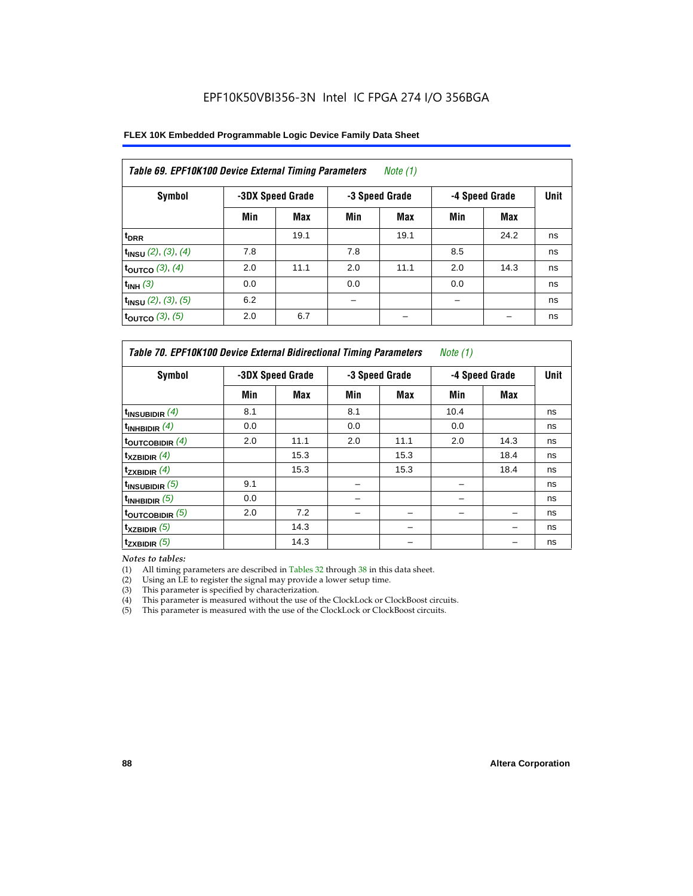EPF10K50VBI356-3N Intel IC FPGA 274 I/O 356BGA

**FLEX 10K Embedded Programmable Logic Device Family Data Sheet**

| *Table 69. EPF10K100 Device External Timing Parameters* *Note (1)* | | | | | | | |
|---|---|---|---|---|---|---|---|
| **Symbol** | **-3DX Speed Grade** | | **-3 Speed Grade** | | **-4 Speed Grade** | | **Unit** |
| | **Min** | **Max** | **Min** | **Max** | **Min** | **Max** | |
| $t_{DRR}$ | | 19.1 | | 19.1 | | 24.2 | ns |
| $t_{INSU}$ *(2), (3), (4)* | 7.8 | | 7.8 | | 8.5 | | ns |
| $t_{OUTCO}$ *(3), (4)* | 2.0 | 11.1 | 2.0 | 11.1 | 2.0 | 14.3 | ns |
| $t_{INH}$ *(3)* | 0.0 | | 0.0 | | 0.0 | | ns |
| $t_{INSU}$ *(2), (3), (5)* | 6.2 | | – | | – | | ns |
| $t_{OUTCO}$ *(3), (5)* | 2.0 | 6.7 | | – | | – | ns |

| *Table 70. EPF10K100 Device External Bidirectional Timing Parameters* *Note (1)* | | | | | | | |
|---|---|---|---|---|---|---|---|
| **Symbol** | **-3DX Speed Grade** | | **-3 Speed Grade** | | **-4 Speed Grade** | | **Unit** |
| | **Min** | **Max** | **Min** | **Max** | **Min** | **Max** | |
| $t_{INSUBIDIR}$ *(4)* | 8.1 | | 8.1 | | 10.4 | | ns |
| $t_{INHBIDIR}$ *(4)* | 0.0 | | 0.0 | | 0.0 | | ns |
| $t_{OUTCOBIDIR}$ *(4)* | 2.0 | 11.1 | 2.0 | 11.1 | 2.0 | 14.3 | ns |
| $t_{XZBIDIR}$ *(4)* | | 15.3 | | 15.3 | | 18.4 | ns |
| $t_{ZXBIDIR}$ *(4)* | | 15.3 | | 15.3 | | 18.4 | ns |
| $t_{INSUBIDIR}$ *(5)* | 9.1 | | – | | – | | ns |
| $t_{INHBIDIR}$ *(5)* | 0.0 | | – | | – | | ns |
| $t_{OUTCOBIDIR}$ *(5)* | 2.0 | 7.2 | – | – | – | – | ns |
| $t_{XZBIDIR}$ *(5)* | | 14.3 | | – | | – | ns |
| $t_{ZXBIDIR}$ *(5)* | | 14.3 | | – | | – | ns |

*Notes to tables:*

(1) All timing parameters are described in Tables 32 through 38 in this data sheet.
(2) Using an LE to register the signal may provide a lower setup time.
(3) This parameter is specified by characterization.
(4) This parameter is measured without the use of the ClockLock or ClockBoost circuits.
(5) This parameter is measured with the use of the ClockLock or ClockBoost circuits.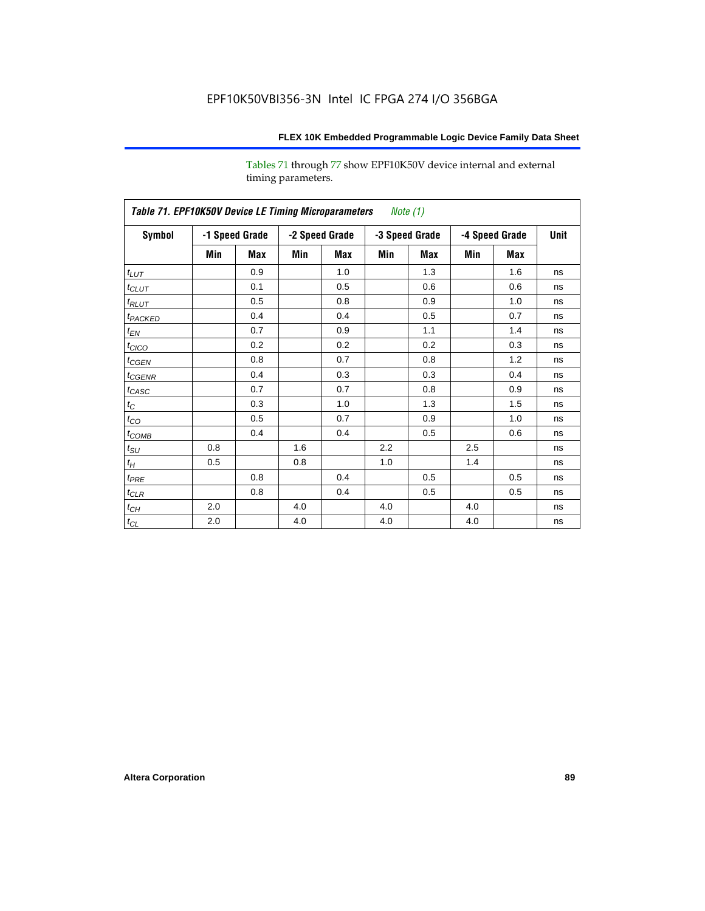Tables 71 through 77 show EPF10K50V device internal and external timing parameters.

**Table 71. EPF10K50V Device LE Timing Microparameters** *Note (1)*

| Symbol | -1 Speed Grade | | -2 Speed Grade | | -3 Speed Grade | | -4 Speed Grade | | Unit |
|---|---|---|---|---|---|---|---|---|---|
| | Min | Max | Min | Max | Min | Max | Min | Max | |
| $t_{LUT}$ | | 0.9 | | 1.0 | | 1.3 | | 1.6 | ns |
| $t_{CLUT}$ | | 0.1 | | 0.5 | | 0.6 | | 0.6 | ns |
| $t_{RLUT}$ | | 0.5 | | 0.8 | | 0.9 | | 1.0 | ns |
| $t_{PACKED}$ | | 0.4 | | 0.4 | | 0.5 | | 0.7 | ns |
| $t_{EN}$ | | 0.7 | | 0.9 | | 1.1 | | 1.4 | ns |
| $t_{CICO}$ | | 0.2 | | 0.2 | | 0.2 | | 0.3 | ns |
| $t_{CGEN}$ | | 0.8 | | 0.7 | | 0.8 | | 1.2 | ns |
| $t_{CGENR}$ | | 0.4 | | 0.3 | | 0.3 | | 0.4 | ns |
| $t_{CASC}$ | | 0.7 | | 0.7 | | 0.8 | | 0.9 | ns |
| $t_{C}$ | | 0.3 | | 1.0 | | 1.3 | | 1.5 | ns |
| $t_{CO}$ | | 0.5 | | 0.7 | | 0.9 | | 1.0 | ns |
| $t_{COMB}$ | | 0.4 | | 0.4 | | 0.5 | | 0.6 | ns |
| $t_{SU}$ | 0.8 | | 1.6 | | 2.2 | | 2.5 | | ns |
| $t_{H}$ | 0.5 | | 0.8 | | 1.0 | | 1.4 | | ns |
| $t_{PRE}$ | | 0.8 | | 0.4 | | 0.5 | | 0.5 | ns |
| $t_{CLR}$ | | 0.8 | | 0.4 | | 0.5 | | 0.5 | ns |
| $t_{CH}$ | 2.0 | | 4.0 | | 4.0 | | 4.0 | | ns |
| $t_{CL}$ | 2.0 | | 4.0 | | 4.0 | | 4.0 | | ns |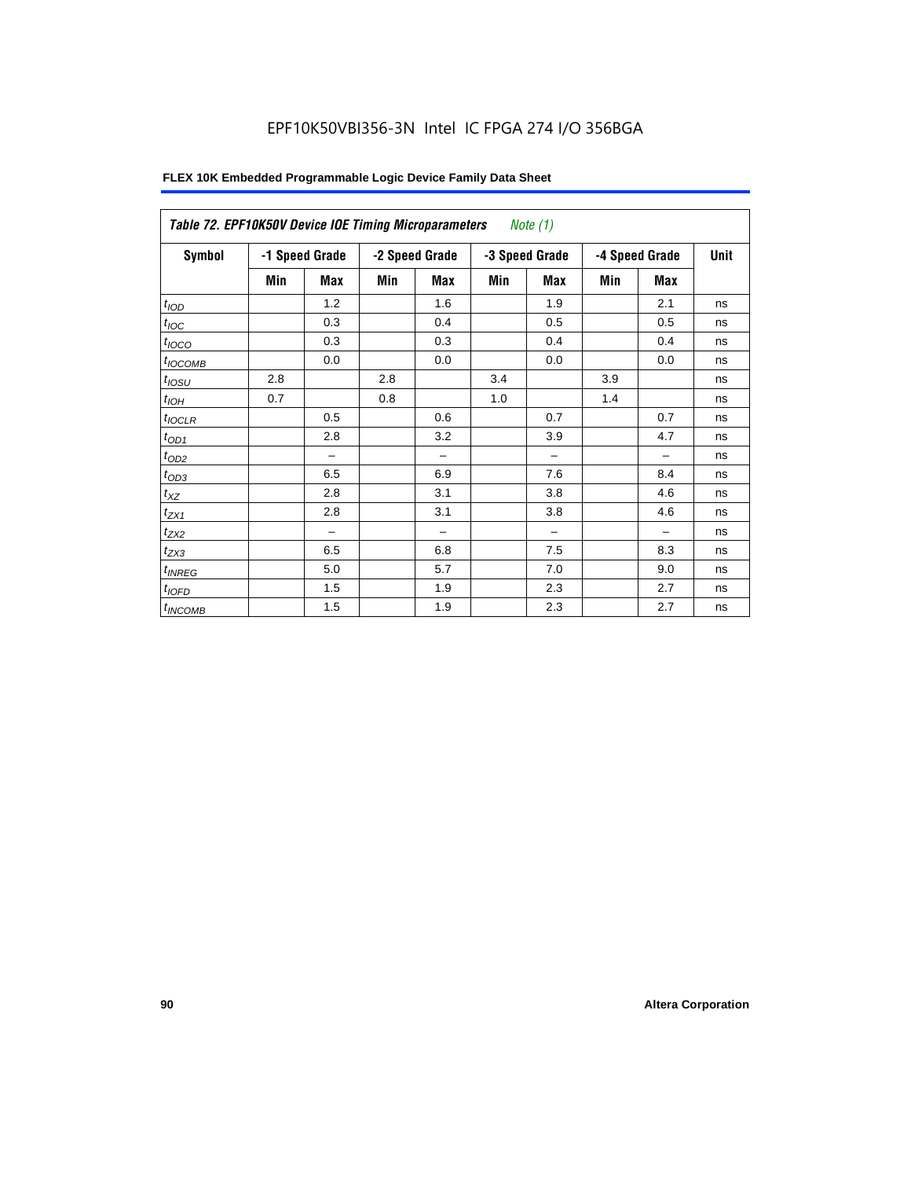| Table 72. EPF10K50V Device IOE Timing Microparameters *Note (1)* | | | | | | | | | |
|---|---|---|---|---|---|---|---|---|---|
| **Symbol** | **-1 Speed Grade** | | **-2 Speed Grade** | | **-3 Speed Grade** | | **-4 Speed Grade** | | **Unit** |
| | **Min** | **Max** | **Min** | **Max** | **Min** | **Max** | **Min** | **Max** | |
| $t_{IOD}$ | | 1.2 | | 1.6 | | 1.9 | | 2.1 | ns |
| $t_{IOC}$ | | 0.3 | | 0.4 | | 0.5 | | 0.5 | ns |
| $t_{IOCO}$ | | 0.3 | | 0.3 | | 0.4 | | 0.4 | ns |
| $t_{IOCOMB}$ | | 0.0 | | 0.0 | | 0.0 | | 0.0 | ns |
| $t_{IOSU}$ | 2.8 | | 2.8 | | 3.4 | | 3.9 | | ns |
| $t_{IOH}$ | 0.7 | | 0.8 | | 1.0 | | 1.4 | | ns |
| $t_{IOCLR}$ | | 0.5 | | 0.6 | | 0.7 | | 0.7 | ns |
| $t_{OD1}$ | | 2.8 | | 3.2 | | 3.9 | | 4.7 | ns |
| $t_{OD2}$ | | – | | – | | – | | – | ns |
| $t_{OD3}$ | | 6.5 | | 6.9 | | 7.6 | | 8.4 | ns |
| $t_{XZ}$ | | 2.8 | | 3.1 | | 3.8 | | 4.6 | ns |
| $t_{ZX1}$ | | 2.8 | | 3.1 | | 3.8 | | 4.6 | ns |
| $t_{ZX2}$ | | – | | – | | – | | – | ns |
| $t_{ZX3}$ | | 6.5 | | 6.8 | | 7.5 | | 8.3 | ns |
| $t_{INREG}$ | | 5.0 | | 5.7 | | 7.0 | | 9.0 | ns |
| $t_{IOFD}$ | | 1.5 | | 1.9 | | 2.3 | | 2.7 | ns |
| $t_{INCOMB}$ | | 1.5 | | 1.9 | | 2.3 | | 2.7 | ns |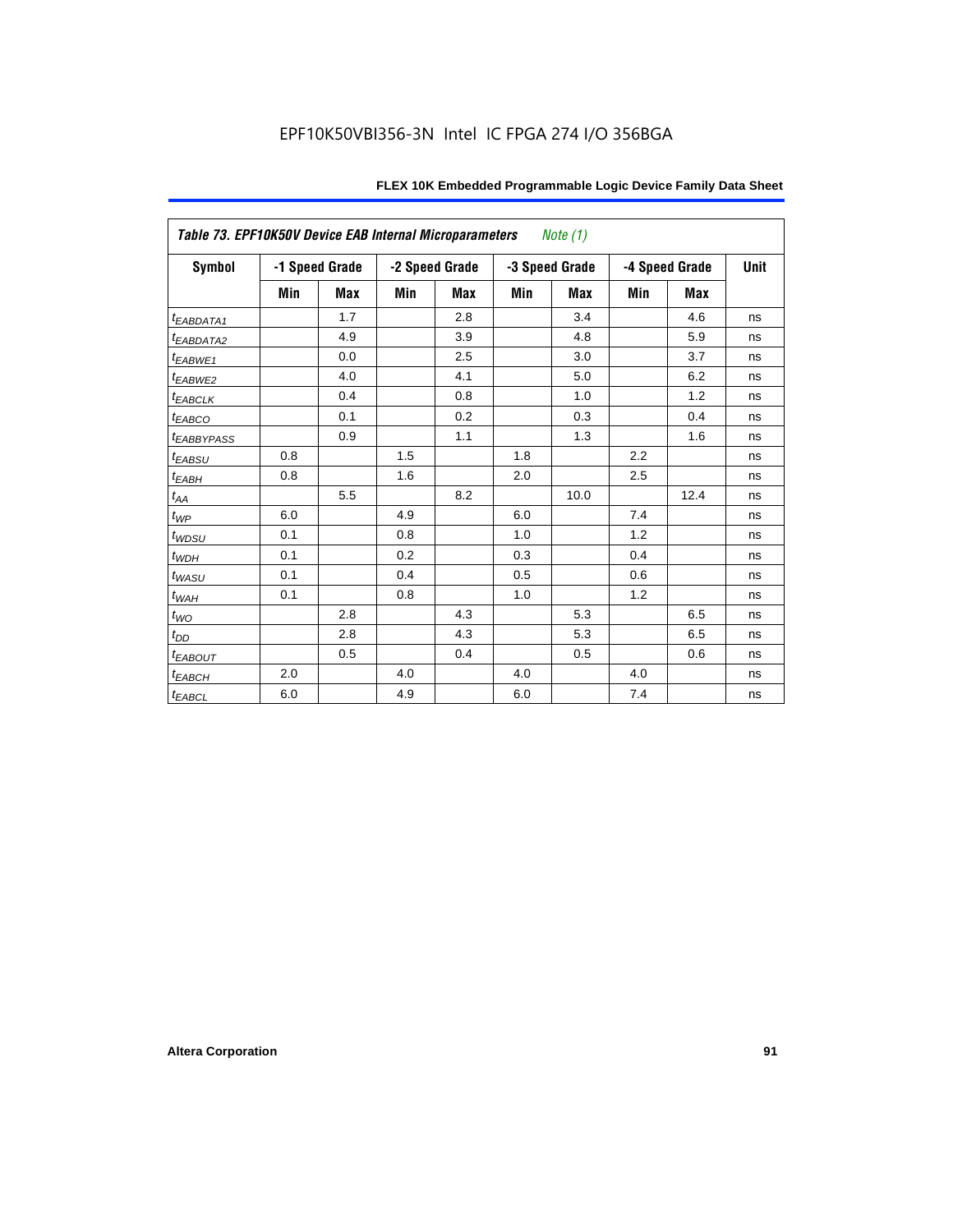EPF10K50VBI356-3N Intel IC FPGA 274 I/O 356BGA

| *Table 73. EPF10K50V Device EAB Internal Microparameters* *Note (1)* | | | | | | | | | |
|---|---|---|---|---|---|---|---|---|---|
| **Symbol** | **-1 Speed Grade** | | **-2 Speed Grade** | | **-3 Speed Grade** | | **-4 Speed Grade** | | **Unit** |
| | **Min** | **Max** | **Min** | **Max** | **Min** | **Max** | **Min** | **Max** | |
| $t_{EABDATA1}$ | | 1.7 | | 2.8 | | 3.4 | | 4.6 | ns |
| $t_{EABDATA2}$ | | 4.9 | | 3.9 | | 4.8 | | 5.9 | ns |
| $t_{EABWE1}$ | | 0.0 | | 2.5 | | 3.0 | | 3.7 | ns |
| $t_{EABWE2}$ | | 4.0 | | 4.1 | | 5.0 | | 6.2 | ns |
| $t_{EABCLK}$ | | 0.4 | | 0.8 | | 1.0 | | 1.2 | ns |
| $t_{EABCO}$ | | 0.1 | | 0.2 | | 0.3 | | 0.4 | ns |
| $t_{EABBYPASS}$ | | 0.9 | | 1.1 | | 1.3 | | 1.6 | ns |
| $t_{EABSU}$ | 0.8 | | 1.5 | | 1.8 | | 2.2 | | ns |
| $t_{EABH}$ | 0.8 | | 1.6 | | 2.0 | | 2.5 | | ns |
| $t_{AA}$ | | 5.5 | | 8.2 | | 10.0 | | 12.4 | ns |
| $t_{WP}$ | 6.0 | | 4.9 | | 6.0 | | 7.4 | | ns |
| $t_{WDSU}$ | 0.1 | | 0.8 | | 1.0 | | 1.2 | | ns |
| $t_{WDH}$ | 0.1 | | 0.2 | | 0.3 | | 0.4 | | ns |
| $t_{WASU}$ | 0.1 | | 0.4 | | 0.5 | | 0.6 | | ns |
| $t_{WAH}$ | 0.1 | | 0.8 | | 1.0 | | 1.2 | | ns |
| $t_{WO}$ | | 2.8 | | 4.3 | | 5.3 | | 6.5 | ns |
| $t_{DD}$ | | 2.8 | | 4.3 | | 5.3 | | 6.5 | ns |
| $t_{EABOUT}$ | | 0.5 | | 0.4 | | 0.5 | | 0.6 | ns |
| $t_{EABCH}$ | 2.0 | | 4.0 | | 4.0 | | 4.0 | | ns |
| $t_{EABCL}$ | 6.0 | | 4.9 | | 6.0 | | 7.4 | | ns |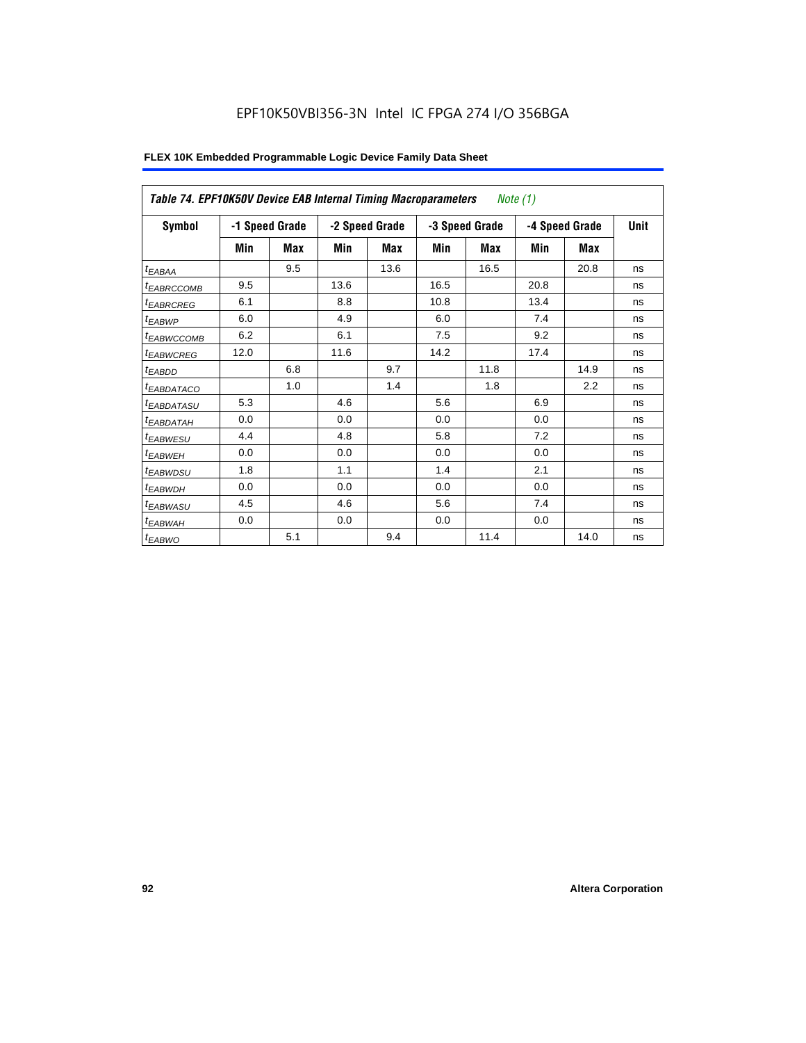EPF10K50VBI356-3N Intel IC FPGA 274 I/O 356BGA

**FLEX 10K Embedded Programmable Logic Device Family Data Sheet**

| *Table 74. EPF10K50V Device EAB Internal Timing Macroparameters Note (1)* | | | | | | | | | |
|---|---|---|---|---|---|---|---|---|---|
| **Symbol** | **-1 Speed Grade** | | **-2 Speed Grade** | | **-3 Speed Grade** | | **-4 Speed Grade** | | **Unit** |
| | **Min** | **Max** | **Min** | **Max** | **Min** | **Max** | **Min** | **Max** | |
| $t_{EABAA}$ | | 9.5 | | 13.6 | | 16.5 | | 20.8 | ns |
| $t_{EABRCCOMB}$ | 9.5 | | 13.6 | | 16.5 | | 20.8 | | ns |
| $t_{EABRCREG}$ | 6.1 | | 8.8 | | 10.8 | | 13.4 | | ns |
| $t_{EABWP}$ | 6.0 | | 4.9 | | 6.0 | | 7.4 | | ns |
| $t_{EABWCCOMB}$ | 6.2 | | 6.1 | | 7.5 | | 9.2 | | ns |
| $t_{EABWCREG}$ | 12.0 | | 11.6 | | 14.2 | | 17.4 | | ns |
| $t_{EABDD}$ | | 6.8 | | 9.7 | | 11.8 | | 14.9 | ns |
| $t_{EABDATACO}$ | | 1.0 | | 1.4 | | 1.8 | | 2.2 | ns |
| $t_{EABDATASU}$ | 5.3 | | 4.6 | | 5.6 | | 6.9 | | ns |
| $t_{EABDATAH}$ | 0.0 | | 0.0 | | 0.0 | | 0.0 | | ns |
| $t_{EABWESU}$ | 4.4 | | 4.8 | | 5.8 | | 7.2 | | ns |
| $t_{EABWEH}$ | 0.0 | | 0.0 | | 0.0 | | 0.0 | | ns |
| $t_{EABWDSU}$ | 1.8 | | 1.1 | | 1.4 | | 2.1 | | ns |
| $t_{EABWDH}$ | 0.0 | | 0.0 | | 0.0 | | 0.0 | | ns |
| $t_{EABWASU}$ | 4.5 | | 4.6 | | 5.6 | | 7.4 | | ns |
| $t_{EABWAH}$ | 0.0 | | 0.0 | | 0.0 | | 0.0 | | ns |
| $t_{EABWO}$ | | 5.1 | | 9.4 | | 11.4 | | 14.0 | ns |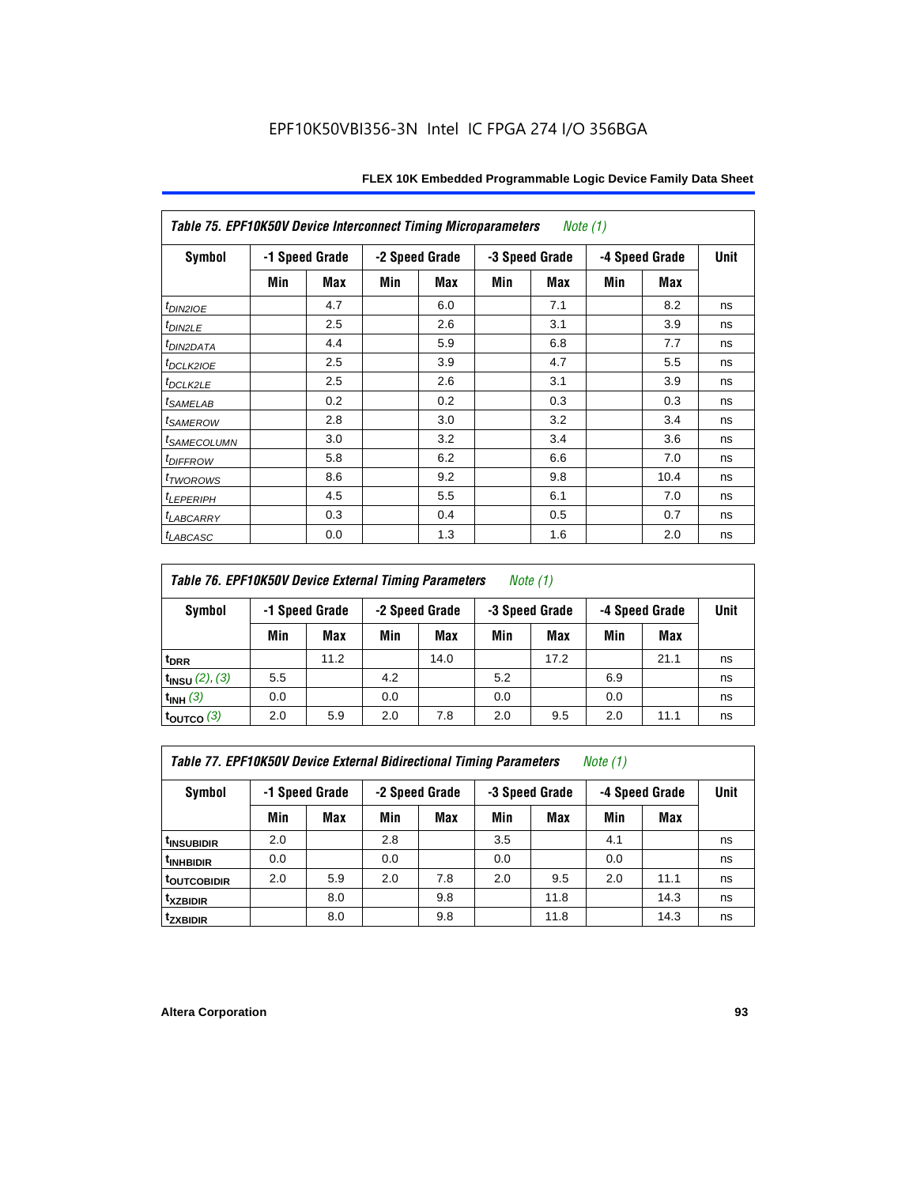EPF10K50VBI356-3N Intel IC FPGA 274 I/O 356BGA

| *Table 75. EPF10K50V Device Interconnect Timing Microparameters* *Note (1)* | | | | | | | | | |
|---|---|---|---|---|---|---|---|---|---|
| **Symbol** | **-1 Speed Grade** | | **-2 Speed Grade** | | **-3 Speed Grade** | | **-4 Speed Grade** | | **Unit** |
| | **Min** | **Max** | **Min** | **Max** | **Min** | **Max** | **Min** | **Max** | |
| $t_{DIN2IOE}$ | | 4.7 | | 6.0 | | 7.1 | | 8.2 | ns |
| $t_{DIN2LE}$ | | 2.5 | | 2.6 | | 3.1 | | 3.9 | ns |
| $t_{DIN2DATA}$ | | 4.4 | | 5.9 | | 6.8 | | 7.7 | ns |
| $t_{DCLK2IOE}$ | | 2.5 | | 3.9 | | 4.7 | | 5.5 | ns |
| $t_{DCLK2LE}$ | | 2.5 | | 2.6 | | 3.1 | | 3.9 | ns |
| $t_{SAMELAB}$ | | 0.2 | | 0.2 | | 0.3 | | 0.3 | ns |
| $t_{SAMEROW}$ | | 2.8 | | 3.0 | | 3.2 | | 3.4 | ns |
| $t_{SAMECOLUMN}$ | | 3.0 | | 3.2 | | 3.4 | | 3.6 | ns |
| $t_{DIFFROW}$ | | 5.8 | | 6.2 | | 6.6 | | 7.0 | ns |
| $t_{TWOROWS}$ | | 8.6 | | 9.2 | | 9.8 | | 10.4 | ns |
| $t_{LEPERIPH}$ | | 4.5 | | 5.5 | | 6.1 | | 7.0 | ns |
| $t_{LABCARRY}$ | | 0.3 | | 0.4 | | 0.5 | | 0.7 | ns |
| $t_{LABCASC}$ | | 0.0 | | 1.3 | | 1.6 | | 2.0 | ns |

| *Table 76. EPF10K50V Device External Timing Parameters* *Note (1)* | | | | | | | | | |
|---|---|---|---|---|---|---|---|---|---|
| **Symbol** | **-1 Speed Grade** | | **-2 Speed Grade** | | **-3 Speed Grade** | | **-4 Speed Grade** | | **Unit** |
| | **Min** | **Max** | **Min** | **Max** | **Min** | **Max** | **Min** | **Max** | |
| $t_{DRR}$ | | 11.2 | | 14.0 | | 17.2 | | 21.1 | ns |
| $t_{INSU}$ *(2), (3)* | 5.5 | | 4.2 | | 5.2 | | 6.9 | | ns |
| $t_{INH}$ *(3)* | 0.0 | | 0.0 | | 0.0 | | 0.0 | | ns |
| $t_{OUTCO}$ *(3)* | 2.0 | 5.9 | 2.0 | 7.8 | 2.0 | 9.5 | 2.0 | 11.1 | ns |

| *Table 77. EPF10K50V Device External Bidirectional Timing Parameters* *Note (1)* | | | | | | | | | |
|---|---|---|---|---|---|---|---|---|---|
| **Symbol** | **-1 Speed Grade** | | **-2 Speed Grade** | | **-3 Speed Grade** | | **-4 Speed Grade** | | **Unit** |
| | **Min** | **Max** | **Min** | **Max** | **Min** | **Max** | **Min** | **Max** | |
| $t_{INSUBIDIR}$ | 2.0 | | 2.8 | | 3.5 | | 4.1 | | ns |
| $t_{INHBIDIR}$ | 0.0 | | 0.0 | | 0.0 | | 0.0 | | ns |
| $t_{OUTCOBIDIR}$ | 2.0 | 5.9 | 2.0 | 7.8 | 2.0 | 9.5 | 2.0 | 11.1 | ns |
| $t_{XZBIDIR}$ | | 8.0 | | 9.8 | | 11.8 | | 14.3 | ns |
| $t_{ZXBIDIR}$ | | 8.0 | | 9.8 | | 11.8 | | 14.3 | ns |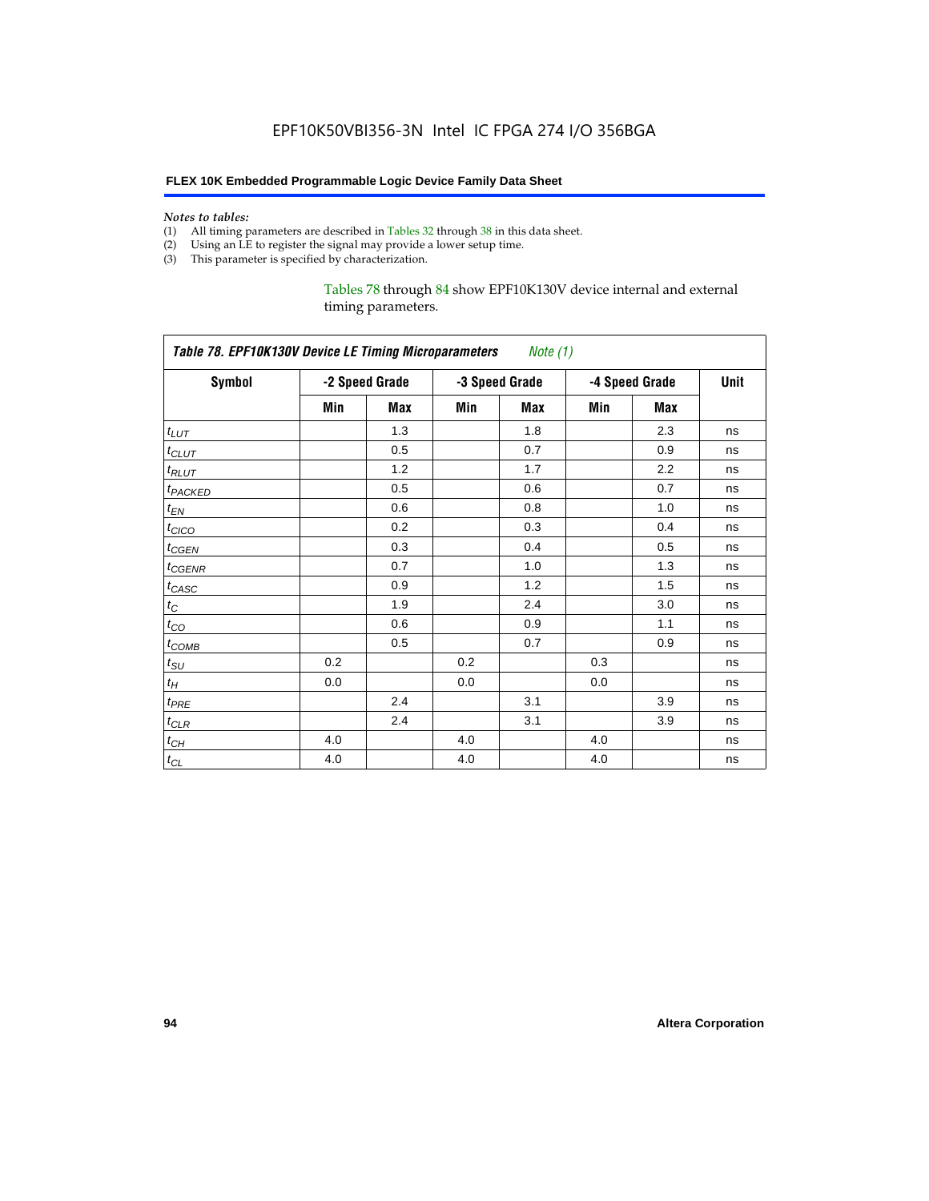*Notes to tables:*

(1) All timing parameters are described in Tables 32 through 38 in this data sheet.
(2) Using an LE to register the signal may provide a lower setup time.
(3) This parameter is specified by characterization.

Tables 78 through 84 show EPF10K130V device internal and external timing parameters.

| *Table 78. EPF10K130V Device LE Timing Microparameters* *Note (1)* | | | | | | | |
|---|---|---|---|---|---|---|---|
| **Symbol** | **-2 Speed Grade** | | **-3 Speed Grade** | | **-4 Speed Grade** | | **Unit** |
| | **Min** | **Max** | **Min** | **Max** | **Min** | **Max** | |
| $t_{LUT}$ | | 1.3 | | 1.8 | | 2.3 | ns |
| $t_{CLUT}$ | | 0.5 | | 0.7 | | 0.9 | ns |
| $t_{RLUT}$ | | 1.2 | | 1.7 | | 2.2 | ns |
| $t_{PACKED}$ | | 0.5 | | 0.6 | | 0.7 | ns |
| $t_{EN}$ | | 0.6 | | 0.8 | | 1.0 | ns |
| $t_{CICO}$ | | 0.2 | | 0.3 | | 0.4 | ns |
| $t_{CGEN}$ | | 0.3 | | 0.4 | | 0.5 | ns |
| $t_{CGENR}$ | | 0.7 | | 1.0 | | 1.3 | ns |
| $t_{CASC}$ | | 0.9 | | 1.2 | | 1.5 | ns |
| $t_C$ | | 1.9 | | 2.4 | | 3.0 | ns |
| $t_{CO}$ | | 0.6 | | 0.9 | | 1.1 | ns |
| $t_{COMB}$ | | 0.5 | | 0.7 | | 0.9 | ns |
| $t_{SU}$ | 0.2 | | 0.2 | | 0.3 | | ns |
| $t_H$ | 0.0 | | 0.0 | | 0.0 | | ns |
| $t_{PRE}$ | | 2.4 | | 3.1 | | 3.9 | ns |
| $t_{CLR}$ | | 2.4 | | 3.1 | | 3.9 | ns |
| $t_{CH}$ | 4.0 | | 4.0 | | 4.0 | | ns |
| $t_{CL}$ | 4.0 | | 4.0 | | 4.0 | | ns |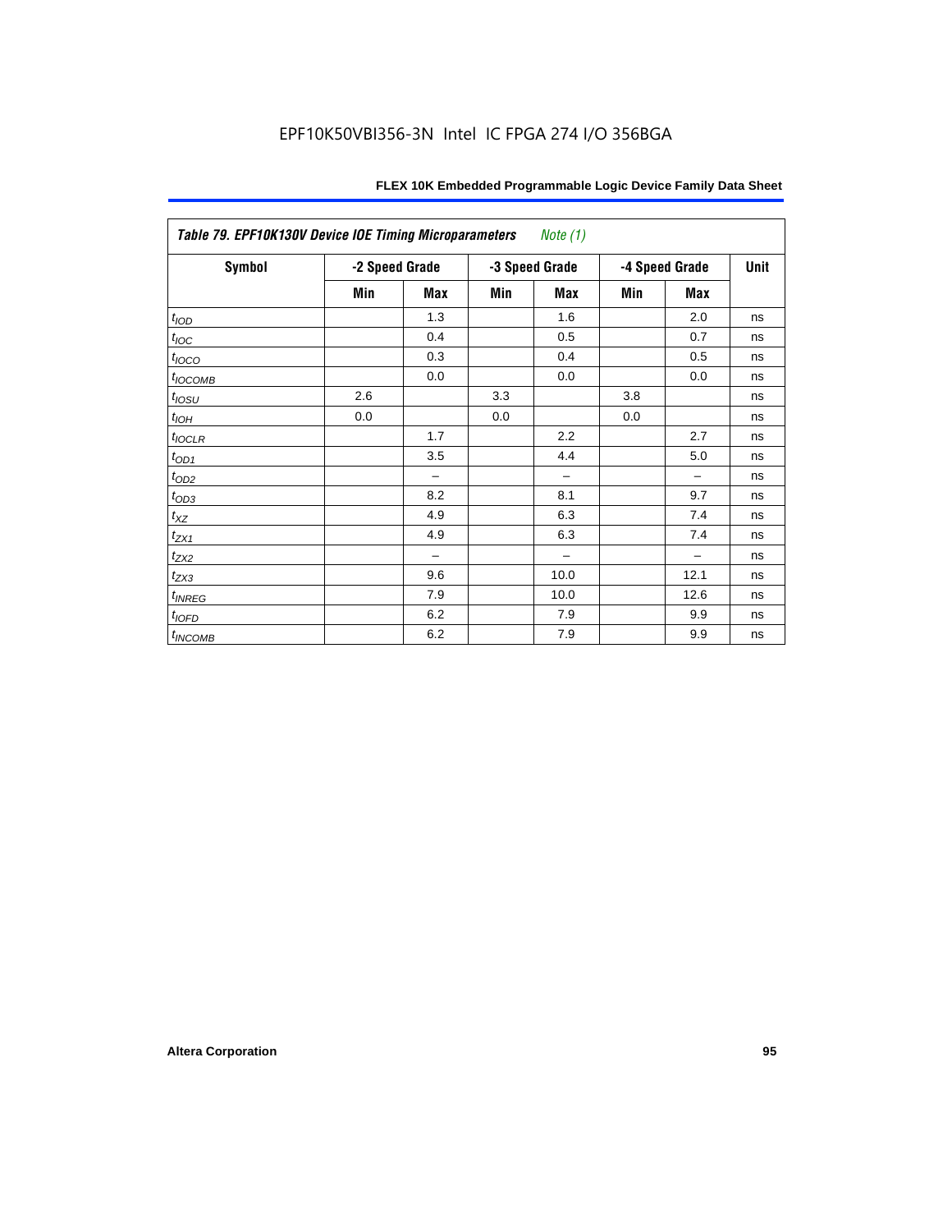EPF10K50VBI356-3N Intel IC FPGA 274 I/O 356BGA

| Table 79. EPF10K130V Device IOE Timing Microparameters *Note (1)* | | | | | | | |
|---|---|---|---|---|---|---|---|
| Symbol | -2 Speed Grade | | -3 Speed Grade | | -4 Speed Grade | | Unit |
| | Min | Max | Min | Max | Min | Max | |
| $t_{IOD}$ | | 1.3 | | 1.6 | | 2.0 | ns |
| $t_{IOC}$ | | 0.4 | | 0.5 | | 0.7 | ns |
| $t_{IOCO}$ | | 0.3 | | 0.4 | | 0.5 | ns |
| $t_{IOCOMB}$ | | 0.0 | | 0.0 | | 0.0 | ns |
| $t_{IOSU}$ | 2.6 | | 3.3 | | 3.8 | | ns |
| $t_{IOH}$ | 0.0 | | 0.0 | | 0.0 | | ns |
| $t_{IOCLR}$ | | 1.7 | | 2.2 | | 2.7 | ns |
| $t_{OD1}$ | | 3.5 | | 4.4 | | 5.0 | ns |
| $t_{OD2}$ | | – | | – | | – | ns |
| $t_{OD3}$ | | 8.2 | | 8.1 | | 9.7 | ns |
| $t_{XZ}$ | | 4.9 | | 6.3 | | 7.4 | ns |
| $t_{ZX1}$ | | 4.9 | | 6.3 | | 7.4 | ns |
| $t_{ZX2}$ | | – | | – | | – | ns |
| $t_{ZX3}$ | | 9.6 | | 10.0 | | 12.1 | ns |
| $t_{INREG}$ | | 7.9 | | 10.0 | | 12.6 | ns |
| $t_{IOFD}$ | | 6.2 | | 7.9 | | 9.9 | ns |
| $t_{INCOMB}$ | | 6.2 | | 7.9 | | 9.9 | ns |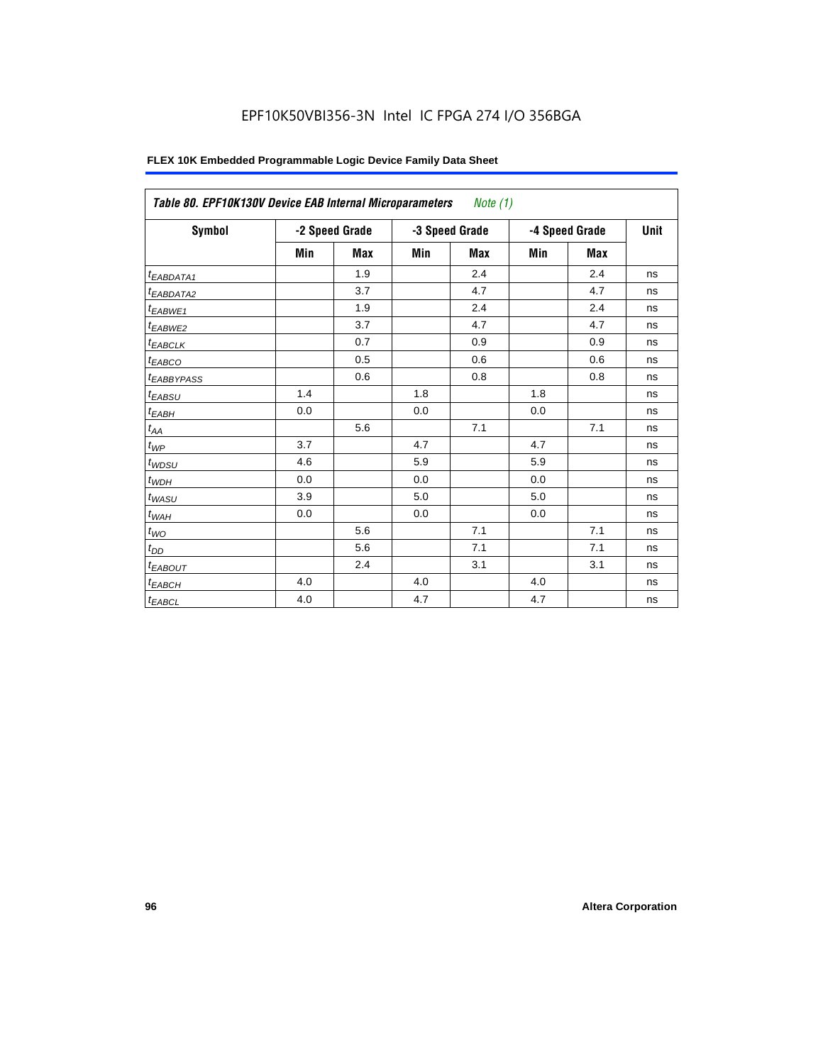EPF10K50VBI356-3N Intel IC FPGA 274 I/O 356BGA

**Table 80. EPF10K130V Device EAB Internal Microparameters** *Note (1)*

| Symbol | -2 Speed Grade | | -3 Speed Grade | | -4 Speed Grade | | Unit |
|---|---|---|---|---|---|---|---|
| | Min | Max | Min | Max | Min | Max | |
| $t_{EABDATA1}$ | | 1.9 | | 2.4 | | 2.4 | ns |
| $t_{EABDATA2}$ | | 3.7 | | 4.7 | | 4.7 | ns |
| $t_{EABWE1}$ | | 1.9 | | 2.4 | | 2.4 | ns |
| $t_{EABWE2}$ | | 3.7 | | 4.7 | | 4.7 | ns |
| $t_{EABCLK}$ | | 0.7 | | 0.9 | | 0.9 | ns |
| $t_{EABCO}$ | | 0.5 | | 0.6 | | 0.6 | ns |
| $t_{EABBYPASS}$ | | 0.6 | | 0.8 | | 0.8 | ns |
| $t_{EABSU}$ | 1.4 | | 1.8 | | 1.8 | | ns |
| $t_{EABH}$ | 0.0 | | 0.0 | | 0.0 | | ns |
| $t_{AA}$ | | 5.6 | | 7.1 | | 7.1 | ns |
| $t_{WP}$ | 3.7 | | 4.7 | | 4.7 | | ns |
| $t_{WDSU}$ | 4.6 | | 5.9 | | 5.9 | | ns |
| $t_{WDH}$ | 0.0 | | 0.0 | | 0.0 | | ns |
| $t_{WASU}$ | 3.9 | | 5.0 | | 5.0 | | ns |
| $t_{WAH}$ | 0.0 | | 0.0 | | 0.0 | | ns |
| $t_{WO}$ | | 5.6 | | 7.1 | | 7.1 | ns |
| $t_{DD}$ | | 5.6 | | 7.1 | | 7.1 | ns |
| $t_{EABOUT}$ | | 2.4 | | 3.1 | | 3.1 | ns |
| $t_{EABCH}$ | 4.0 | | 4.0 | | 4.0 | | ns |
| $t_{EABCL}$ | 4.0 | | 4.7 | | 4.7 | | ns |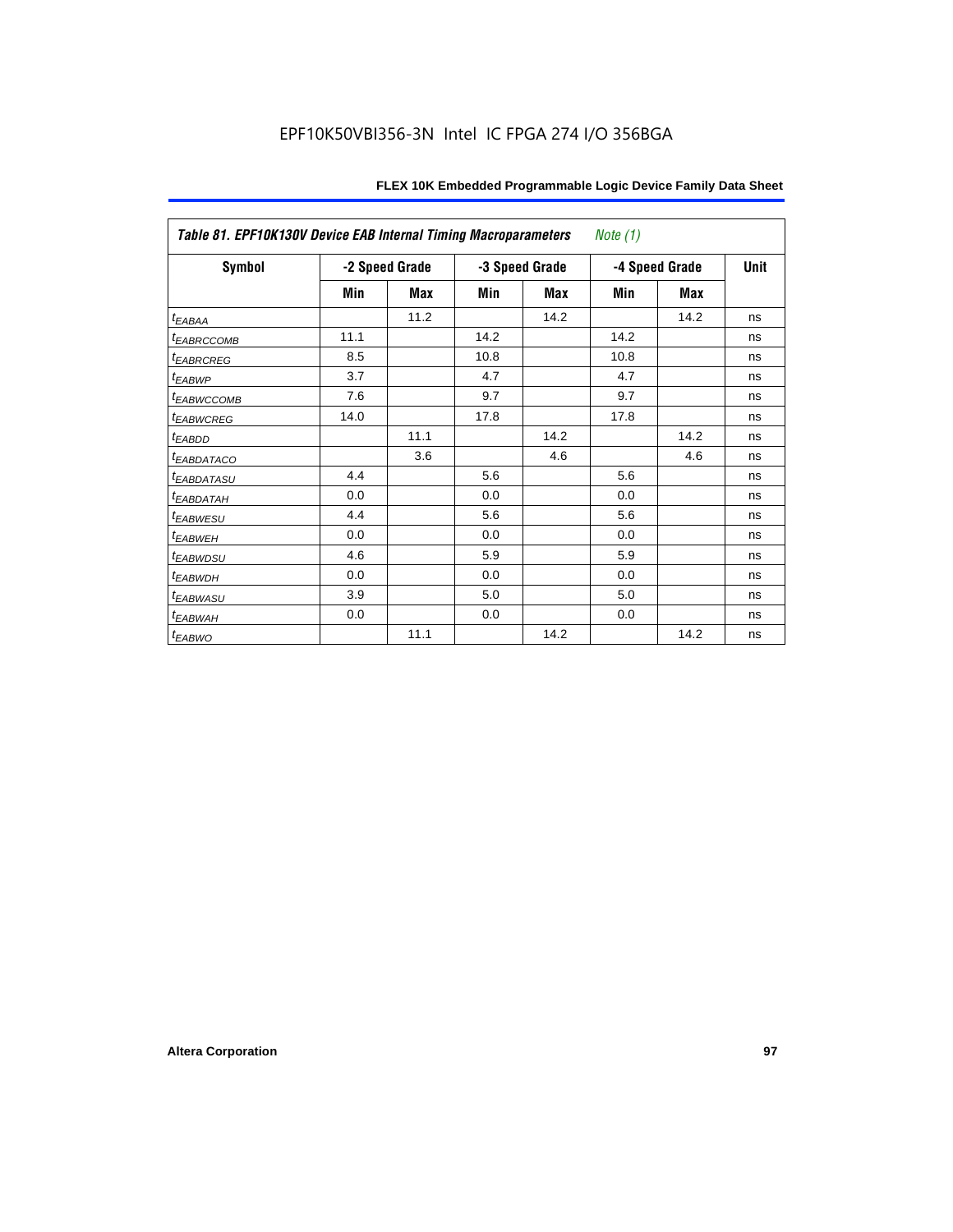EPF10K50VBI356-3N Intel IC FPGA 274 I/O 356BGA

| *Table 81. EPF10K130V Device EAB Internal Timing Macroparameters* *Note (1)* | | | | | | | |
|---|---|---|---|---|---|---|---|
| **Symbol** | **-2 Speed Grade** | | **-3 Speed Grade** | | **-4 Speed Grade** | | **Unit** |
| | **Min** | **Max** | **Min** | **Max** | **Min** | **Max** | |
| $t_{EABAA}$ | | 11.2 | | 14.2 | | 14.2 | ns |
| $t_{EABRCCOMB}$ | 11.1 | | 14.2 | | 14.2 | | ns |
| $t_{EABRCREG}$ | 8.5 | | 10.8 | | 10.8 | | ns |
| $t_{EABWP}$ | 3.7 | | 4.7 | | 4.7 | | ns |
| $t_{EABWCCOMB}$ | 7.6 | | 9.7 | | 9.7 | | ns |
| $t_{EABWCREG}$ | 14.0 | | 17.8 | | 17.8 | | ns |
| $t_{EABDD}$ | | 11.1 | | 14.2 | | 14.2 | ns |
| $t_{EABDATACO}$ | | 3.6 | | 4.6 | | 4.6 | ns |
| $t_{EABDATASU}$ | 4.4 | | 5.6 | | 5.6 | | ns |
| $t_{EABDATAH}$ | 0.0 | | 0.0 | | 0.0 | | ns |
| $t_{EABWESU}$ | 4.4 | | 5.6 | | 5.6 | | ns |
| $t_{EABWEH}$ | 0.0 | | 0.0 | | 0.0 | | ns |
| $t_{EABWDSU}$ | 4.6 | | 5.9 | | 5.9 | | ns |
| $t_{EABWDH}$ | 0.0 | | 0.0 | | 0.0 | | ns |
| $t_{EABWASU}$ | 3.9 | | 5.0 | | 5.0 | | ns |
| $t_{EABWAH}$ | 0.0 | | 0.0 | | 0.0 | | ns |
| $t_{EABWO}$ | | 11.1 | | 14.2 | | 14.2 | ns |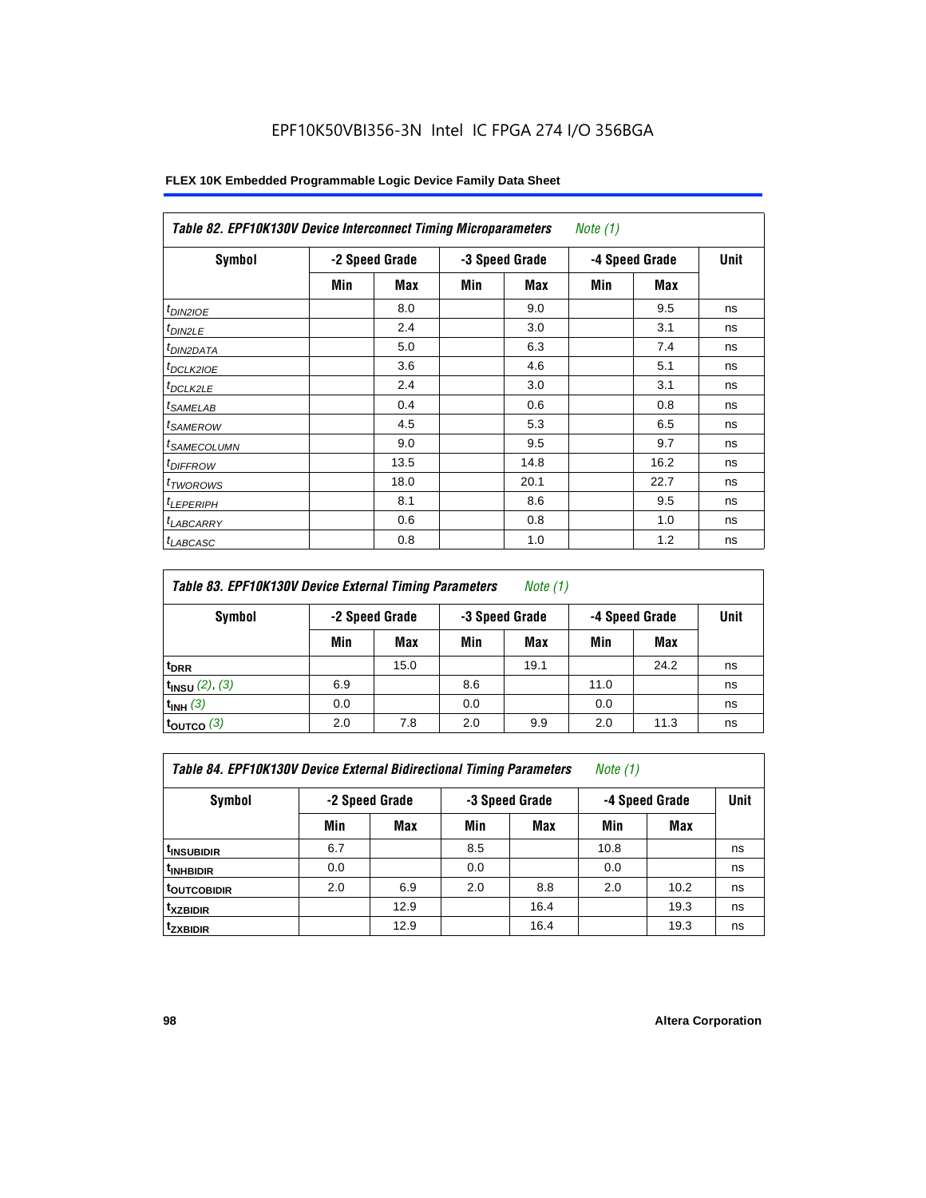# EPF10K50VBI356-3N Intel IC FPGA 274 I/O 356BGA

| Table 82. EPF10K130V Device Interconnect Timing Microparameters *Note (1)* | | | | | | | |
|---|---|---|---|---|---|---|---|
| Symbol | -2 Speed Grade | | -3 Speed Grade | | -4 Speed Grade | | Unit |
| | Min | Max | Min | Max | Min | Max | |
| $t_{DIN2IOE}$ | | 8.0 | | 9.0 | | 9.5 | ns |
| $t_{DIN2LE}$ | | 2.4 | | 3.0 | | 3.1 | ns |
| $t_{DIN2DATA}$ | | 5.0 | | 6.3 | | 7.4 | ns |
| $t_{DCLK2IOE}$ | | 3.6 | | 4.6 | | 5.1 | ns |
| $t_{DCLK2LE}$ | | 2.4 | | 3.0 | | 3.1 | ns |
| $t_{SAMELAB}$ | | 0.4 | | 0.6 | | 0.8 | ns |
| $t_{SAMEROW}$ | | 4.5 | | 5.3 | | 6.5 | ns |
| $t_{SAMECOLUMN}$ | | 9.0 | | 9.5 | | 9.7 | ns |
| $t_{DIFFROW}$ | | 13.5 | | 14.8 | | 16.2 | ns |
| $t_{TWOROWS}$ | | 18.0 | | 20.1 | | 22.7 | ns |
| $t_{LEPERIPH}$ | | 8.1 | | 8.6 | | 9.5 | ns |
| $t_{LABCARRY}$ | | 0.6 | | 0.8 | | 1.0 | ns |
| $t_{LABCASC}$ | | 0.8 | | 1.0 | | 1.2 | ns |

| Table 83. EPF10K130V Device External Timing Parameters *Note (1)* | | | | | | | |
|---|---|---|---|---|---|---|---|
| Symbol | -2 Speed Grade | | -3 Speed Grade | | -4 Speed Grade | | Unit |
| | Min | Max | Min | Max | Min | Max | |
| $t_{DRR}$ | | 15.0 | | 19.1 | | 24.2 | ns |
| $t_{INSU}$ *(2), (3)* | 6.9 | | 8.6 | | 11.0 | | ns |
| $t_{INH}$ *(3)* | 0.0 | | 0.0 | | 0.0 | | ns |
| $t_{OUTCO}$ *(3)* | 2.0 | 7.8 | 2.0 | 9.9 | 2.0 | 11.3 | ns |

| Table 84. EPF10K130V Device External Bidirectional Timing Parameters *Note (1)* | | | | | | | |
|---|---|---|---|---|---|---|---|
| Symbol | -2 Speed Grade | | -3 Speed Grade | | -4 Speed Grade | | Unit |
| | Min | Max | Min | Max | Min | Max | |
| $t_{INSUBIDIR}$ | 6.7 | | 8.5 | | 10.8 | | ns |
| $t_{INHBIDIR}$ | 0.0 | | 0.0 | | 0.0 | | ns |
| $t_{OUTCOBIDIR}$ | 2.0 | 6.9 | 2.0 | 8.8 | 2.0 | 10.2 | ns |
| $t_{XZBIDIR}$ | | 12.9 | | 16.4 | | 19.3 | ns |
| $t_{ZXBIDIR}$ | | 12.9 | | 16.4 | | 19.3 | ns |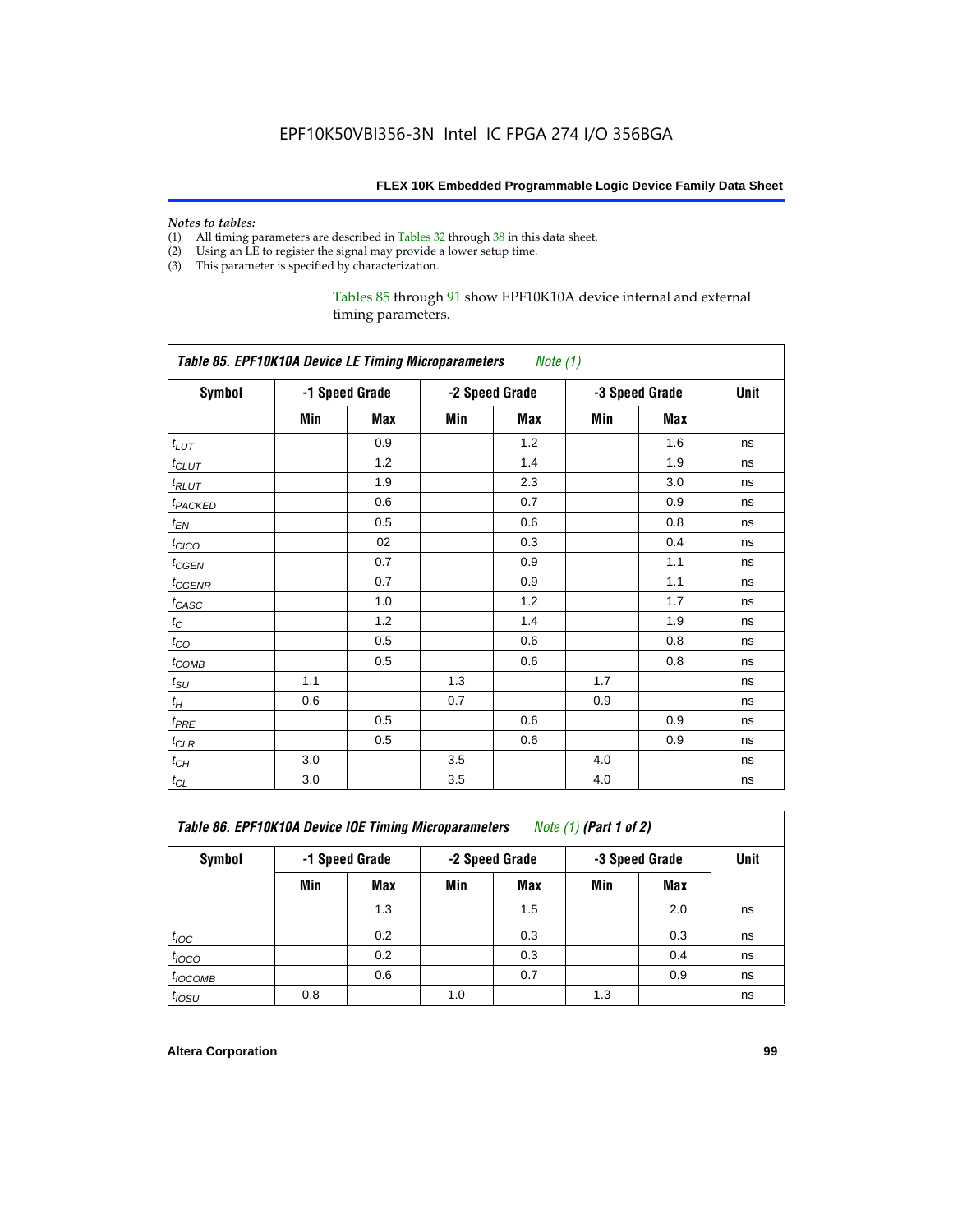EPF10K50VBI356-3N Intel IC FPGA 274 I/O 356BGA

*Notes to tables:*

(1) All timing parameters are described in Tables 32 through 38 in this data sheet.
(2) Using an LE to register the signal may provide a lower setup time.
(3) This parameter is specified by characterization.

Tables 85 through 91 show EPF10K10A device internal and external timing parameters.

| *Table 85. EPF10K10A Device LE Timing Microparameters* *Note (1)* | | | | | | | |
|---|---|---|---|---|---|---|---|
| **Symbol** | **-1 Speed Grade** | | **-2 Speed Grade** | | **-3 Speed Grade** | | **Unit** |
| | **Min** | **Max** | **Min** | **Max** | **Min** | **Max** | |
| $t_{LUT}$ | | 0.9 | | 1.2 | | 1.6 | ns |
| $t_{CLUT}$ | | 1.2 | | 1.4 | | 1.9 | ns |
| $t_{RLUT}$ | | 1.9 | | 2.3 | | 3.0 | ns |
| $t_{PACKED}$ | | 0.6 | | 0.7 | | 0.9 | ns |
| $t_{EN}$ | | 0.5 | | 0.6 | | 0.8 | ns |
| $t_{CICO}$ | | 02 | | 0.3 | | 0.4 | ns |
| $t_{CGEN}$ | | 0.7 | | 0.9 | | 1.1 | ns |
| $t_{CGENR}$ | | 0.7 | | 0.9 | | 1.1 | ns |
| $t_{CASC}$ | | 1.0 | | 1.2 | | 1.7 | ns |
| $t_{C}$ | | 1.2 | | 1.4 | | 1.9 | ns |
| $t_{CO}$ | | 0.5 | | 0.6 | | 0.8 | ns |
| $t_{COMB}$ | | 0.5 | | 0.6 | | 0.8 | ns |
| $t_{SU}$ | 1.1 | | 1.3 | | 1.7 | | ns |
| $t_{H}$ | 0.6 | | 0.7 | | 0.9 | | ns |
| $t_{PRE}$ | | 0.5 | | 0.6 | | 0.9 | ns |
| $t_{CLR}$ | | 0.5 | | 0.6 | | 0.9 | ns |
| $t_{CH}$ | 3.0 | | 3.5 | | 4.0 | | ns |
| $t_{CL}$ | 3.0 | | 3.5 | | 4.0 | | ns |

| *Table 86. EPF10K10A Device IOE Timing Microparameters* *Note (1)* ***(Part 1 of 2)*** | | | | | | | |
|---|---|---|---|---|---|---|---|
| **Symbol** | **-1 Speed Grade** | | **-2 Speed Grade** | | **-3 Speed Grade** | | **Unit** |
| | **Min** | **Max** | **Min** | **Max** | **Min** | **Max** | |
| | | 1.3 | | 1.5 | | 2.0 | ns |
| $t_{IOC}$ | | 0.2 | | 0.3 | | 0.3 | ns |
| $t_{IOCO}$ | | 0.2 | | 0.3 | | 0.4 | ns |
| $t_{IOCOMB}$ | | 0.6 | | 0.7 | | 0.9 | ns |
| $t_{IOSU}$ | 0.8 | | 1.0 | | 1.3 | | ns |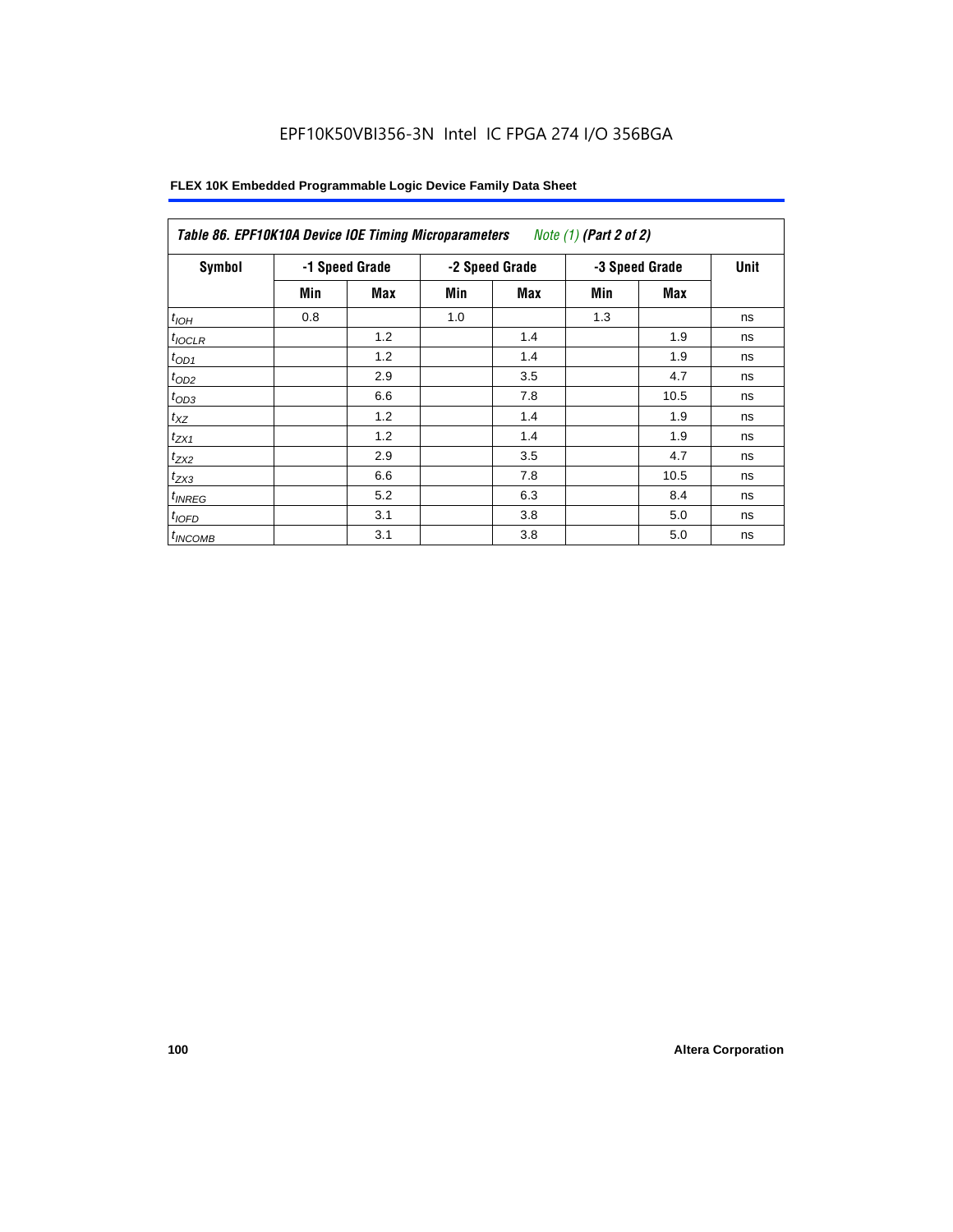| *Table 86. EPF10K10A Device IOE Timing Microparameters* | *Note (1)* **(Part 2 of 2)** | | | | | | |
|---|---|---|---|---|---|---|---|
| **Symbol** | **-1 Speed Grade** | | **-2 Speed Grade** | | **-3 Speed Grade** | | **Unit** |
| | **Min** | **Max** | **Min** | **Max** | **Min** | **Max** | |
| $t_{IOH}$ | 0.8 | | 1.0 | | 1.3 | | ns |
| $t_{IOCLR}$ | | 1.2 | | 1.4 | | 1.9 | ns |
| $t_{OD1}$ | | 1.2 | | 1.4 | | 1.9 | ns |
| $t_{OD2}$ | | 2.9 | | 3.5 | | 4.7 | ns |
| $t_{OD3}$ | | 6.6 | | 7.8 | | 10.5 | ns |
| $t_{XZ}$ | | 1.2 | | 1.4 | | 1.9 | ns |
| $t_{ZX1}$ | | 1.2 | | 1.4 | | 1.9 | ns |
| $t_{ZX2}$ | | 2.9 | | 3.5 | | 4.7 | ns |
| $t_{ZX3}$ | | 6.6 | | 7.8 | | 10.5 | ns |
| $t_{INREG}$ | | 5.2 | | 6.3 | | 8.4 | ns |
| $t_{IOFD}$ | | 3.1 | | 3.8 | | 5.0 | ns |
| $t_{INCOMB}$ | | 3.1 | | 3.8 | | 5.0 | ns |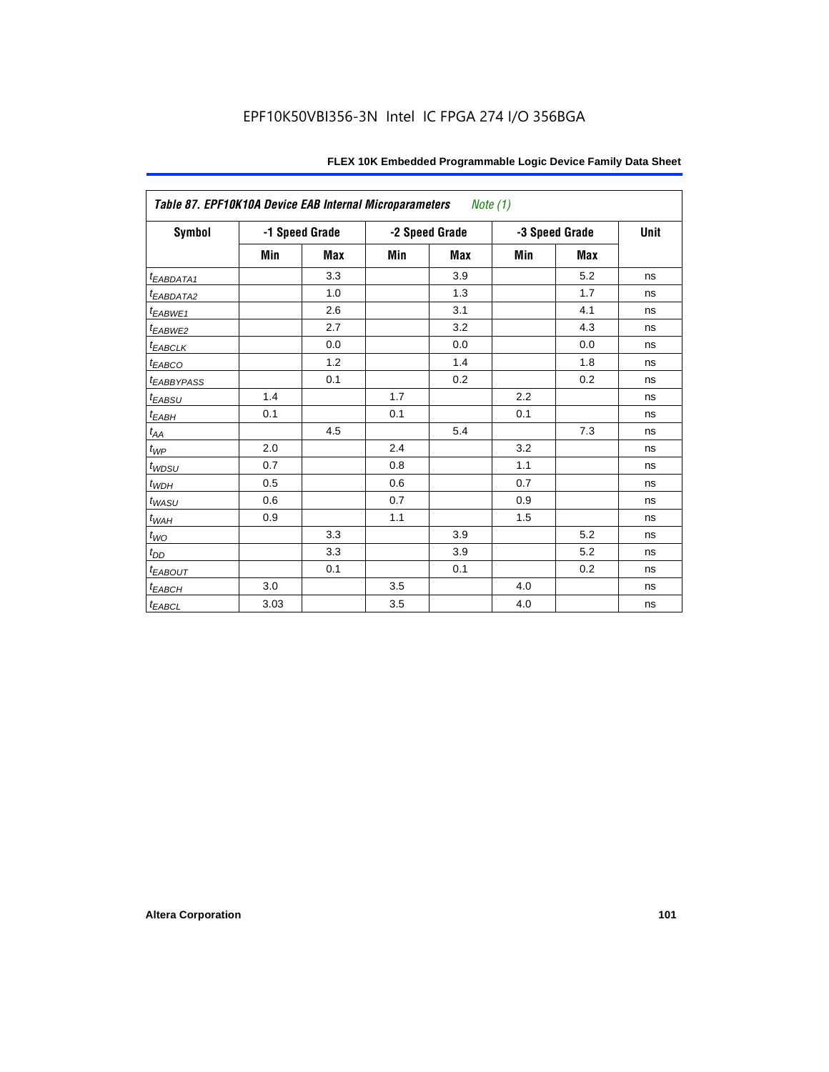Table 87. EPF10K10A Device EAB Internal Microparameters *Note (1)*

| Symbol | -1 Speed Grade | | -2 Speed Grade | | -3 Speed Grade | | Unit |
|---|---|---|---|---|---|---|---|
| | Min | Max | Min | Max | Min | Max | |
| $t_{EABDATA1}$ | | 3.3 | | 3.9 | | 5.2 | ns |
| $t_{EABDATA2}$ | | 1.0 | | 1.3 | | 1.7 | ns |
| $t_{EABWE1}$ | | 2.6 | | 3.1 | | 4.1 | ns |
| $t_{EABWE2}$ | | 2.7 | | 3.2 | | 4.3 | ns |
| $t_{EABCLK}$ | | 0.0 | | 0.0 | | 0.0 | ns |
| $t_{EABCO}$ | | 1.2 | | 1.4 | | 1.8 | ns |
| $t_{EABBYPASS}$ | | 0.1 | | 0.2 | | 0.2 | ns |
| $t_{EABSU}$ | 1.4 | | 1.7 | | 2.2 | | ns |
| $t_{EABH}$ | 0.1 | | 0.1 | | 0.1 | | ns |
| $t_{AA}$ | | 4.5 | | 5.4 | | 7.3 | ns |
| $t_{WP}$ | 2.0 | | 2.4 | | 3.2 | | ns |
| $t_{WDSU}$ | 0.7 | | 0.8 | | 1.1 | | ns |
| $t_{WDH}$ | 0.5 | | 0.6 | | 0.7 | | ns |
| $t_{WASU}$ | 0.6 | | 0.7 | | 0.9 | | ns |
| $t_{WAH}$ | 0.9 | | 1.1 | | 1.5 | | ns |
| $t_{WO}$ | | 3.3 | | 3.9 | | 5.2 | ns |
| $t_{DD}$ | | 3.3 | | 3.9 | | 5.2 | ns |
| $t_{EABOUT}$ | | 0.1 | | 0.1 | | 0.2 | ns |
| $t_{EABCH}$ | 3.0 | | 3.5 | | 4.0 | | ns |
| $t_{EABCL}$ | 3.03 | | 3.5 | | 4.0 | | ns |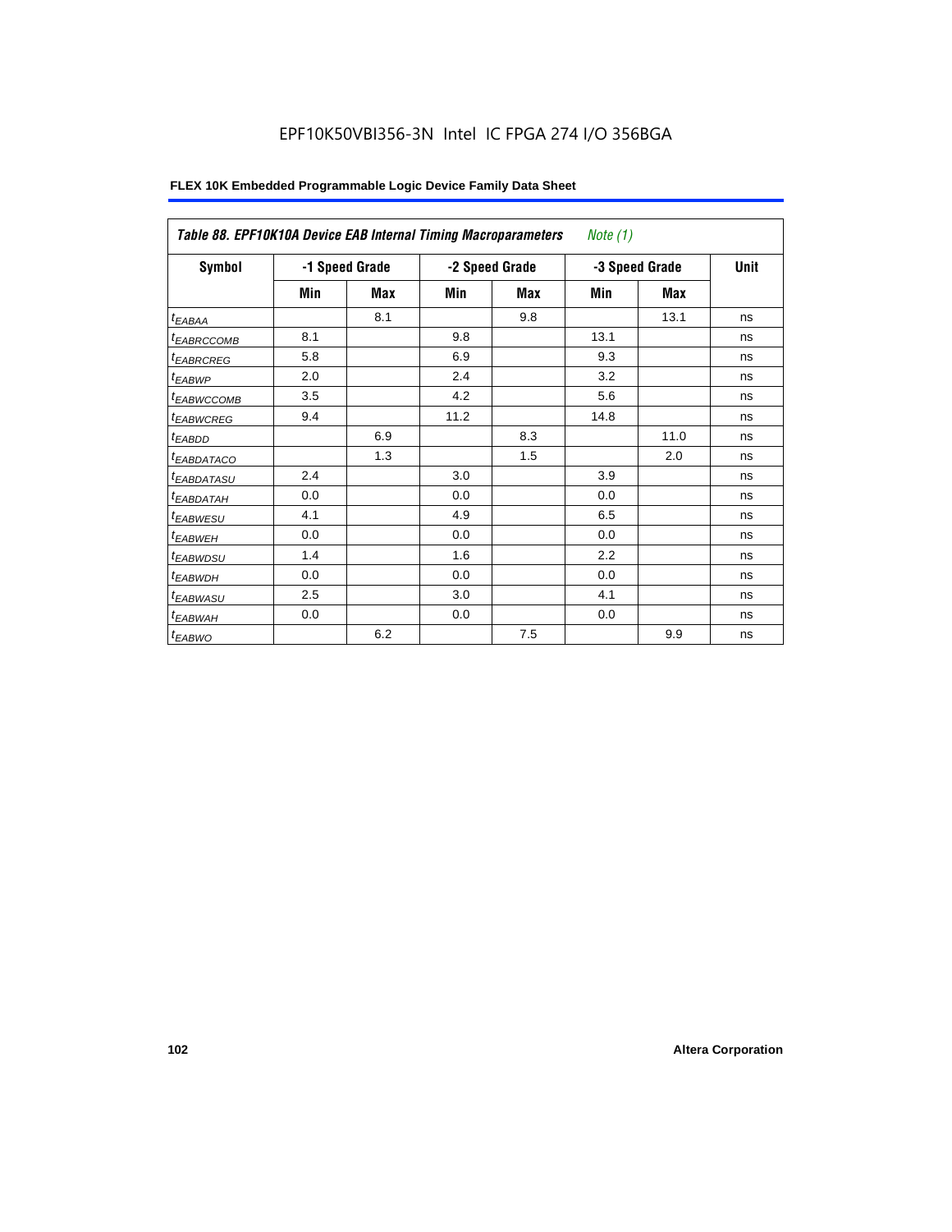EPF10K50VBI356-3N Intel IC FPGA 274 I/O 356BGA

| Table 88. EPF10K10A Device EAB Internal Timing Macroparameters *Note (1)* | | | | | | | |
|---|---|---|---|---|---|---|---|
| Symbol | -1 Speed Grade | | -2 Speed Grade | | -3 Speed Grade | | Unit |
| | Min | Max | Min | Max | Min | Max | |
| $t_{EABAA}$ | | 8.1 | | 9.8 | | 13.1 | ns |
| $t_{EABRCCOMB}$ | 8.1 | | 9.8 | | 13.1 | | ns |
| $t_{EABRCREG}$ | 5.8 | | 6.9 | | 9.3 | | ns |
| $t_{EABWP}$ | 2.0 | | 2.4 | | 3.2 | | ns |
| $t_{EABWCCOMB}$ | 3.5 | | 4.2 | | 5.6 | | ns |
| $t_{EABWCREG}$ | 9.4 | | 11.2 | | 14.8 | | ns |
| $t_{EABDD}$ | | 6.9 | | 8.3 | | 11.0 | ns |
| $t_{EABDATACO}$ | | 1.3 | | 1.5 | | 2.0 | ns |
| $t_{EABDATASU}$ | 2.4 | | 3.0 | | 3.9 | | ns |
| $t_{EABDATAH}$ | 0.0 | | 0.0 | | 0.0 | | ns |
| $t_{EABWESU}$ | 4.1 | | 4.9 | | 6.5 | | ns |
| $t_{EABWEH}$ | 0.0 | | 0.0 | | 0.0 | | ns |
| $t_{EABWDSU}$ | 1.4 | | 1.6 | | 2.2 | | ns |
| $t_{EABWDH}$ | 0.0 | | 0.0 | | 0.0 | | ns |
| $t_{EABWASU}$ | 2.5 | | 3.0 | | 4.1 | | ns |
| $t_{EABWAH}$ | 0.0 | | 0.0 | | 0.0 | | ns |
| $t_{EABWO}$ | | 6.2 | | 7.5 | | 9.9 | ns |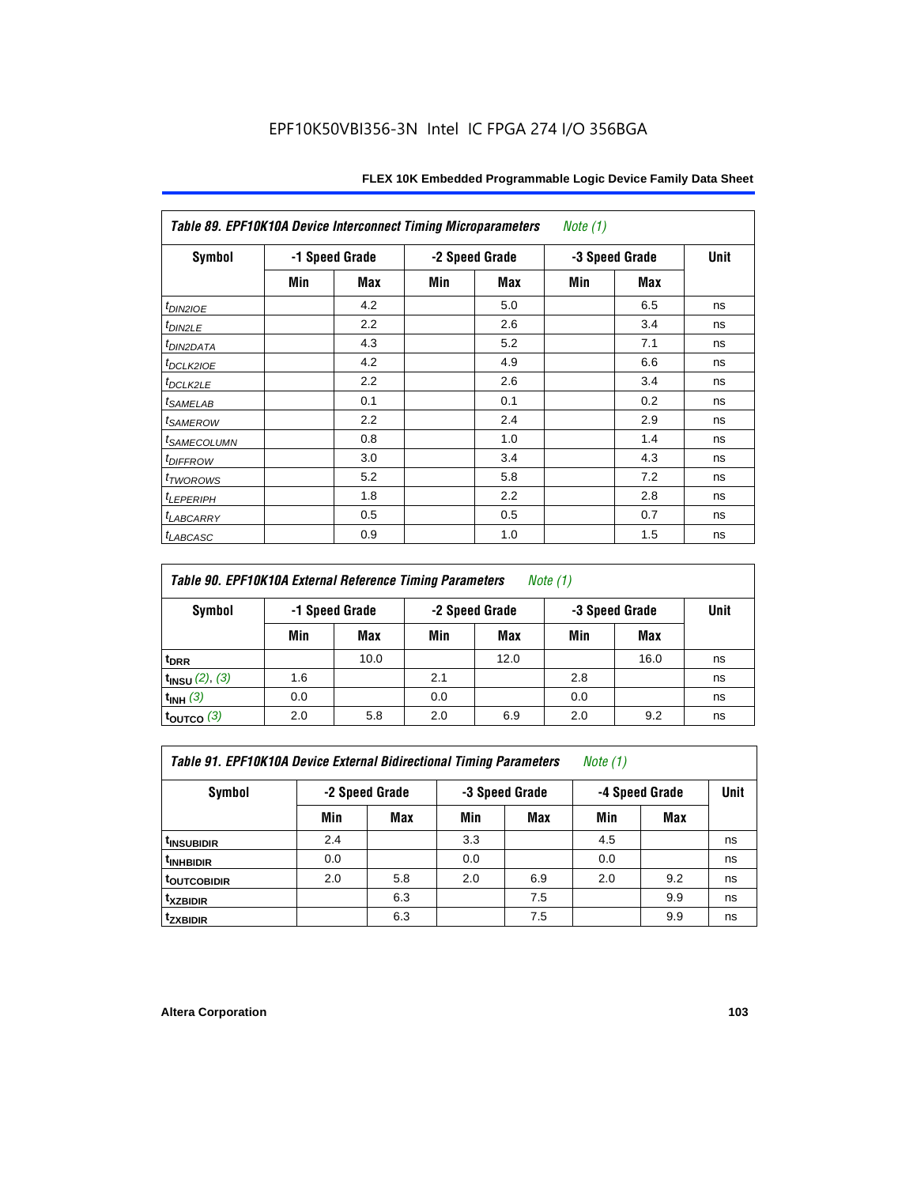EPF10K50VBI356-3N Intel IC FPGA 274 I/O 356BGA

| *Table 89. EPF10K10A Device Interconnect Timing Microparameters* *Note (1)* | | | | | | | |
|---|---|---|---|---|---|---|---|
| Symbol | -1 Speed Grade | | -2 Speed Grade | | -3 Speed Grade | | Unit |
| | Min | Max | Min | Max | Min | Max | |
| $t_{DIN2IOE}$ | | 4.2 | | 5.0 | | 6.5 | ns |
| $t_{DIN2LE}$ | | 2.2 | | 2.6 | | 3.4 | ns |
| $t_{DIN2DATA}$ | | 4.3 | | 5.2 | | 7.1 | ns |
| $t_{DCLK2IOE}$ | | 4.2 | | 4.9 | | 6.6 | ns |
| $t_{DCLK2LE}$ | | 2.2 | | 2.6 | | 3.4 | ns |
| $t_{SAMELAB}$ | | 0.1 | | 0.1 | | 0.2 | ns |
| $t_{SAMEROW}$ | | 2.2 | | 2.4 | | 2.9 | ns |
| $t_{SAMECOLUMN}$ | | 0.8 | | 1.0 | | 1.4 | ns |
| $t_{DIFFROW}$ | | 3.0 | | 3.4 | | 4.3 | ns |
| $t_{TWOROWS}$ | | 5.2 | | 5.8 | | 7.2 | ns |
| $t_{LEPERIPH}$ | | 1.8 | | 2.2 | | 2.8 | ns |
| $t_{LABCARRY}$ | | 0.5 | | 0.5 | | 0.7 | ns |
| $t_{LABCASC}$ | | 0.9 | | 1.0 | | 1.5 | ns |

| *Table 90. EPF10K10A External Reference Timing Parameters* *Note (1)* | | | | | | | |
|---|---|---|---|---|---|---|---|
| Symbol | -1 Speed Grade | | -2 Speed Grade | | -3 Speed Grade | | Unit |
| | Min | Max | Min | Max | Min | Max | |
| $t_{DRR}$ | | 10.0 | | 12.0 | | 16.0 | ns |
| $t_{INSU}$ *(2), (3)* | 1.6 | | 2.1 | | 2.8 | | ns |
| $t_{INH}$ *(3)* | 0.0 | | 0.0 | | 0.0 | | ns |
| $t_{OUTCO}$ *(3)* | 2.0 | 5.8 | 2.0 | 6.9 | 2.0 | 9.2 | ns |

| *Table 91. EPF10K10A Device External Bidirectional Timing Parameters* *Note (1)* | | | | | | | |
|---|---|---|---|---|---|---|---|
| Symbol | -2 Speed Grade | | -3 Speed Grade | | -4 Speed Grade | | Unit |
| | Min | Max | Min | Max | Min | Max | |
| $t_{INSUBIDIR}$ | 2.4 | | 3.3 | | 4.5 | | ns |
| $t_{INHBIDIR}$ | 0.0 | | 0.0 | | 0.0 | | ns |
| $t_{OUTCOBIDIR}$ | 2.0 | 5.8 | 2.0 | 6.9 | 2.0 | 9.2 | ns |
| $t_{XZBIDIR}$ | | 6.3 | | 7.5 | | 9.9 | ns |
| $t_{ZXBIDIR}$ | | 6.3 | | 7.5 | | 9.9 | ns |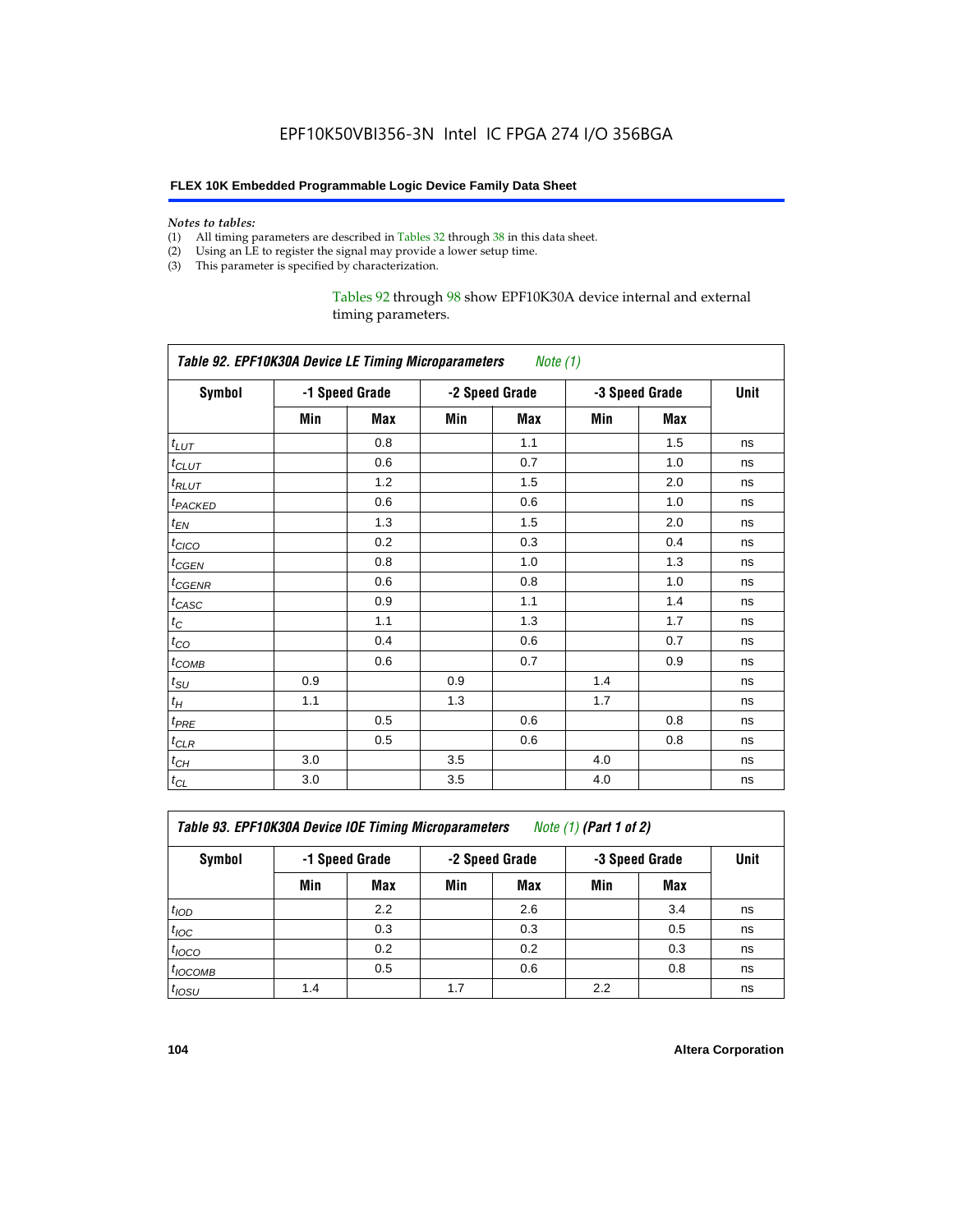*Notes to tables:*

(1) All timing parameters are described in Tables 32 through 38 in this data sheet.
(2) Using an LE to register the signal may provide a lower setup time.
(3) This parameter is specified by characterization.

Tables 92 through 98 show EPF10K30A device internal and external timing parameters.

**Table 92. EPF10K30A Device LE Timing Microparameters** *Note (1)*

| Symbol | -1 Speed Grade | | -2 Speed Grade | | -3 Speed Grade | | Unit |
|---|---|---|---|---|---|---|---|
| | Min | Max | Min | Max | Min | Max | |
| $t_{LUT}$ | | 0.8 | | 1.1 | | 1.5 | ns |
| $t_{CLUT}$ | | 0.6 | | 0.7 | | 1.0 | ns |
| $t_{RLUT}$ | | 1.2 | | 1.5 | | 2.0 | ns |
| $t_{PACKED}$ | | 0.6 | | 0.6 | | 1.0 | ns |
| $t_{EN}$ | | 1.3 | | 1.5 | | 2.0 | ns |
| $t_{CICO}$ | | 0.2 | | 0.3 | | 0.4 | ns |
| $t_{CGEN}$ | | 0.8 | | 1.0 | | 1.3 | ns |
| $t_{CGENR}$ | | 0.6 | | 0.8 | | 1.0 | ns |
| $t_{CASC}$ | | 0.9 | | 1.1 | | 1.4 | ns |
| $t_{C}$ | | 1.1 | | 1.3 | | 1.7 | ns |
| $t_{CO}$ | | 0.4 | | 0.6 | | 0.7 | ns |
| $t_{COMB}$ | | 0.6 | | 0.7 | | 0.9 | ns |
| $t_{SU}$ | 0.9 | | 0.9 | | 1.4 | | ns |
| $t_{H}$ | 1.1 | | 1.3 | | 1.7 | | ns |
| $t_{PRE}$ | | 0.5 | | 0.6 | | 0.8 | ns |
| $t_{CLR}$ | | 0.5 | | 0.6 | | 0.8 | ns |
| $t_{CH}$ | 3.0 | | 3.5 | | 4.0 | | ns |
| $t_{CL}$ | 3.0 | | 3.5 | | 4.0 | | ns |

**Table 93. EPF10K30A Device IOE Timing Microparameters** *Note (1)* **(Part 1 of 2)**

| Symbol | -1 Speed Grade | | -2 Speed Grade | | -3 Speed Grade | | Unit |
|---|---|---|---|---|---|---|---|
| | Min | Max | Min | Max | Min | Max | |
| $t_{IOD}$ | | 2.2 | | 2.6 | | 3.4 | ns |
| $t_{IOC}$ | | 0.3 | | 0.3 | | 0.5 | ns |
| $t_{IOCO}$ | | 0.2 | | 0.2 | | 0.3 | ns |
| $t_{IOCOMB}$ | | 0.5 | | 0.6 | | 0.8 | ns |
| $t_{IOSU}$ | 1.4 | | 1.7 | | 2.2 | | ns |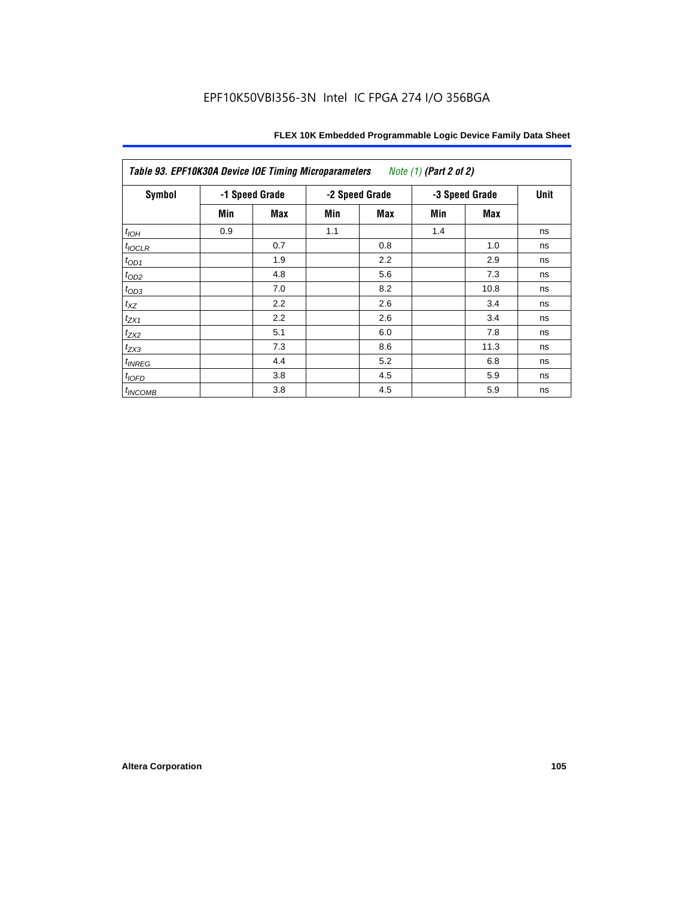| *Table 93. EPF10K30A Device IOE Timing Microparameters* *Note (1)* *(Part 2 of 2)* | | | | | | | |
|---|---|---|---|---|---|---|---|
| **Symbol** | **-1 Speed Grade** | | **-2 Speed Grade** | | **-3 Speed Grade** | | **Unit** |
| | **Min** | **Max** | **Min** | **Max** | **Min** | **Max** | |
| $t_{IOH}$ | 0.9 | | 1.1 | | 1.4 | | ns |
| $t_{IOCLR}$ | | 0.7 | | 0.8 | | 1.0 | ns |
| $t_{OD1}$ | | 1.9 | | 2.2 | | 2.9 | ns |
| $t_{OD2}$ | | 4.8 | | 5.6 | | 7.3 | ns |
| $t_{OD3}$ | | 7.0 | | 8.2 | | 10.8 | ns |
| $t_{XZ}$ | | 2.2 | | 2.6 | | 3.4 | ns |
| $t_{ZX1}$ | | 2.2 | | 2.6 | | 3.4 | ns |
| $t_{ZX2}$ | | 5.1 | | 6.0 | | 7.8 | ns |
| $t_{ZX3}$ | | 7.3 | | 8.6 | | 11.3 | ns |
| $t_{INREG}$ | | 4.4 | | 5.2 | | 6.8 | ns |
| $t_{IOFD}$ | | 3.8 | | 4.5 | | 5.9 | ns |
| $t_{INCOMB}$ | | 3.8 | | 4.5 | | 5.9 | ns |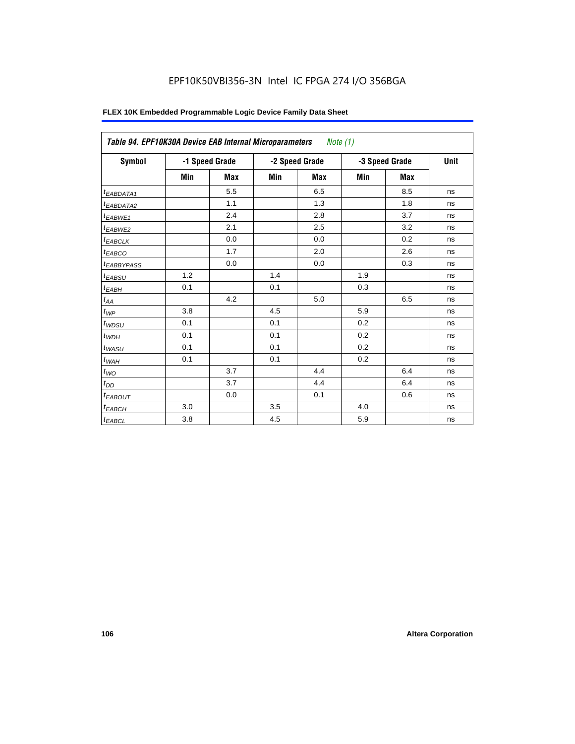EPF10K50VBI356-3N Intel IC FPGA 274 I/O 356BGA

**FLEX 10K Embedded Programmable Logic Device Family Data Sheet**

| *Table 94. EPF10K30A Device EAB Internal Microparameters* *Note (1)* | | | | | | | |
|---|---|---|---|---|---|---|---|
| **Symbol** | **-1 Speed Grade** | | **-2 Speed Grade** | | **-3 Speed Grade** | | **Unit** |
| | **Min** | **Max** | **Min** | **Max** | **Min** | **Max** | |
| $t_{EABDATA1}$ | | 5.5 | | 6.5 | | 8.5 | ns |
| $t_{EABDATA2}$ | | 1.1 | | 1.3 | | 1.8 | ns |
| $t_{EABWE1}$ | | 2.4 | | 2.8 | | 3.7 | ns |
| $t_{EABWE2}$ | | 2.1 | | 2.5 | | 3.2 | ns |
| $t_{EABCLK}$ | | 0.0 | | 0.0 | | 0.2 | ns |
| $t_{EABCO}$ | | 1.7 | | 2.0 | | 2.6 | ns |
| $t_{EABBYPASS}$ | | 0.0 | | 0.0 | | 0.3 | ns |
| $t_{EABSU}$ | 1.2 | | 1.4 | | 1.9 | | ns |
| $t_{EABH}$ | 0.1 | | 0.1 | | 0.3 | | ns |
| $t_{AA}$ | | 4.2 | | 5.0 | | 6.5 | ns |
| $t_{WP}$ | 3.8 | | 4.5 | | 5.9 | | ns |
| $t_{WDSU}$ | 0.1 | | 0.1 | | 0.2 | | ns |
| $t_{WDH}$ | 0.1 | | 0.1 | | 0.2 | | ns |
| $t_{WASU}$ | 0.1 | | 0.1 | | 0.2 | | ns |
| $t_{WAH}$ | 0.1 | | 0.1 | | 0.2 | | ns |
| $t_{WO}$ | | 3.7 | | 4.4 | | 6.4 | ns |
| $t_{DD}$ | | 3.7 | | 4.4 | | 6.4 | ns |
| $t_{EABOUT}$ | | 0.0 | | 0.1 | | 0.6 | ns |
| $t_{EABCH}$ | 3.0 | | 3.5 | | 4.0 | | ns |
| $t_{EABCL}$ | 3.8 | | 4.5 | | 5.9 | | ns |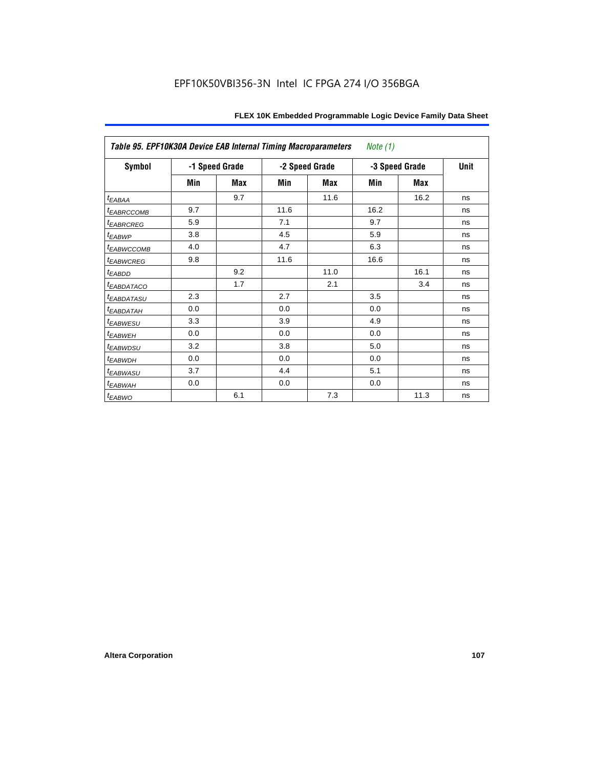*Table 95. EPF10K30A Device EAB Internal Timing Macroparameters* *Note (1)*

| Symbol | -1 Speed Grade | | -2 Speed Grade | | -3 Speed Grade | | Unit |
|---|---|---|---|---|---|---|---|
| | Min | Max | Min | Max | Min | Max | |
| $t_{EABAA}$ | | 9.7 | | 11.6 | | 16.2 | ns |
| $t_{EABRCCOMB}$ | 9.7 | | 11.6 | | 16.2 | | ns |
| $t_{EABRCREG}$ | 5.9 | | 7.1 | | 9.7 | | ns |
| $t_{EABWP}$ | 3.8 | | 4.5 | | 5.9 | | ns |
| $t_{EABWCCOMB}$ | 4.0 | | 4.7 | | 6.3 | | ns |
| $t_{EABWCREG}$ | 9.8 | | 11.6 | | 16.6 | | ns |
| $t_{EABDD}$ | | 9.2 | | 11.0 | | 16.1 | ns |
| $t_{EABDATACO}$ | | 1.7 | | 2.1 | | 3.4 | ns |
| $t_{EABDATASU}$ | 2.3 | | 2.7 | | 3.5 | | ns |
| $t_{EABDATAH}$ | 0.0 | | 0.0 | | 0.0 | | ns |
| $t_{EABWESU}$ | 3.3 | | 3.9 | | 4.9 | | ns |
| $t_{EABWEH}$ | 0.0 | | 0.0 | | 0.0 | | ns |
| $t_{EABWDSU}$ | 3.2 | | 3.8 | | 5.0 | | ns |
| $t_{EABWDH}$ | 0.0 | | 0.0 | | 0.0 | | ns |
| $t_{EABWASU}$ | 3.7 | | 4.4 | | 5.1 | | ns |
| $t_{EABWAH}$ | 0.0 | | 0.0 | | 0.0 | | ns |
| $t_{EABWO}$ | | 6.1 | | 7.3 | | 11.3 | ns |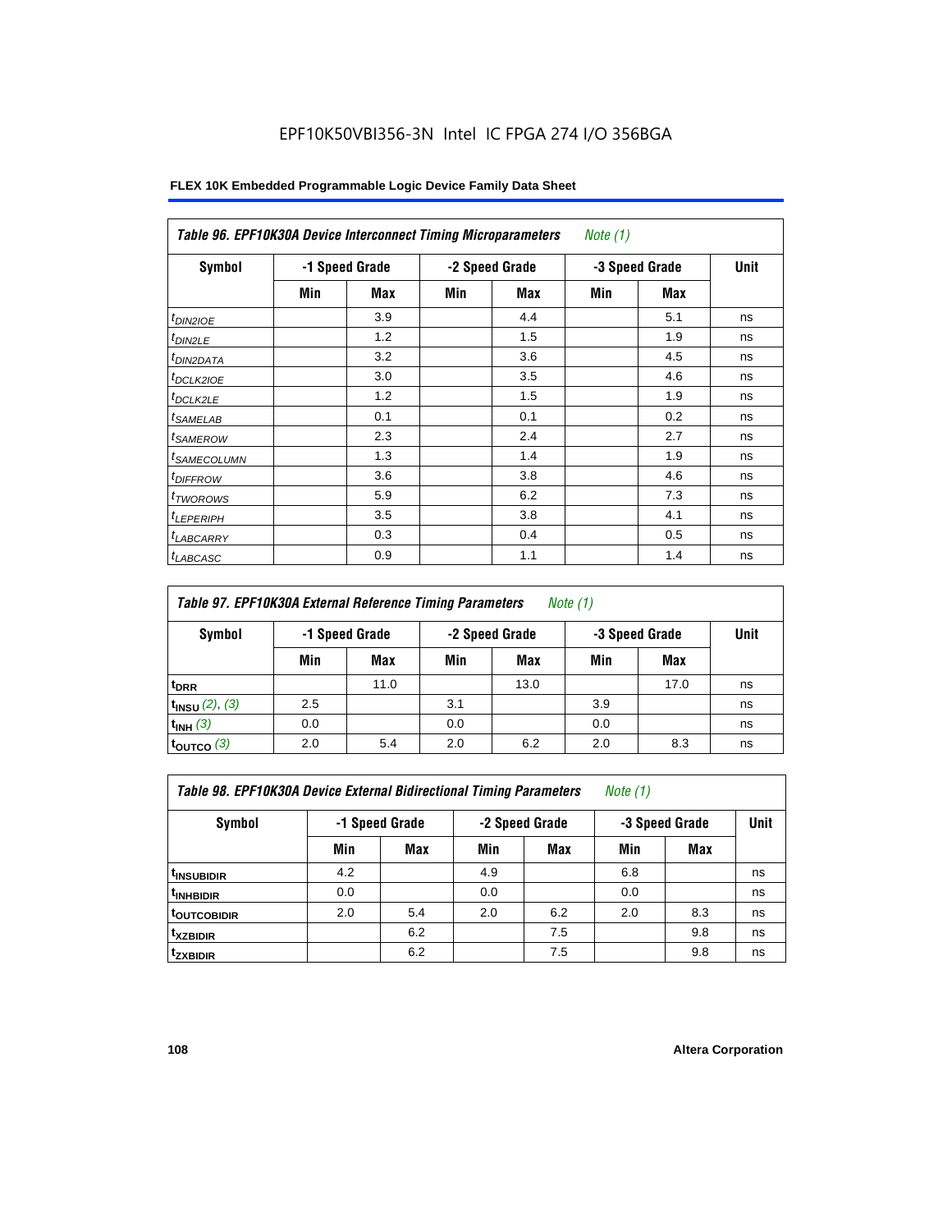EPF10K50VBI356-3N Intel IC FPGA 274 I/O 356BGA

| Table 96. EPF10K30A Device Interconnect Timing Microparameters *Note (1)* | | | | | | | |
|---|---|---|---|---|---|---|---|
| Symbol | -1 Speed Grade | | -2 Speed Grade | | -3 Speed Grade | | Unit |
| | Min | Max | Min | Max | Min | Max | |
| $t_{DIN2IOE}$ | | 3.9 | | 4.4 | | 5.1 | ns |
| $t_{DIN2LE}$ | | 1.2 | | 1.5 | | 1.9 | ns |
| $t_{DIN2DATA}$ | | 3.2 | | 3.6 | | 4.5 | ns |
| $t_{DCLK2IOE}$ | | 3.0 | | 3.5 | | 4.6 | ns |
| $t_{DCLK2LE}$ | | 1.2 | | 1.5 | | 1.9 | ns |
| $t_{SAMELAB}$ | | 0.1 | | 0.1 | | 0.2 | ns |
| $t_{SAMEROW}$ | | 2.3 | | 2.4 | | 2.7 | ns |
| $t_{SAMECOLUMN}$ | | 1.3 | | 1.4 | | 1.9 | ns |
| $t_{DIFFROW}$ | | 3.6 | | 3.8 | | 4.6 | ns |
| $t_{TWOROWS}$ | | 5.9 | | 6.2 | | 7.3 | ns |
| $t_{LEPERIPH}$ | | 3.5 | | 3.8 | | 4.1 | ns |
| $t_{LABCARRY}$ | | 0.3 | | 0.4 | | 0.5 | ns |
| $t_{LABCASC}$ | | 0.9 | | 1.1 | | 1.4 | ns |

| Table 97. EPF10K30A External Reference Timing Parameters *Note (1)* | | | | | | | |
|---|---|---|---|---|---|---|---|
| Symbol | -1 Speed Grade | | -2 Speed Grade | | -3 Speed Grade | | Unit |
| | Min | Max | Min | Max | Min | Max | |
| $t_{DRR}$ | | 11.0 | | 13.0 | | 17.0 | ns |
| $t_{INSU}$ *(2), (3)* | 2.5 | | 3.1 | | 3.9 | | ns |
| $t_{INH}$ *(3)* | 0.0 | | 0.0 | | 0.0 | | ns |
| $t_{OUTCO}$ *(3)* | 2.0 | 5.4 | 2.0 | 6.2 | 2.0 | 8.3 | ns |

| Table 98. EPF10K30A Device External Bidirectional Timing Parameters *Note (1)* | | | | | | | |
|---|---|---|---|---|---|---|---|
| Symbol | -1 Speed Grade | | -2 Speed Grade | | -3 Speed Grade | | Unit |
| | Min | Max | Min | Max | Min | Max | |
| $t_{INSUBIDIR}$ | 4.2 | | 4.9 | | 6.8 | | ns |
| $t_{INHBIDIR}$ | 0.0 | | 0.0 | | 0.0 | | ns |
| $t_{OUTCOBIDIR}$ | 2.0 | 5.4 | 2.0 | 6.2 | 2.0 | 8.3 | ns |
| $t_{XZBIDIR}$ | | 6.2 | | 7.5 | | 9.8 | ns |
| $t_{ZXBIDIR}$ | | 6.2 | | 7.5 | | 9.8 | ns |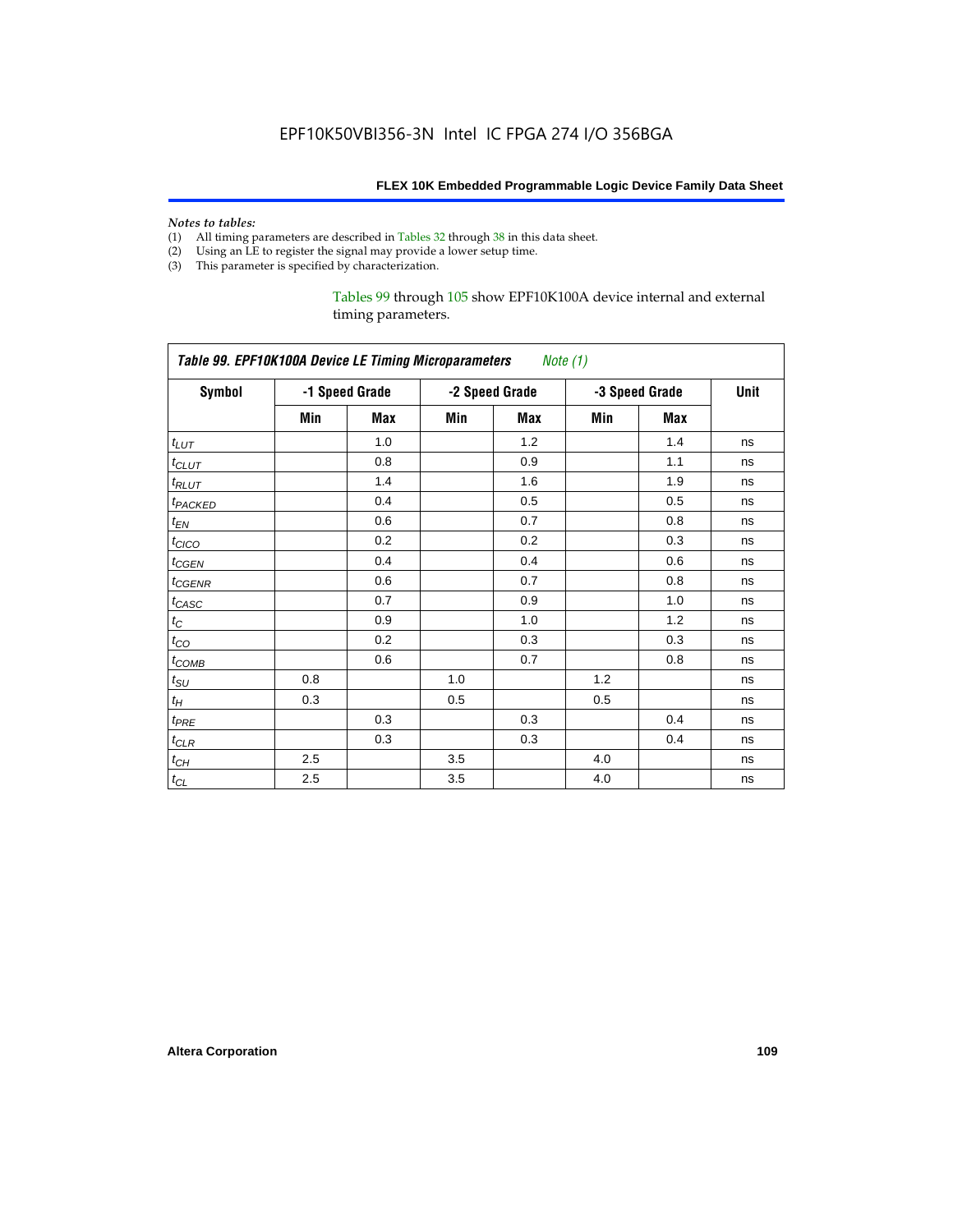*Notes to tables:*

(1) All timing parameters are described in Tables 32 through 38 in this data sheet.
(2) Using an LE to register the signal may provide a lower setup time.
(3) This parameter is specified by characterization.

Tables 99 through 105 show EPF10K100A device internal and external timing parameters.

| *Table 99. EPF10K100A Device LE Timing Microparameters* *Note (1)* | | | | | | | |
|---|---|---|---|---|---|---|---|
| **Symbol** | **-1 Speed Grade** | | **-2 Speed Grade** | | **-3 Speed Grade** | | **Unit** |
| | **Min** | **Max** | **Min** | **Max** | **Min** | **Max** | |
| $t_{LUT}$ | | 1.0 | | 1.2 | | 1.4 | ns |
| $t_{CLUT}$ | | 0.8 | | 0.9 | | 1.1 | ns |
| $t_{RLUT}$ | | 1.4 | | 1.6 | | 1.9 | ns |
| $t_{PACKED}$ | | 0.4 | | 0.5 | | 0.5 | ns |
| $t_{EN}$ | | 0.6 | | 0.7 | | 0.8 | ns |
| $t_{CICO}$ | | 0.2 | | 0.2 | | 0.3 | ns |
| $t_{CGEN}$ | | 0.4 | | 0.4 | | 0.6 | ns |
| $t_{CGENR}$ | | 0.6 | | 0.7 | | 0.8 | ns |
| $t_{CASC}$ | | 0.7 | | 0.9 | | 1.0 | ns |
| $t_{C}$ | | 0.9 | | 1.0 | | 1.2 | ns |
| $t_{CO}$ | | 0.2 | | 0.3 | | 0.3 | ns |
| $t_{COMB}$ | | 0.6 | | 0.7 | | 0.8 | ns |
| $t_{SU}$ | 0.8 | | 1.0 | | 1.2 | | ns |
| $t_{H}$ | 0.3 | | 0.5 | | 0.5 | | ns |
| $t_{PRE}$ | | 0.3 | | 0.3 | | 0.4 | ns |
| $t_{CLR}$ | | 0.3 | | 0.3 | | 0.4 | ns |
| $t_{CH}$ | 2.5 | | 3.5 | | 4.0 | | ns |
| $t_{CL}$ | 2.5 | | 3.5 | | 4.0 | | ns |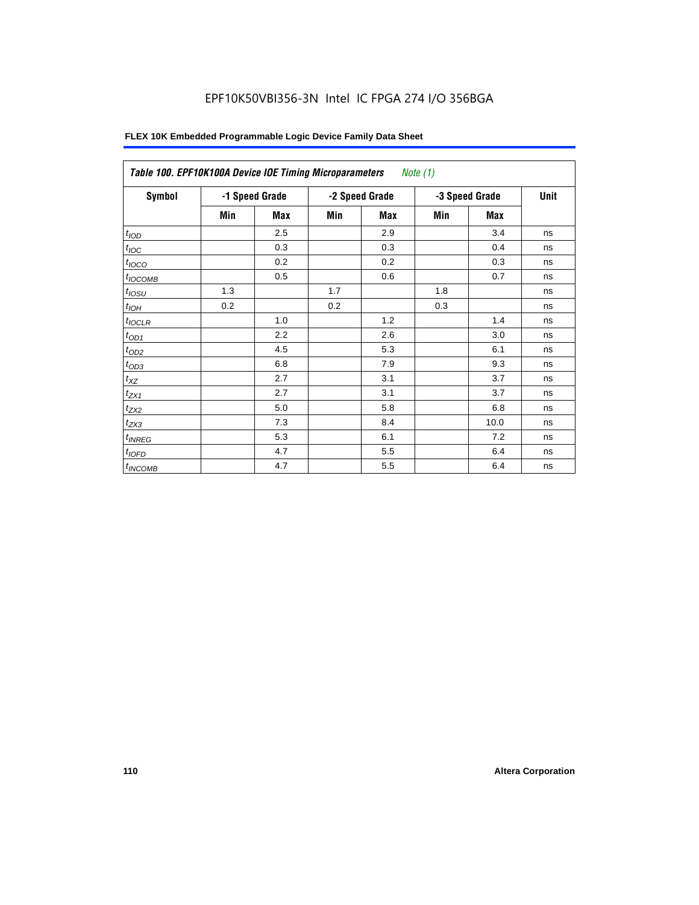EPF10K50VBI356-3N Intel IC FPGA 274 I/O 356BGA

| *Table 100. EPF10K100A Device IOE Timing Microparameters* *Note (1)* | | | | | | | |
|---|---|---|---|---|---|---|---|
| **Symbol** | **-1 Speed Grade** | | **-2 Speed Grade** | | **-3 Speed Grade** | | **Unit** |
| | **Min** | **Max** | **Min** | **Max** | **Min** | **Max** | |
| $t_{IOD}$ | | 2.5 | | 2.9 | | 3.4 | ns |
| $t_{IOC}$ | | 0.3 | | 0.3 | | 0.4 | ns |
| $t_{IOCO}$ | | 0.2 | | 0.2 | | 0.3 | ns |
| $t_{IOCOMB}$ | | 0.5 | | 0.6 | | 0.7 | ns |
| $t_{IOSU}$ | 1.3 | | 1.7 | | 1.8 | | ns |
| $t_{IOH}$ | 0.2 | | 0.2 | | 0.3 | | ns |
| $t_{IOCLR}$ | | 1.0 | | 1.2 | | 1.4 | ns |
| $t_{OD1}$ | | 2.2 | | 2.6 | | 3.0 | ns |
| $t_{OD2}$ | | 4.5 | | 5.3 | | 6.1 | ns |
| $t_{OD3}$ | | 6.8 | | 7.9 | | 9.3 | ns |
| $t_{XZ}$ | | 2.7 | | 3.1 | | 3.7 | ns |
| $t_{ZX1}$ | | 2.7 | | 3.1 | | 3.7 | ns |
| $t_{ZX2}$ | | 5.0 | | 5.8 | | 6.8 | ns |
| $t_{ZX3}$ | | 7.3 | | 8.4 | | 10.0 | ns |
| $t_{INREG}$ | | 5.3 | | 6.1 | | 7.2 | ns |
| $t_{IOFD}$ | | 4.7 | | 5.5 | | 6.4 | ns |
| $t_{INCOMB}$ | | 4.7 | | 5.5 | | 6.4 | ns |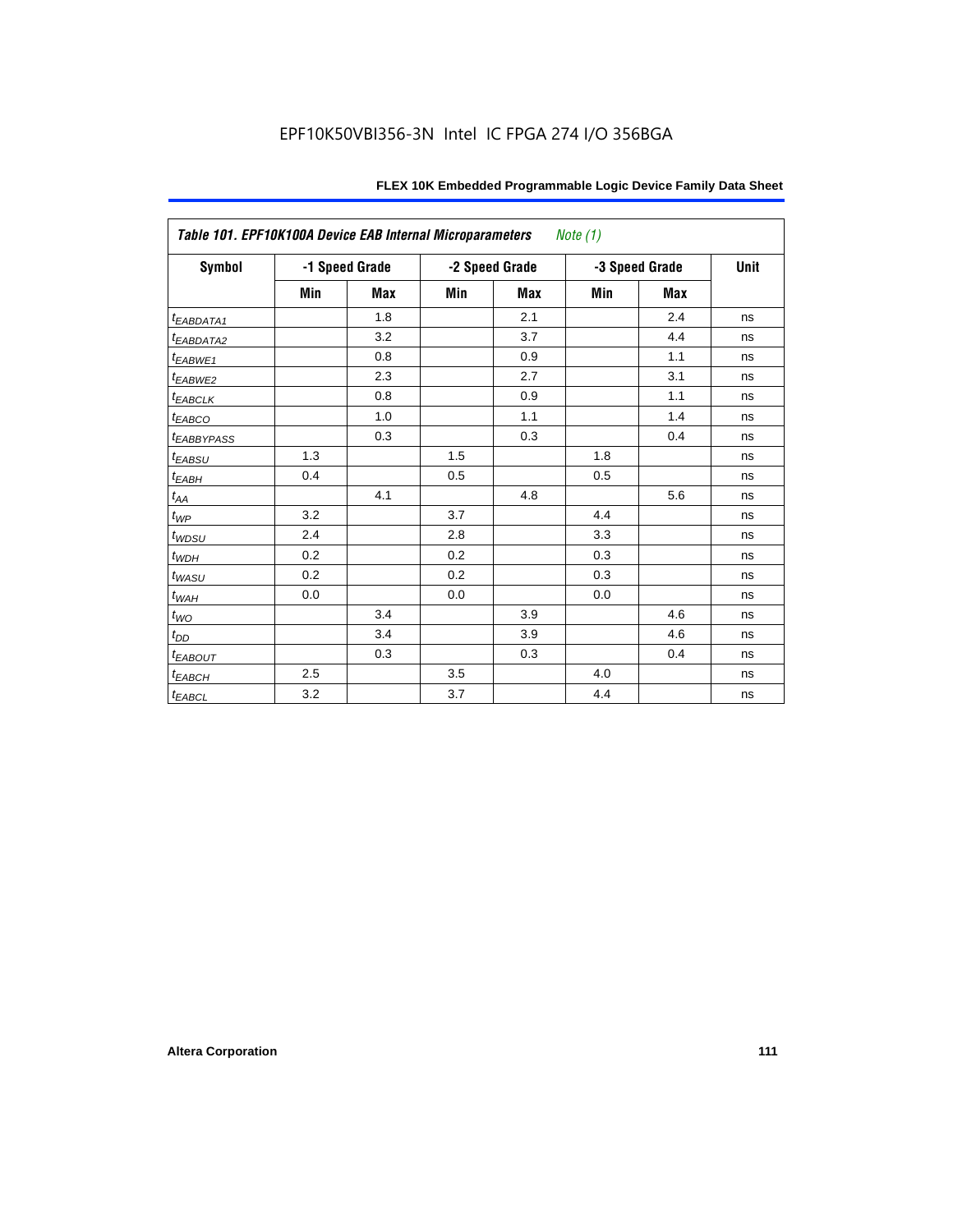| *Table 101. EPF10K100A Device EAB Internal Microparameters Note (1)* | | | | | | | |
|---|---|---|---|---|---|---|---|
| Symbol | -1 Speed Grade | | -2 Speed Grade | | -3 Speed Grade | | Unit |
| | Min | Max | Min | Max | Min | Max | |
| $t_{EABDATA1}$ | | 1.8 | | 2.1 | | 2.4 | ns |
| $t_{EABDATA2}$ | | 3.2 | | 3.7 | | 4.4 | ns |
| $t_{EABWE1}$ | | 0.8 | | 0.9 | | 1.1 | ns |
| $t_{EABWE2}$ | | 2.3 | | 2.7 | | 3.1 | ns |
| $t_{EABCLK}$ | | 0.8 | | 0.9 | | 1.1 | ns |
| $t_{EABCO}$ | | 1.0 | | 1.1 | | 1.4 | ns |
| $t_{EABBYPASS}$ | | 0.3 | | 0.3 | | 0.4 | ns |
| $t_{EABSU}$ | 1.3 | | 1.5 | | 1.8 | | ns |
| $t_{EABH}$ | 0.4 | | 0.5 | | 0.5 | | ns |
| $t_{AA}$ | | 4.1 | | 4.8 | | 5.6 | ns |
| $t_{WP}$ | 3.2 | | 3.7 | | 4.4 | | ns |
| $t_{WDSU}$ | 2.4 | | 2.8 | | 3.3 | | ns |
| $t_{WDH}$ | 0.2 | | 0.2 | | 0.3 | | ns |
| $t_{WASU}$ | 0.2 | | 0.2 | | 0.3 | | ns |
| $t_{WAH}$ | 0.0 | | 0.0 | | 0.0 | | ns |
| $t_{WO}$ | | 3.4 | | 3.9 | | 4.6 | ns |
| $t_{DD}$ | | 3.4 | | 3.9 | | 4.6 | ns |
| $t_{EABOUT}$ | | 0.3 | | 0.3 | | 0.4 | ns |
| $t_{EABCH}$ | 2.5 | | 3.5 | | 4.0 | | ns |
| $t_{EABCL}$ | 3.2 | | 3.7 | | 4.4 | | ns |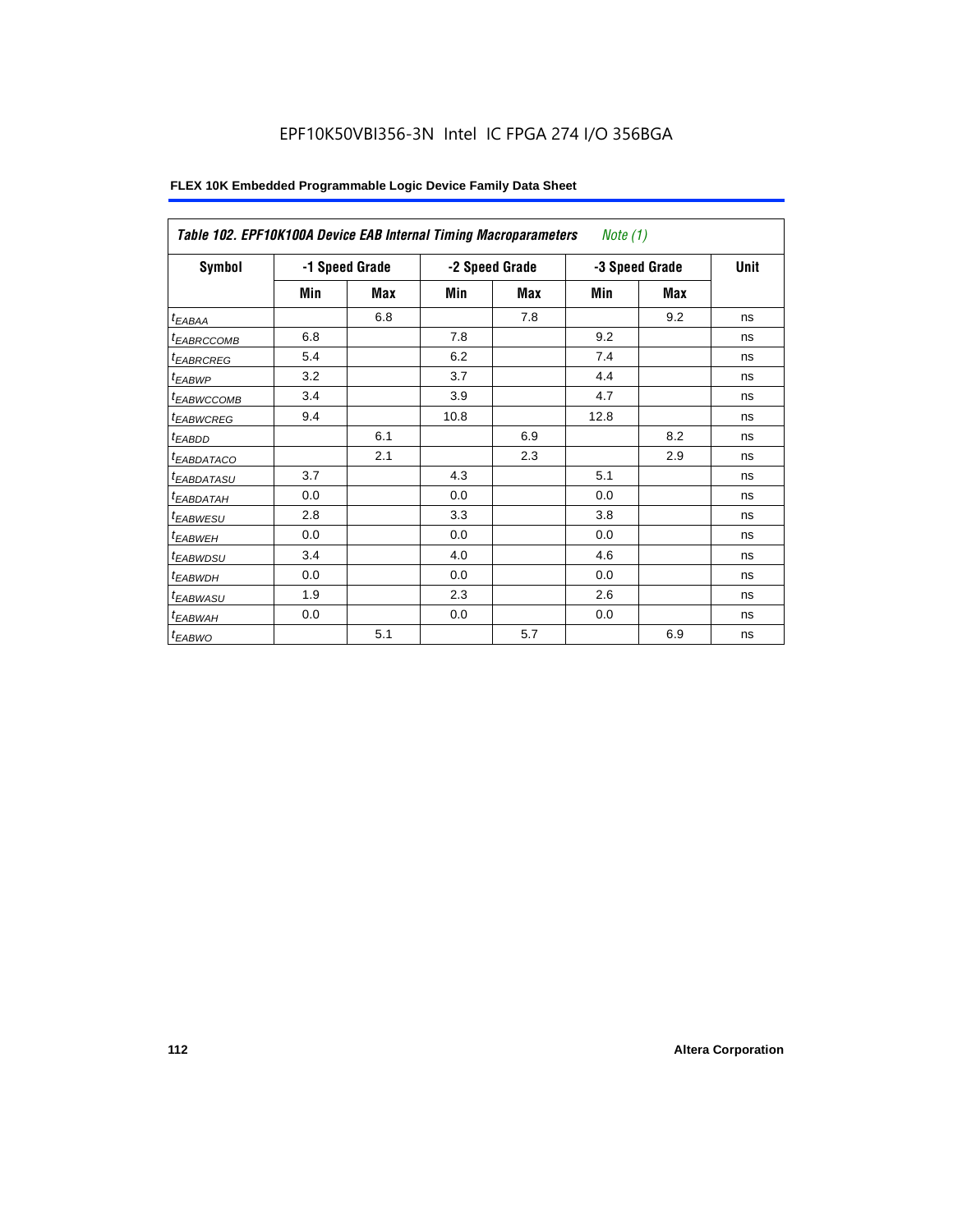EPF10K50VBI356-3N Intel IC FPGA 274 I/O 356BGA

**FLEX 10K Embedded Programmable Logic Device Family Data Sheet**

| *Table 102. EPF10K100A Device EAB Internal Timing Macroparameters* *Note (1)* | | | | | | | |
|---|---|---|---|---|---|---|---|
| **Symbol** | **-1 Speed Grade** | | **-2 Speed Grade** | | **-3 Speed Grade** | | **Unit** |
| | **Min** | **Max** | **Min** | **Max** | **Min** | **Max** | |
| $t_{EABAA}$ | | 6.8 | | 7.8 | | 9.2 | ns |
| $t_{EABRCCOMB}$ | 6.8 | | 7.8 | | 9.2 | | ns |
| $t_{EABRCREG}$ | 5.4 | | 6.2 | | 7.4 | | ns |
| $t_{EABWP}$ | 3.2 | | 3.7 | | 4.4 | | ns |
| $t_{EABWCCOMB}$ | 3.4 | | 3.9 | | 4.7 | | ns |
| $t_{EABWCREG}$ | 9.4 | | 10.8 | | 12.8 | | ns |
| $t_{EABDD}$ | | 6.1 | | 6.9 | | 8.2 | ns |
| $t_{EABDATACO}$ | | 2.1 | | 2.3 | | 2.9 | ns |
| $t_{EABDATASU}$ | 3.7 | | 4.3 | | 5.1 | | ns |
| $t_{EABDATAH}$ | 0.0 | | 0.0 | | 0.0 | | ns |
| $t_{EABWESU}$ | 2.8 | | 3.3 | | 3.8 | | ns |
| $t_{EABWEH}$ | 0.0 | | 0.0 | | 0.0 | | ns |
| $t_{EABWDSU}$ | 3.4 | | 4.0 | | 4.6 | | ns |
| $t_{EABWDH}$ | 0.0 | | 0.0 | | 0.0 | | ns |
| $t_{EABWASU}$ | 1.9 | | 2.3 | | 2.6 | | ns |
| $t_{EABWAH}$ | 0.0 | | 0.0 | | 0.0 | | ns |
| $t_{EABWO}$ | | 5.1 | | 5.7 | | 6.9 | ns |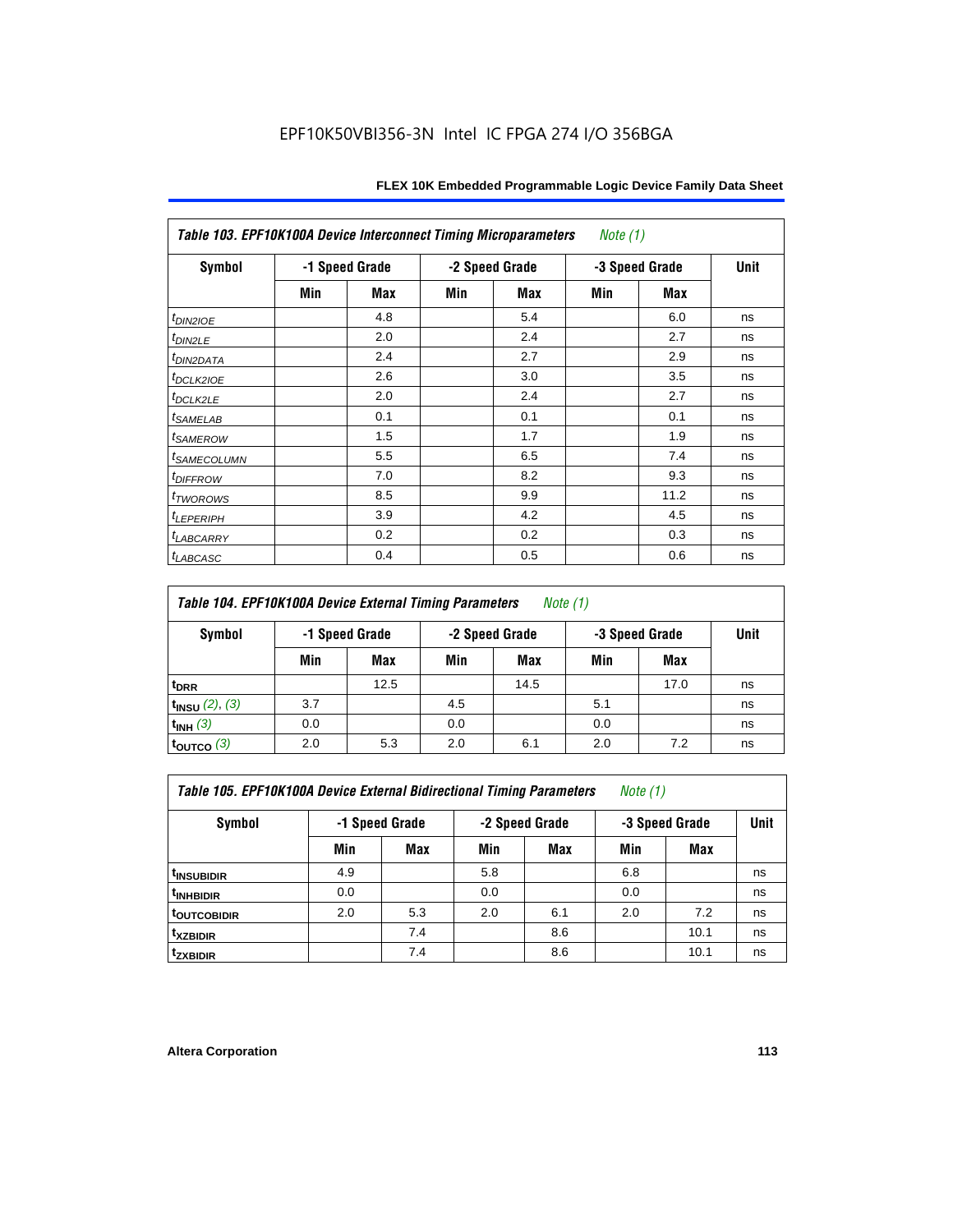EPF10K50VBI356-3N Intel IC FPGA 274 I/O 356BGA

| *Table 103. EPF10K100A Device Interconnect Timing Microparameters* *Note (1)* | | | | | | | |
|---|---|---|---|---|---|---|---|
| **Symbol** | **-1 Speed Grade** | | **-2 Speed Grade** | | **-3 Speed Grade** | | **Unit** |
| | **Min** | **Max** | **Min** | **Max** | **Min** | **Max** | |
| $t_{DIN2IOE}$ | | 4.8 | | 5.4 | | 6.0 | ns |
| $t_{DIN2LE}$ | | 2.0 | | 2.4 | | 2.7 | ns |
| $t_{DIN2DATA}$ | | 2.4 | | 2.7 | | 2.9 | ns |
| $t_{DCLK2IOE}$ | | 2.6 | | 3.0 | | 3.5 | ns |
| $t_{DCLK2LE}$ | | 2.0 | | 2.4 | | 2.7 | ns |
| $t_{SAMELAB}$ | | 0.1 | | 0.1 | | 0.1 | ns |
| $t_{SAMEROW}$ | | 1.5 | | 1.7 | | 1.9 | ns |
| $t_{SAMECOLUMN}$ | | 5.5 | | 6.5 | | 7.4 | ns |
| $t_{DIFFROW}$ | | 7.0 | | 8.2 | | 9.3 | ns |
| $t_{TWOROWS}$ | | 8.5 | | 9.9 | | 11.2 | ns |
| $t_{LEPERIPH}$ | | 3.9 | | 4.2 | | 4.5 | ns |
| $t_{LABCARRY}$ | | 0.2 | | 0.2 | | 0.3 | ns |
| $t_{LABCASC}$ | | 0.4 | | 0.5 | | 0.6 | ns |

| *Table 104. EPF10K100A Device External Timing Parameters* *Note (1)* | | | | | | | |
|---|---|---|---|---|---|---|---|
| **Symbol** | **-1 Speed Grade** | | **-2 Speed Grade** | | **-3 Speed Grade** | | **Unit** |
| | **Min** | **Max** | **Min** | **Max** | **Min** | **Max** | |
| $t_{DRR}$ | | 12.5 | | 14.5 | | 17.0 | ns |
| $t_{INSU}$ *(2), (3)* | 3.7 | | 4.5 | | 5.1 | | ns |
| $t_{INH}$ *(3)* | 0.0 | | 0.0 | | 0.0 | | ns |
| $t_{OUTCO}$ *(3)* | 2.0 | 5.3 | 2.0 | 6.1 | 2.0 | 7.2 | ns |

| *Table 105. EPF10K100A Device External Bidirectional Timing Parameters* *Note (1)* | | | | | | | |
|---|---|---|---|---|---|---|---|
| **Symbol** | **-1 Speed Grade** | | **-2 Speed Grade** | | **-3 Speed Grade** | | **Unit** |
| | **Min** | **Max** | **Min** | **Max** | **Min** | **Max** | |
| $t_{INSUBIDIR}$ | 4.9 | | 5.8 | | 6.8 | | ns |
| $t_{INHBIDIR}$ | 0.0 | | 0.0 | | 0.0 | | ns |
| $t_{OUTCOBIDIR}$ | 2.0 | 5.3 | 2.0 | 6.1 | 2.0 | 7.2 | ns |
| $t_{XZBIDIR}$ | | 7.4 | | 8.6 | | 10.1 | ns |
| $t_{ZXBIDIR}$ | | 7.4 | | 8.6 | | 10.1 | ns |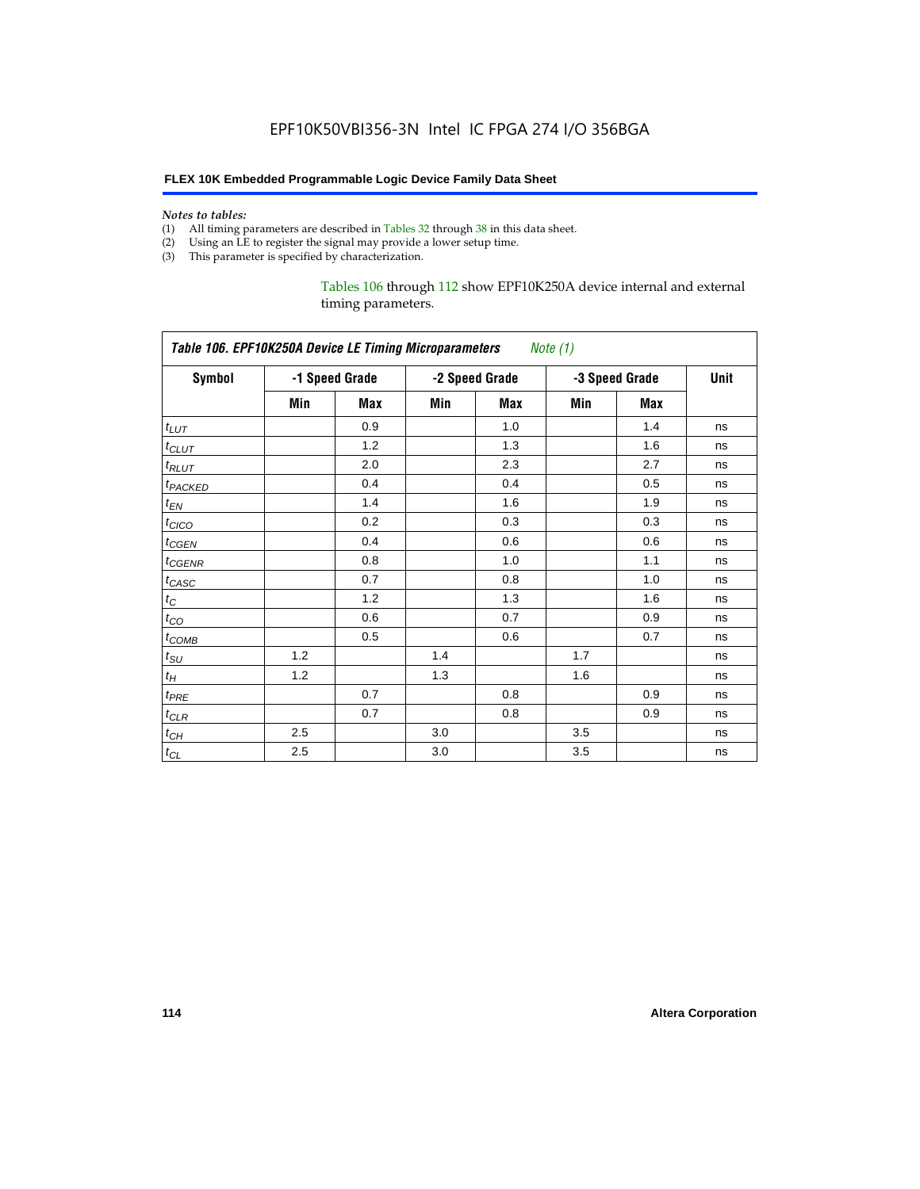*Notes to tables:*

(1) All timing parameters are described in Tables 32 through 38 in this data sheet.
(2) Using an LE to register the signal may provide a lower setup time.
(3) This parameter is specified by characterization.

Tables 106 through 112 show EPF10K250A device internal and external timing parameters.

| *Table 106. EPF10K250A Device LE Timing Microparameters* *Note (1)* | | | | | | | |
|---|---|---|---|---|---|---|---|
| **Symbol** | **-1 Speed Grade** | | **-2 Speed Grade** | | **-3 Speed Grade** | | **Unit** |
| | **Min** | **Max** | **Min** | **Max** | **Min** | **Max** | |
| $t_{LUT}$ | | 0.9 | | 1.0 | | 1.4 | ns |
| $t_{CLUT}$ | | 1.2 | | 1.3 | | 1.6 | ns |
| $t_{RLUT}$ | | 2.0 | | 2.3 | | 2.7 | ns |
| $t_{PACKED}$ | | 0.4 | | 0.4 | | 0.5 | ns |
| $t_{EN}$ | | 1.4 | | 1.6 | | 1.9 | ns |
| $t_{CICO}$ | | 0.2 | | 0.3 | | 0.3 | ns |
| $t_{CGEN}$ | | 0.4 | | 0.6 | | 0.6 | ns |
| $t_{CGENR}$ | | 0.8 | | 1.0 | | 1.1 | ns |
| $t_{CASC}$ | | 0.7 | | 0.8 | | 1.0 | ns |
| $t_{C}$ | | 1.2 | | 1.3 | | 1.6 | ns |
| $t_{CO}$ | | 0.6 | | 0.7 | | 0.9 | ns |
| $t_{COMB}$ | | 0.5 | | 0.6 | | 0.7 | ns |
| $t_{SU}$ | 1.2 | | 1.4 | | 1.7 | | ns |
| $t_{H}$ | 1.2 | | 1.3 | | 1.6 | | ns |
| $t_{PRE}$ | | 0.7 | | 0.8 | | 0.9 | ns |
| $t_{CLR}$ | | 0.7 | | 0.8 | | 0.9 | ns |
| $t_{CH}$ | 2.5 | | 3.0 | | 3.5 | | ns |
| $t_{CL}$ | 2.5 | | 3.0 | | 3.5 | | ns |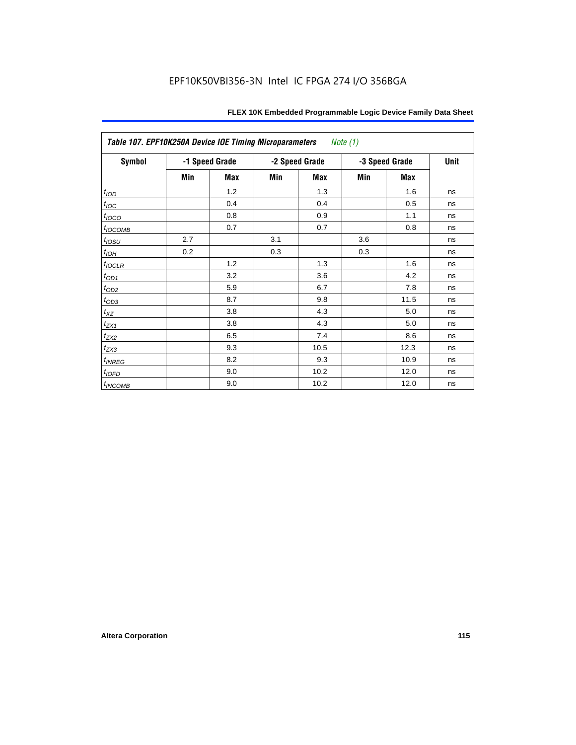Table 107. EPF10K250A Device IOE Timing Microparameters *Note (1)*

| Symbol | -1 Speed Grade | | -2 Speed Grade | | -3 Speed Grade | | Unit |
|---|---|---|---|---|---|---|---|
| | Min | Max | Min | Max | Min | Max | |
| $t_{IOD}$ | | 1.2 | | 1.3 | | 1.6 | ns |
| $t_{IOC}$ | | 0.4 | | 0.4 | | 0.5 | ns |
| $t_{IOCO}$ | | 0.8 | | 0.9 | | 1.1 | ns |
| $t_{IOCOMB}$ | | 0.7 | | 0.7 | | 0.8 | ns |
| $t_{IOSU}$ | 2.7 | | 3.1 | | 3.6 | | ns |
| $t_{IOH}$ | 0.2 | | 0.3 | | 0.3 | | ns |
| $t_{IOCLR}$ | | 1.2 | | 1.3 | | 1.6 | ns |
| $t_{OD1}$ | | 3.2 | | 3.6 | | 4.2 | ns |
| $t_{OD2}$ | | 5.9 | | 6.7 | | 7.8 | ns |
| $t_{OD3}$ | | 8.7 | | 9.8 | | 11.5 | ns |
| $t_{XZ}$ | | 3.8 | | 4.3 | | 5.0 | ns |
| $t_{ZX1}$ | | 3.8 | | 4.3 | | 5.0 | ns |
| $t_{ZX2}$ | | 6.5 | | 7.4 | | 8.6 | ns |
| $t_{ZX3}$ | | 9.3 | | 10.5 | | 12.3 | ns |
| $t_{INREG}$ | | 8.2 | | 9.3 | | 10.9 | ns |
| $t_{IOFD}$ | | 9.0 | | 10.2 | | 12.0 | ns |
| $t_{INCOMB}$ | | 9.0 | | 10.2 | | 12.0 | ns |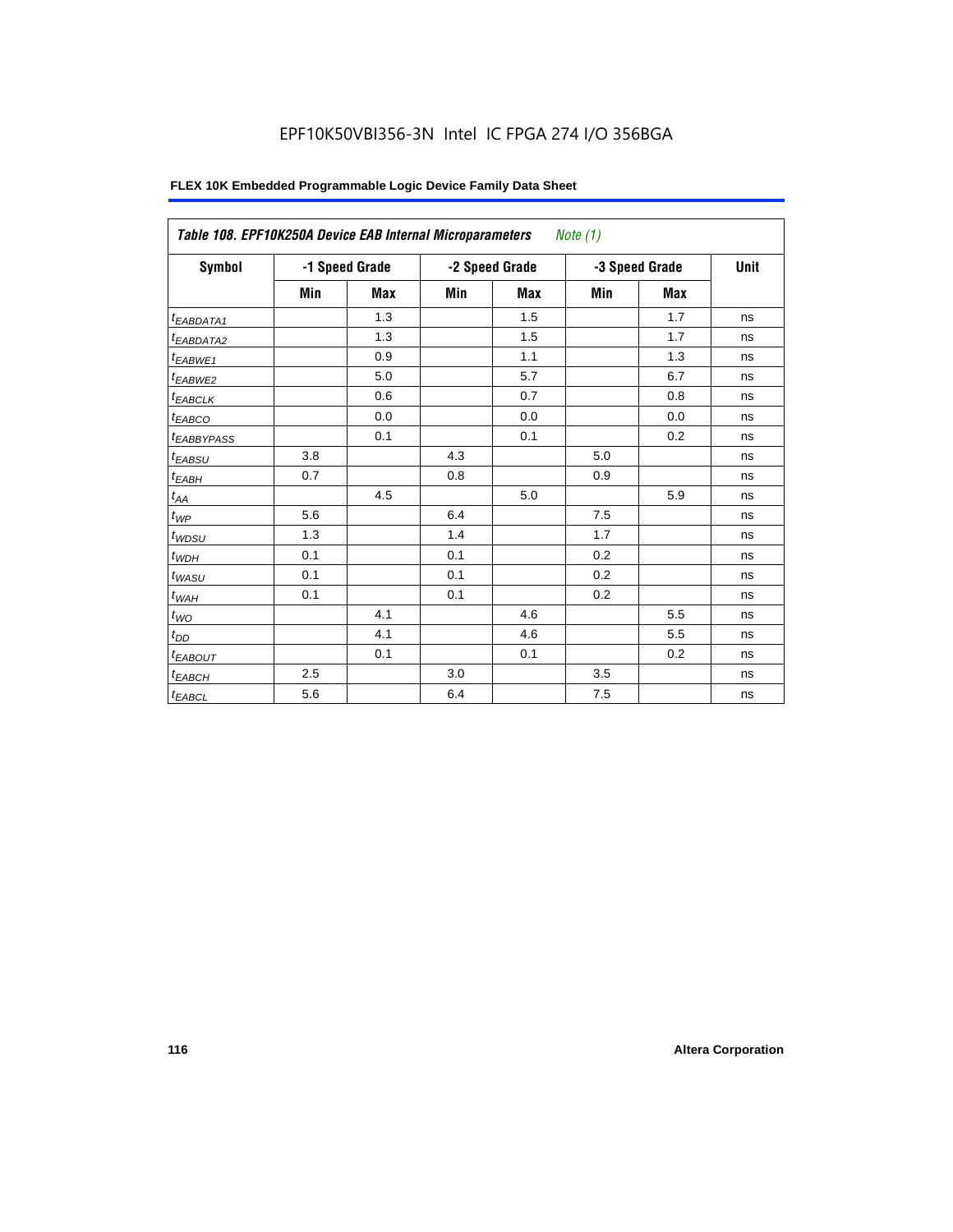EPF10K50VBI356-3N Intel IC FPGA 274 I/O 356BGA

**FLEX 10K Embedded Programmable Logic Device Family Data Sheet**

| *Table 108. EPF10K250A Device EAB Internal Microparameters Note (1)* | | | | | | | |
|---|---|---|---|---|---|---|---|
| **Symbol** | **-1 Speed Grade** | | **-2 Speed Grade** | | **-3 Speed Grade** | | **Unit** |
| | **Min** | **Max** | **Min** | **Max** | **Min** | **Max** | |
| $t_{EABDATA1}$ | | 1.3 | | 1.5 | | 1.7 | ns |
| $t_{EABDATA2}$ | | 1.3 | | 1.5 | | 1.7 | ns |
| $t_{EABWE1}$ | | 0.9 | | 1.1 | | 1.3 | ns |
| $t_{EABWE2}$ | | 5.0 | | 5.7 | | 6.7 | ns |
| $t_{EABCLK}$ | | 0.6 | | 0.7 | | 0.8 | ns |
| $t_{EABCO}$ | | 0.0 | | 0.0 | | 0.0 | ns |
| $t_{EABBYPASS}$ | | 0.1 | | 0.1 | | 0.2 | ns |
| $t_{EABSU}$ | 3.8 | | 4.3 | | 5.0 | | ns |
| $t_{EABH}$ | 0.7 | | 0.8 | | 0.9 | | ns |
| $t_{AA}$ | | 4.5 | | 5.0 | | 5.9 | ns |
| $t_{WP}$ | 5.6 | | 6.4 | | 7.5 | | ns |
| $t_{WDSU}$ | 1.3 | | 1.4 | | 1.7 | | ns |
| $t_{WDH}$ | 0.1 | | 0.1 | | 0.2 | | ns |
| $t_{WASU}$ | 0.1 | | 0.1 | | 0.2 | | ns |
| $t_{WAH}$ | 0.1 | | 0.1 | | 0.2 | | ns |
| $t_{WO}$ | | 4.1 | | 4.6 | | 5.5 | ns |
| $t_{DD}$ | | 4.1 | | 4.6 | | 5.5 | ns |
| $t_{EABOUT}$ | | 0.1 | | 0.1 | | 0.2 | ns |
| $t_{EABCH}$ | 2.5 | | 3.0 | | 3.5 | | ns |
| $t_{EABCL}$ | 5.6 | | 6.4 | | 7.5 | | ns |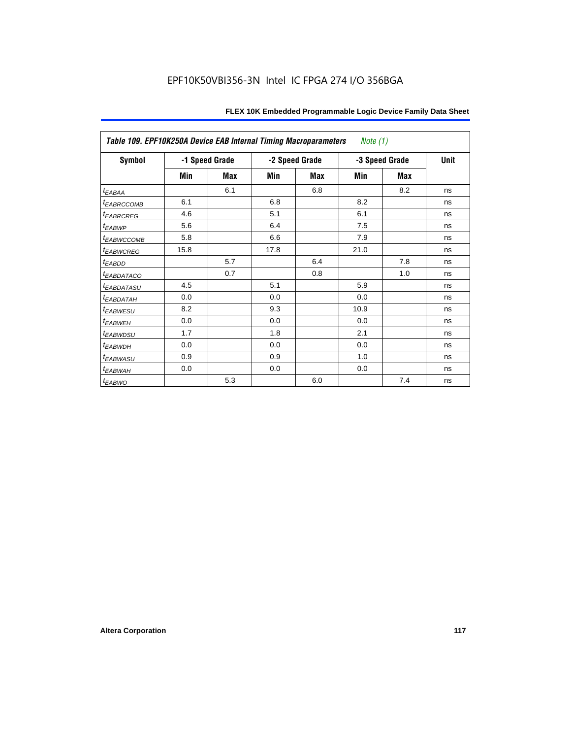**Table 109. EPF10K250A Device EAB Internal Timing Macroparameters** *Note (1)*

| Symbol | -1 Speed Grade | | -2 Speed Grade | | -3 Speed Grade | | Unit |
|---|---|---|---|---|---|---|---|
| | Min | Max | Min | Max | Min | Max | |
| $t_{EABAA}$ | | 6.1 | | 6.8 | | 8.2 | ns |
| $t_{EABRCCOMB}$ | 6.1 | | 6.8 | | 8.2 | | ns |
| $t_{EABRCREG}$ | 4.6 | | 5.1 | | 6.1 | | ns |
| $t_{EABWP}$ | 5.6 | | 6.4 | | 7.5 | | ns |
| $t_{EABWCCOMB}$ | 5.8 | | 6.6 | | 7.9 | | ns |
| $t_{EABWCREG}$ | 15.8 | | 17.8 | | 21.0 | | ns |
| $t_{EABDD}$ | | 5.7 | | 6.4 | | 7.8 | ns |
| $t_{EABDATACO}$ | | 0.7 | | 0.8 | | 1.0 | ns |
| $t_{EABDATASU}$ | 4.5 | | 5.1 | | 5.9 | | ns |
| $t_{EABDATAH}$ | 0.0 | | 0.0 | | 0.0 | | ns |
| $t_{EABWESU}$ | 8.2 | | 9.3 | | 10.9 | | ns |
| $t_{EABWEH}$ | 0.0 | | 0.0 | | 0.0 | | ns |
| $t_{EABWDSU}$ | 1.7 | | 1.8 | | 2.1 | | ns |
| $t_{EABWDH}$ | 0.0 | | 0.0 | | 0.0 | | ns |
| $t_{EABWASU}$ | 0.9 | | 0.9 | | 1.0 | | ns |
| $t_{EABWAH}$ | 0.0 | | 0.0 | | 0.0 | | ns |
| $t_{EABWO}$ | | 5.3 | | 6.0 | | 7.4 | ns |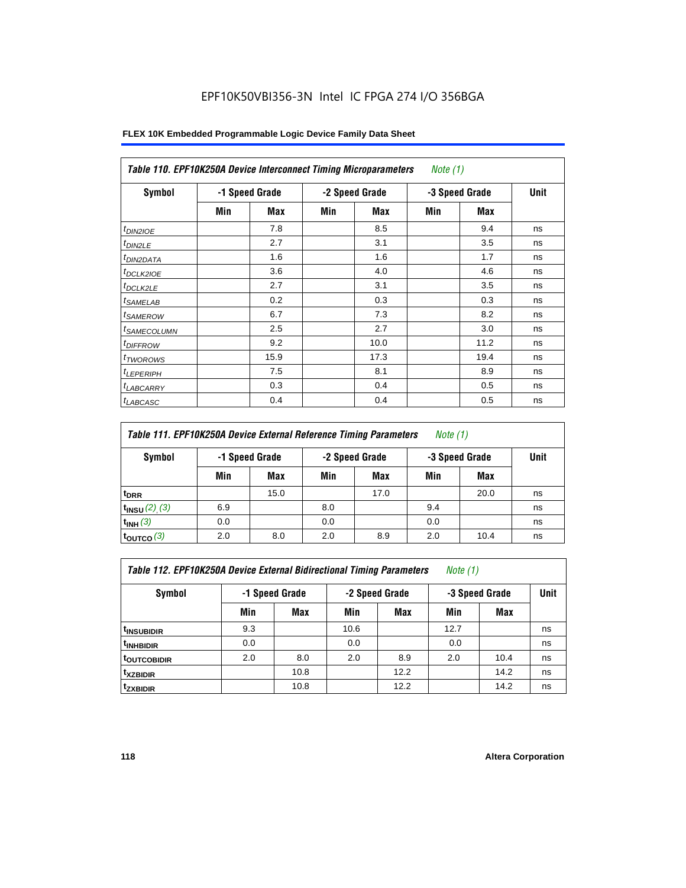EPF10K50VBI356-3N Intel IC FPGA 274 I/O 356BGA

**FLEX 10K Embedded Programmable Logic Device Family Data Sheet**

| *Table 110. EPF10K250A Device Interconnect Timing Microparameters Note (1)* | | | | | | | |
|---|---|---|---|---|---|---|---|
| Symbol | -1 Speed Grade | | -2 Speed Grade | | -3 Speed Grade | | Unit |
| | Min | Max | Min | Max | Min | Max | |
| $t_{DIN2IOE}$ | | 7.8 | | 8.5 | | 9.4 | ns |
| $t_{DIN2LE}$ | | 2.7 | | 3.1 | | 3.5 | ns |
| $t_{DIN2DATA}$ | | 1.6 | | 1.6 | | 1.7 | ns |
| $t_{DCLK2IOE}$ | | 3.6 | | 4.0 | | 4.6 | ns |
| $t_{DCLK2LE}$ | | 2.7 | | 3.1 | | 3.5 | ns |
| $t_{SAMELAB}$ | | 0.2 | | 0.3 | | 0.3 | ns |
| $t_{SAMEROW}$ | | 6.7 | | 7.3 | | 8.2 | ns |
| $t_{SAMECOLUMN}$ | | 2.5 | | 2.7 | | 3.0 | ns |
| $t_{DIFFROW}$ | | 9.2 | | 10.0 | | 11.2 | ns |
| $t_{TWOROWS}$ | | 15.9 | | 17.3 | | 19.4 | ns |
| $t_{LEPERIPH}$ | | 7.5 | | 8.1 | | 8.9 | ns |
| $t_{LABCARRY}$ | | 0.3 | | 0.4 | | 0.5 | ns |
| $t_{LABCASC}$ | | 0.4 | | 0.4 | | 0.5 | ns |

| *Table 111. EPF10K250A Device External Reference Timing Parameters Note (1)* | | | | | | | |
|---|---|---|---|---|---|---|---|
| Symbol | -1 Speed Grade | | -2 Speed Grade | | -3 Speed Grade | | Unit |
| | Min | Max | Min | Max | Min | Max | |
| $t_{DRR}$ | | 15.0 | | 17.0 | | 20.0 | ns |
| $t_{INSU}$ *(2), (3)* | 6.9 | | 8.0 | | 9.4 | | ns |
| $t_{INH}$ *(3)* | 0.0 | | 0.0 | | 0.0 | | ns |
| $t_{OUTCO}$ *(3)* | 2.0 | 8.0 | 2.0 | 8.9 | 2.0 | 10.4 | ns |

| *Table 112. EPF10K250A Device External Bidirectional Timing Parameters Note (1)* | | | | | | | |
|---|---|---|---|---|---|---|---|
| Symbol | -1 Speed Grade | | -2 Speed Grade | | -3 Speed Grade | | Unit |
| | Min | Max | Min | Max | Min | Max | |
| $t_{INSUBIDIR}$ | 9.3 | | 10.6 | | 12.7 | | ns |
| $t_{INHBIDIR}$ | 0.0 | | 0.0 | | 0.0 | | ns |
| $t_{OUTCOBIDIR}$ | 2.0 | 8.0 | 2.0 | 8.9 | 2.0 | 10.4 | ns |
| $t_{XZBIDIR}$ | | 10.8 | | 12.2 | | 14.2 | ns |
| $t_{ZXBIDIR}$ | | 10.8 | | 12.2 | | 14.2 | ns |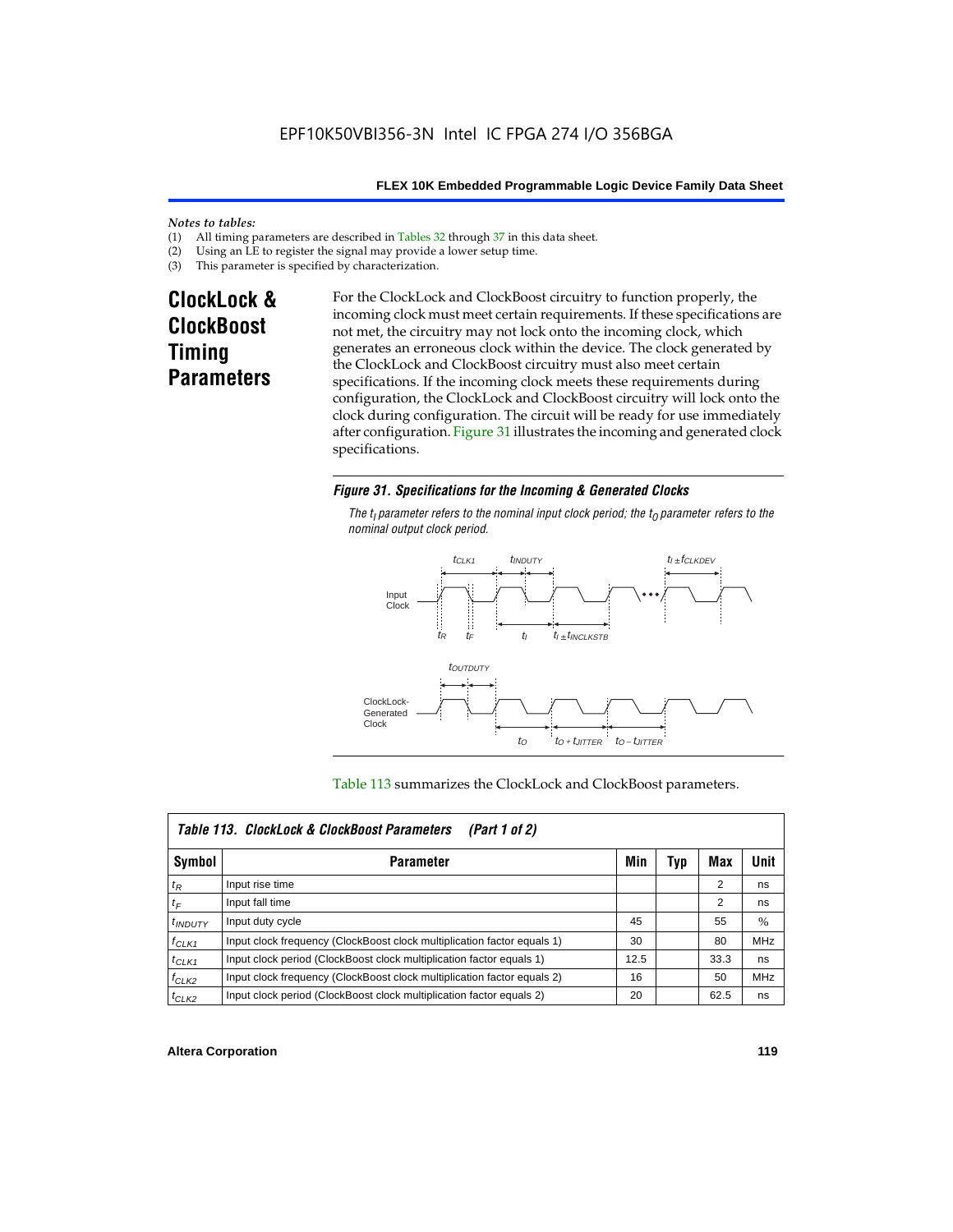*Notes to tables:*
(1) All timing parameters are described in Tables 32 through 37 in this data sheet.
(2) Using an LE to register the signal may provide a lower setup time.
(3) This parameter is specified by characterization.

## ClockLock & ClockBoost Timing Parameters

For the ClockLock and ClockBoost circuitry to function properly, the incoming clock must meet certain requirements. If these specifications are not met, the circuitry may not lock onto the incoming clock, which generates an erroneous clock within the device. The clock generated by the ClockLock and ClockBoost circuitry must also meet certain specifications. If the incoming clock meets these requirements during configuration, the ClockLock and ClockBoost circuitry will lock onto the clock during configuration. The circuit will be ready for use immediately after configuration. Figure 31 illustrates the incoming and generated clock specifications.

***Figure 31. Specifications for the Incoming & Generated Clocks***

*The $t_I$ parameter refers to the nominal input clock period; the $t_O$ parameter refers to the nominal output clock period.*

Table 113 summarizes the ClockLock and ClockBoost parameters.

| Table 113. ClockLock & ClockBoost Parameters (Part 1 of 2) | | | | | |
|---|---|---|---|---|---|
| **Symbol** | **Parameter** | **Min** | **Typ** | **Max** | **Unit** |
| $t_R$ | Input rise time | | | 2 | ns |
| $t_F$ | Input fall time | | | 2 | ns |
| $t_{INDUTY}$ | Input duty cycle | 45 | | 55 | % |
| $f_{CLK1}$ | Input clock frequency (ClockBoost clock multiplication factor equals 1) | 30 | | 80 | MHz |
| $t_{CLK1}$ | Input clock period (ClockBoost clock multiplication factor equals 1) | 12.5 | | 33.3 | ns |
| $f_{CLK2}$ | Input clock frequency (ClockBoost clock multiplication factor equals 2) | 16 | | 50 | MHz |
| $t_{CLK2}$ | Input clock period (ClockBoost clock multiplication factor equals 2) | 20 | | 62.5 | ns |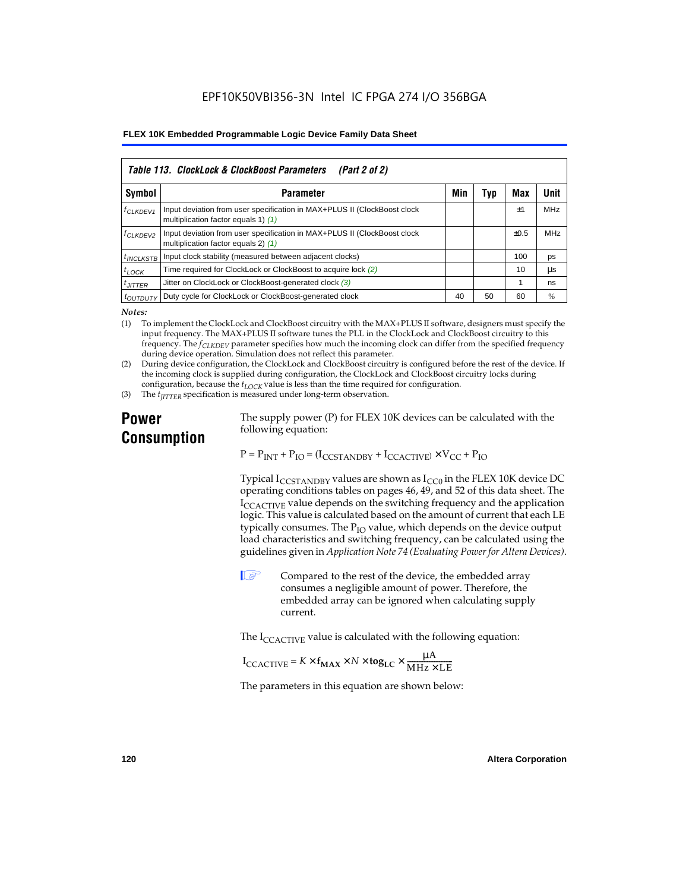| Table 113. ClockLock & ClockBoost Parameters (Part 2 of 2) | | | | | |
|---|---|---|---|---|---|
| Symbol | Parameter | Min | Typ | Max | Unit |
| $f_{CLKDEV1}$ | Input deviation from user specification in MAX+PLUS II (ClockBoost clock multiplication factor equals 1) *(1)* | | | ±1 | MHz |
| $f_{CLKDEV2}$ | Input deviation from user specification in MAX+PLUS II (ClockBoost clock multiplication factor equals 2) *(1)* | | | ±0.5 | MHz |
| $t_{INCLKSTB}$ | Input clock stability (measured between adjacent clocks) | | | 100 | ps |
| $t_{LOCK}$ | Time required for ClockLock or ClockBoost to acquire lock *(2)* | | | 10 | µs |
| $t_{JITTER}$ | Jitter on ClockLock or ClockBoost-generated clock *(3)* | | | 1 | ns |
| $t_{OUTDUTY}$ | Duty cycle for ClockLock or ClockBoost-generated clock | 40 | 50 | 60 | % |

*Notes:*

(1) To implement the ClockLock and ClockBoost circuitry with the MAX+PLUS II software, designers must specify the input frequency. The MAX+PLUS II software tunes the PLL in the ClockLock and ClockBoost circuitry to this frequency. The $f_{CLKDEV}$ parameter specifies how much the incoming clock can differ from the specified frequency during device operation. Simulation does not reflect this parameter.

(2) During device configuration, the ClockLock and ClockBoost circuitry is configured before the rest of the device. If the incoming clock is supplied during configuration, the ClockLock and ClockBoost circuitry locks during configuration, because the $t_{LOCK}$ value is less than the time required for configuration.

(3) The $t_{JITTER}$ specification is measured under long-term observation.

## Power Consumption

The supply power (P) for FLEX 10K devices can be calculated with the following equation:

$$P = P_{INT} + P_{IO} = (I_{CCSTANDBY} + I_{CCACTIVE}) \times V_{CC} + P_{IO}$$

Typical $I_{CCSTANDBY}$ values are shown as $I_{CC0}$ in the FLEX 10K device DC operating conditions tables on pages 46, 49, and 52 of this data sheet. The $I_{CCACTIVE}$ value depends on the switching frequency and the application logic. This value is calculated based on the amount of current that each LE typically consumes. The $P_{IO}$ value, which depends on the device output load characteristics and switching frequency, can be calculated using the guidelines given in *Application Note 74 (Evaluating Power for Altera Devices)*.

Compared to the rest of the device, the embedded array consumes a negligible amount of power. Therefore, the embedded array can be ignored when calculating supply current.

The $I_{CCACTIVE}$ value is calculated with the following equation:

$$I_{CCACTIVE} = K \times \mathbf{f_{MAX}} \times N \times \mathbf{tog_{LC}} \times \frac{\mu A}{MHz \times LE}$$

The parameters in this equation are shown below: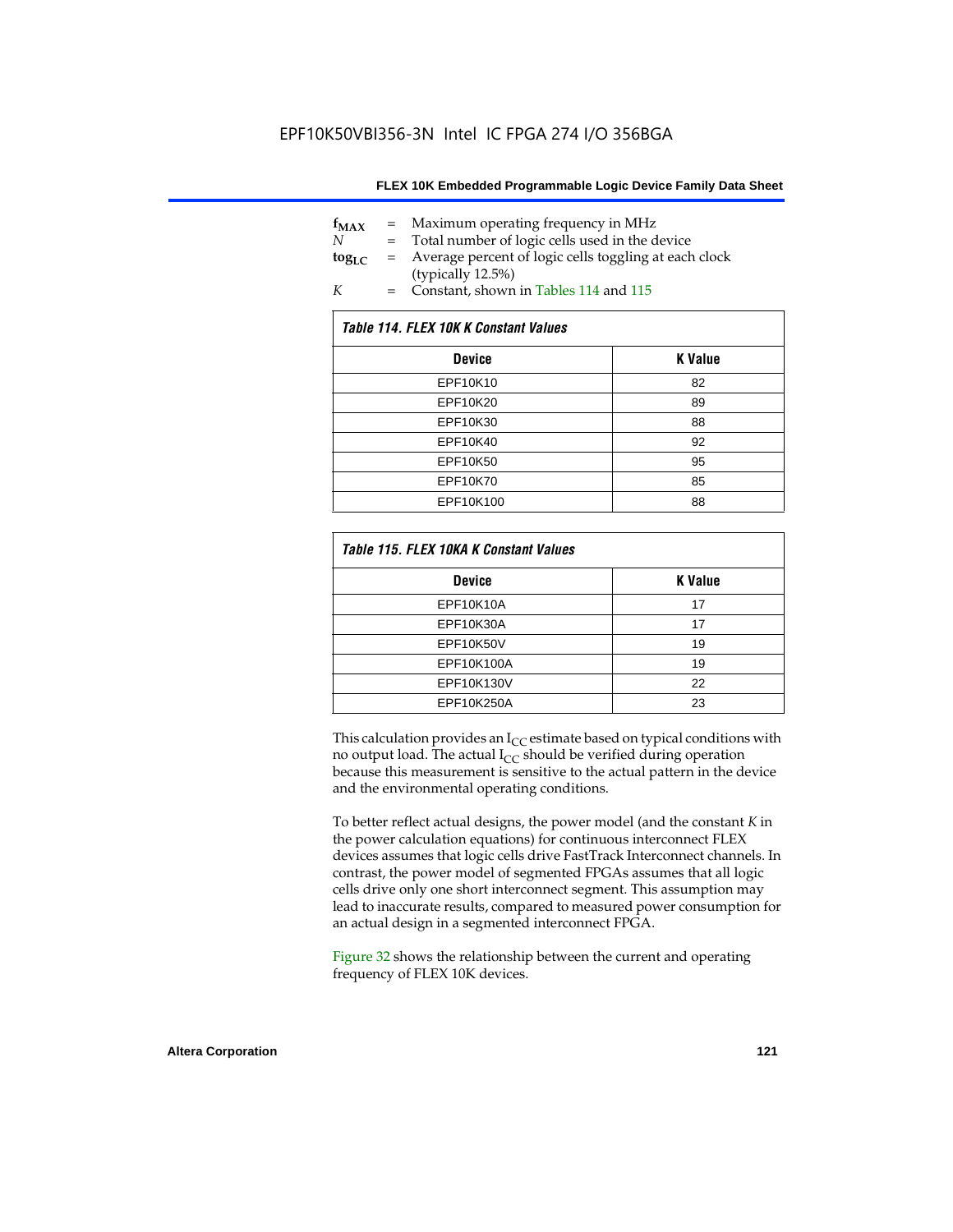$f_{MAX}$ = Maximum operating frequency in MHz
$N$ = Total number of logic cells used in the device
$tog_{LC}$ = Average percent of logic cells toggling at each clock (typically 12.5%)
$K$ = Constant, shown in Tables 114 and 115

*Table 114. FLEX 10K K Constant Values*

| Device | K Value |
|---|---|
| EPF10K10 | 82 |
| EPF10K20 | 89 |
| EPF10K30 | 88 |
| EPF10K40 | 92 |
| EPF10K50 | 95 |
| EPF10K70 | 85 |
| EPF10K100 | 88 |

*Table 115. FLEX 10KA K Constant Values*

| Device | K Value |
|---|---|
| EPF10K10A | 17 |
| EPF10K30A | 17 |
| EPF10K50V | 19 |
| EPF10K100A | 19 |
| EPF10K130V | 22 |
| EPF10K250A | 23 |

This calculation provides an $I_{CC}$ estimate based on typical conditions with no output load. The actual $I_{CC}$ should be verified during operation because this measurement is sensitive to the actual pattern in the device and the environmental operating conditions.

To better reflect actual designs, the power model (and the constant *K* in the power calculation equations) for continuous interconnect FLEX devices assumes that logic cells drive FastTrack Interconnect channels. In contrast, the power model of segmented FPGAs assumes that all logic cells drive only one short interconnect segment. This assumption may lead to inaccurate results, compared to measured power consumption for an actual design in a segmented interconnect FPGA.

Figure 32 shows the relationship between the current and operating frequency of FLEX 10K devices.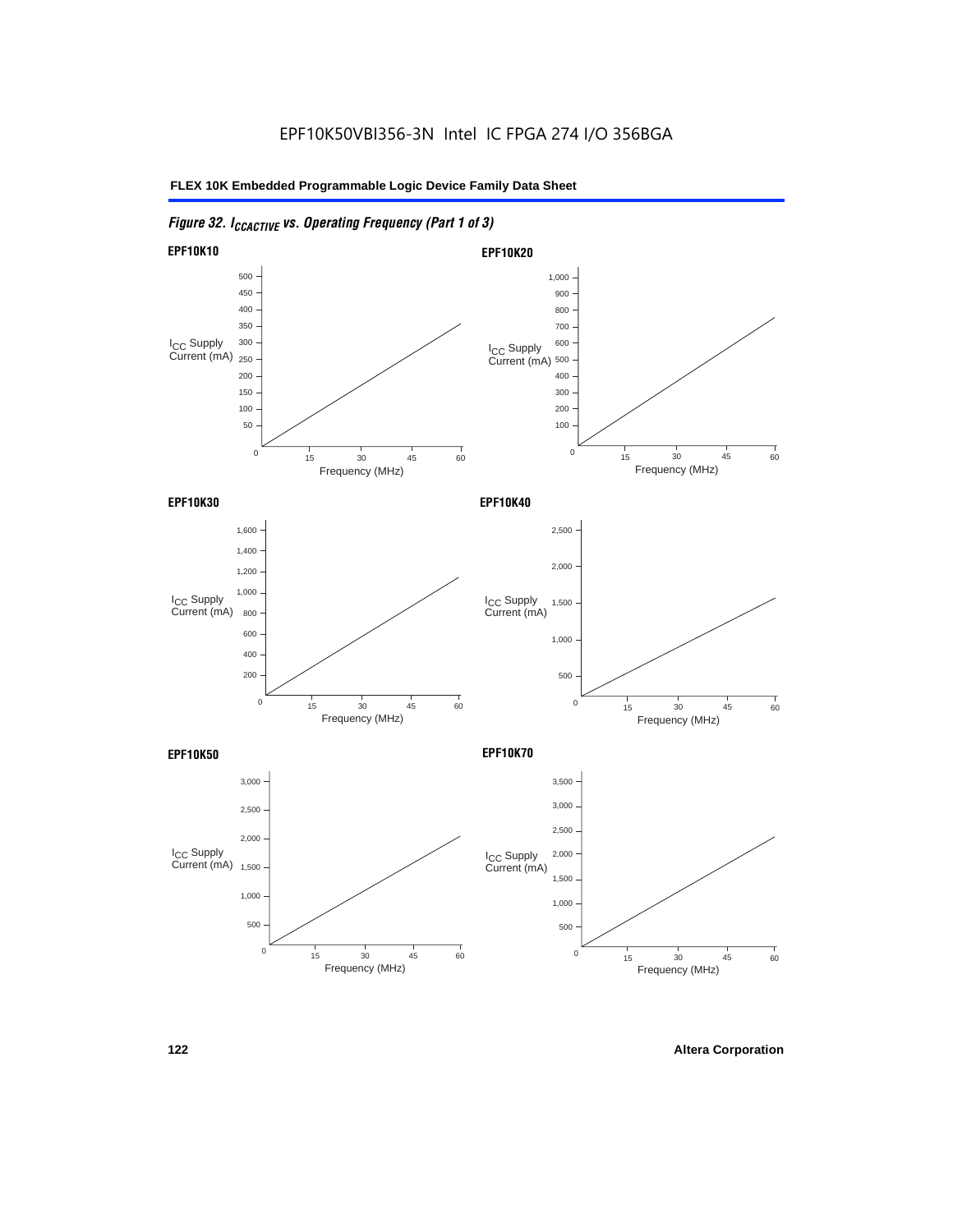EPF10K50VBI356-3N Intel IC FPGA 274 I/O 356BGA

*Figure 32. $I_{CCACTIVE}$ vs. Operating Frequency (Part 1 of 3)*

**EPF10K10**

$I_{CC}$ Supply Current (mA)

500, 450, 400, 350, 300, 250, 200, 150, 100, 50, 0

0, 15, 30, 45, 60

Frequency (MHz)

**EPF10K20**

$I_{CC}$ Supply Current (mA)

1,000, 900, 800, 700, 600, 500, 400, 300, 200, 100, 0

0, 15, 30, 45, 60

Frequency (MHz)

**EPF10K30**

$I_{CC}$ Supply Current (mA)

1,600, 1,400, 1,200, 1,000, 800, 600, 400, 200, 0

0, 15, 30, 45, 60

Frequency (MHz)

**EPF10K40**

$I_{CC}$ Supply Current (mA)

2,500, 2,000, 1,500, 1,000, 500, 0

0, 15, 30, 45, 60

Frequency (MHz)

**EPF10K50**

$I_{CC}$ Supply Current (mA)

3,000, 2,500, 2,000, 1,500, 1,000, 500, 0

0, 15, 30, 45, 60

Frequency (MHz)

**EPF10K70**

$I_{CC}$ Supply Current (mA)

3,500, 3,000, 2,500, 2,000, 1,500, 1,000, 500, 0

0, 15, 30, 45, 60

Frequency (MHz)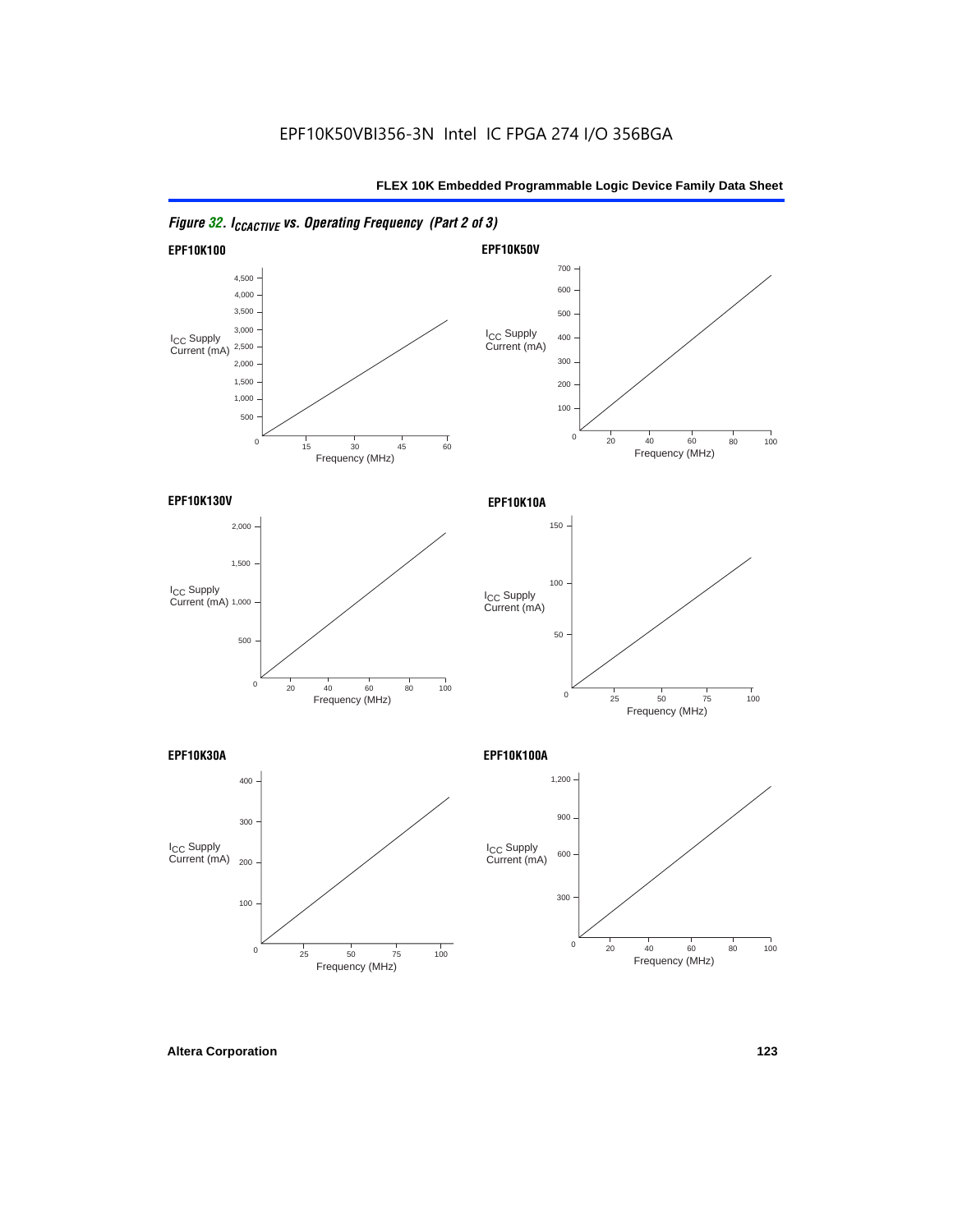EPF10K50VBI356-3N Intel IC FPGA 274 I/O 356BGA

*Figure 32. $I_{CCACTIVE}$ vs. Operating Frequency (Part 2 of 3)*

**EPF10K100**

$I_{CC}$ Supply Current (mA)

4,500
4,000
3,500
3,000
2,500
2,000
1,500
1,000
500
0

0 15 30 45 60

Frequency (MHz)

**EPF10K50V**

$I_{CC}$ Supply Current (mA)

700
600
500
400
300
200
100
0

0 20 40 60 80 100

Frequency (MHz)

**EPF10K130V**

$I_{CC}$ Supply Current (mA)

2,000
1,500
1,000
500
0

0 20 40 60 80 100

Frequency (MHz)

**EPF10K10A**

$I_{CC}$ Supply Current (mA)

150
100
50
0

0 25 50 75 100

Frequency (MHz)

**EPF10K30A**

$I_{CC}$ Supply Current (mA)

400
300
200
100
0

0 25 50 75 100

Frequency (MHz)

**EPF10K100A**

$I_{CC}$ Supply Current (mA)

1,200
900
600
300
0

0 20 40 60 80 100

Frequency (MHz)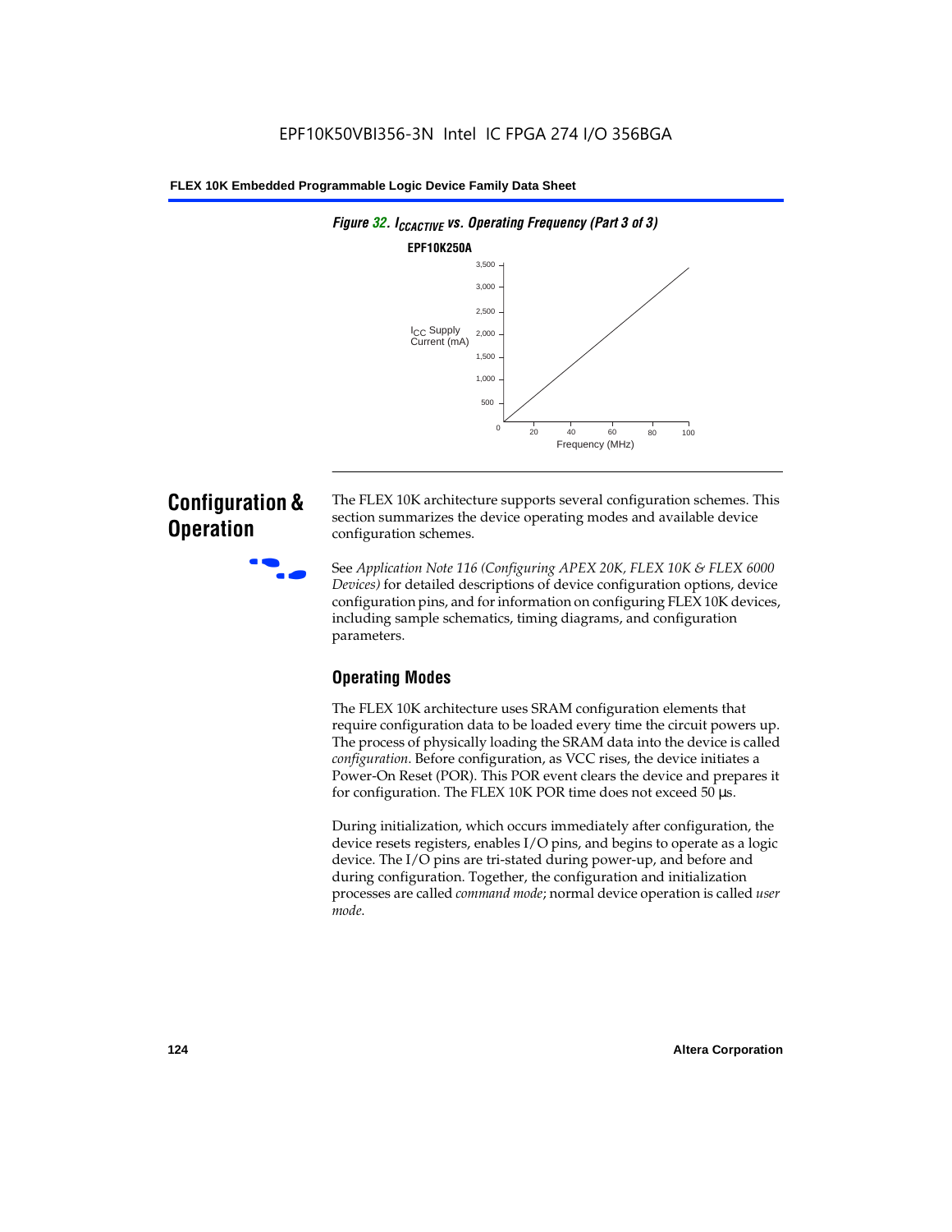*Figure 32. $I_{CCACTIVE}$ vs. Operating Frequency (Part 3 of 3)*

**EPF10K250A**

$I_{CC}$ Supply Current (mA)

3,500
3,000
2,500
2,000
1,500
1,000
500
0

20 40 60 80 100

Frequency (MHz)

## Configuration & Operation

The FLEX 10K architecture supports several configuration schemes. This section summarizes the device operating modes and available device configuration schemes.

See *Application Note 116 (Configuring APEX 20K, FLEX 10K & FLEX 6000 Devices)* for detailed descriptions of device configuration options, device configuration pins, and for information on configuring FLEX 10K devices, including sample schematics, timing diagrams, and configuration parameters.

### Operating Modes

The FLEX 10K architecture uses SRAM configuration elements that require configuration data to be loaded every time the circuit powers up. The process of physically loading the SRAM data into the device is called *configuration*. Before configuration, as VCC rises, the device initiates a Power-On Reset (POR). This POR event clears the device and prepares it for configuration. The FLEX 10K POR time does not exceed 50 µs.

During initialization, which occurs immediately after configuration, the device resets registers, enables I/O pins, and begins to operate as a logic device. The I/O pins are tri-stated during power-up, and before and during configuration. Together, the configuration and initialization processes are called *command mode*; normal device operation is called *user mode*.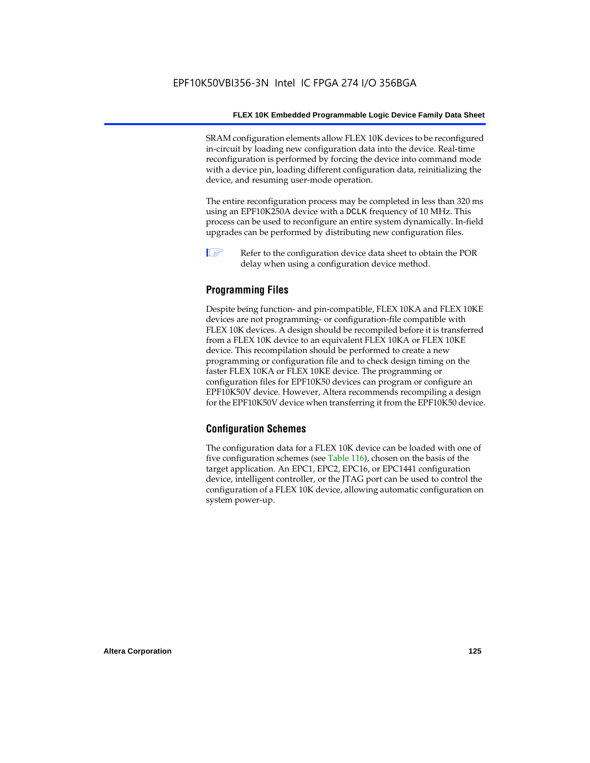SRAM configuration elements allow FLEX 10K devices to be reconfigured in-circuit by loading new configuration data into the device. Real-time reconfiguration is performed by forcing the device into command mode with a device pin, loading different configuration data, reinitializing the device, and resuming user-mode operation.

The entire reconfiguration process may be completed in less than 320 ms using an EPF10K250A device with a DCLK frequency of 10 MHz. This process can be used to reconfigure an entire system dynamically. In-field upgrades can be performed by distributing new configuration files.

Refer to the configuration device data sheet to obtain the POR delay when using a configuration device method.

## Programming Files

Despite being function- and pin-compatible, FLEX 10KA and FLEX 10KE devices are not programming- or configuration-file compatible with FLEX 10K devices. A design should be recompiled before it is transferred from a FLEX 10K device to an equivalent FLEX 10KA or FLEX 10KE device. This recompilation should be performed to create a new programming or configuration file and to check design timing on the faster FLEX 10KA or FLEX 10KE device. The programming or configuration files for EPF10K50 devices can program or configure an EPF10K50V device. However, Altera recommends recompiling a design for the EPF10K50V device when transferring it from the EPF10K50 device.

## Configuration Schemes

The configuration data for a FLEX 10K device can be loaded with one of five configuration schemes (see Table 116), chosen on the basis of the target application. An EPC1, EPC2, EPC16, or EPC1441 configuration device, intelligent controller, or the JTAG port can be used to control the configuration of a FLEX 10K device, allowing automatic configuration on system power-up.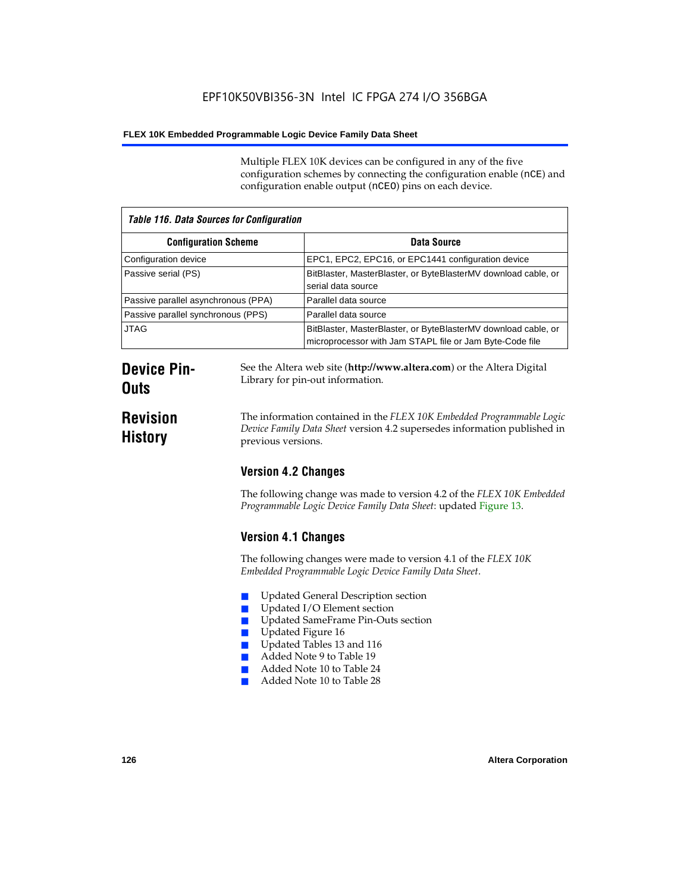Multiple FLEX 10K devices can be configured in any of the five configuration schemes by connecting the configuration enable (nCE) and configuration enable output (nCEO) pins on each device.

| Table 116. Data Sources for Configuration | |
|---|---|
| **Configuration Scheme** | **Data Source** |
| Configuration device | EPC1, EPC2, EPC16, or EPC1441 configuration device |
| Passive serial (PS) | BitBlaster, MasterBlaster, or ByteBlasterMV download cable, or serial data source |
| Passive parallel asynchronous (PPA) | Parallel data source |
| Passive parallel synchronous (PPS) | Parallel data source |
| JTAG | BitBlaster, MasterBlaster, or ByteBlasterMV download cable, or microprocessor with Jam STAPL file or Jam Byte-Code file |

## Device Pin-Outs

See the Altera web site (**http://www.altera.com**) or the Altera Digital Library for pin-out information.

## Revision History

The information contained in the *FLEX 10K Embedded Programmable Logic Device Family Data Sheet* version 4.2 supersedes information published in previous versions.

### Version 4.2 Changes

The following change was made to version 4.2 of the *FLEX 10K Embedded Programmable Logic Device Family Data Sheet*: updated Figure 13.

### Version 4.1 Changes

The following changes were made to version 4.1 of the *FLEX 10K Embedded Programmable Logic Device Family Data Sheet*.

- Updated General Description section
- Updated I/O Element section
- Updated SameFrame Pin-Outs section
- Updated Figure 16
- Updated Tables 13 and 116
- Added Note 9 to Table 19
- Added Note 10 to Table 24
- Added Note 10 to Table 28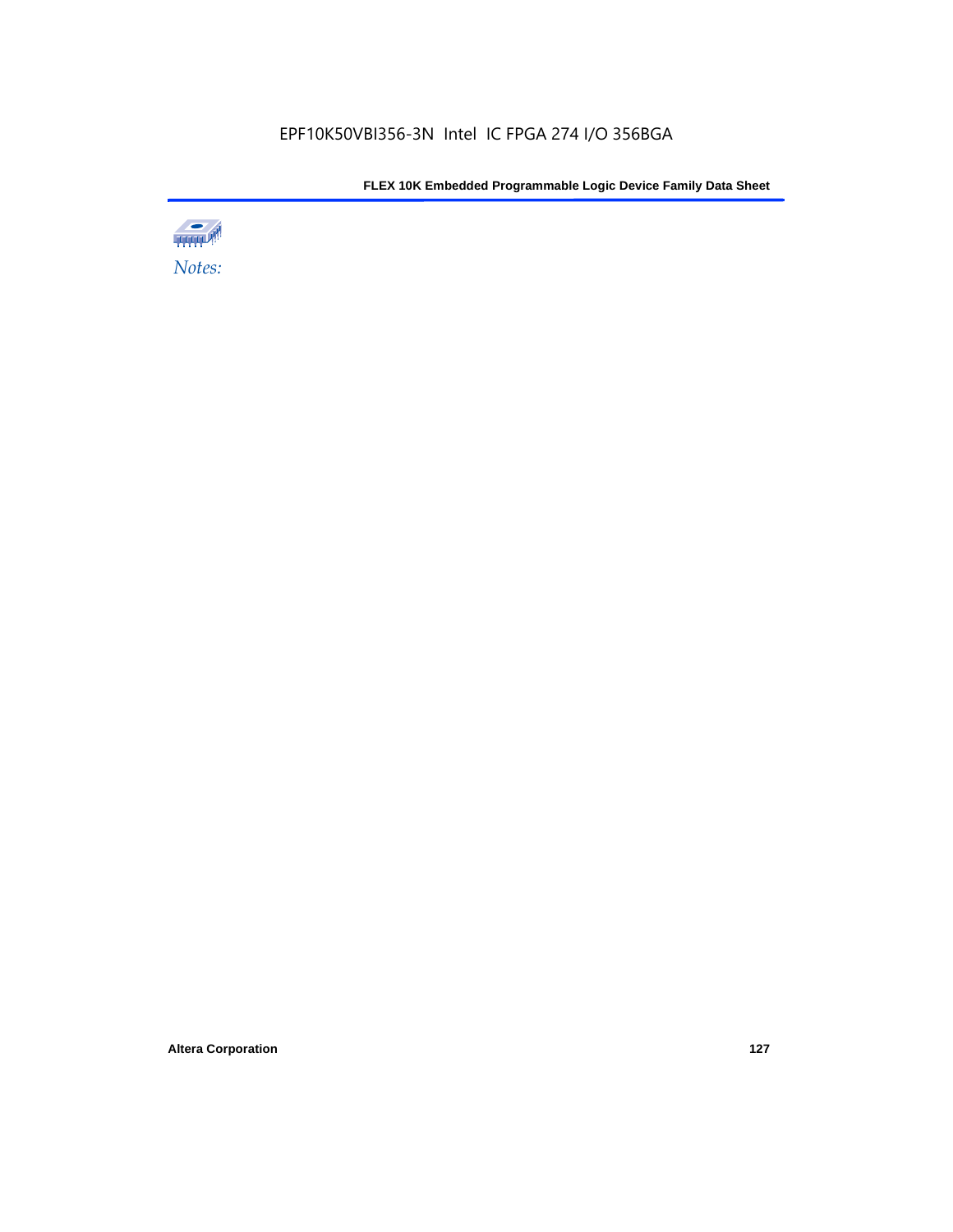*Notes:*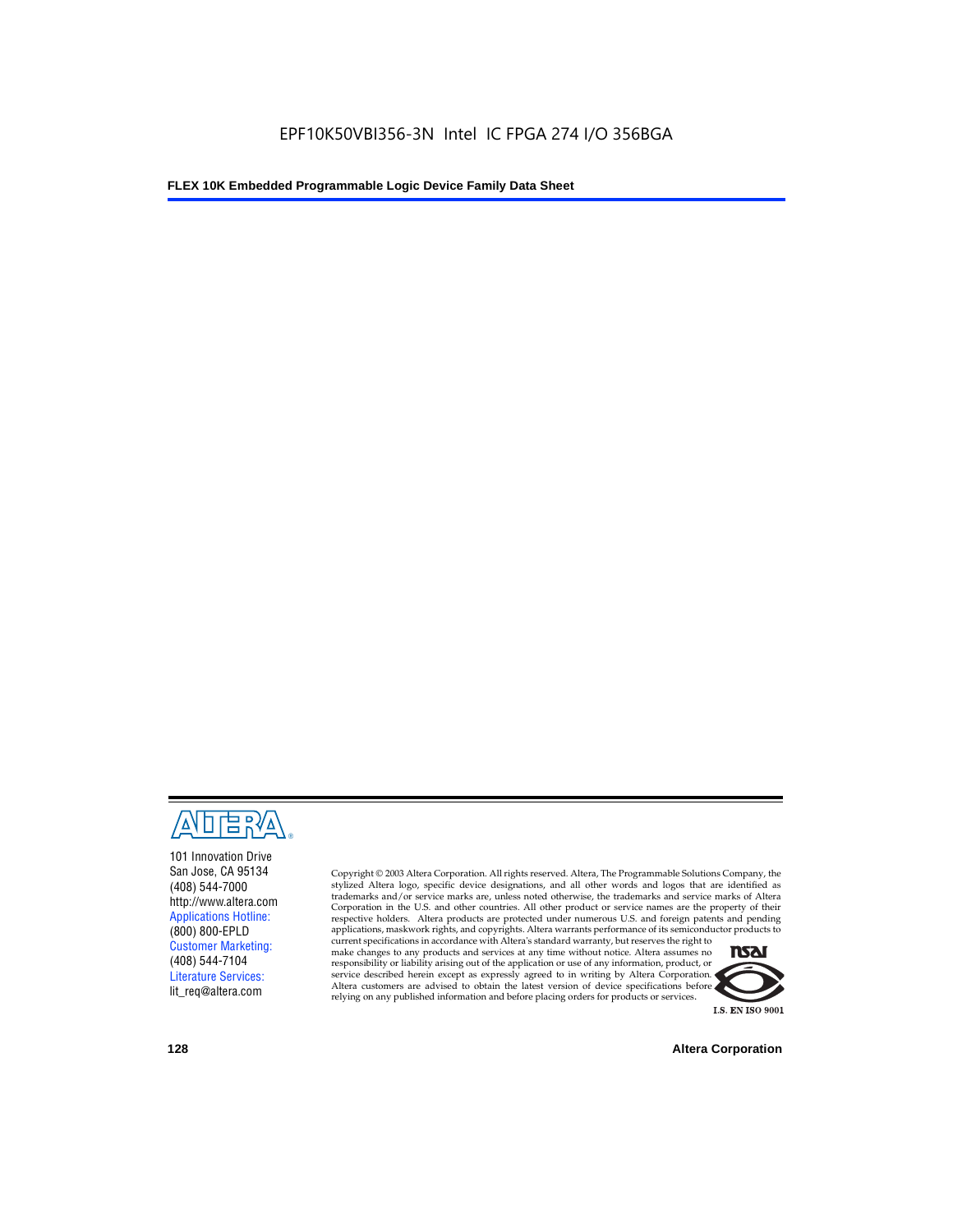101 Innovation Drive
San Jose, CA 95134
(408) 544-7000
http://www.altera.com
Applications Hotline:
(800) 800-EPLD
Customer Marketing:
(408) 544-7104
Literature Services:
lit_req@altera.com

Copyright © 2003 Altera Corporation. All rights reserved. Altera, The Programmable Solutions Company, the stylized Altera logo, specific device designations, and all other words and logos that are identified as trademarks and/or service marks are, unless noted otherwise, the trademarks and service marks of Altera Corporation in the U.S. and other countries. All other product or service names are the property of their respective holders. Altera products are protected under numerous U.S. and foreign patents and pending applications, maskwork rights, and copyrights. Altera warrants performance of its semiconductor products to current specifications in accordance with Altera's standard warranty, but reserves the right to make changes to any products and services at any time without notice. Altera assumes no responsibility or liability arising out of the application or use of any information, product, or service described herein except as expressly agreed to in writing by Altera Corporation. Altera customers are advised to obtain the latest version of device specifications before relying on any published information and before placing orders for products or services.

I.S. EN ISO 9001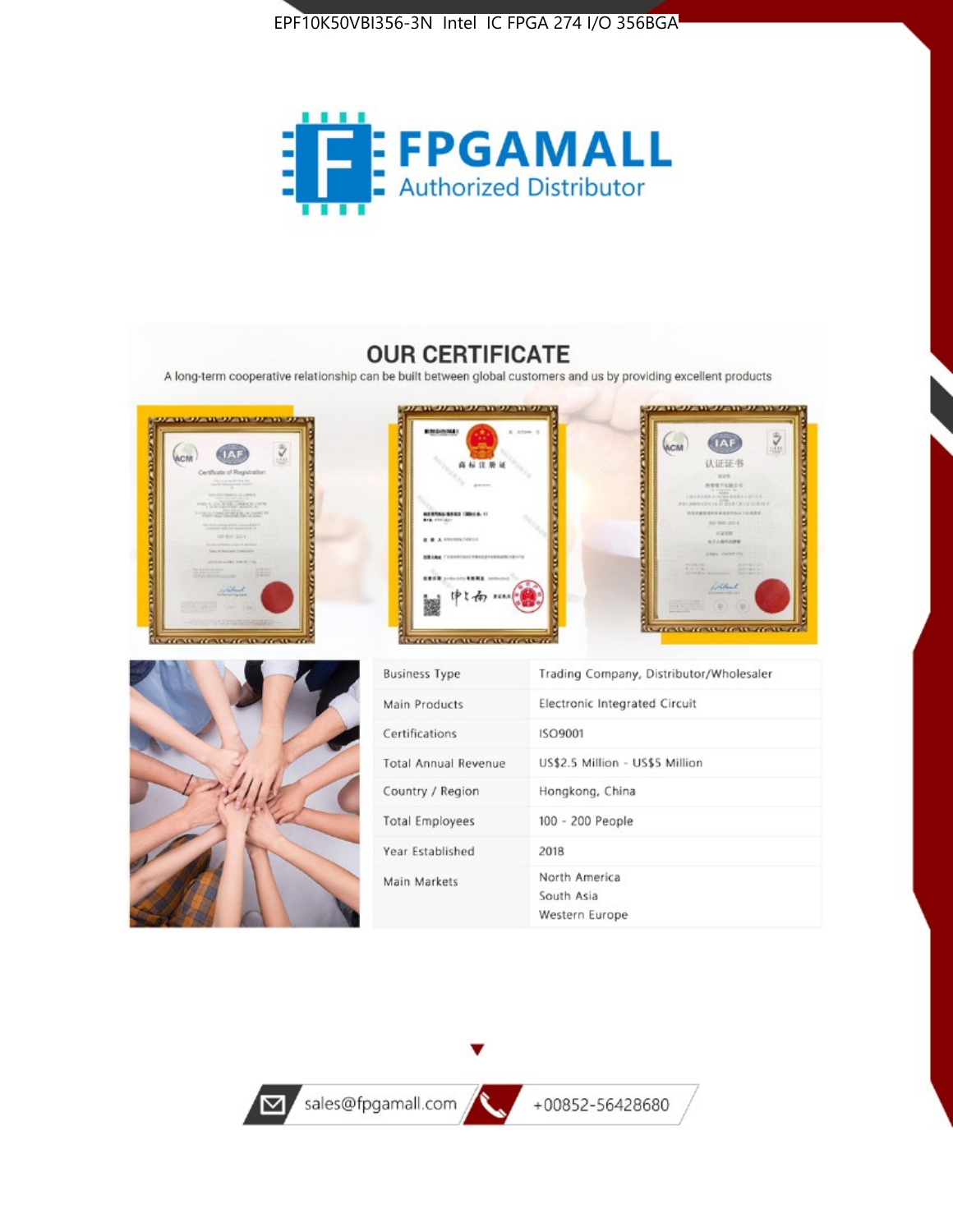# FPGAMALL

Authorized Distributor

## OUR CERTIFICATE

A long-term cooperative relationship can be built between global customers and us by providing excellent products

| | |
|---|---|
| Business Type | Trading Company, Distributor/Wholesaler |
| Main Products | Electronic Integrated Circuit |
| Certifications | ISO9001 |
| Total Annual Revenue | US$2.5 Million - US$5 Million |
| Country / Region | Hongkong, China |
| Total Employees | 100 - 200 People |
| Year Established | 2018 |
| Main Markets | North America<br>South Asia<br>Western Europe |

sales@fpgamall.com

+00852-56428680